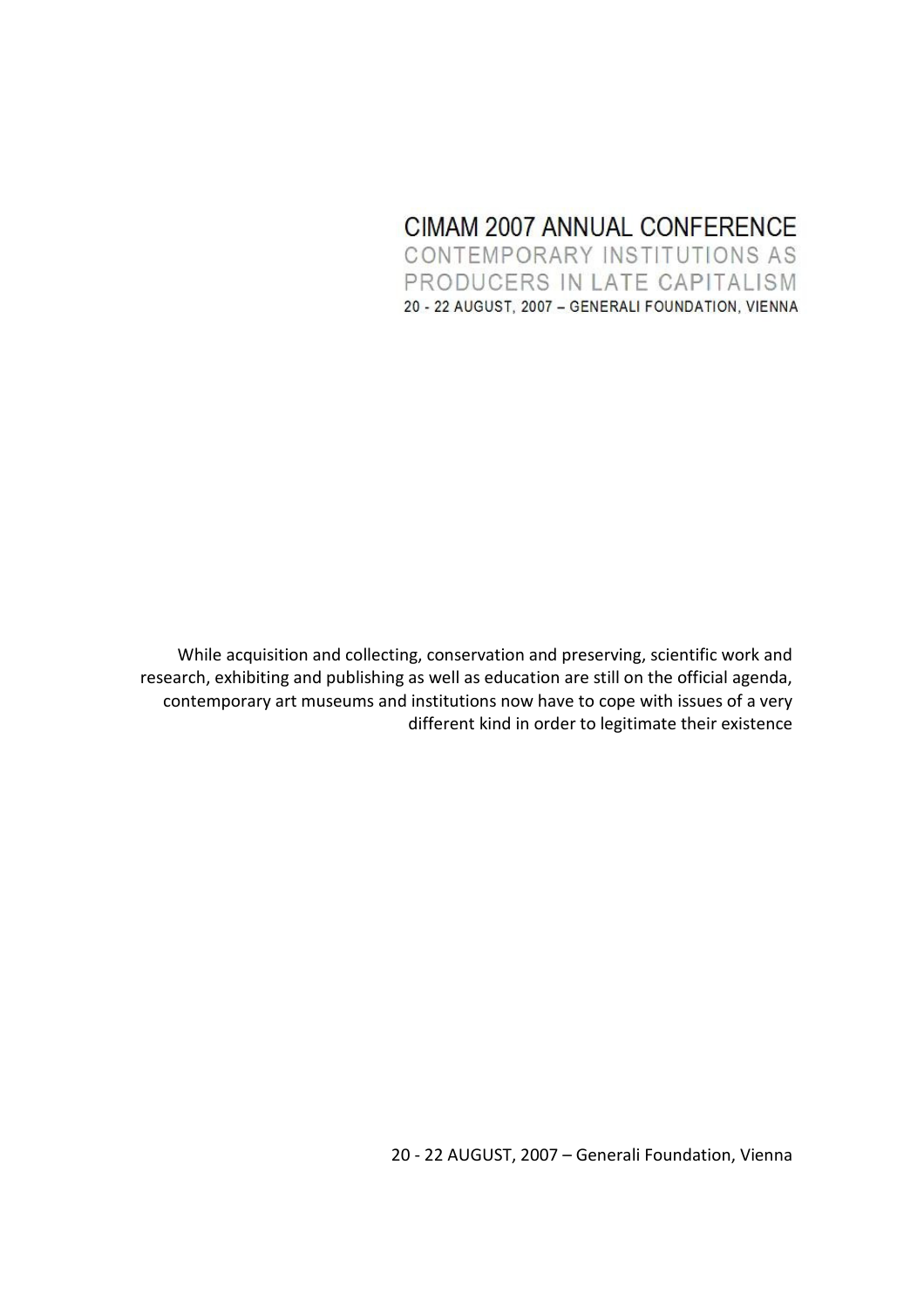# CIMAM 2007 ANNUAL CONFERENCE

## CONTEMPORARY INSTITUTIONS AS PRODUCERS IN LATE CAPITALISM

20 - 22 AUGUST, 2007 – GENERALI FOUNDATION, VIENNA

While acquisition and collecting, conservation and preserving, scientific work and research, exhibiting and publishing as well as education are still on the official agenda, contemporary art museums and institutions now have to cope with issues of a very different kind in order to legitimate their existence

20 - 22 AUGUST, 2007 – Generali Foundation, Vienna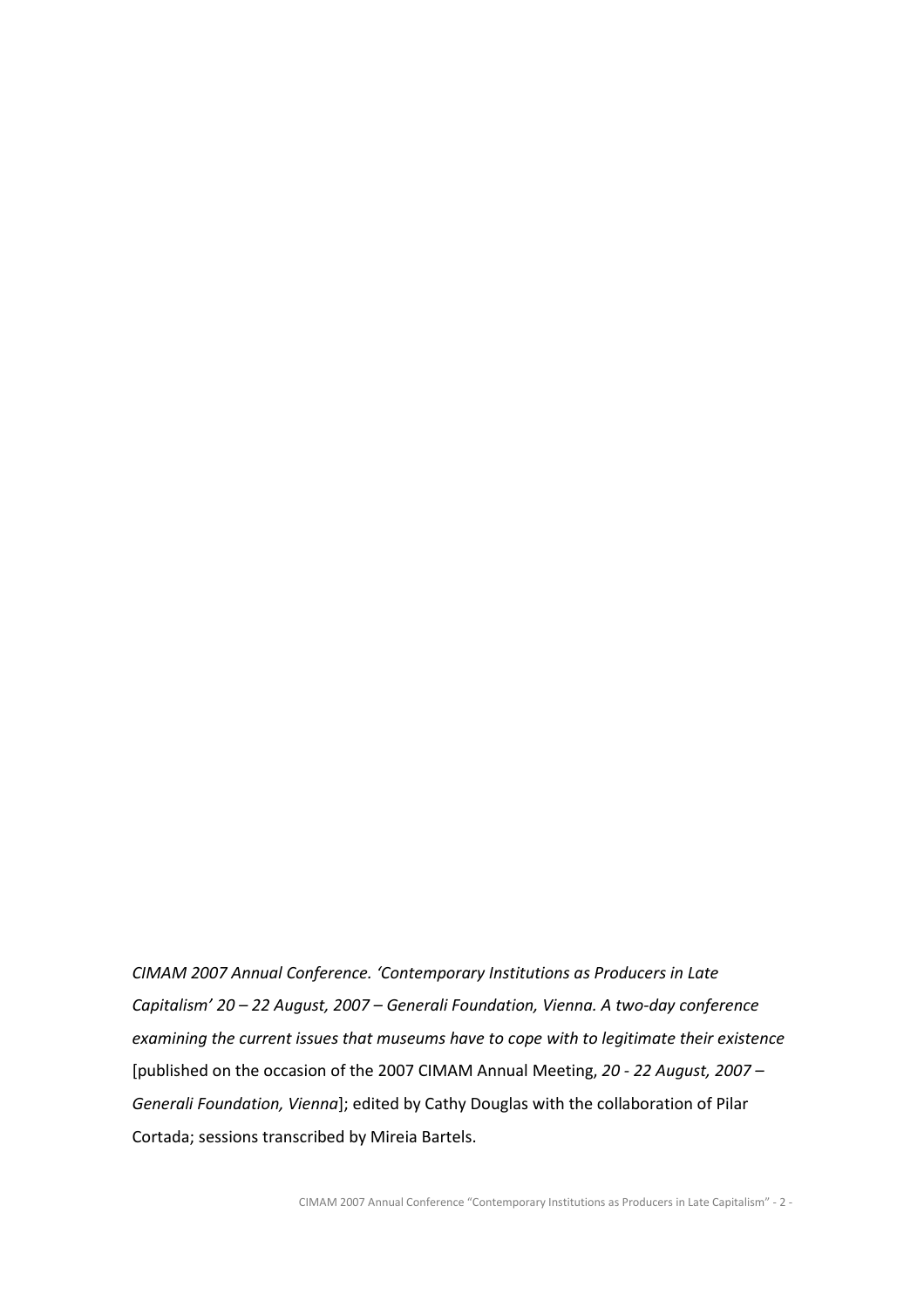*CIMAM 2007 Annual Conference. 'Contemporary Institutions as Producers in Late Capitalism' 20 – 22 August, 2007 – Generali Foundation, Vienna. A two-day conference examining the current issues that museums have to cope with to legitimate their existence* [published on the occasion of the 2007 CIMAM Annual Meeting, *20 - 22 August, 2007 – Generali Foundation, Vienna*]; edited by Cathy Douglas with the collaboration of Pilar Cortada; sessions transcribed by Mireia Bartels.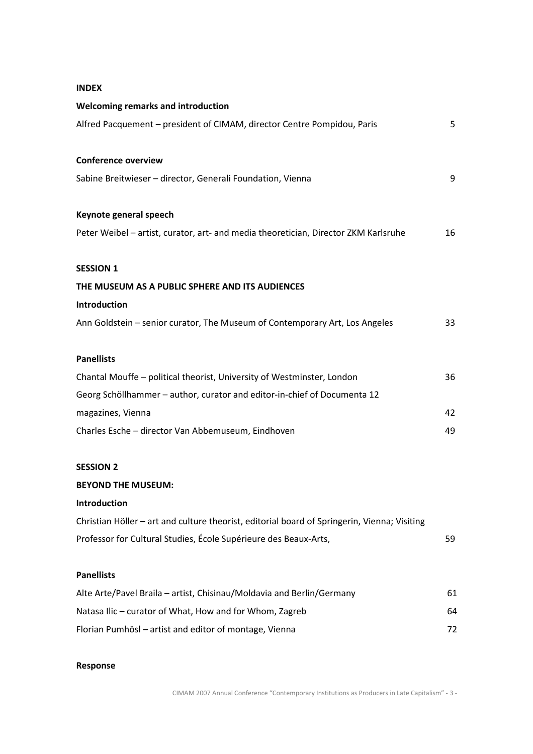**INDEX**

**Welcoming remarks and introduction**

Alfred Pacquement – president of CIMAM, director Centre Pompidou, Paris 5

**Conference overview**

Sabine Breitwieser – director, Generali Foundation, Vienna 9

**Keynote general speech**

Peter Weibel – artist, curator, art- and media theoretician, Director ZKM Karlsruhe 16

**SESSION 1**

**THE MUSEUM AS A PUBLIC SPHERE AND ITS AUDIENCES**

**Introduction**

Ann Goldstein – senior curator, The Museum of Contemporary Art, Los Angeles 33

**Panellists**

Chantal Mouffe – political theorist, University of Westminster, London 36

Georg Schöllhammer – author, curator and editor-in-chief of Documenta 12 magazines, Vienna 42

Charles Esche – director Van Abbemuseum, Eindhoven 49

**SESSION 2**

**BEYOND THE MUSEUM:**

**Introduction**

Christian Höller – art and culture theorist, editorial board of Springerin, Vienna; Visiting Professor for Cultural Studies, École Supérieure des Beaux-Arts, 59

**Panellists**

Alte Arte/Pavel Braila – artist, Chisinau/Moldavia and Berlin/Germany 61

Natasa Ilic – curator of What, How and for Whom, Zagreb 64

Florian Pumhösl – artist and editor of montage, Vienna 72

**Response**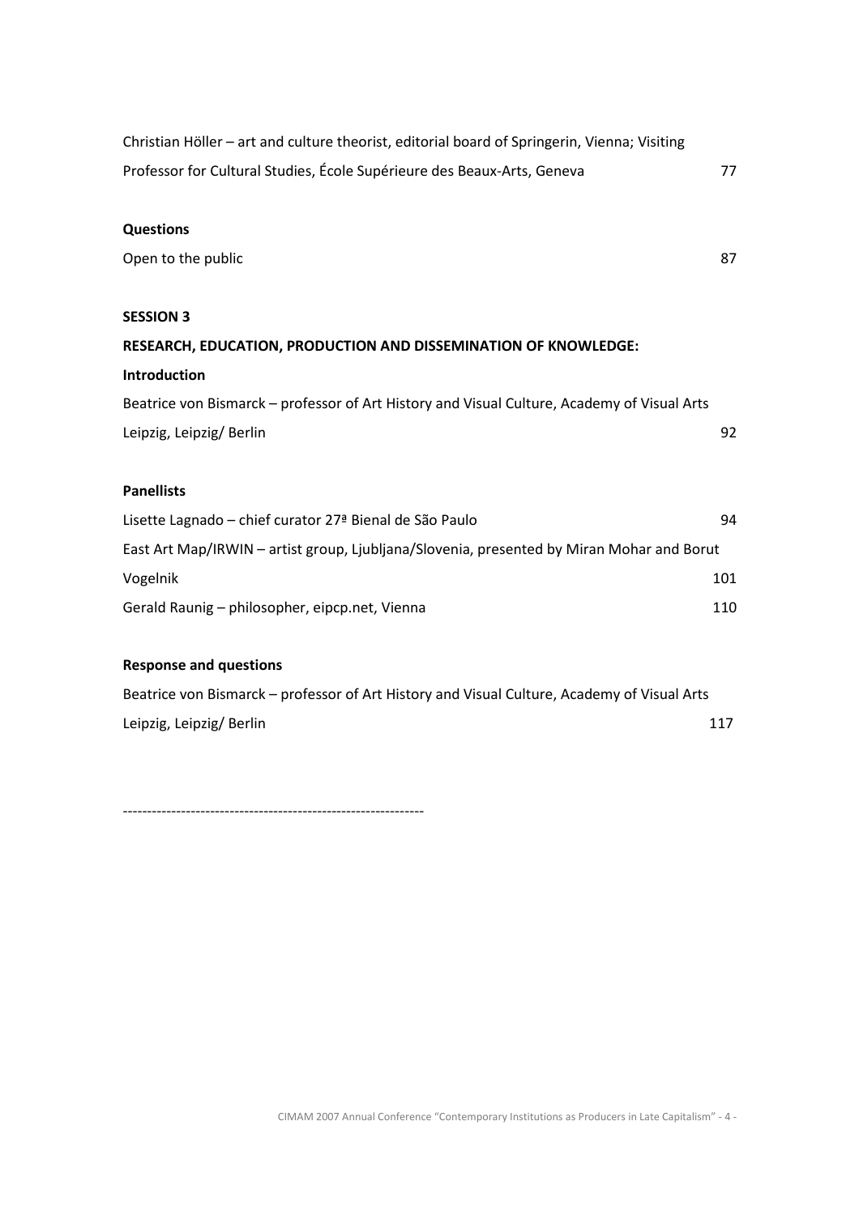Christian Höller – art and culture theorist, editorial board of Springerin, Vienna; Visiting Professor for Cultural Studies, École Supérieure des Beaux-Arts, Geneva 77

**Questions**

Open to the public 87

**SESSION 3**

**RESEARCH, EDUCATION, PRODUCTION AND DISSEMINATION OF KNOWLEDGE:**

**Introduction**

Beatrice von Bismarck – professor of Art History and Visual Culture, Academy of Visual Arts Leipzig, Leipzig/ Berlin 92

**Panellists**

Lisette Lagnado – chief curator 27ª Bienal de São Paulo 94

East Art Map/IRWIN – artist group, Ljubljana/Slovenia, presented by Miran Mohar and Borut Vogelnik 101

Gerald Raunig – philosopher, eipcp.net, Vienna 110

**Response and questions**

Beatrice von Bismarck – professor of Art History and Visual Culture, Academy of Visual Arts Leipzig, Leipzig/ Berlin 117

------------------------------------------------------------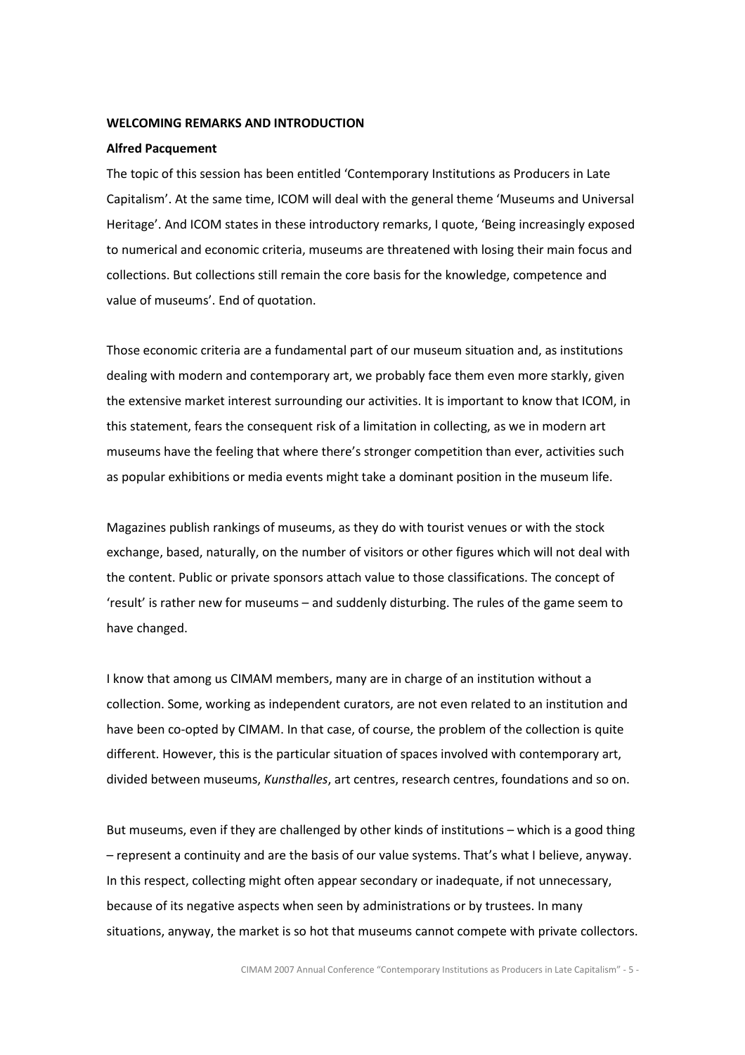**WELCOMING REMARKS AND INTRODUCTION**

**Alfred Pacquement**

The topic of this session has been entitled 'Contemporary Institutions as Producers in Late Capitalism'. At the same time, ICOM will deal with the general theme 'Museums and Universal Heritage'. And ICOM states in these introductory remarks, I quote, 'Being increasingly exposed to numerical and economic criteria, museums are threatened with losing their main focus and collections. But collections still remain the core basis for the knowledge, competence and value of museums'. End of quotation.

Those economic criteria are a fundamental part of our museum situation and, as institutions dealing with modern and contemporary art, we probably face them even more starkly, given the extensive market interest surrounding our activities. It is important to know that ICOM, in this statement, fears the consequent risk of a limitation in collecting, as we in modern art museums have the feeling that where there's stronger competition than ever, activities such as popular exhibitions or media events might take a dominant position in the museum life.

Magazines publish rankings of museums, as they do with tourist venues or with the stock exchange, based, naturally, on the number of visitors or other figures which will not deal with the content. Public or private sponsors attach value to those classifications. The concept of 'result' is rather new for museums – and suddenly disturbing. The rules of the game seem to have changed.

I know that among us CIMAM members, many are in charge of an institution without a collection. Some, working as independent curators, are not even related to an institution and have been co-opted by CIMAM. In that case, of course, the problem of the collection is quite different. However, this is the particular situation of spaces involved with contemporary art, divided between museums, *Kunsthalles*, art centres, research centres, foundations and so on.

But museums, even if they are challenged by other kinds of institutions – which is a good thing – represent a continuity and are the basis of our value systems. That's what I believe, anyway. In this respect, collecting might often appear secondary or inadequate, if not unnecessary, because of its negative aspects when seen by administrations or by trustees. In many situations, anyway, the market is so hot that museums cannot compete with private collectors.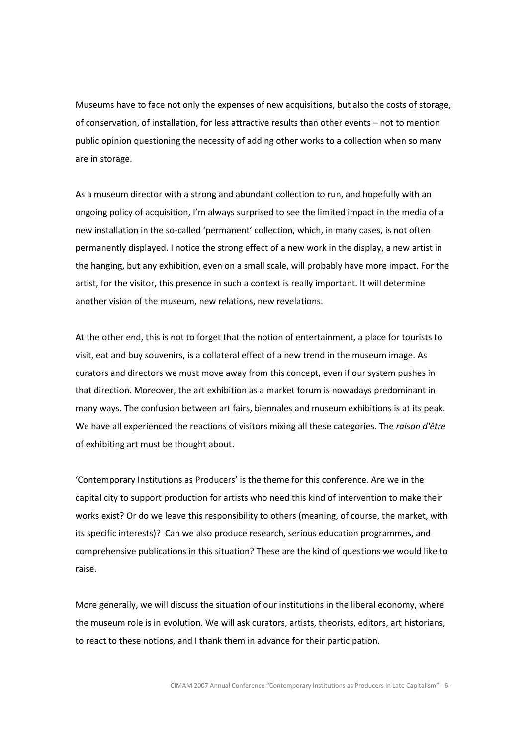Museums have to face not only the expenses of new acquisitions, but also the costs of storage, of conservation, of installation, for less attractive results than other events – not to mention public opinion questioning the necessity of adding other works to a collection when so many are in storage.

As a museum director with a strong and abundant collection to run, and hopefully with an ongoing policy of acquisition, I'm always surprised to see the limited impact in the media of a new installation in the so-called 'permanent' collection, which, in many cases, is not often permanently displayed. I notice the strong effect of a new work in the display, a new artist in the hanging, but any exhibition, even on a small scale, will probably have more impact. For the artist, for the visitor, this presence in such a context is really important. It will determine another vision of the museum, new relations, new revelations.

At the other end, this is not to forget that the notion of entertainment, a place for tourists to visit, eat and buy souvenirs, is a collateral effect of a new trend in the museum image. As curators and directors we must move away from this concept, even if our system pushes in that direction. Moreover, the art exhibition as a market forum is nowadays predominant in many ways. The confusion between art fairs, biennales and museum exhibitions is at its peak. We have all experienced the reactions of visitors mixing all these categories. The *raison d'être* of exhibiting art must be thought about.

'Contemporary Institutions as Producers' is the theme for this conference. Are we in the capital city to support production for artists who need this kind of intervention to make their works exist? Or do we leave this responsibility to others (meaning, of course, the market, with its specific interests)? Can we also produce research, serious education programmes, and comprehensive publications in this situation? These are the kind of questions we would like to raise.

More generally, we will discuss the situation of our institutions in the liberal economy, where the museum role is in evolution. We will ask curators, artists, theorists, editors, art historians, to react to these notions, and I thank them in advance for their participation.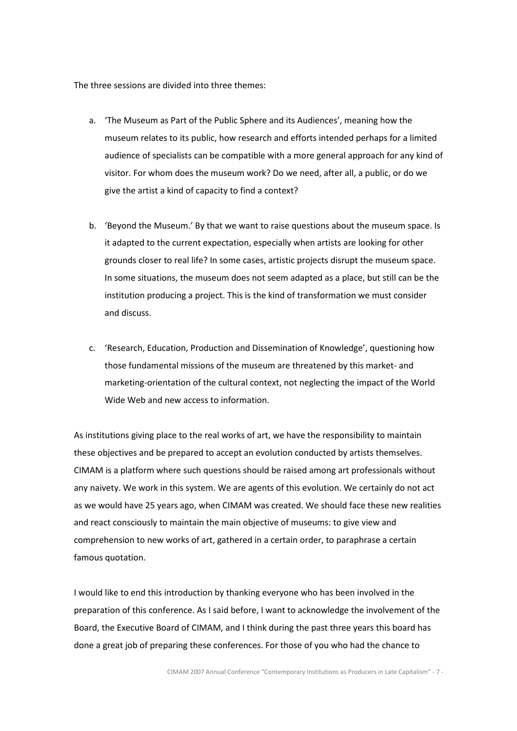The three sessions are divided into three themes:

a. 'The Museum as Part of the Public Sphere and its Audiences', meaning how the museum relates to its public, how research and efforts intended perhaps for a limited audience of specialists can be compatible with a more general approach for any kind of visitor. For whom does the museum work? Do we need, after all, a public, or do we give the artist a kind of capacity to find a context?

b. 'Beyond the Museum.' By that we want to raise questions about the museum space. Is it adapted to the current expectation, especially when artists are looking for other grounds closer to real life? In some cases, artistic projects disrupt the museum space. In some situations, the museum does not seem adapted as a place, but still can be the institution producing a project. This is the kind of transformation we must consider and discuss.

c. 'Research, Education, Production and Dissemination of Knowledge', questioning how those fundamental missions of the museum are threatened by this market- and marketing-orientation of the cultural context, not neglecting the impact of the World Wide Web and new access to information.

As institutions giving place to the real works of art, we have the responsibility to maintain these objectives and be prepared to accept an evolution conducted by artists themselves. CIMAM is a platform where such questions should be raised among art professionals without any naivety. We work in this system. We are agents of this evolution. We certainly do not act as we would have 25 years ago, when CIMAM was created. We should face these new realities and react consciously to maintain the main objective of museums: to give view and comprehension to new works of art, gathered in a certain order, to paraphrase a certain famous quotation.

I would like to end this introduction by thanking everyone who has been involved in the preparation of this conference. As I said before, I want to acknowledge the involvement of the Board, the Executive Board of CIMAM, and I think during the past three years this board has done a great job of preparing these conferences. For those of you who had the chance to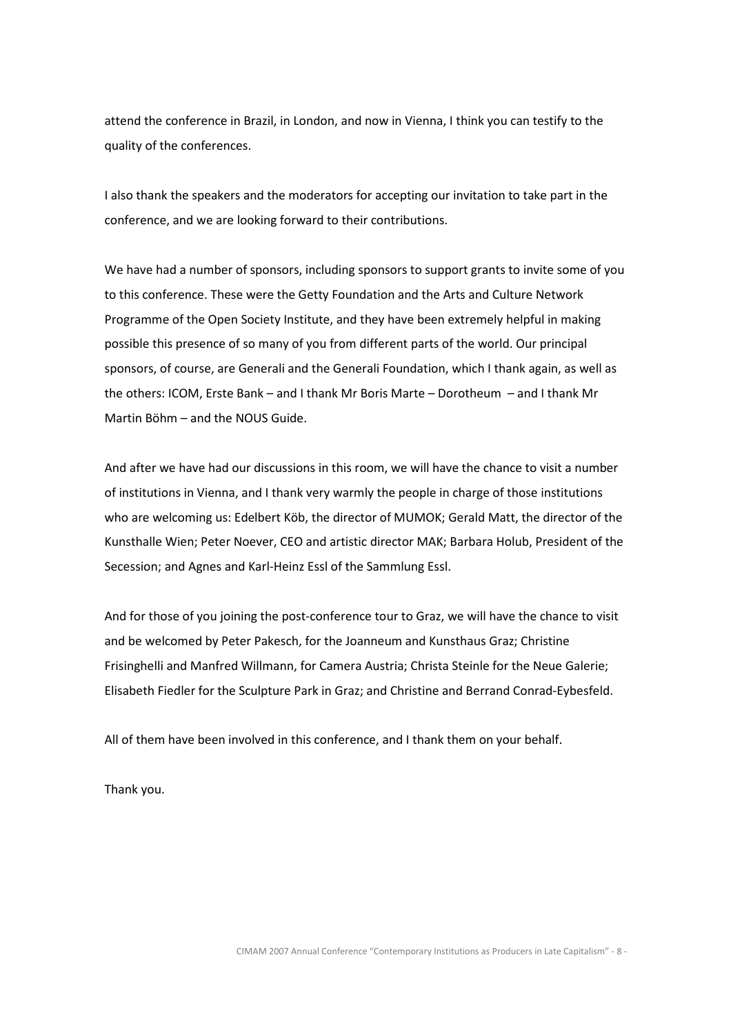attend the conference in Brazil, in London, and now in Vienna, I think you can testify to the quality of the conferences.

I also thank the speakers and the moderators for accepting our invitation to take part in the conference, and we are looking forward to their contributions.

We have had a number of sponsors, including sponsors to support grants to invite some of you to this conference. These were the Getty Foundation and the Arts and Culture Network Programme of the Open Society Institute, and they have been extremely helpful in making possible this presence of so many of you from different parts of the world. Our principal sponsors, of course, are Generali and the Generali Foundation, which I thank again, as well as the others: ICOM, Erste Bank – and I thank Mr Boris Marte – Dorotheum – and I thank Mr Martin Böhm – and the NOUS Guide.

And after we have had our discussions in this room, we will have the chance to visit a number of institutions in Vienna, and I thank very warmly the people in charge of those institutions who are welcoming us: Edelbert Köb, the director of MUMOK; Gerald Matt, the director of the Kunsthalle Wien; Peter Noever, CEO and artistic director MAK; Barbara Holub, President of the Secession; and Agnes and Karl-Heinz Essl of the Sammlung Essl.

And for those of you joining the post-conference tour to Graz, we will have the chance to visit and be welcomed by Peter Pakesch, for the Joanneum and Kunsthaus Graz; Christine Frisinghelli and Manfred Willmann, for Camera Austria; Christa Steinle for the Neue Galerie; Elisabeth Fiedler for the Sculpture Park in Graz; and Christine and Berrand Conrad-Eybesfeld.

All of them have been involved in this conference, and I thank them on your behalf.

Thank you.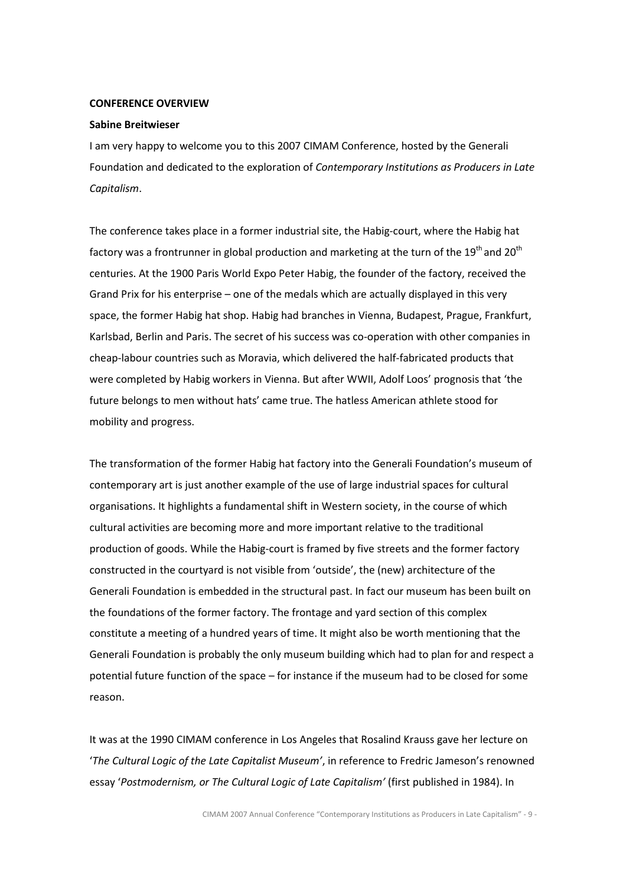**CONFERENCE OVERVIEW**

**Sabine Breitwieser**

I am very happy to welcome you to this 2007 CIMAM Conference, hosted by the Generali Foundation and dedicated to the exploration of *Contemporary Institutions as Producers in Late Capitalism*.

The conference takes place in a former industrial site, the Habig-court, where the Habig hat factory was a frontrunner in global production and marketing at the turn of the 19th and 20th centuries. At the 1900 Paris World Expo Peter Habig, the founder of the factory, received the Grand Prix for his enterprise – one of the medals which are actually displayed in this very space, the former Habig hat shop. Habig had branches in Vienna, Budapest, Prague, Frankfurt, Karlsbad, Berlin and Paris. The secret of his success was co-operation with other companies in cheap-labour countries such as Moravia, which delivered the half-fabricated products that were completed by Habig workers in Vienna. But after WWII, Adolf Loos' prognosis that 'the future belongs to men without hats' came true. The hatless American athlete stood for mobility and progress.

The transformation of the former Habig hat factory into the Generali Foundation's museum of contemporary art is just another example of the use of large industrial spaces for cultural organisations. It highlights a fundamental shift in Western society, in the course of which cultural activities are becoming more and more important relative to the traditional production of goods. While the Habig-court is framed by five streets and the former factory constructed in the courtyard is not visible from 'outside', the (new) architecture of the Generali Foundation is embedded in the structural past. In fact our museum has been built on the foundations of the former factory. The frontage and yard section of this complex constitute a meeting of a hundred years of time. It might also be worth mentioning that the Generali Foundation is probably the only museum building which had to plan for and respect a potential future function of the space – for instance if the museum had to be closed for some reason.

It was at the 1990 CIMAM conference in Los Angeles that Rosalind Krauss gave her lecture on '*The Cultural Logic of the Late Capitalist Museum'*, in reference to Fredric Jameson's renowned essay '*Postmodernism, or The Cultural Logic of Late Capitalism'* (first published in 1984). In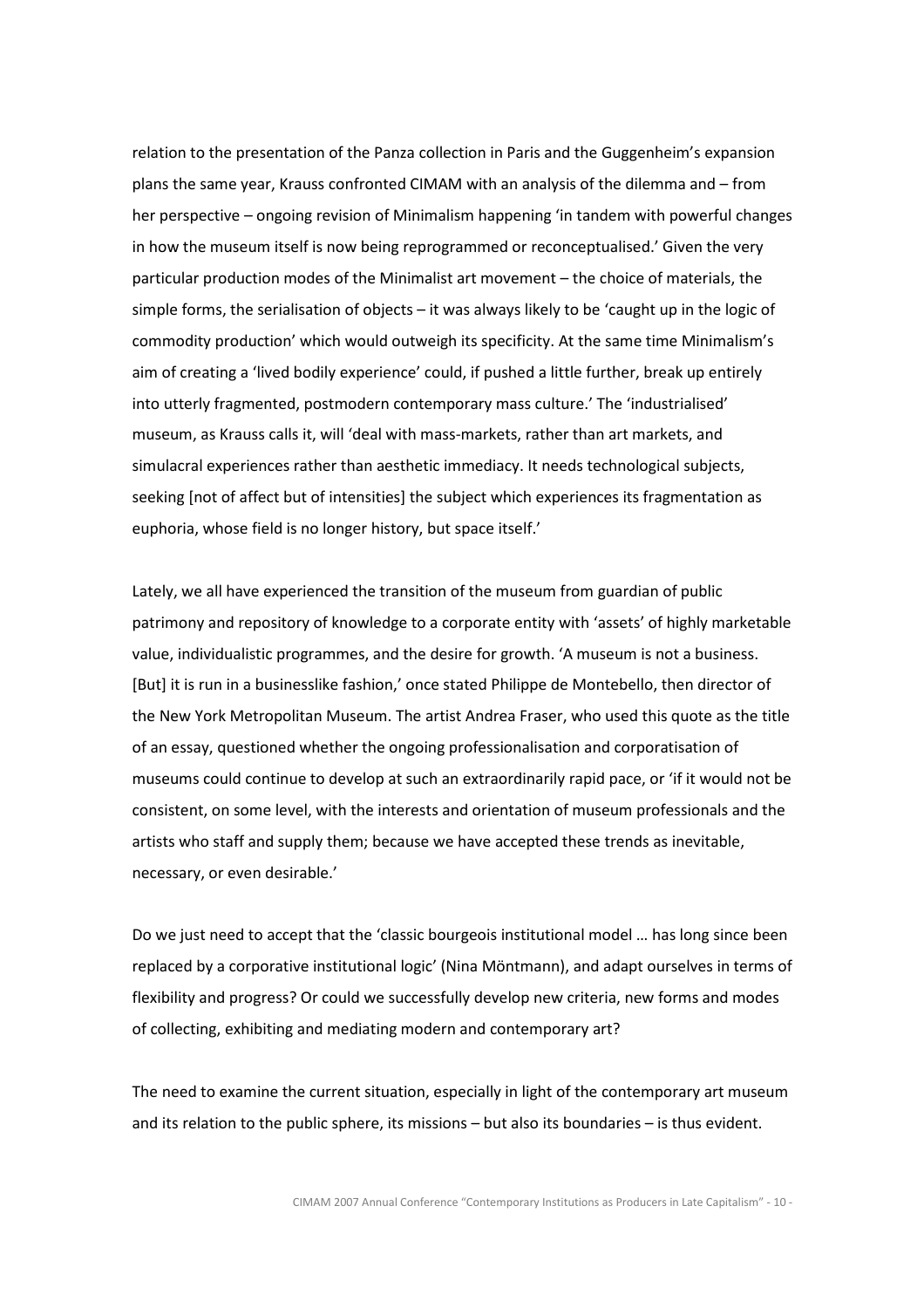relation to the presentation of the Panza collection in Paris and the Guggenheim's expansion plans the same year, Krauss confronted CIMAM with an analysis of the dilemma and – from her perspective – ongoing revision of Minimalism happening 'in tandem with powerful changes in how the museum itself is now being reprogrammed or reconceptualised.' Given the very particular production modes of the Minimalist art movement – the choice of materials, the simple forms, the serialisation of objects – it was always likely to be 'caught up in the logic of commodity production' which would outweigh its specificity. At the same time Minimalism's aim of creating a 'lived bodily experience' could, if pushed a little further, break up entirely into utterly fragmented, postmodern contemporary mass culture.' The 'industrialised' museum, as Krauss calls it, will 'deal with mass-markets, rather than art markets, and simulacral experiences rather than aesthetic immediacy. It needs technological subjects, seeking [not of affect but of intensities] the subject which experiences its fragmentation as euphoria, whose field is no longer history, but space itself.'

Lately, we all have experienced the transition of the museum from guardian of public patrimony and repository of knowledge to a corporate entity with 'assets' of highly marketable value, individualistic programmes, and the desire for growth. 'A museum is not a business. [But] it is run in a businesslike fashion,' once stated Philippe de Montebello, then director of the New York Metropolitan Museum. The artist Andrea Fraser, who used this quote as the title of an essay, questioned whether the ongoing professionalisation and corporatisation of museums could continue to develop at such an extraordinarily rapid pace, or 'if it would not be consistent, on some level, with the interests and orientation of museum professionals and the artists who staff and supply them; because we have accepted these trends as inevitable, necessary, or even desirable.'

Do we just need to accept that the 'classic bourgeois institutional model … has long since been replaced by a corporative institutional logic' (Nina Möntmann), and adapt ourselves in terms of flexibility and progress? Or could we successfully develop new criteria, new forms and modes of collecting, exhibiting and mediating modern and contemporary art?

The need to examine the current situation, especially in light of the contemporary art museum and its relation to the public sphere, its missions – but also its boundaries – is thus evident.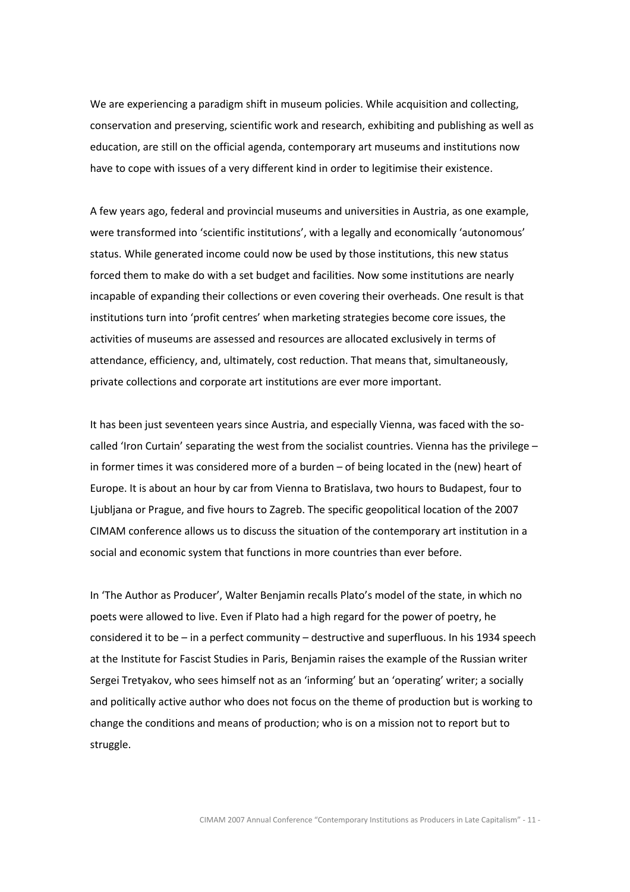We are experiencing a paradigm shift in museum policies. While acquisition and collecting, conservation and preserving, scientific work and research, exhibiting and publishing as well as education, are still on the official agenda, contemporary art museums and institutions now have to cope with issues of a very different kind in order to legitimise their existence.

A few years ago, federal and provincial museums and universities in Austria, as one example, were transformed into 'scientific institutions', with a legally and economically 'autonomous' status. While generated income could now be used by those institutions, this new status forced them to make do with a set budget and facilities. Now some institutions are nearly incapable of expanding their collections or even covering their overheads. One result is that institutions turn into 'profit centres' when marketing strategies become core issues, the activities of museums are assessed and resources are allocated exclusively in terms of attendance, efficiency, and, ultimately, cost reduction. That means that, simultaneously, private collections and corporate art institutions are ever more important.

It has been just seventeen years since Austria, and especially Vienna, was faced with the so-called 'Iron Curtain' separating the west from the socialist countries. Vienna has the privilege – in former times it was considered more of a burden – of being located in the (new) heart of Europe. It is about an hour by car from Vienna to Bratislava, two hours to Budapest, four to Ljubljana or Prague, and five hours to Zagreb. The specific geopolitical location of the 2007 CIMAM conference allows us to discuss the situation of the contemporary art institution in a social and economic system that functions in more countries than ever before.

In 'The Author as Producer', Walter Benjamin recalls Plato's model of the state, in which no poets were allowed to live. Even if Plato had a high regard for the power of poetry, he considered it to be – in a perfect community – destructive and superfluous. In his 1934 speech at the Institute for Fascist Studies in Paris, Benjamin raises the example of the Russian writer Sergei Tretyakov, who sees himself not as an 'informing' but an 'operating' writer; a socially and politically active author who does not focus on the theme of production but is working to change the conditions and means of production; who is on a mission not to report but to struggle.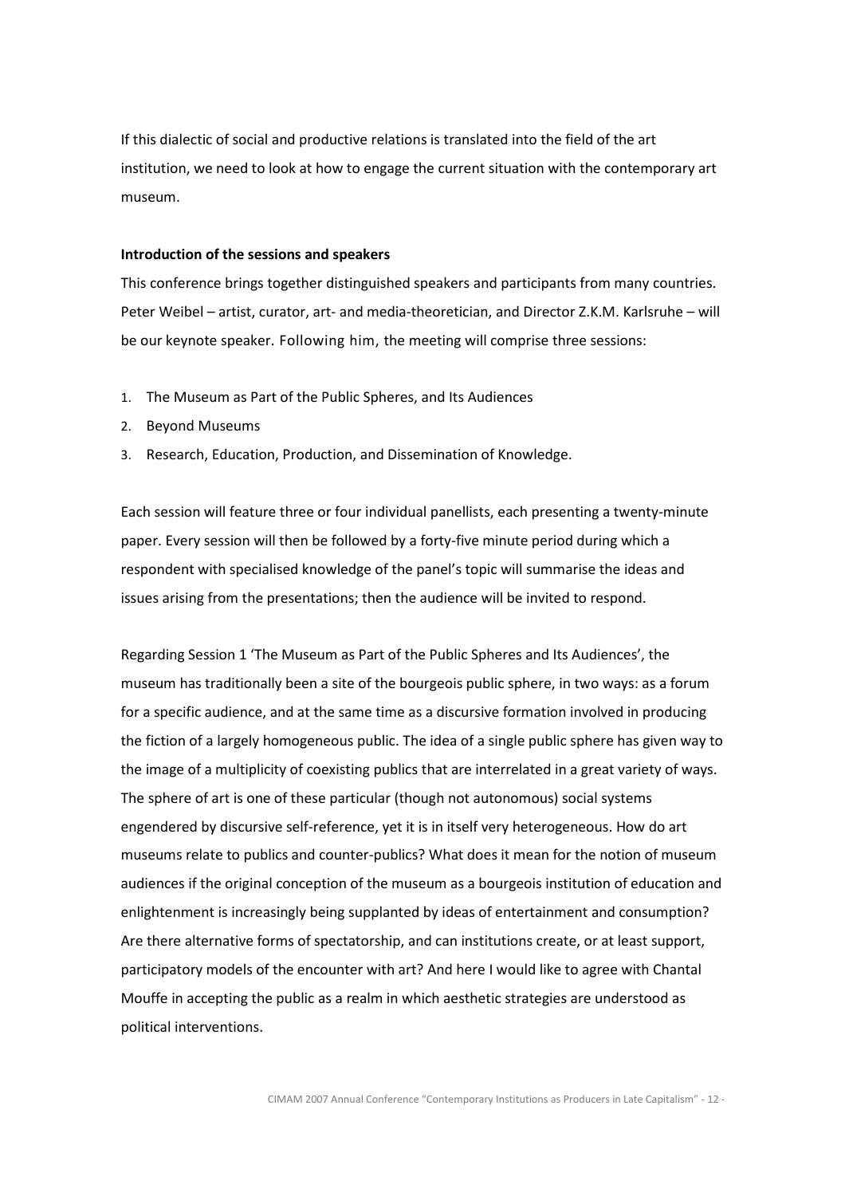If this dialectic of social and productive relations is translated into the field of the art institution, we need to look at how to engage the current situation with the contemporary art museum.

**Introduction of the sessions and speakers**

This conference brings together distinguished speakers and participants from many countries. Peter Weibel – artist, curator, art- and media-theoretician, and Director Z.K.M. Karlsruhe – will be our keynote speaker. Following him, the meeting will comprise three sessions:

1. The Museum as Part of the Public Spheres, and Its Audiences
2. Beyond Museums
3. Research, Education, Production, and Dissemination of Knowledge.

Each session will feature three or four individual panellists, each presenting a twenty-minute paper. Every session will then be followed by a forty-five minute period during which a respondent with specialised knowledge of the panel's topic will summarise the ideas and issues arising from the presentations; then the audience will be invited to respond.

Regarding Session 1 'The Museum as Part of the Public Spheres and Its Audiences', the museum has traditionally been a site of the bourgeois public sphere, in two ways: as a forum for a specific audience, and at the same time as a discursive formation involved in producing the fiction of a largely homogeneous public. The idea of a single public sphere has given way to the image of a multiplicity of coexisting publics that are interrelated in a great variety of ways. The sphere of art is one of these particular (though not autonomous) social systems engendered by discursive self-reference, yet it is in itself very heterogeneous. How do art museums relate to publics and counter-publics? What does it mean for the notion of museum audiences if the original conception of the museum as a bourgeois institution of education and enlightenment is increasingly being supplanted by ideas of entertainment and consumption? Are there alternative forms of spectatorship, and can institutions create, or at least support, participatory models of the encounter with art? And here I would like to agree with Chantal Mouffe in accepting the public as a realm in which aesthetic strategies are understood as political interventions.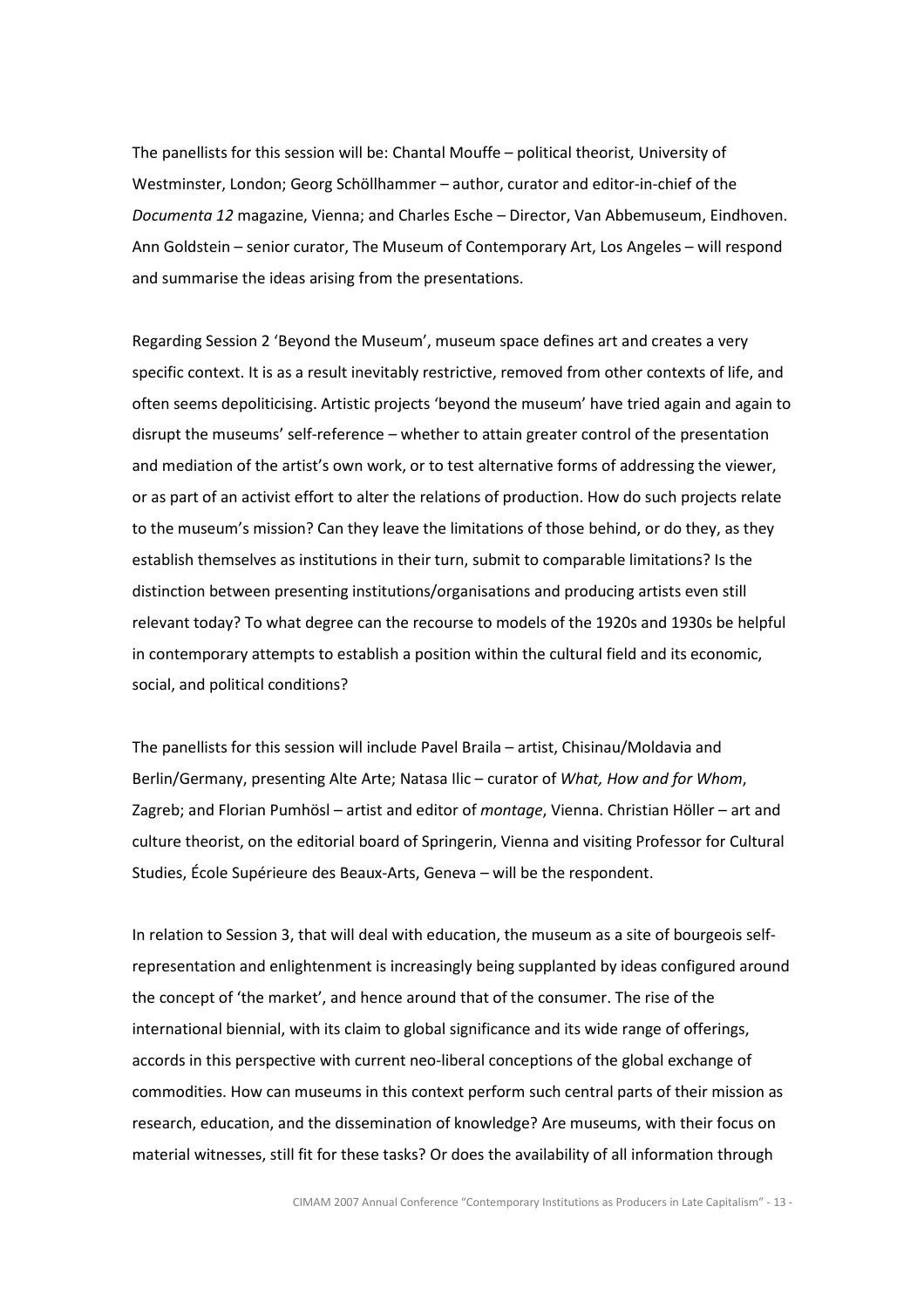The panellists for this session will be: Chantal Mouffe – political theorist, University of Westminster, London; Georg Schöllhammer – author, curator and editor-in-chief of the *Documenta 12* magazine, Vienna; and Charles Esche – Director, Van Abbemuseum, Eindhoven. Ann Goldstein – senior curator, The Museum of Contemporary Art, Los Angeles – will respond and summarise the ideas arising from the presentations.

Regarding Session 2 'Beyond the Museum', museum space defines art and creates a very specific context. It is as a result inevitably restrictive, removed from other contexts of life, and often seems depoliticising. Artistic projects 'beyond the museum' have tried again and again to disrupt the museums' self-reference – whether to attain greater control of the presentation and mediation of the artist's own work, or to test alternative forms of addressing the viewer, or as part of an activist effort to alter the relations of production. How do such projects relate to the museum's mission? Can they leave the limitations of those behind, or do they, as they establish themselves as institutions in their turn, submit to comparable limitations? Is the distinction between presenting institutions/organisations and producing artists even still relevant today? To what degree can the recourse to models of the 1920s and 1930s be helpful in contemporary attempts to establish a position within the cultural field and its economic, social, and political conditions?

The panellists for this session will include Pavel Braila – artist, Chisinau/Moldavia and Berlin/Germany, presenting Alte Arte; Natasa Ilic – curator of *What, How and for Whom*, Zagreb; and Florian Pumhösl – artist and editor of *montage*, Vienna. Christian Höller – art and culture theorist, on the editorial board of Springerin, Vienna and visiting Professor for Cultural Studies, École Supérieure des Beaux-Arts, Geneva – will be the respondent.

In relation to Session 3, that will deal with education, the museum as a site of bourgeois self-representation and enlightenment is increasingly being supplanted by ideas configured around the concept of 'the market', and hence around that of the consumer. The rise of the international biennial, with its claim to global significance and its wide range of offerings, accords in this perspective with current neo-liberal conceptions of the global exchange of commodities. How can museums in this context perform such central parts of their mission as research, education, and the dissemination of knowledge? Are museums, with their focus on material witnesses, still fit for these tasks? Or does the availability of all information through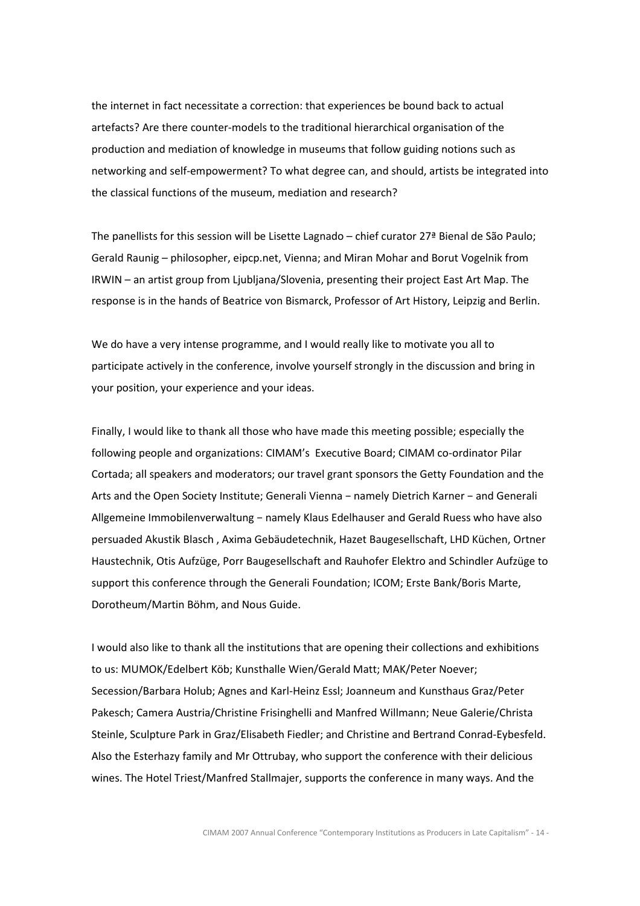the internet in fact necessitate a correction: that experiences be bound back to actual artefacts? Are there counter-models to the traditional hierarchical organisation of the production and mediation of knowledge in museums that follow guiding notions such as networking and self-empowerment? To what degree can, and should, artists be integrated into the classical functions of the museum, mediation and research?

The panellists for this session will be Lisette Lagnado – chief curator 27ª Bienal de São Paulo; Gerald Raunig – philosopher, eipcp.net, Vienna; and Miran Mohar and Borut Vogelnik from IRWIN – an artist group from Ljubljana/Slovenia, presenting their project East Art Map. The response is in the hands of Beatrice von Bismarck, Professor of Art History, Leipzig and Berlin.

We do have a very intense programme, and I would really like to motivate you all to participate actively in the conference, involve yourself strongly in the discussion and bring in your position, your experience and your ideas.

Finally, I would like to thank all those who have made this meeting possible; especially the following people and organizations: CIMAM's Executive Board; CIMAM co-ordinator Pilar Cortada; all speakers and moderators; our travel grant sponsors the Getty Foundation and the Arts and the Open Society Institute; Generali Vienna − namely Dietrich Karner − and Generali Allgemeine Immobilenverwaltung − namely Klaus Edelhauser and Gerald Ruess who have also persuaded Akustik Blasch , Axima Gebäudetechnik, Hazet Baugesellschaft, LHD Küchen, Ortner Haustechnik, Otis Aufzüge, Porr Baugesellschaft and Rauhofer Elektro and Schindler Aufzüge to support this conference through the Generali Foundation; ICOM; Erste Bank/Boris Marte, Dorotheum/Martin Böhm, and Nous Guide.

I would also like to thank all the institutions that are opening their collections and exhibitions to us: MUMOK/Edelbert Köb; Kunsthalle Wien/Gerald Matt; MAK/Peter Noever; Secession/Barbara Holub; Agnes and Karl-Heinz Essl; Joanneum and Kunsthaus Graz/Peter Pakesch; Camera Austria/Christine Frisinghelli and Manfred Willmann; Neue Galerie/Christa Steinle, Sculpture Park in Graz/Elisabeth Fiedler; and Christine and Bertrand Conrad-Eybesfeld. Also the Esterhazy family and Mr Ottrubay, who support the conference with their delicious wines. The Hotel Triest/Manfred Stallmajer, supports the conference in many ways. And the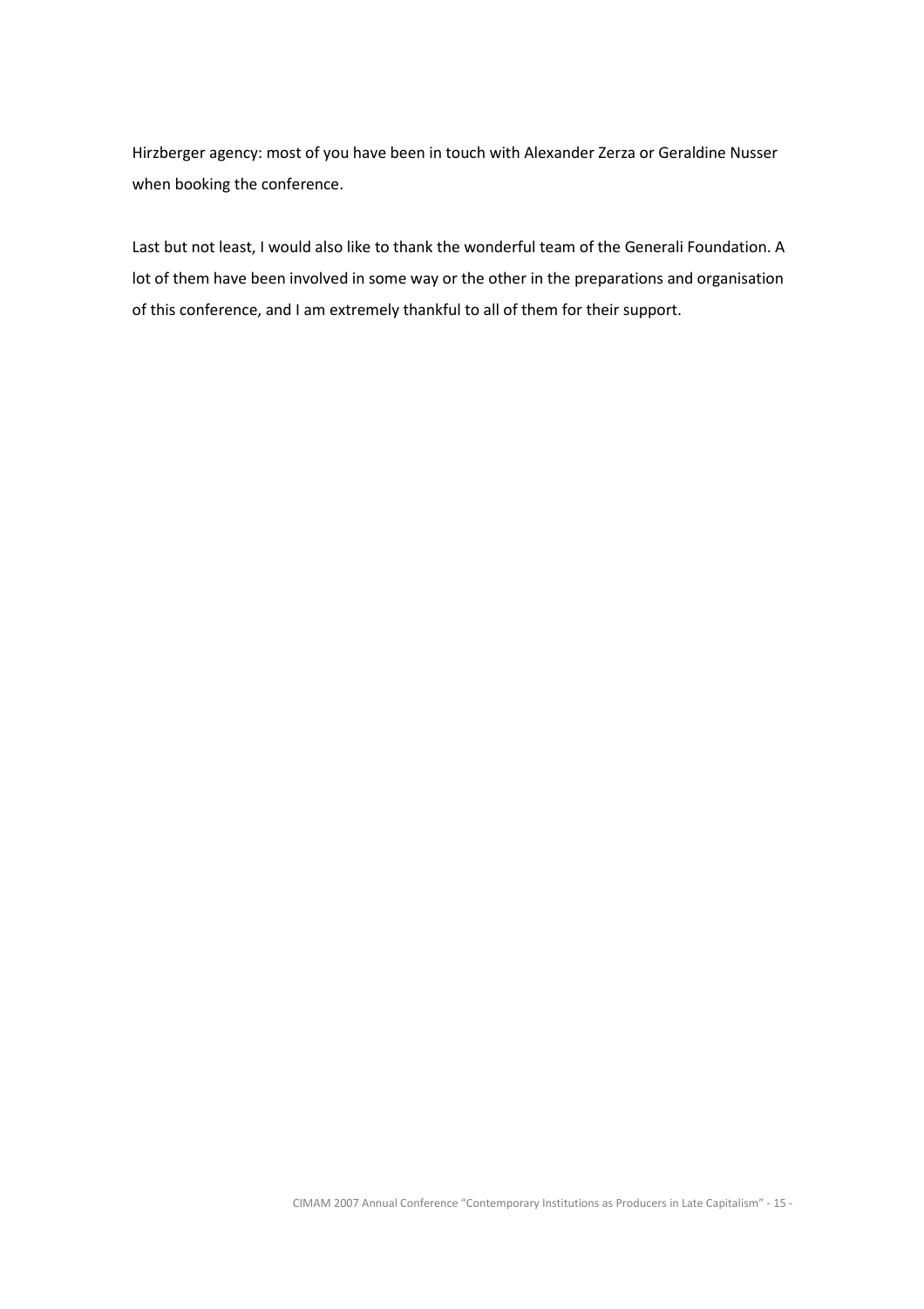Hirzberger agency: most of you have been in touch with Alexander Zerza or Geraldine Nusser when booking the conference.

Last but not least, I would also like to thank the wonderful team of the Generali Foundation. A lot of them have been involved in some way or the other in the preparations and organisation of this conference, and I am extremely thankful to all of them for their support.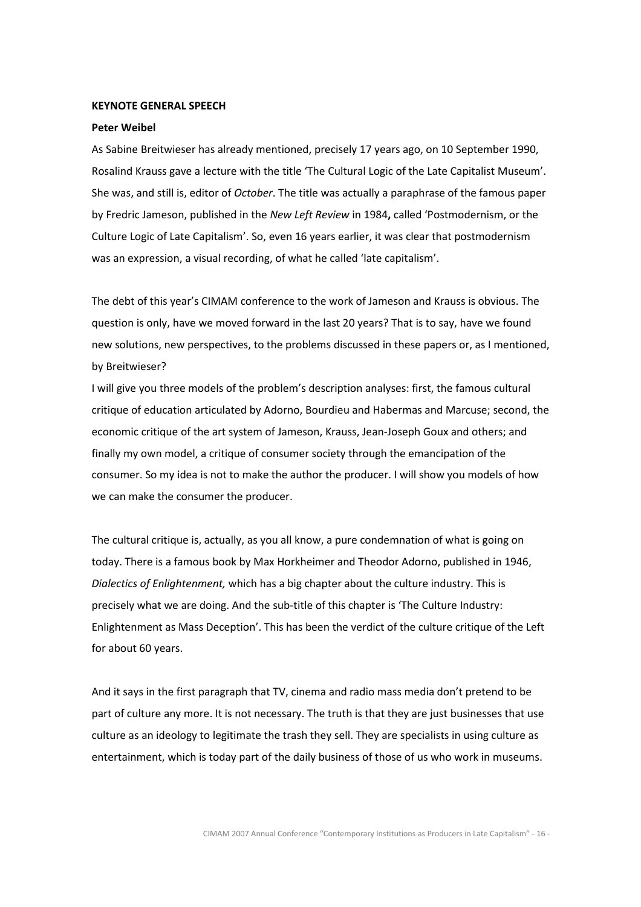**KEYNOTE GENERAL SPEECH**

**Peter Weibel**

As Sabine Breitwieser has already mentioned, precisely 17 years ago, on 10 September 1990, Rosalind Krauss gave a lecture with the title 'The Cultural Logic of the Late Capitalist Museum'. She was, and still is, editor of *October*. The title was actually a paraphrase of the famous paper by Fredric Jameson, published in the *New Left Review* in 1984**,** called 'Postmodernism, or the Culture Logic of Late Capitalism'. So, even 16 years earlier, it was clear that postmodernism was an expression, a visual recording, of what he called 'late capitalism'.

The debt of this year's CIMAM conference to the work of Jameson and Krauss is obvious. The question is only, have we moved forward in the last 20 years? That is to say, have we found new solutions, new perspectives, to the problems discussed in these papers or, as I mentioned, by Breitwieser?

I will give you three models of the problem's description analyses: first, the famous cultural critique of education articulated by Adorno, Bourdieu and Habermas and Marcuse; second, the economic critique of the art system of Jameson, Krauss, Jean-Joseph Goux and others; and finally my own model, a critique of consumer society through the emancipation of the consumer. So my idea is not to make the author the producer. I will show you models of how we can make the consumer the producer.

The cultural critique is, actually, as you all know, a pure condemnation of what is going on today. There is a famous book by Max Horkheimer and Theodor Adorno, published in 1946, *Dialectics of Enlightenment,* which has a big chapter about the culture industry. This is precisely what we are doing. And the sub-title of this chapter is 'The Culture Industry: Enlightenment as Mass Deception'. This has been the verdict of the culture critique of the Left for about 60 years.

And it says in the first paragraph that TV, cinema and radio mass media don't pretend to be part of culture any more. It is not necessary. The truth is that they are just businesses that use culture as an ideology to legitimate the trash they sell. They are specialists in using culture as entertainment, which is today part of the daily business of those of us who work in museums.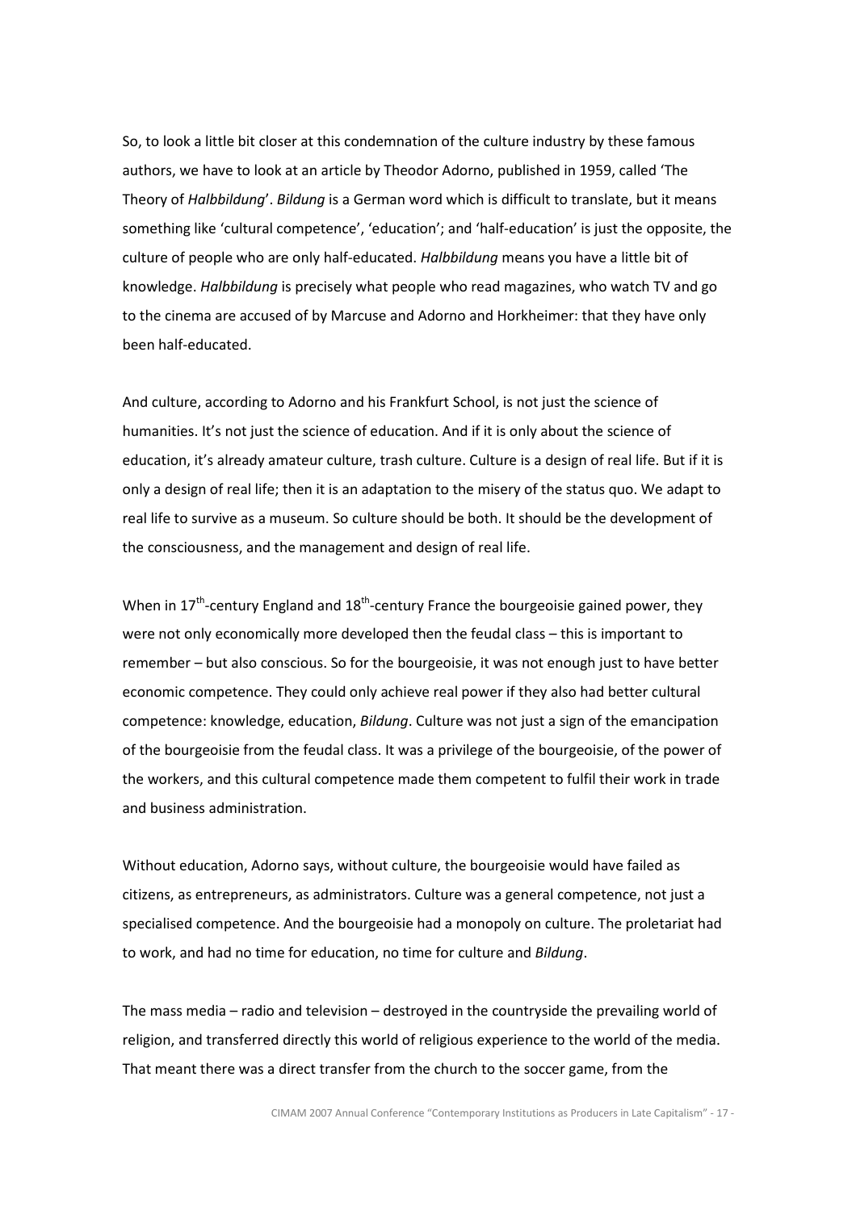So, to look a little bit closer at this condemnation of the culture industry by these famous authors, we have to look at an article by Theodor Adorno, published in 1959, called 'The Theory of *Halbbildung*'. *Bildung* is a German word which is difficult to translate, but it means something like 'cultural competence', 'education'; and 'half-education' is just the opposite, the culture of people who are only half-educated. *Halbbildung* means you have a little bit of knowledge. *Halbbildung* is precisely what people who read magazines, who watch TV and go to the cinema are accused of by Marcuse and Adorno and Horkheimer: that they have only been half-educated.

And culture, according to Adorno and his Frankfurt School, is not just the science of humanities. It's not just the science of education. And if it is only about the science of education, it's already amateur culture, trash culture. Culture is a design of real life. But if it is only a design of real life; then it is an adaptation to the misery of the status quo. We adapt to real life to survive as a museum. So culture should be both. It should be the development of the consciousness, and the management and design of real life.

When in 17th-century England and 18th-century France the bourgeoisie gained power, they were not only economically more developed then the feudal class – this is important to remember – but also conscious. So for the bourgeoisie, it was not enough just to have better economic competence. They could only achieve real power if they also had better cultural competence: knowledge, education, *Bildung*. Culture was not just a sign of the emancipation of the bourgeoisie from the feudal class. It was a privilege of the bourgeoisie, of the power of the workers, and this cultural competence made them competent to fulfil their work in trade and business administration.

Without education, Adorno says, without culture, the bourgeoisie would have failed as citizens, as entrepreneurs, as administrators. Culture was a general competence, not just a specialised competence. And the bourgeoisie had a monopoly on culture. The proletariat had to work, and had no time for education, no time for culture and *Bildung*.

The mass media – radio and television – destroyed in the countryside the prevailing world of religion, and transferred directly this world of religious experience to the world of the media. That meant there was a direct transfer from the church to the soccer game, from the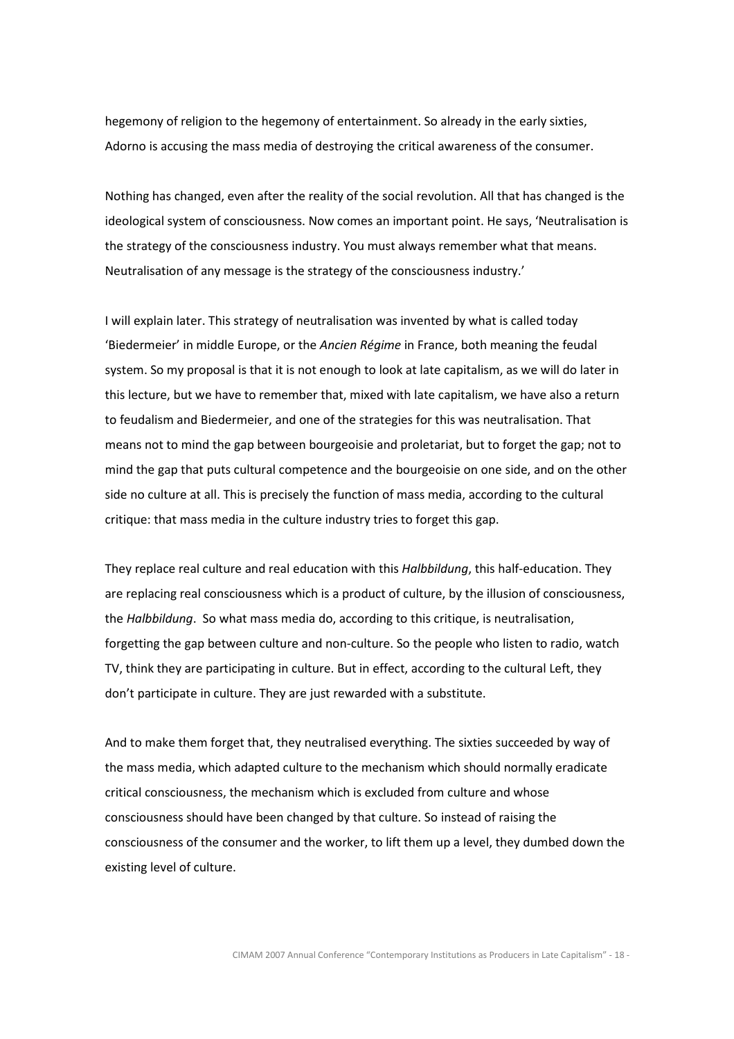hegemony of religion to the hegemony of entertainment. So already in the early sixties, Adorno is accusing the mass media of destroying the critical awareness of the consumer.

Nothing has changed, even after the reality of the social revolution. All that has changed is the ideological system of consciousness. Now comes an important point. He says, 'Neutralisation is the strategy of the consciousness industry. You must always remember what that means. Neutralisation of any message is the strategy of the consciousness industry.'

I will explain later. This strategy of neutralisation was invented by what is called today 'Biedermeier' in middle Europe, or the *Ancien Régime* in France, both meaning the feudal system. So my proposal is that it is not enough to look at late capitalism, as we will do later in this lecture, but we have to remember that, mixed with late capitalism, we have also a return to feudalism and Biedermeier, and one of the strategies for this was neutralisation. That means not to mind the gap between bourgeoisie and proletariat, but to forget the gap; not to mind the gap that puts cultural competence and the bourgeoisie on one side, and on the other side no culture at all. This is precisely the function of mass media, according to the cultural critique: that mass media in the culture industry tries to forget this gap.

They replace real culture and real education with this *Halbbildung*, this half-education. They are replacing real consciousness which is a product of culture, by the illusion of consciousness, the *Halbbildung*. So what mass media do, according to this critique, is neutralisation, forgetting the gap between culture and non-culture. So the people who listen to radio, watch TV, think they are participating in culture. But in effect, according to the cultural Left, they don't participate in culture. They are just rewarded with a substitute.

And to make them forget that, they neutralised everything. The sixties succeeded by way of the mass media, which adapted culture to the mechanism which should normally eradicate critical consciousness, the mechanism which is excluded from culture and whose consciousness should have been changed by that culture. So instead of raising the consciousness of the consumer and the worker, to lift them up a level, they dumbed down the existing level of culture.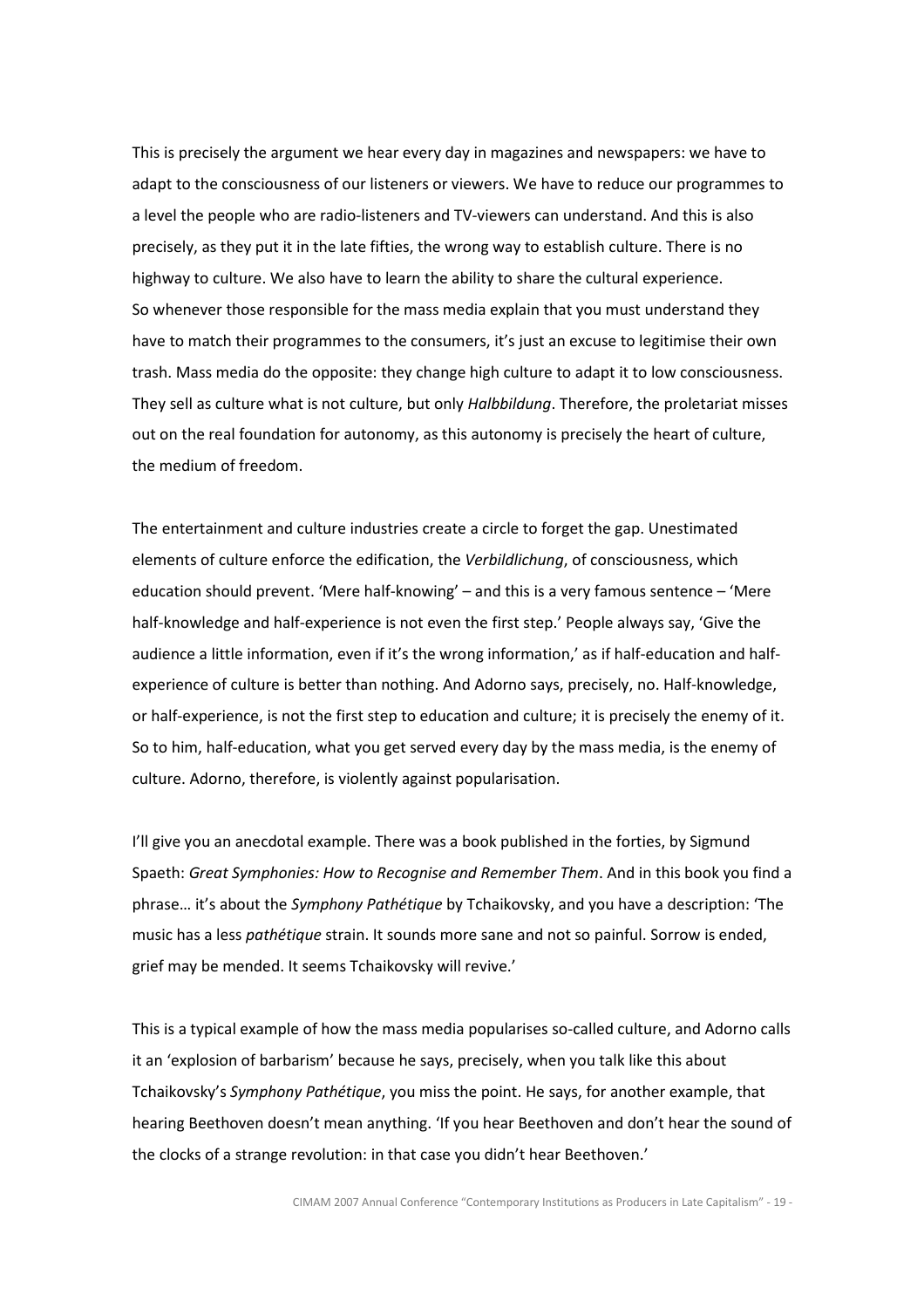This is precisely the argument we hear every day in magazines and newspapers: we have to adapt to the consciousness of our listeners or viewers. We have to reduce our programmes to a level the people who are radio-listeners and TV-viewers can understand. And this is also precisely, as they put it in the late fifties, the wrong way to establish culture. There is no highway to culture. We also have to learn the ability to share the cultural experience.
So whenever those responsible for the mass media explain that you must understand they have to match their programmes to the consumers, it's just an excuse to legitimise their own trash. Mass media do the opposite: they change high culture to adapt it to low consciousness. They sell as culture what is not culture, but only *Halbbildung*. Therefore, the proletariat misses out on the real foundation for autonomy, as this autonomy is precisely the heart of culture, the medium of freedom.

The entertainment and culture industries create a circle to forget the gap. Unestimated elements of culture enforce the edification, the *Verbildlichung*, of consciousness, which education should prevent. 'Mere half-knowing' – and this is a very famous sentence – 'Mere half-knowledge and half-experience is not even the first step.' People always say, 'Give the audience a little information, even if it's the wrong information,' as if half-education and half-experience of culture is better than nothing. And Adorno says, precisely, no. Half-knowledge, or half-experience, is not the first step to education and culture; it is precisely the enemy of it. So to him, half-education, what you get served every day by the mass media, is the enemy of culture. Adorno, therefore, is violently against popularisation.

I'll give you an anecdotal example. There was a book published in the forties, by Sigmund Spaeth: *Great Symphonies: How to Recognise and Remember Them*. And in this book you find a phrase… it's about the *Symphony Pathétique* by Tchaikovsky, and you have a description: 'The music has a less *pathétique* strain. It sounds more sane and not so painful. Sorrow is ended, grief may be mended. It seems Tchaikovsky will revive.'

This is a typical example of how the mass media popularises so-called culture, and Adorno calls it an 'explosion of barbarism' because he says, precisely, when you talk like this about Tchaikovsky's *Symphony Pathétique*, you miss the point. He says, for another example, that hearing Beethoven doesn't mean anything. 'If you hear Beethoven and don't hear the sound of the clocks of a strange revolution: in that case you didn't hear Beethoven.'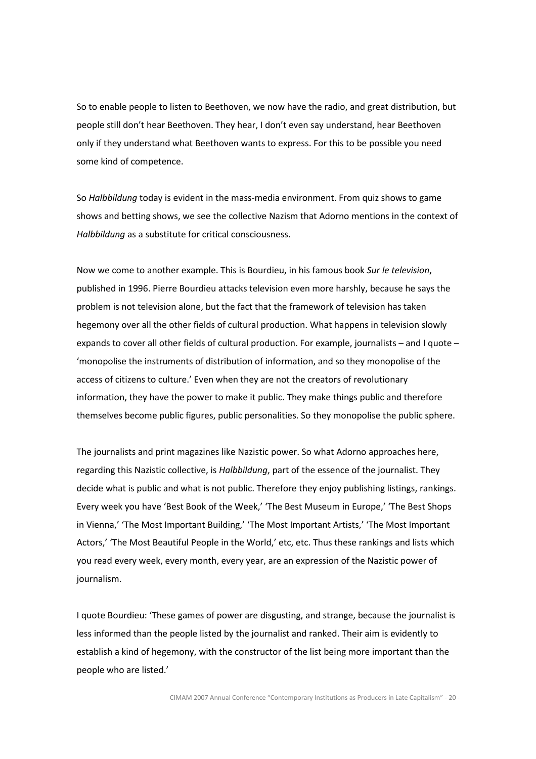So to enable people to listen to Beethoven, we now have the radio, and great distribution, but people still don't hear Beethoven. They hear, I don't even say understand, hear Beethoven only if they understand what Beethoven wants to express. For this to be possible you need some kind of competence.

So *Halbbildung* today is evident in the mass-media environment. From quiz shows to game shows and betting shows, we see the collective Nazism that Adorno mentions in the context of *Halbbildung* as a substitute for critical consciousness.

Now we come to another example. This is Bourdieu, in his famous book *Sur le television*, published in 1996. Pierre Bourdieu attacks television even more harshly, because he says the problem is not television alone, but the fact that the framework of television has taken hegemony over all the other fields of cultural production. What happens in television slowly expands to cover all other fields of cultural production. For example, journalists – and I quote – 'monopolise the instruments of distribution of information, and so they monopolise of the access of citizens to culture.' Even when they are not the creators of revolutionary information, they have the power to make it public. They make things public and therefore themselves become public figures, public personalities. So they monopolise the public sphere.

The journalists and print magazines like Nazistic power. So what Adorno approaches here, regarding this Nazistic collective, is *Halbbildung*, part of the essence of the journalist. They decide what is public and what is not public. Therefore they enjoy publishing listings, rankings. Every week you have 'Best Book of the Week,' 'The Best Museum in Europe,' 'The Best Shops in Vienna,' 'The Most Important Building,' 'The Most Important Artists,' 'The Most Important Actors,' 'The Most Beautiful People in the World,' etc, etc. Thus these rankings and lists which you read every week, every month, every year, are an expression of the Nazistic power of journalism.

I quote Bourdieu: 'These games of power are disgusting, and strange, because the journalist is less informed than the people listed by the journalist and ranked. Their aim is evidently to establish a kind of hegemony, with the constructor of the list being more important than the people who are listed.'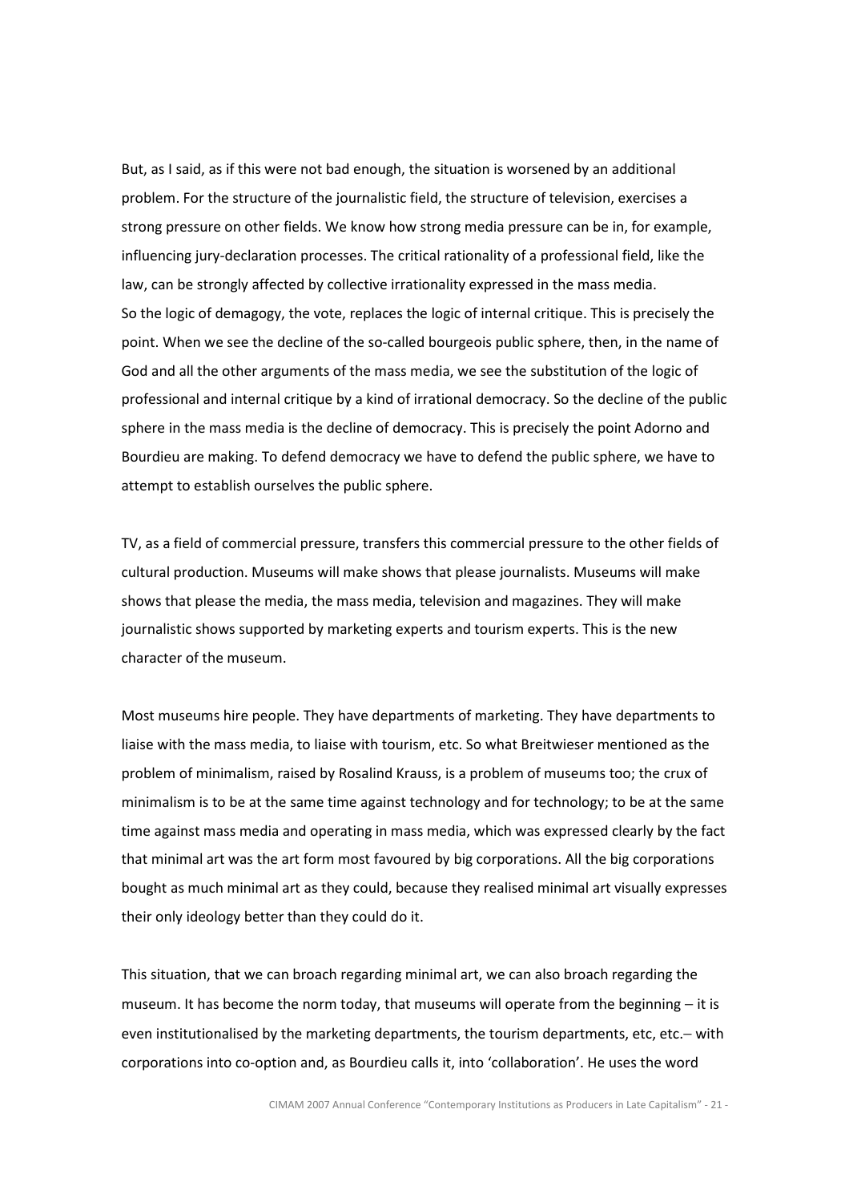But, as I said, as if this were not bad enough, the situation is worsened by an additional problem. For the structure of the journalistic field, the structure of television, exercises a strong pressure on other fields. We know how strong media pressure can be in, for example, influencing jury-declaration processes. The critical rationality of a professional field, like the law, can be strongly affected by collective irrationality expressed in the mass media.
So the logic of demagogy, the vote, replaces the logic of internal critique. This is precisely the point. When we see the decline of the so-called bourgeois public sphere, then, in the name of God and all the other arguments of the mass media, we see the substitution of the logic of professional and internal critique by a kind of irrational democracy. So the decline of the public sphere in the mass media is the decline of democracy. This is precisely the point Adorno and Bourdieu are making. To defend democracy we have to defend the public sphere, we have to attempt to establish ourselves the public sphere.

TV, as a field of commercial pressure, transfers this commercial pressure to the other fields of cultural production. Museums will make shows that please journalists. Museums will make shows that please the media, the mass media, television and magazines. They will make journalistic shows supported by marketing experts and tourism experts. This is the new character of the museum.

Most museums hire people. They have departments of marketing. They have departments to liaise with the mass media, to liaise with tourism, etc. So what Breitwieser mentioned as the problem of minimalism, raised by Rosalind Krauss, is a problem of museums too; the crux of minimalism is to be at the same time against technology and for technology; to be at the same time against mass media and operating in mass media, which was expressed clearly by the fact that minimal art was the art form most favoured by big corporations. All the big corporations bought as much minimal art as they could, because they realised minimal art visually expresses their only ideology better than they could do it.

This situation, that we can broach regarding minimal art, we can also broach regarding the museum. It has become the norm today, that museums will operate from the beginning – it is even institutionalised by the marketing departments, the tourism departments, etc, etc.– with corporations into co-option and, as Bourdieu calls it, into 'collaboration'. He uses the word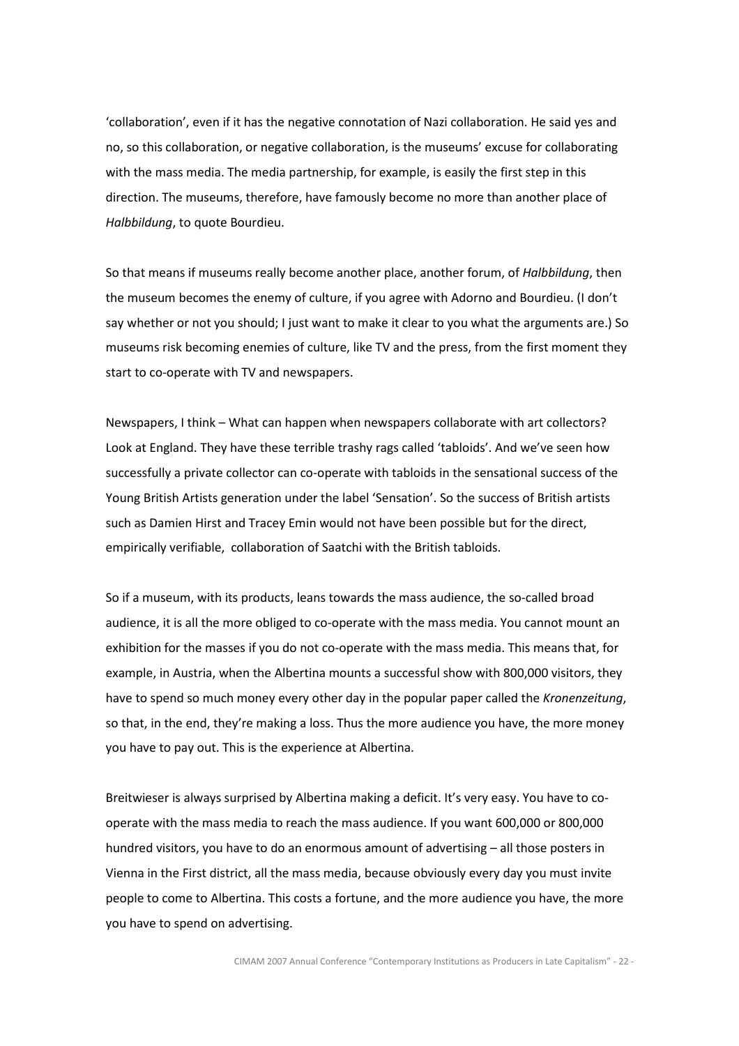'collaboration', even if it has the negative connotation of Nazi collaboration. He said yes and no, so this collaboration, or negative collaboration, is the museums' excuse for collaborating with the mass media. The media partnership, for example, is easily the first step in this direction. The museums, therefore, have famously become no more than another place of *Halbbildung*, to quote Bourdieu.

So that means if museums really become another place, another forum, of *Halbbildung*, then the museum becomes the enemy of culture, if you agree with Adorno and Bourdieu. (I don't say whether or not you should; I just want to make it clear to you what the arguments are.) So museums risk becoming enemies of culture, like TV and the press, from the first moment they start to co-operate with TV and newspapers.

Newspapers, I think – What can happen when newspapers collaborate with art collectors? Look at England. They have these terrible trashy rags called 'tabloids'. And we've seen how successfully a private collector can co-operate with tabloids in the sensational success of the Young British Artists generation under the label 'Sensation'. So the success of British artists such as Damien Hirst and Tracey Emin would not have been possible but for the direct, empirically verifiable, collaboration of Saatchi with the British tabloids.

So if a museum, with its products, leans towards the mass audience, the so-called broad audience, it is all the more obliged to co-operate with the mass media. You cannot mount an exhibition for the masses if you do not co-operate with the mass media. This means that, for example, in Austria, when the Albertina mounts a successful show with 800,000 visitors, they have to spend so much money every other day in the popular paper called the *Kronenzeitung*, so that, in the end, they're making a loss. Thus the more audience you have, the more money you have to pay out. This is the experience at Albertina.

Breitwieser is always surprised by Albertina making a deficit. It's very easy. You have to co-operate with the mass media to reach the mass audience. If you want 600,000 or 800,000 hundred visitors, you have to do an enormous amount of advertising – all those posters in Vienna in the First district, all the mass media, because obviously every day you must invite people to come to Albertina. This costs a fortune, and the more audience you have, the more you have to spend on advertising.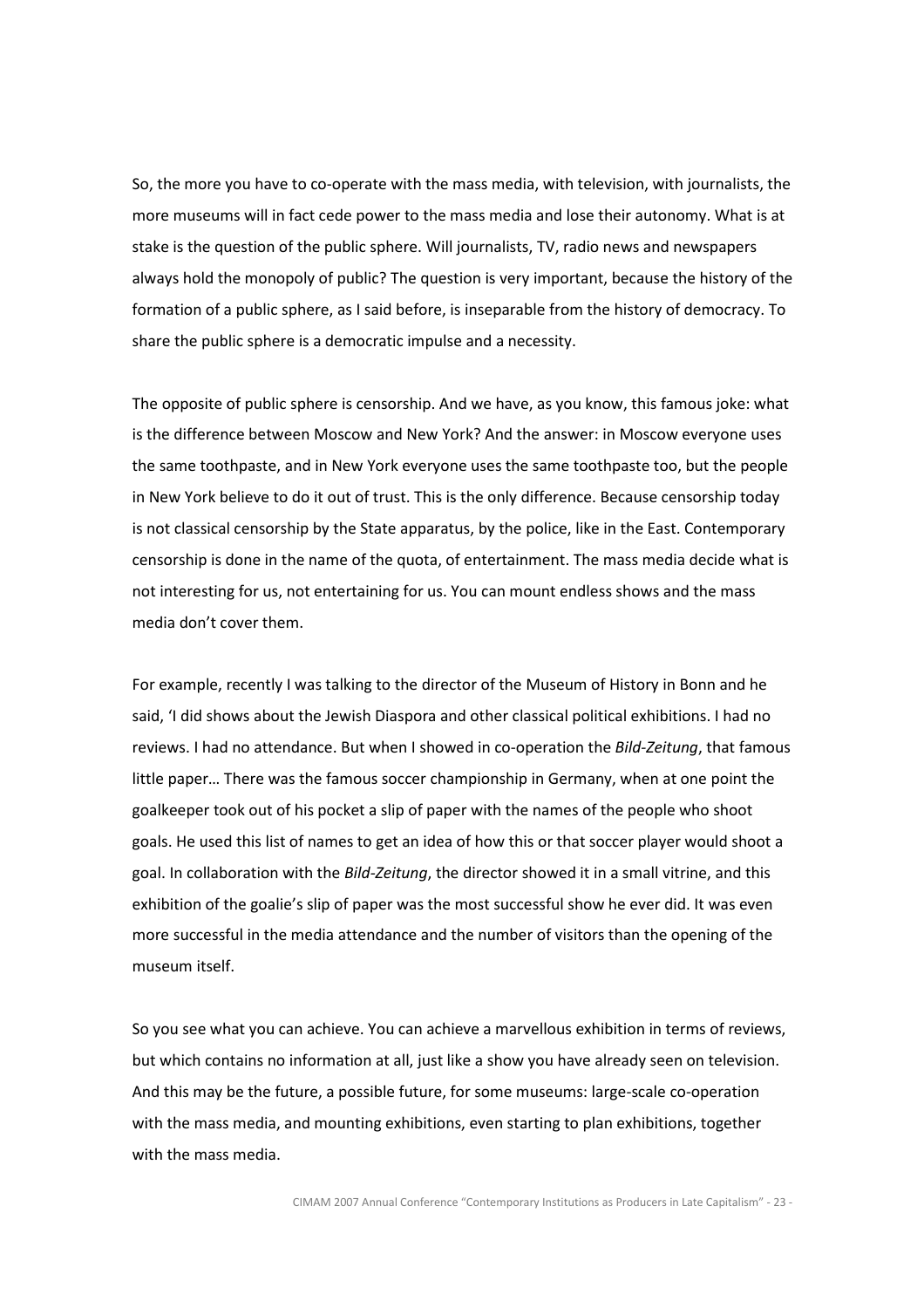So, the more you have to co-operate with the mass media, with television, with journalists, the more museums will in fact cede power to the mass media and lose their autonomy. What is at stake is the question of the public sphere. Will journalists, TV, radio news and newspapers always hold the monopoly of public? The question is very important, because the history of the formation of a public sphere, as I said before, is inseparable from the history of democracy. To share the public sphere is a democratic impulse and a necessity.

The opposite of public sphere is censorship. And we have, as you know, this famous joke: what is the difference between Moscow and New York? And the answer: in Moscow everyone uses the same toothpaste, and in New York everyone uses the same toothpaste too, but the people in New York believe to do it out of trust. This is the only difference. Because censorship today is not classical censorship by the State apparatus, by the police, like in the East. Contemporary censorship is done in the name of the quota, of entertainment. The mass media decide what is not interesting for us, not entertaining for us. You can mount endless shows and the mass media don't cover them.

For example, recently I was talking to the director of the Museum of History in Bonn and he said, 'I did shows about the Jewish Diaspora and other classical political exhibitions. I had no reviews. I had no attendance. But when I showed in co-operation the *Bild-Zeitung*, that famous little paper… There was the famous soccer championship in Germany, when at one point the goalkeeper took out of his pocket a slip of paper with the names of the people who shoot goals. He used this list of names to get an idea of how this or that soccer player would shoot a goal. In collaboration with the *Bild-Zeitung*, the director showed it in a small vitrine, and this exhibition of the goalie's slip of paper was the most successful show he ever did. It was even more successful in the media attendance and the number of visitors than the opening of the museum itself.

So you see what you can achieve. You can achieve a marvellous exhibition in terms of reviews, but which contains no information at all, just like a show you have already seen on television. And this may be the future, a possible future, for some museums: large-scale co-operation with the mass media, and mounting exhibitions, even starting to plan exhibitions, together with the mass media.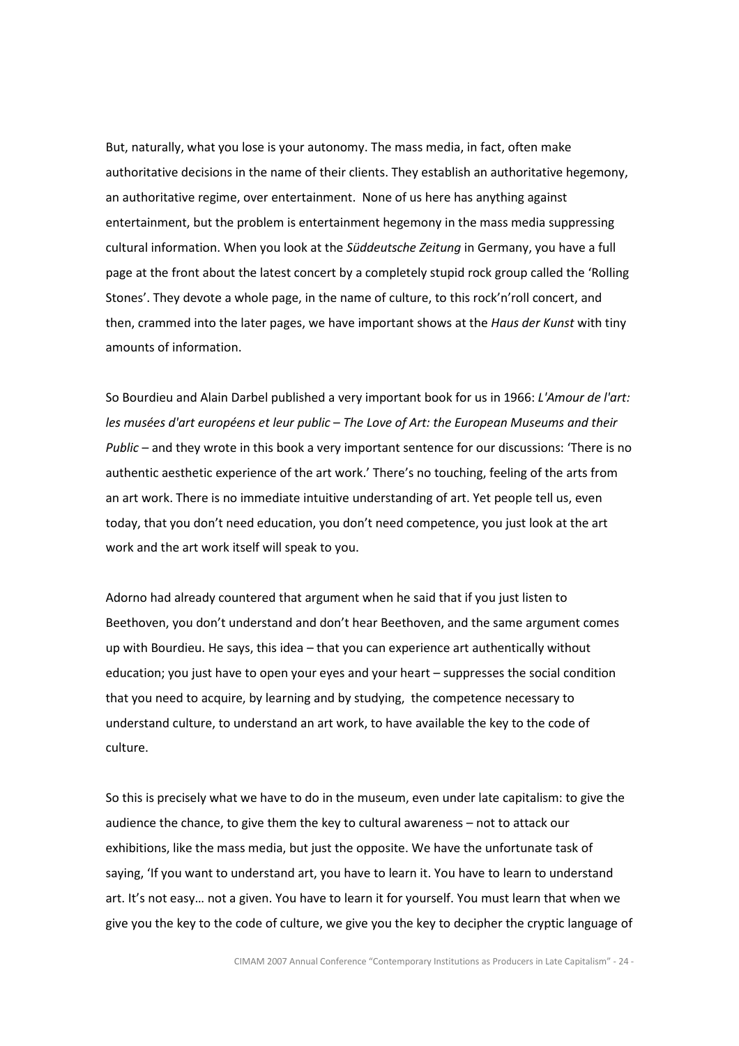But, naturally, what you lose is your autonomy. The mass media, in fact, often make authoritative decisions in the name of their clients. They establish an authoritative hegemony, an authoritative regime, over entertainment. None of us here has anything against entertainment, but the problem is entertainment hegemony in the mass media suppressing cultural information. When you look at the *Süddeutsche Zeitung* in Germany, you have a full page at the front about the latest concert by a completely stupid rock group called the 'Rolling Stones'. They devote a whole page, in the name of culture, to this rock'n'roll concert, and then, crammed into the later pages, we have important shows at the *Haus der Kunst* with tiny amounts of information.

So Bourdieu and Alain Darbel published a very important book for us in 1966: *L'Amour de l'art: les musées d'art européens et leur public – The Love of Art: the European Museums and their Public* – and they wrote in this book a very important sentence for our discussions: 'There is no authentic aesthetic experience of the art work.' There's no touching, feeling of the arts from an art work. There is no immediate intuitive understanding of art. Yet people tell us, even today, that you don't need education, you don't need competence, you just look at the art work and the art work itself will speak to you.

Adorno had already countered that argument when he said that if you just listen to Beethoven, you don't understand and don't hear Beethoven, and the same argument comes up with Bourdieu. He says, this idea – that you can experience art authentically without education; you just have to open your eyes and your heart – suppresses the social condition that you need to acquire, by learning and by studying, the competence necessary to understand culture, to understand an art work, to have available the key to the code of culture.

So this is precisely what we have to do in the museum, even under late capitalism: to give the audience the chance, to give them the key to cultural awareness – not to attack our exhibitions, like the mass media, but just the opposite. We have the unfortunate task of saying, 'If you want to understand art, you have to learn it. You have to learn to understand art. It's not easy… not a given. You have to learn it for yourself. You must learn that when we give you the key to the code of culture, we give you the key to decipher the cryptic language of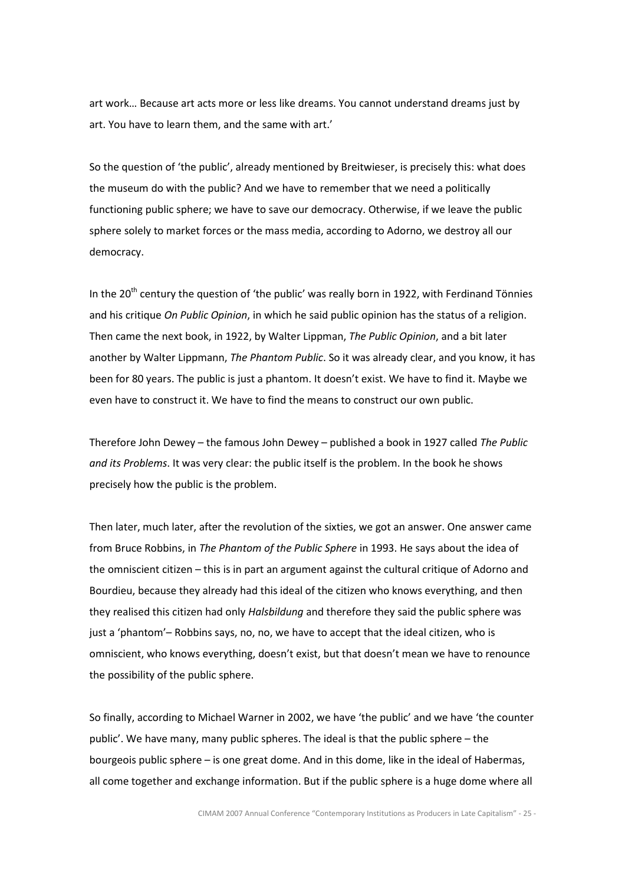art work… Because art acts more or less like dreams. You cannot understand dreams just by art. You have to learn them, and the same with art.'

So the question of 'the public', already mentioned by Breitwieser, is precisely this: what does the museum do with the public? And we have to remember that we need a politically functioning public sphere; we have to save our democracy. Otherwise, if we leave the public sphere solely to market forces or the mass media, according to Adorno, we destroy all our democracy.

In the 20th century the question of 'the public' was really born in 1922, with Ferdinand Tönnies and his critique *On Public Opinion*, in which he said public opinion has the status of a religion. Then came the next book, in 1922, by Walter Lippman, *The Public Opinion*, and a bit later another by Walter Lippmann, *The Phantom Public*. So it was already clear, and you know, it has been for 80 years. The public is just a phantom. It doesn't exist. We have to find it. Maybe we even have to construct it. We have to find the means to construct our own public.

Therefore John Dewey – the famous John Dewey – published a book in 1927 called *The Public and its Problems*. It was very clear: the public itself is the problem. In the book he shows precisely how the public is the problem.

Then later, much later, after the revolution of the sixties, we got an answer. One answer came from Bruce Robbins, in *The Phantom of the Public Sphere* in 1993. He says about the idea of the omniscient citizen – this is in part an argument against the cultural critique of Adorno and Bourdieu, because they already had this ideal of the citizen who knows everything, and then they realised this citizen had only *Halsbildung* and therefore they said the public sphere was just a 'phantom'– Robbins says, no, no, we have to accept that the ideal citizen, who is omniscient, who knows everything, doesn't exist, but that doesn't mean we have to renounce the possibility of the public sphere.

So finally, according to Michael Warner in 2002, we have 'the public' and we have 'the counter public'. We have many, many public spheres. The ideal is that the public sphere – the bourgeois public sphere – is one great dome. And in this dome, like in the ideal of Habermas, all come together and exchange information. But if the public sphere is a huge dome where all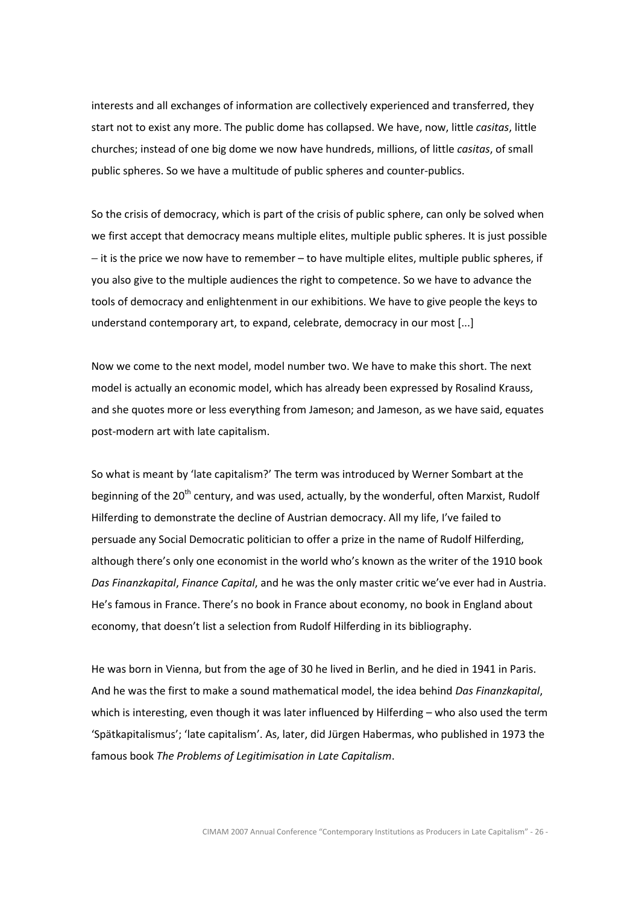interests and all exchanges of information are collectively experienced and transferred, they start not to exist any more. The public dome has collapsed. We have, now, little *casitas*, little churches; instead of one big dome we now have hundreds, millions, of little *casitas*, of small public spheres. So we have a multitude of public spheres and counter-publics.

So the crisis of democracy, which is part of the crisis of public sphere, can only be solved when we first accept that democracy means multiple elites, multiple public spheres. It is just possible – it is the price we now have to remember – to have multiple elites, multiple public spheres, if you also give to the multiple audiences the right to competence. So we have to advance the tools of democracy and enlightenment in our exhibitions. We have to give people the keys to understand contemporary art, to expand, celebrate, democracy in our most [...]

Now we come to the next model, model number two. We have to make this short. The next model is actually an economic model, which has already been expressed by Rosalind Krauss, and she quotes more or less everything from Jameson; and Jameson, as we have said, equates post-modern art with late capitalism.

So what is meant by 'late capitalism?' The term was introduced by Werner Sombart at the beginning of the 20th century, and was used, actually, by the wonderful, often Marxist, Rudolf Hilferding to demonstrate the decline of Austrian democracy. All my life, I've failed to persuade any Social Democratic politician to offer a prize in the name of Rudolf Hilferding, although there's only one economist in the world who's known as the writer of the 1910 book *Das Finanzkapital*, *Finance Capital*, and he was the only master critic we've ever had in Austria. He's famous in France. There's no book in France about economy, no book in England about economy, that doesn't list a selection from Rudolf Hilferding in its bibliography.

He was born in Vienna, but from the age of 30 he lived in Berlin, and he died in 1941 in Paris. And he was the first to make a sound mathematical model, the idea behind *Das Finanzkapital*, which is interesting, even though it was later influenced by Hilferding – who also used the term 'Spätkapitalismus'; 'late capitalism'. As, later, did Jürgen Habermas, who published in 1973 the famous book *The Problems of Legitimisation in Late Capitalism*.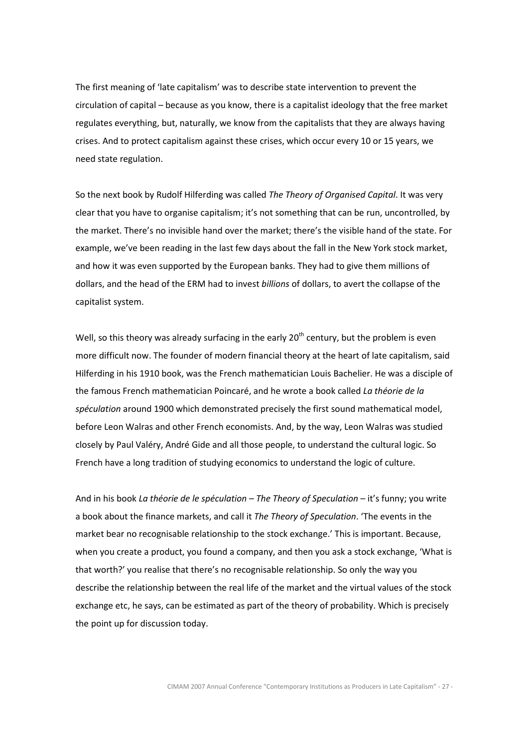The first meaning of 'late capitalism' was to describe state intervention to prevent the circulation of capital – because as you know, there is a capitalist ideology that the free market regulates everything, but, naturally, we know from the capitalists that they are always having crises. And to protect capitalism against these crises, which occur every 10 or 15 years, we need state regulation.

So the next book by Rudolf Hilferding was called *The Theory of Organised Capital*. It was very clear that you have to organise capitalism; it's not something that can be run, uncontrolled, by the market. There's no invisible hand over the market; there's the visible hand of the state. For example, we've been reading in the last few days about the fall in the New York stock market, and how it was even supported by the European banks. They had to give them millions of dollars, and the head of the ERM had to invest *billions* of dollars, to avert the collapse of the capitalist system.

Well, so this theory was already surfacing in the early 20th century, but the problem is even more difficult now. The founder of modern financial theory at the heart of late capitalism, said Hilferding in his 1910 book, was the French mathematician Louis Bachelier. He was a disciple of the famous French mathematician Poincaré, and he wrote a book called *La théorie de la spéculation* around 1900 which demonstrated precisely the first sound mathematical model, before Leon Walras and other French economists. And, by the way, Leon Walras was studied closely by Paul Valéry, André Gide and all those people, to understand the cultural logic. So French have a long tradition of studying economics to understand the logic of culture.

And in his book *La théorie de le spéculation – The Theory of Speculation* – it's funny; you write a book about the finance markets, and call it *The Theory of Speculation*. 'The events in the market bear no recognisable relationship to the stock exchange.' This is important. Because, when you create a product, you found a company, and then you ask a stock exchange, 'What is that worth?' you realise that there's no recognisable relationship. So only the way you describe the relationship between the real life of the market and the virtual values of the stock exchange etc, he says, can be estimated as part of the theory of probability. Which is precisely the point up for discussion today.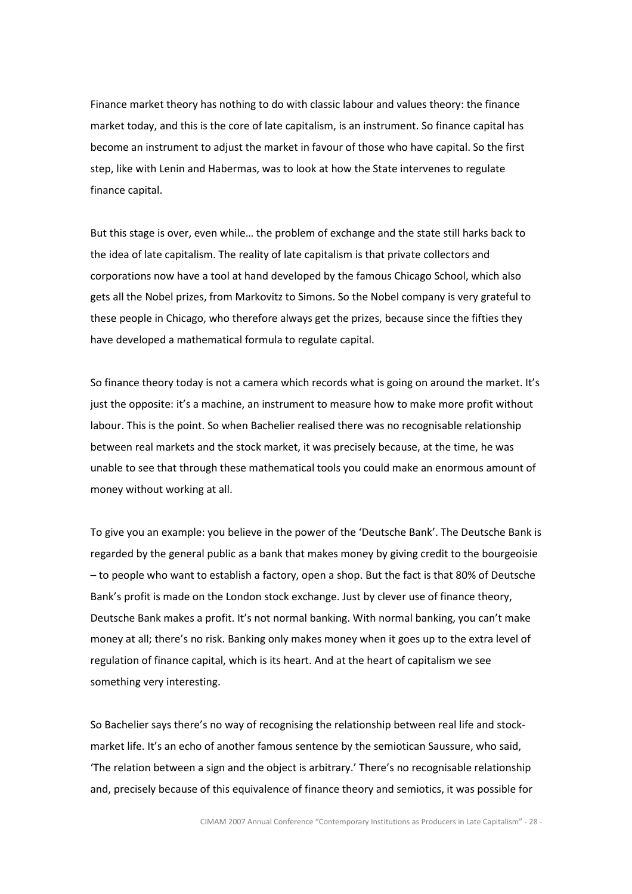Finance market theory has nothing to do with classic labour and values theory: the finance market today, and this is the core of late capitalism, is an instrument. So finance capital has become an instrument to adjust the market in favour of those who have capital. So the first step, like with Lenin and Habermas, was to look at how the State intervenes to regulate finance capital.

But this stage is over, even while… the problem of exchange and the state still harks back to the idea of late capitalism. The reality of late capitalism is that private collectors and corporations now have a tool at hand developed by the famous Chicago School, which also gets all the Nobel prizes, from Markovitz to Simons. So the Nobel company is very grateful to these people in Chicago, who therefore always get the prizes, because since the fifties they have developed a mathematical formula to regulate capital.

So finance theory today is not a camera which records what is going on around the market. It's just the opposite: it's a machine, an instrument to measure how to make more profit without labour. This is the point. So when Bachelier realised there was no recognisable relationship between real markets and the stock market, it was precisely because, at the time, he was unable to see that through these mathematical tools you could make an enormous amount of money without working at all.

To give you an example: you believe in the power of the 'Deutsche Bank'. The Deutsche Bank is regarded by the general public as a bank that makes money by giving credit to the bourgeoisie – to people who want to establish a factory, open a shop. But the fact is that 80% of Deutsche Bank's profit is made on the London stock exchange. Just by clever use of finance theory, Deutsche Bank makes a profit. It's not normal banking. With normal banking, you can't make money at all; there's no risk. Banking only makes money when it goes up to the extra level of regulation of finance capital, which is its heart. And at the heart of capitalism we see something very interesting.

So Bachelier says there's no way of recognising the relationship between real life and stock-market life. It's an echo of another famous sentence by the semiotican Saussure, who said, 'The relation between a sign and the object is arbitrary.' There's no recognisable relationship and, precisely because of this equivalence of finance theory and semiotics, it was possible for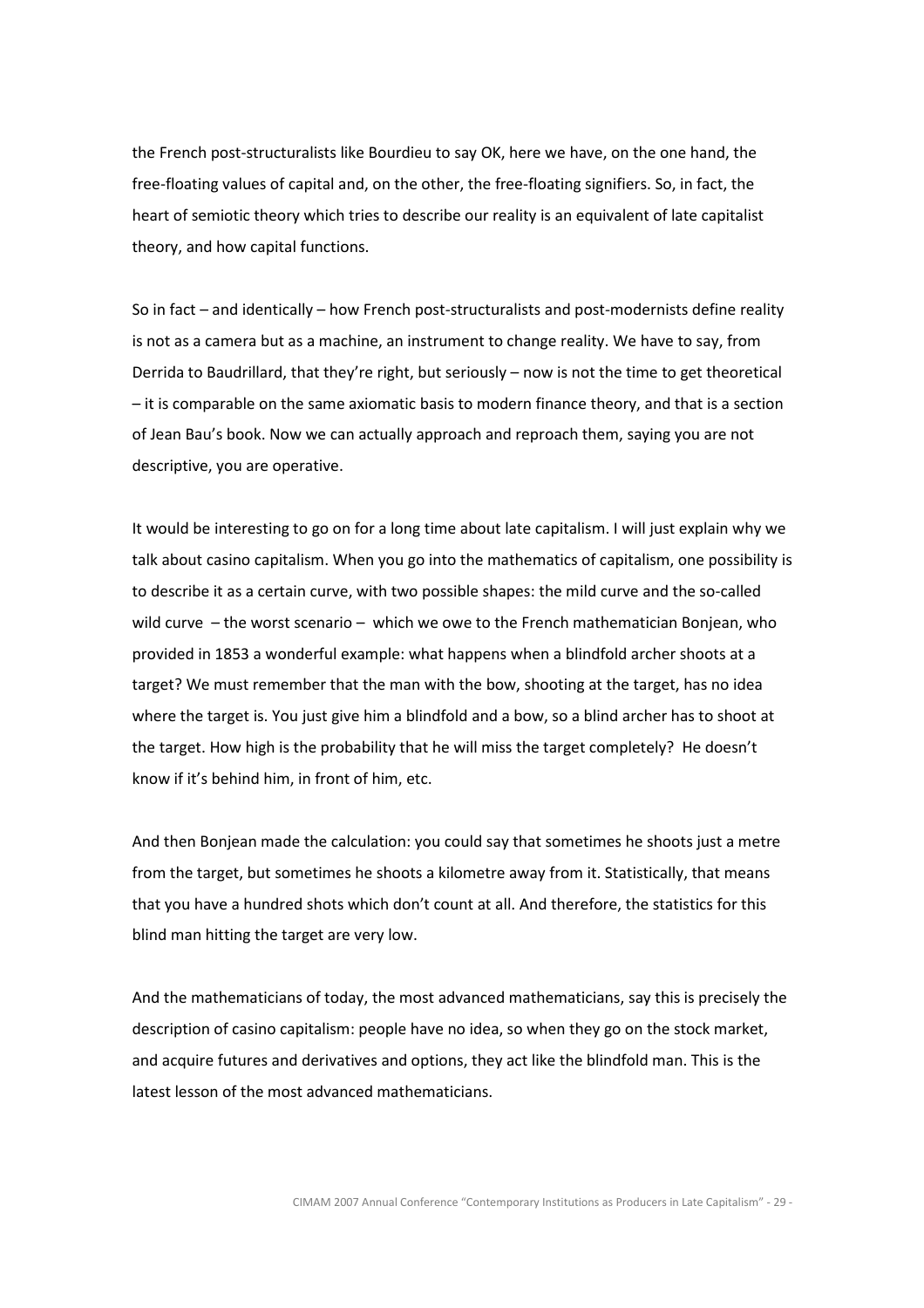the French post-structuralists like Bourdieu to say OK, here we have, on the one hand, the free-floating values of capital and, on the other, the free-floating signifiers. So, in fact, the heart of semiotic theory which tries to describe our reality is an equivalent of late capitalist theory, and how capital functions.

So in fact – and identically – how French post-structuralists and post-modernists define reality is not as a camera but as a machine, an instrument to change reality. We have to say, from Derrida to Baudrillard, that they're right, but seriously – now is not the time to get theoretical – it is comparable on the same axiomatic basis to modern finance theory, and that is a section of Jean Bau's book. Now we can actually approach and reproach them, saying you are not descriptive, you are operative.

It would be interesting to go on for a long time about late capitalism. I will just explain why we talk about casino capitalism. When you go into the mathematics of capitalism, one possibility is to describe it as a certain curve, with two possible shapes: the mild curve and the so-called wild curve – the worst scenario – which we owe to the French mathematician Bonjean, who provided in 1853 a wonderful example: what happens when a blindfold archer shoots at a target? We must remember that the man with the bow, shooting at the target, has no idea where the target is. You just give him a blindfold and a bow, so a blind archer has to shoot at the target. How high is the probability that he will miss the target completely? He doesn't know if it's behind him, in front of him, etc.

And then Bonjean made the calculation: you could say that sometimes he shoots just a metre from the target, but sometimes he shoots a kilometre away from it. Statistically, that means that you have a hundred shots which don't count at all. And therefore, the statistics for this blind man hitting the target are very low.

And the mathematicians of today, the most advanced mathematicians, say this is precisely the description of casino capitalism: people have no idea, so when they go on the stock market, and acquire futures and derivatives and options, they act like the blindfold man. This is the latest lesson of the most advanced mathematicians.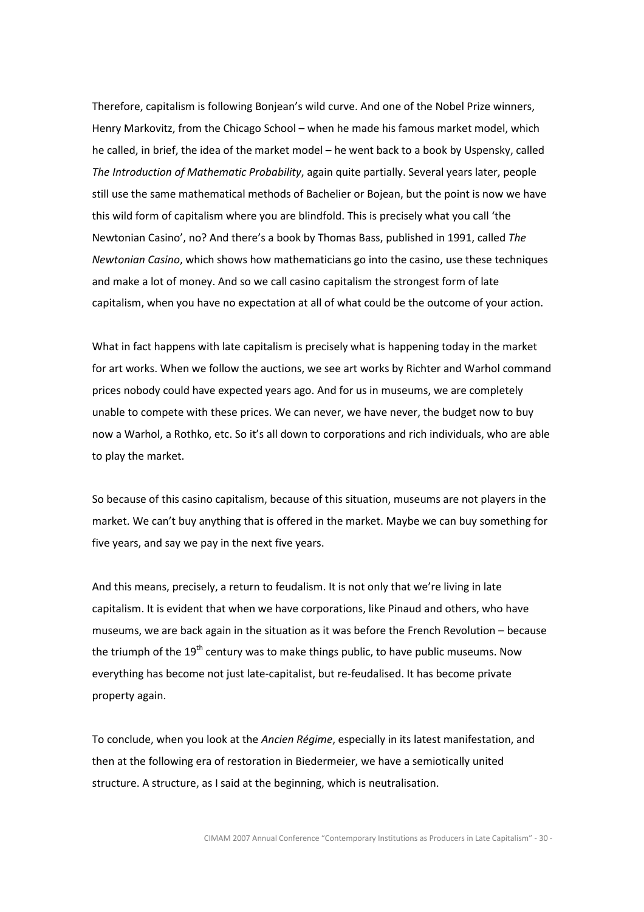Therefore, capitalism is following Bonjean's wild curve. And one of the Nobel Prize winners, Henry Markovitz, from the Chicago School – when he made his famous market model, which he called, in brief, the idea of the market model – he went back to a book by Uspensky, called *The Introduction of Mathematic Probability*, again quite partially. Several years later, people still use the same mathematical methods of Bachelier or Bojean, but the point is now we have this wild form of capitalism where you are blindfold. This is precisely what you call 'the Newtonian Casino', no? And there's a book by Thomas Bass, published in 1991, called *The Newtonian Casino*, which shows how mathematicians go into the casino, use these techniques and make a lot of money. And so we call casino capitalism the strongest form of late capitalism, when you have no expectation at all of what could be the outcome of your action.

What in fact happens with late capitalism is precisely what is happening today in the market for art works. When we follow the auctions, we see art works by Richter and Warhol command prices nobody could have expected years ago. And for us in museums, we are completely unable to compete with these prices. We can never, we have never, the budget now to buy now a Warhol, a Rothko, etc. So it's all down to corporations and rich individuals, who are able to play the market.

So because of this casino capitalism, because of this situation, museums are not players in the market. We can't buy anything that is offered in the market. Maybe we can buy something for five years, and say we pay in the next five years.

And this means, precisely, a return to feudalism. It is not only that we're living in late capitalism. It is evident that when we have corporations, like Pinaud and others, who have museums, we are back again in the situation as it was before the French Revolution – because the triumph of the 19th century was to make things public, to have public museums. Now everything has become not just late-capitalist, but re-feudalised. It has become private property again.

To conclude, when you look at the *Ancien Régime*, especially in its latest manifestation, and then at the following era of restoration in Biedermeier, we have a semiotically united structure. A structure, as I said at the beginning, which is neutralisation.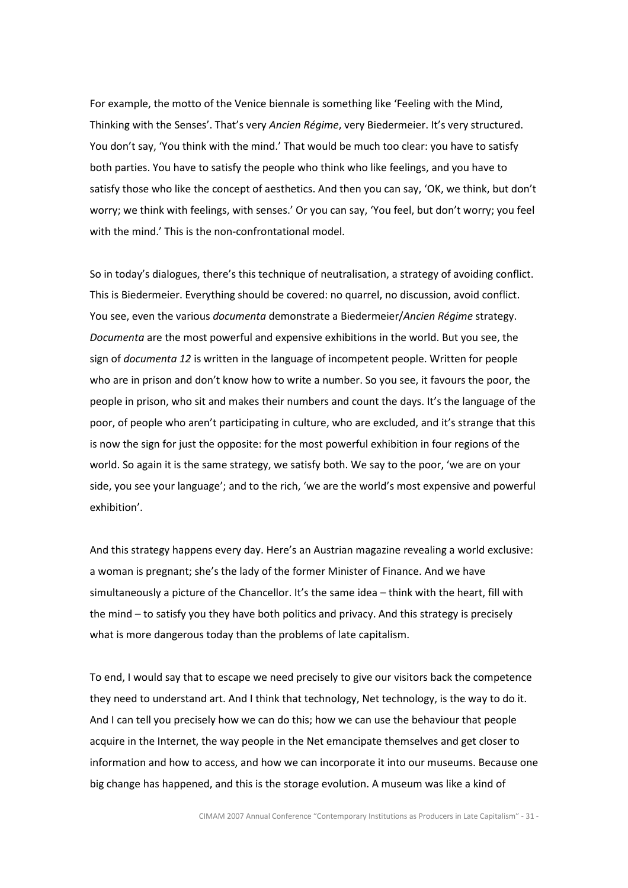For example, the motto of the Venice biennale is something like 'Feeling with the Mind, Thinking with the Senses'. That's very *Ancien Régime*, very Biedermeier. It's very structured. You don't say, 'You think with the mind.' That would be much too clear: you have to satisfy both parties. You have to satisfy the people who think who like feelings, and you have to satisfy those who like the concept of aesthetics. And then you can say, 'OK, we think, but don't worry; we think with feelings, with senses.' Or you can say, 'You feel, but don't worry; you feel with the mind.' This is the non-confrontational model.

So in today's dialogues, there's this technique of neutralisation, a strategy of avoiding conflict. This is Biedermeier. Everything should be covered: no quarrel, no discussion, avoid conflict. You see, even the various *documenta* demonstrate a Biedermeier/*Ancien Régime* strategy. *Documenta* are the most powerful and expensive exhibitions in the world. But you see, the sign of *documenta 12* is written in the language of incompetent people. Written for people who are in prison and don't know how to write a number. So you see, it favours the poor, the people in prison, who sit and makes their numbers and count the days. It's the language of the poor, of people who aren't participating in culture, who are excluded, and it's strange that this is now the sign for just the opposite: for the most powerful exhibition in four regions of the world. So again it is the same strategy, we satisfy both. We say to the poor, 'we are on your side, you see your language'; and to the rich, 'we are the world's most expensive and powerful exhibition'.

And this strategy happens every day. Here's an Austrian magazine revealing a world exclusive: a woman is pregnant; she's the lady of the former Minister of Finance. And we have simultaneously a picture of the Chancellor. It's the same idea – think with the heart, fill with the mind – to satisfy you they have both politics and privacy. And this strategy is precisely what is more dangerous today than the problems of late capitalism.

To end, I would say that to escape we need precisely to give our visitors back the competence they need to understand art. And I think that technology, Net technology, is the way to do it. And I can tell you precisely how we can do this; how we can use the behaviour that people acquire in the Internet, the way people in the Net emancipate themselves and get closer to information and how to access, and how we can incorporate it into our museums. Because one big change has happened, and this is the storage evolution. A museum was like a kind of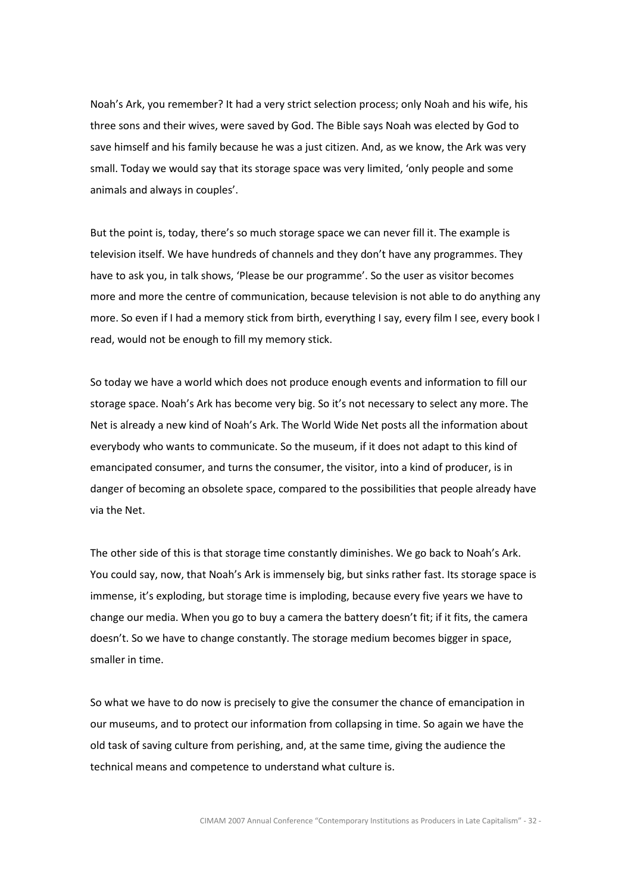Noah's Ark, you remember? It had a very strict selection process; only Noah and his wife, his three sons and their wives, were saved by God. The Bible says Noah was elected by God to save himself and his family because he was a just citizen. And, as we know, the Ark was very small. Today we would say that its storage space was very limited, 'only people and some animals and always in couples'.

But the point is, today, there's so much storage space we can never fill it. The example is television itself. We have hundreds of channels and they don't have any programmes. They have to ask you, in talk shows, 'Please be our programme'. So the user as visitor becomes more and more the centre of communication, because television is not able to do anything any more. So even if I had a memory stick from birth, everything I say, every film I see, every book I read, would not be enough to fill my memory stick.

So today we have a world which does not produce enough events and information to fill our storage space. Noah's Ark has become very big. So it's not necessary to select any more. The Net is already a new kind of Noah's Ark. The World Wide Net posts all the information about everybody who wants to communicate. So the museum, if it does not adapt to this kind of emancipated consumer, and turns the consumer, the visitor, into a kind of producer, is in danger of becoming an obsolete space, compared to the possibilities that people already have via the Net.

The other side of this is that storage time constantly diminishes. We go back to Noah's Ark. You could say, now, that Noah's Ark is immensely big, but sinks rather fast. Its storage space is immense, it's exploding, but storage time is imploding, because every five years we have to change our media. When you go to buy a camera the battery doesn't fit; if it fits, the camera doesn't. So we have to change constantly. The storage medium becomes bigger in space, smaller in time.

So what we have to do now is precisely to give the consumer the chance of emancipation in our museums, and to protect our information from collapsing in time. So again we have the old task of saving culture from perishing, and, at the same time, giving the audience the technical means and competence to understand what culture is.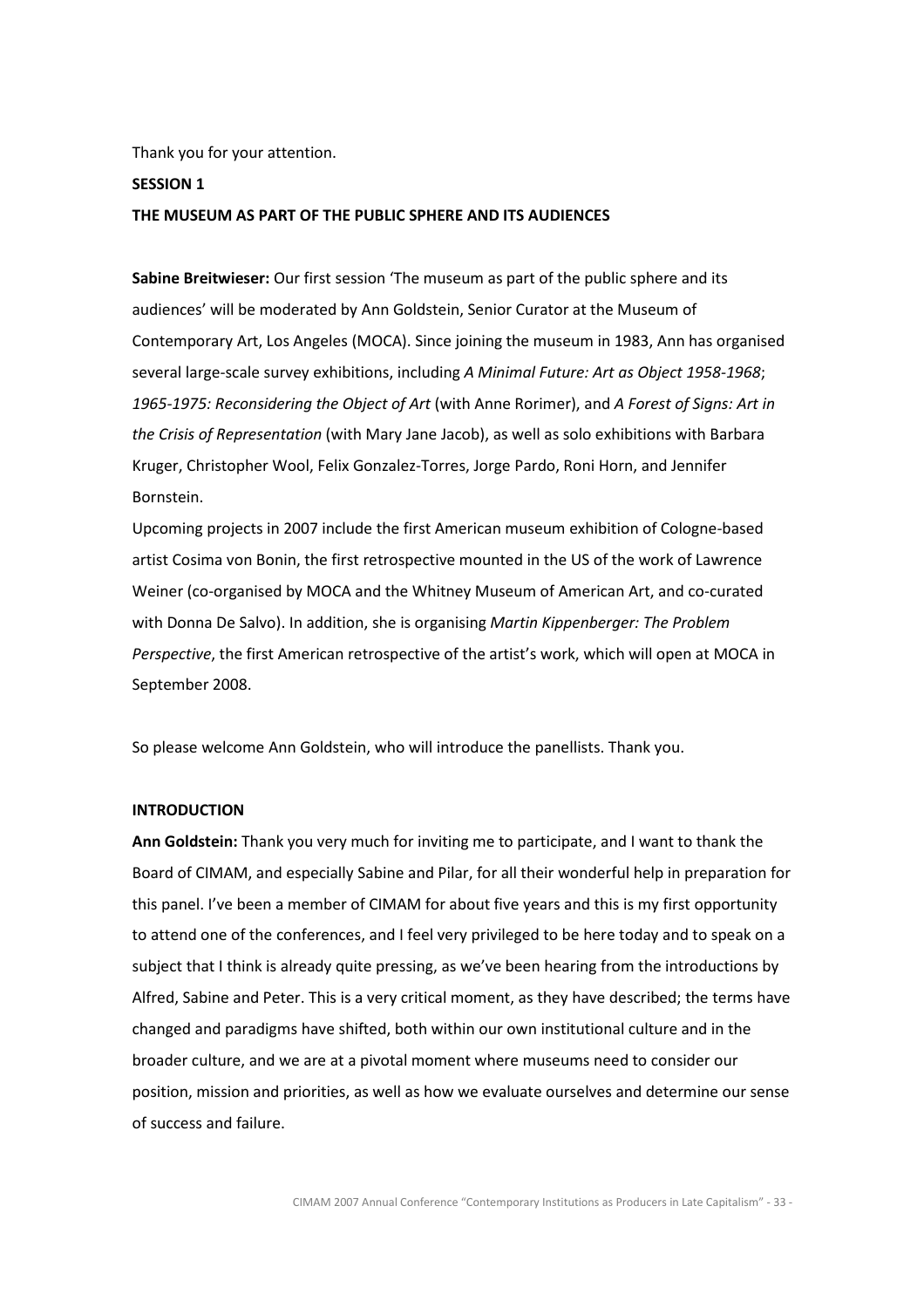Thank you for your attention.

## SESSION 1

## THE MUSEUM AS PART OF THE PUBLIC SPHERE AND ITS AUDIENCES

**Sabine Breitwieser:** Our first session 'The museum as part of the public sphere and its audiences' will be moderated by Ann Goldstein, Senior Curator at the Museum of Contemporary Art, Los Angeles (MOCA). Since joining the museum in 1983, Ann has organised several large-scale survey exhibitions, including *A Minimal Future: Art as Object 1958-1968*; *1965-1975: Reconsidering the Object of Art* (with Anne Rorimer), and *A Forest of Signs: Art in the Crisis of Representation* (with Mary Jane Jacob), as well as solo exhibitions with Barbara Kruger, Christopher Wool, Felix Gonzalez-Torres, Jorge Pardo, Roni Horn, and Jennifer Bornstein.

Upcoming projects in 2007 include the first American museum exhibition of Cologne-based artist Cosima von Bonin, the first retrospective mounted in the US of the work of Lawrence Weiner (co-organised by MOCA and the Whitney Museum of American Art, and co-curated with Donna De Salvo). In addition, she is organising *Martin Kippenberger: The Problem Perspective*, the first American retrospective of the artist's work, which will open at MOCA in September 2008.

So please welcome Ann Goldstein, who will introduce the panellists. Thank you.

### INTRODUCTION

**Ann Goldstein:** Thank you very much for inviting me to participate, and I want to thank the Board of CIMAM, and especially Sabine and Pilar, for all their wonderful help in preparation for this panel. I've been a member of CIMAM for about five years and this is my first opportunity to attend one of the conferences, and I feel very privileged to be here today and to speak on a subject that I think is already quite pressing, as we've been hearing from the introductions by Alfred, Sabine and Peter. This is a very critical moment, as they have described; the terms have changed and paradigms have shifted, both within our own institutional culture and in the broader culture, and we are at a pivotal moment where museums need to consider our position, mission and priorities, as well as how we evaluate ourselves and determine our sense of success and failure.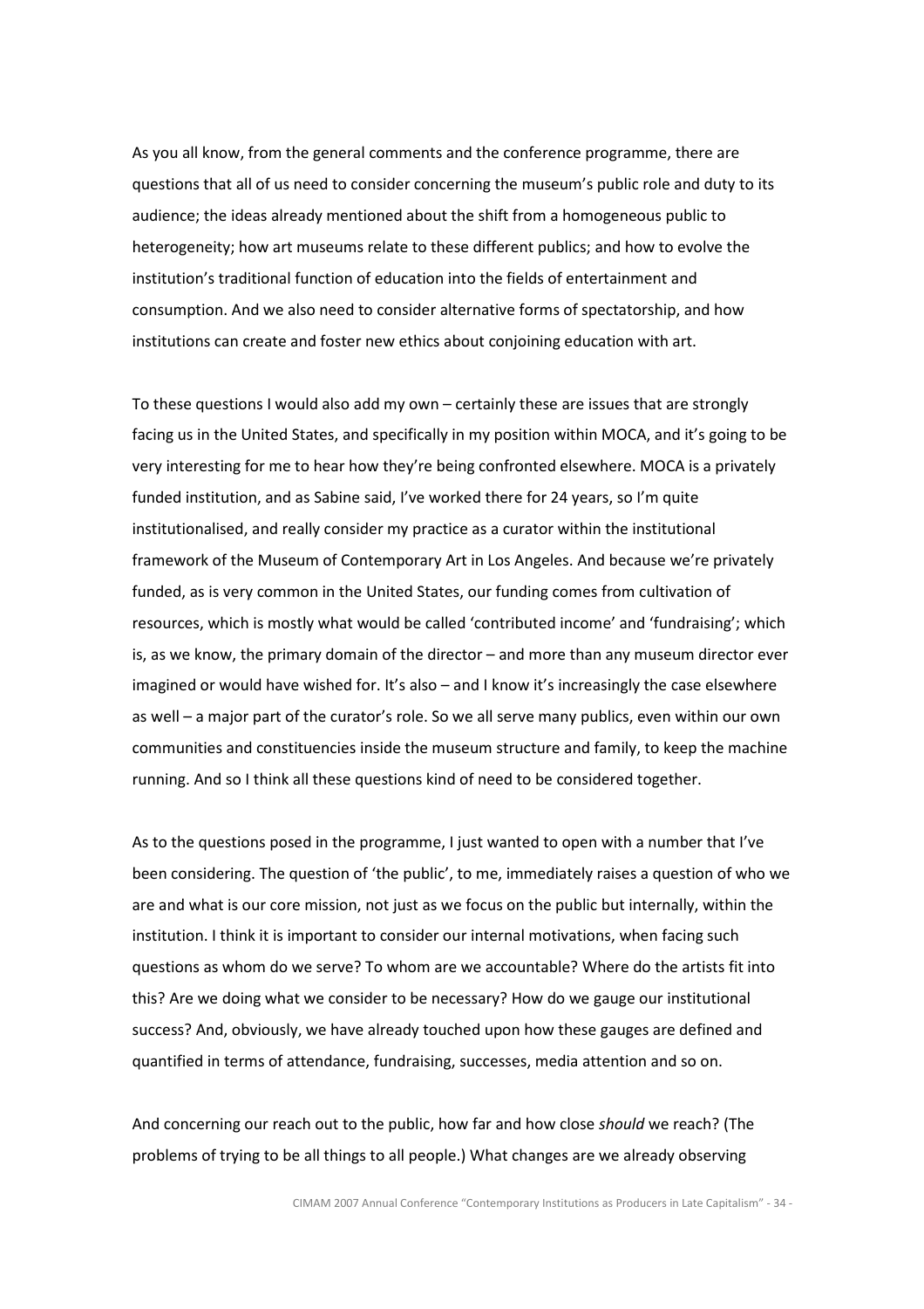As you all know, from the general comments and the conference programme, there are questions that all of us need to consider concerning the museum's public role and duty to its audience; the ideas already mentioned about the shift from a homogeneous public to heterogeneity; how art museums relate to these different publics; and how to evolve the institution's traditional function of education into the fields of entertainment and consumption. And we also need to consider alternative forms of spectatorship, and how institutions can create and foster new ethics about conjoining education with art.

To these questions I would also add my own – certainly these are issues that are strongly facing us in the United States, and specifically in my position within MOCA, and it's going to be very interesting for me to hear how they're being confronted elsewhere. MOCA is a privately funded institution, and as Sabine said, I've worked there for 24 years, so I'm quite institutionalised, and really consider my practice as a curator within the institutional framework of the Museum of Contemporary Art in Los Angeles. And because we're privately funded, as is very common in the United States, our funding comes from cultivation of resources, which is mostly what would be called 'contributed income' and 'fundraising'; which is, as we know, the primary domain of the director – and more than any museum director ever imagined or would have wished for. It's also – and I know it's increasingly the case elsewhere as well – a major part of the curator's role. So we all serve many publics, even within our own communities and constituencies inside the museum structure and family, to keep the machine running. And so I think all these questions kind of need to be considered together.

As to the questions posed in the programme, I just wanted to open with a number that I've been considering. The question of 'the public', to me, immediately raises a question of who we are and what is our core mission, not just as we focus on the public but internally, within the institution. I think it is important to consider our internal motivations, when facing such questions as whom do we serve? To whom are we accountable? Where do the artists fit into this? Are we doing what we consider to be necessary? How do we gauge our institutional success? And, obviously, we have already touched upon how these gauges are defined and quantified in terms of attendance, fundraising, successes, media attention and so on.

And concerning our reach out to the public, how far and how close *should* we reach? (The problems of trying to be all things to all people.) What changes are we already observing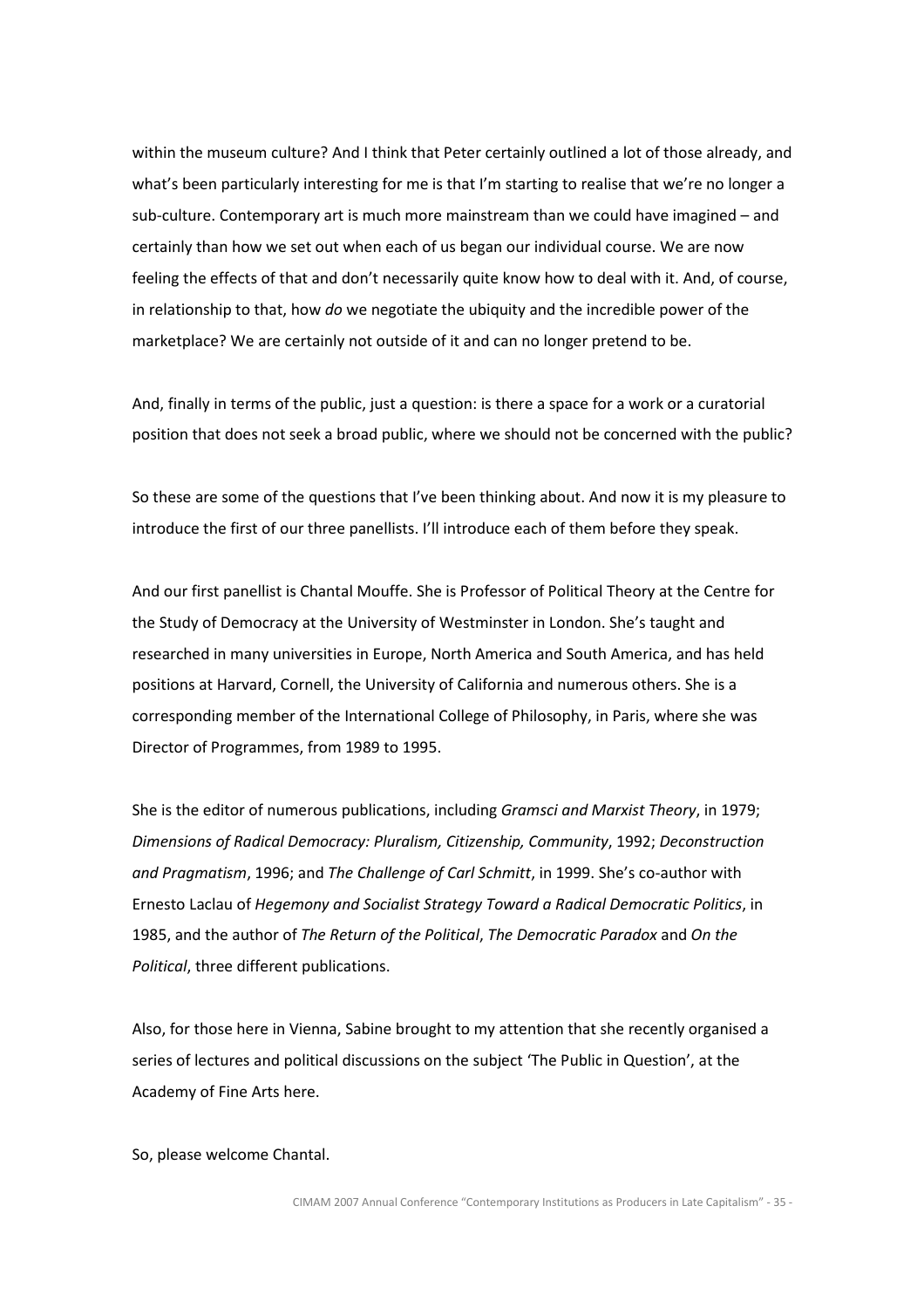within the museum culture? And I think that Peter certainly outlined a lot of those already, and what's been particularly interesting for me is that I'm starting to realise that we're no longer a sub-culture. Contemporary art is much more mainstream than we could have imagined – and certainly than how we set out when each of us began our individual course. We are now feeling the effects of that and don't necessarily quite know how to deal with it. And, of course, in relationship to that, how *do* we negotiate the ubiquity and the incredible power of the marketplace? We are certainly not outside of it and can no longer pretend to be.

And, finally in terms of the public, just a question: is there a space for a work or a curatorial position that does not seek a broad public, where we should not be concerned with the public?

So these are some of the questions that I've been thinking about. And now it is my pleasure to introduce the first of our three panellists. I'll introduce each of them before they speak.

And our first panellist is Chantal Mouffe. She is Professor of Political Theory at the Centre for the Study of Democracy at the University of Westminster in London. She's taught and researched in many universities in Europe, North America and South America, and has held positions at Harvard, Cornell, the University of California and numerous others. She is a corresponding member of the International College of Philosophy, in Paris, where she was Director of Programmes, from 1989 to 1995.

She is the editor of numerous publications, including *Gramsci and Marxist Theory*, in 1979; *Dimensions of Radical Democracy: Pluralism, Citizenship, Community*, 1992; *Deconstruction and Pragmatism*, 1996; and *The Challenge of Carl Schmitt*, in 1999. She's co-author with Ernesto Laclau of *Hegemony and Socialist Strategy Toward a Radical Democratic Politics*, in 1985, and the author of *The Return of the Political*, *The Democratic Paradox* and *On the Political*, three different publications.

Also, for those here in Vienna, Sabine brought to my attention that she recently organised a series of lectures and political discussions on the subject 'The Public in Question', at the Academy of Fine Arts here.

So, please welcome Chantal.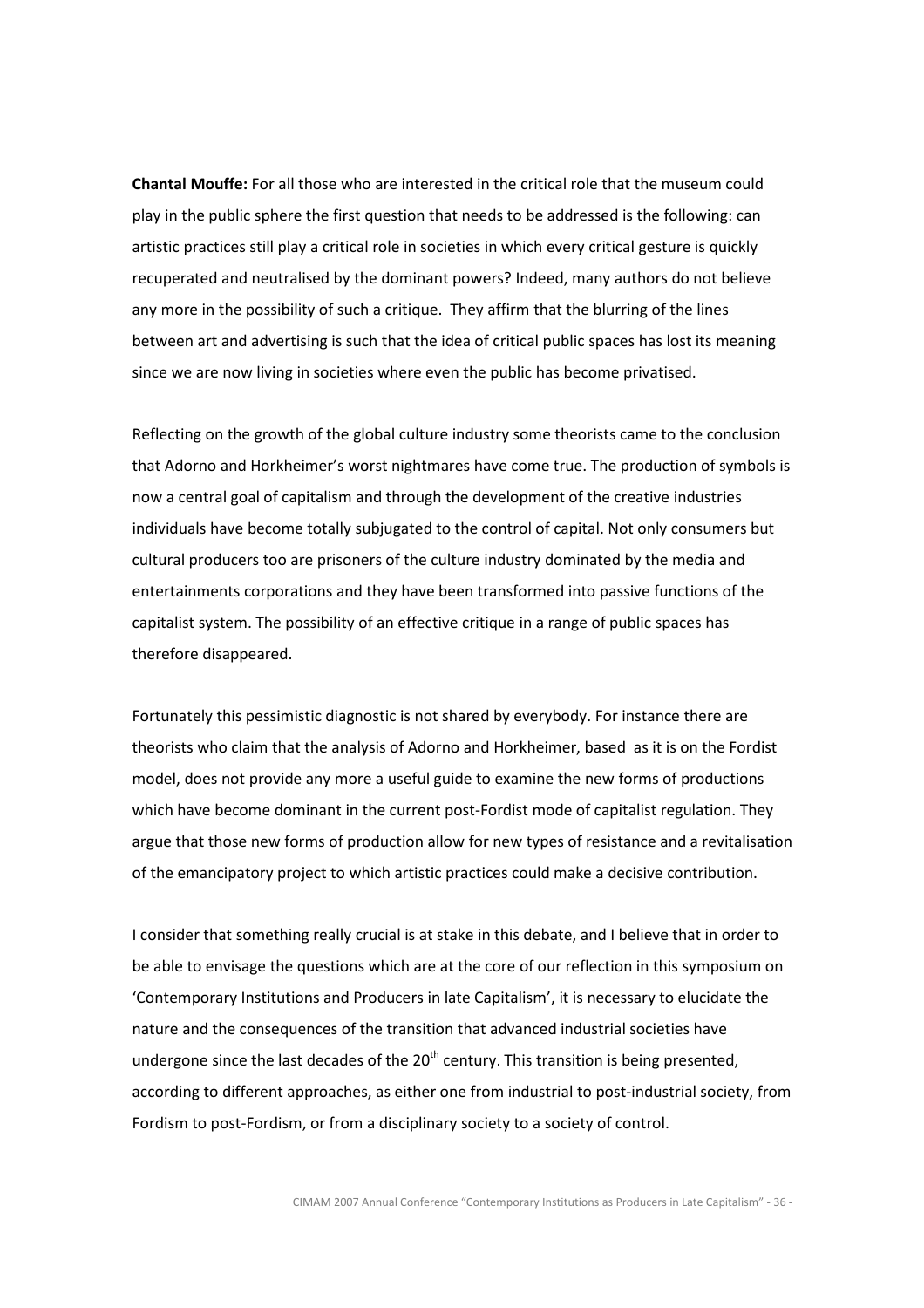**Chantal Mouffe:** For all those who are interested in the critical role that the museum could play in the public sphere the first question that needs to be addressed is the following: can artistic practices still play a critical role in societies in which every critical gesture is quickly recuperated and neutralised by the dominant powers? Indeed, many authors do not believe any more in the possibility of such a critique. They affirm that the blurring of the lines between art and advertising is such that the idea of critical public spaces has lost its meaning since we are now living in societies where even the public has become privatised.

Reflecting on the growth of the global culture industry some theorists came to the conclusion that Adorno and Horkheimer's worst nightmares have come true. The production of symbols is now a central goal of capitalism and through the development of the creative industries individuals have become totally subjugated to the control of capital. Not only consumers but cultural producers too are prisoners of the culture industry dominated by the media and entertainments corporations and they have been transformed into passive functions of the capitalist system. The possibility of an effective critique in a range of public spaces has therefore disappeared.

Fortunately this pessimistic diagnostic is not shared by everybody. For instance there are theorists who claim that the analysis of Adorno and Horkheimer, based as it is on the Fordist model, does not provide any more a useful guide to examine the new forms of productions which have become dominant in the current post-Fordist mode of capitalist regulation. They argue that those new forms of production allow for new types of resistance and a revitalisation of the emancipatory project to which artistic practices could make a decisive contribution.

I consider that something really crucial is at stake in this debate, and I believe that in order to be able to envisage the questions which are at the core of our reflection in this symposium on 'Contemporary Institutions and Producers in late Capitalism', it is necessary to elucidate the nature and the consequences of the transition that advanced industrial societies have undergone since the last decades of the 20th century. This transition is being presented, according to different approaches, as either one from industrial to post-industrial society, from Fordism to post-Fordism, or from a disciplinary society to a society of control.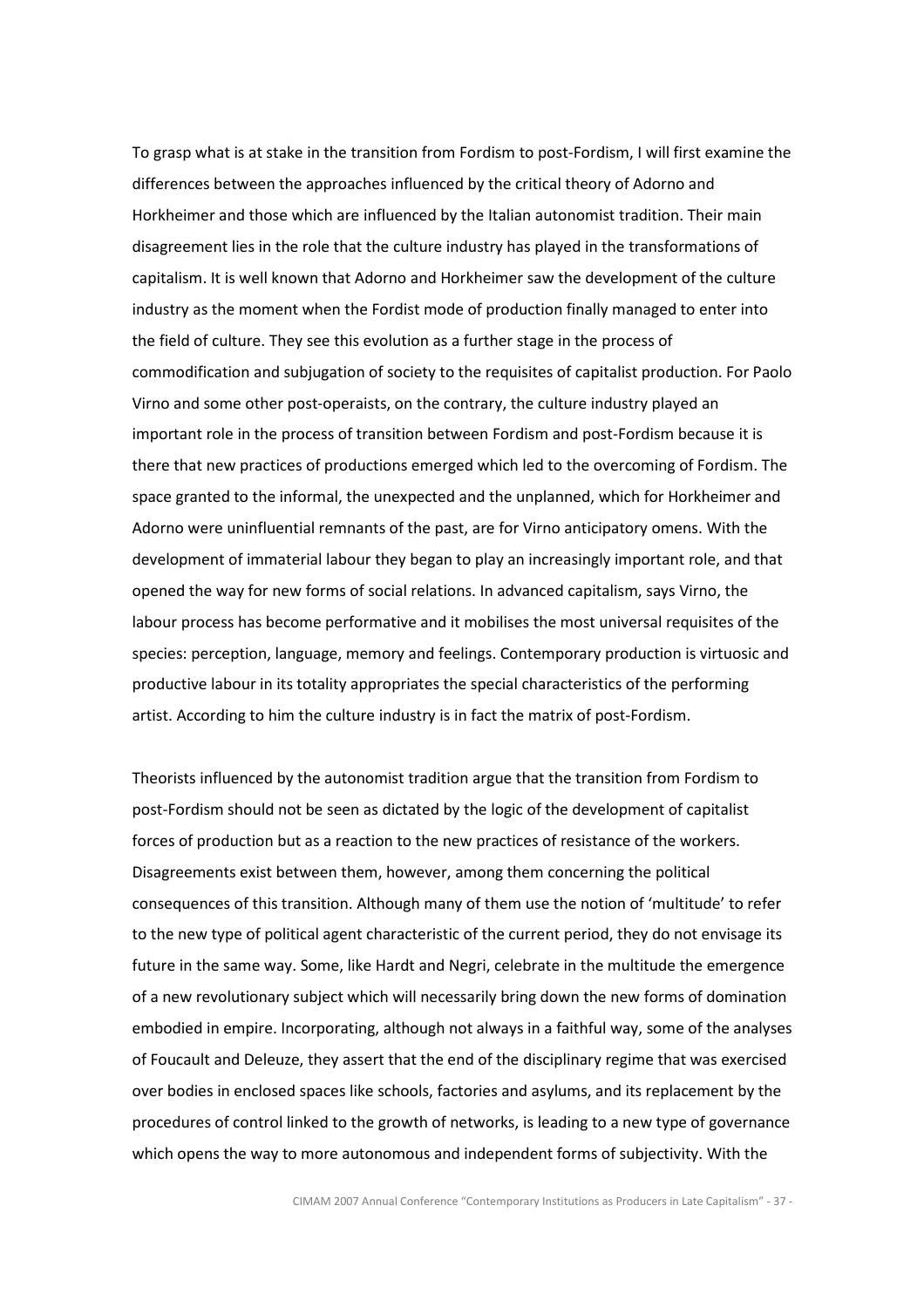To grasp what is at stake in the transition from Fordism to post-Fordism, I will first examine the differences between the approaches influenced by the critical theory of Adorno and Horkheimer and those which are influenced by the Italian autonomist tradition. Their main disagreement lies in the role that the culture industry has played in the transformations of capitalism. It is well known that Adorno and Horkheimer saw the development of the culture industry as the moment when the Fordist mode of production finally managed to enter into the field of culture. They see this evolution as a further stage in the process of commodification and subjugation of society to the requisites of capitalist production. For Paolo Virno and some other post-operaists, on the contrary, the culture industry played an important role in the process of transition between Fordism and post-Fordism because it is there that new practices of productions emerged which led to the overcoming of Fordism. The space granted to the informal, the unexpected and the unplanned, which for Horkheimer and Adorno were uninfluential remnants of the past, are for Virno anticipatory omens. With the development of immaterial labour they began to play an increasingly important role, and that opened the way for new forms of social relations. In advanced capitalism, says Virno, the labour process has become performative and it mobilises the most universal requisites of the species: perception, language, memory and feelings. Contemporary production is virtuosic and productive labour in its totality appropriates the special characteristics of the performing artist. According to him the culture industry is in fact the matrix of post-Fordism.

Theorists influenced by the autonomist tradition argue that the transition from Fordism to post-Fordism should not be seen as dictated by the logic of the development of capitalist forces of production but as a reaction to the new practices of resistance of the workers. Disagreements exist between them, however, among them concerning the political consequences of this transition. Although many of them use the notion of 'multitude' to refer to the new type of political agent characteristic of the current period, they do not envisage its future in the same way. Some, like Hardt and Negri, celebrate in the multitude the emergence of a new revolutionary subject which will necessarily bring down the new forms of domination embodied in empire. Incorporating, although not always in a faithful way, some of the analyses of Foucault and Deleuze, they assert that the end of the disciplinary regime that was exercised over bodies in enclosed spaces like schools, factories and asylums, and its replacement by the procedures of control linked to the growth of networks, is leading to a new type of governance which opens the way to more autonomous and independent forms of subjectivity. With the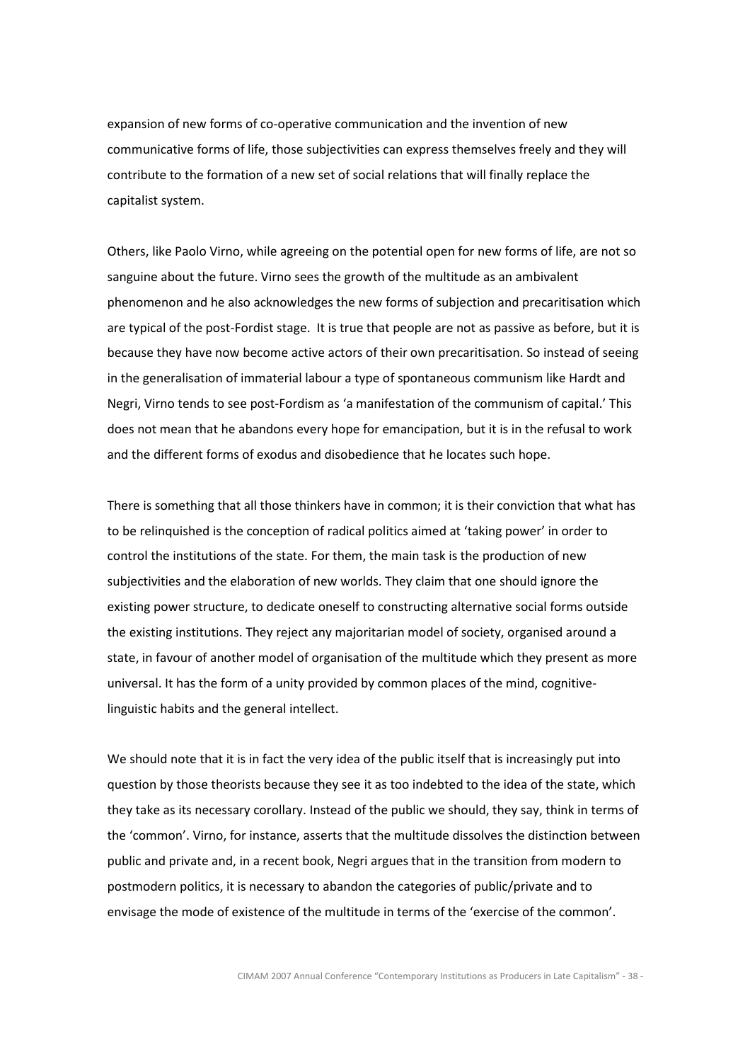expansion of new forms of co-operative communication and the invention of new communicative forms of life, those subjectivities can express themselves freely and they will contribute to the formation of a new set of social relations that will finally replace the capitalist system.

Others, like Paolo Virno, while agreeing on the potential open for new forms of life, are not so sanguine about the future. Virno sees the growth of the multitude as an ambivalent phenomenon and he also acknowledges the new forms of subjection and precaritisation which are typical of the post-Fordist stage. It is true that people are not as passive as before, but it is because they have now become active actors of their own precaritisation. So instead of seeing in the generalisation of immaterial labour a type of spontaneous communism like Hardt and Negri, Virno tends to see post-Fordism as 'a manifestation of the communism of capital.' This does not mean that he abandons every hope for emancipation, but it is in the refusal to work and the different forms of exodus and disobedience that he locates such hope.

There is something that all those thinkers have in common; it is their conviction that what has to be relinquished is the conception of radical politics aimed at 'taking power' in order to control the institutions of the state. For them, the main task is the production of new subjectivities and the elaboration of new worlds. They claim that one should ignore the existing power structure, to dedicate oneself to constructing alternative social forms outside the existing institutions. They reject any majoritarian model of society, organised around a state, in favour of another model of organisation of the multitude which they present as more universal. It has the form of a unity provided by common places of the mind, cognitive-linguistic habits and the general intellect.

We should note that it is in fact the very idea of the public itself that is increasingly put into question by those theorists because they see it as too indebted to the idea of the state, which they take as its necessary corollary. Instead of the public we should, they say, think in terms of the 'common'. Virno, for instance, asserts that the multitude dissolves the distinction between public and private and, in a recent book, Negri argues that in the transition from modern to postmodern politics, it is necessary to abandon the categories of public/private and to envisage the mode of existence of the multitude in terms of the 'exercise of the common'.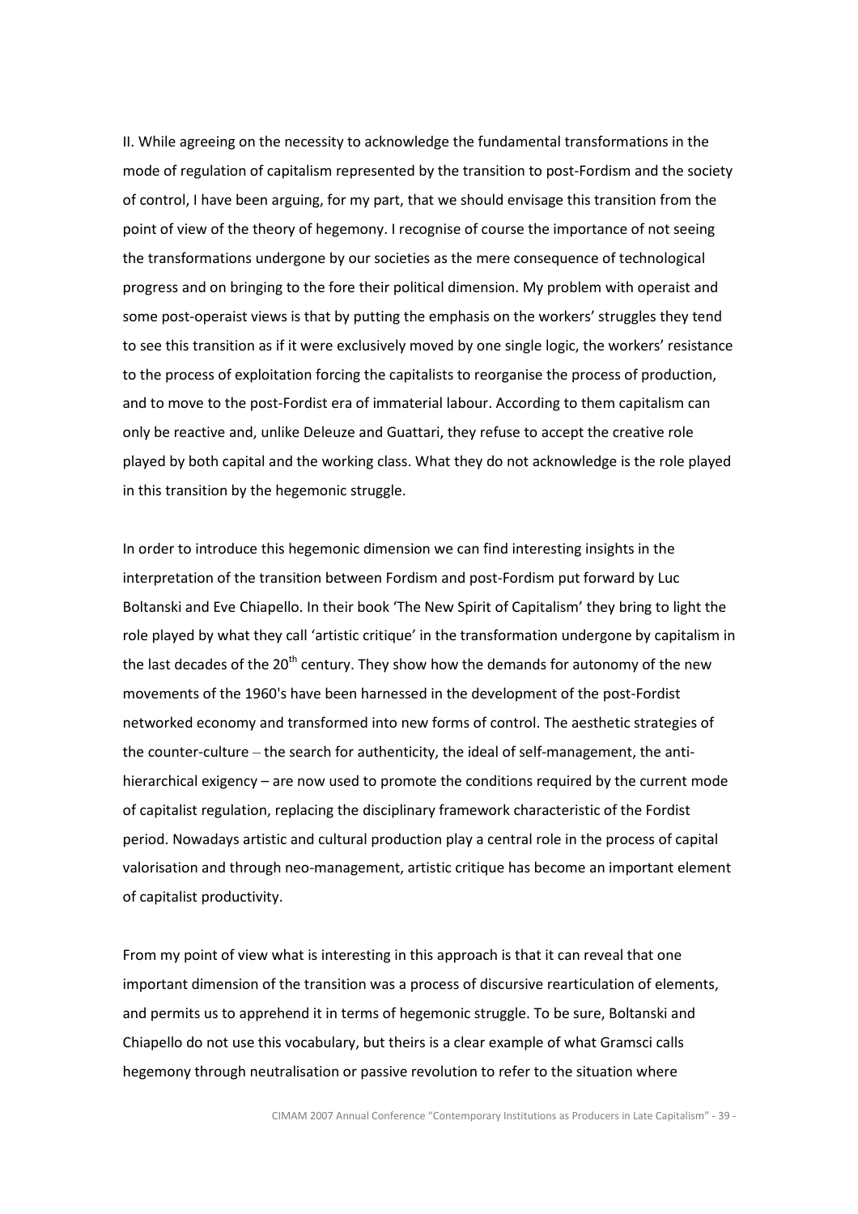II. While agreeing on the necessity to acknowledge the fundamental transformations in the mode of regulation of capitalism represented by the transition to post-Fordism and the society of control, I have been arguing, for my part, that we should envisage this transition from the point of view of the theory of hegemony. I recognise of course the importance of not seeing the transformations undergone by our societies as the mere consequence of technological progress and on bringing to the fore their political dimension. My problem with operaist and some post-operaist views is that by putting the emphasis on the workers' struggles they tend to see this transition as if it were exclusively moved by one single logic, the workers' resistance to the process of exploitation forcing the capitalists to reorganise the process of production, and to move to the post-Fordist era of immaterial labour. According to them capitalism can only be reactive and, unlike Deleuze and Guattari, they refuse to accept the creative role played by both capital and the working class. What they do not acknowledge is the role played in this transition by the hegemonic struggle.

In order to introduce this hegemonic dimension we can find interesting insights in the interpretation of the transition between Fordism and post-Fordism put forward by Luc Boltanski and Eve Chiapello. In their book 'The New Spirit of Capitalism' they bring to light the role played by what they call 'artistic critique' in the transformation undergone by capitalism in the last decades of the 20th century. They show how the demands for autonomy of the new movements of the 1960's have been harnessed in the development of the post-Fordist networked economy and transformed into new forms of control. The aesthetic strategies of the counter-culture – the search for authenticity, the ideal of self-management, the anti-hierarchical exigency – are now used to promote the conditions required by the current mode of capitalist regulation, replacing the disciplinary framework characteristic of the Fordist period. Nowadays artistic and cultural production play a central role in the process of capital valorisation and through neo-management, artistic critique has become an important element of capitalist productivity.

From my point of view what is interesting in this approach is that it can reveal that one important dimension of the transition was a process of discursive rearticulation of elements, and permits us to apprehend it in terms of hegemonic struggle. To be sure, Boltanski and Chiapello do not use this vocabulary, but theirs is a clear example of what Gramsci calls hegemony through neutralisation or passive revolution to refer to the situation where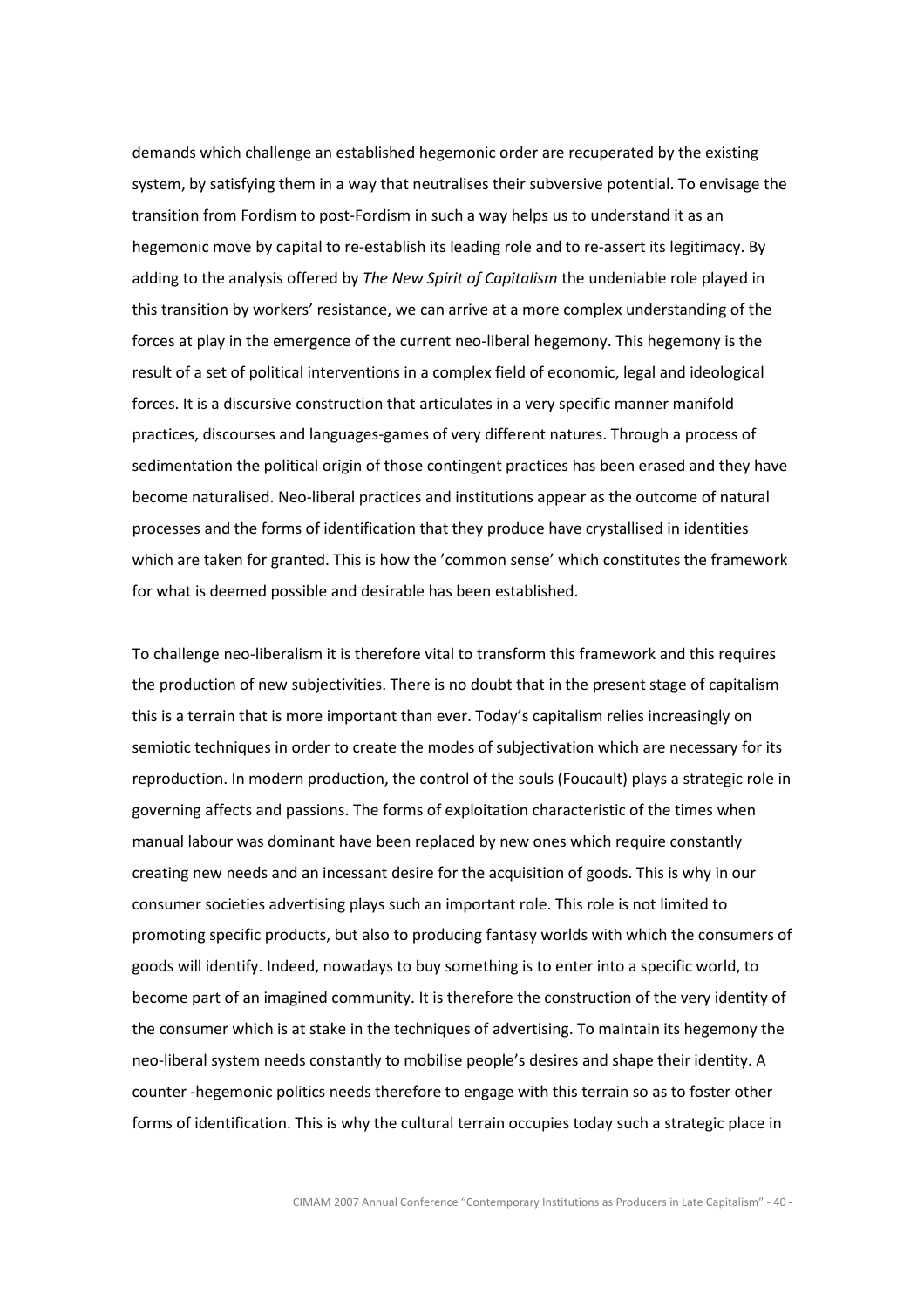demands which challenge an established hegemonic order are recuperated by the existing system, by satisfying them in a way that neutralises their subversive potential. To envisage the transition from Fordism to post-Fordism in such a way helps us to understand it as an hegemonic move by capital to re-establish its leading role and to re-assert its legitimacy. By adding to the analysis offered by *The New Spirit of Capitalism* the undeniable role played in this transition by workers' resistance, we can arrive at a more complex understanding of the forces at play in the emergence of the current neo-liberal hegemony. This hegemony is the result of a set of political interventions in a complex field of economic, legal and ideological forces. It is a discursive construction that articulates in a very specific manner manifold practices, discourses and languages-games of very different natures. Through a process of sedimentation the political origin of those contingent practices has been erased and they have become naturalised. Neo-liberal practices and institutions appear as the outcome of natural processes and the forms of identification that they produce have crystallised in identities which are taken for granted. This is how the 'common sense' which constitutes the framework for what is deemed possible and desirable has been established.

To challenge neo-liberalism it is therefore vital to transform this framework and this requires the production of new subjectivities. There is no doubt that in the present stage of capitalism this is a terrain that is more important than ever. Today's capitalism relies increasingly on semiotic techniques in order to create the modes of subjectivation which are necessary for its reproduction. In modern production, the control of the souls (Foucault) plays a strategic role in governing affects and passions. The forms of exploitation characteristic of the times when manual labour was dominant have been replaced by new ones which require constantly creating new needs and an incessant desire for the acquisition of goods. This is why in our consumer societies advertising plays such an important role. This role is not limited to promoting specific products, but also to producing fantasy worlds with which the consumers of goods will identify. Indeed, nowadays to buy something is to enter into a specific world, to become part of an imagined community. It is therefore the construction of the very identity of the consumer which is at stake in the techniques of advertising. To maintain its hegemony the neo-liberal system needs constantly to mobilise people's desires and shape their identity. A counter -hegemonic politics needs therefore to engage with this terrain so as to foster other forms of identification. This is why the cultural terrain occupies today such a strategic place in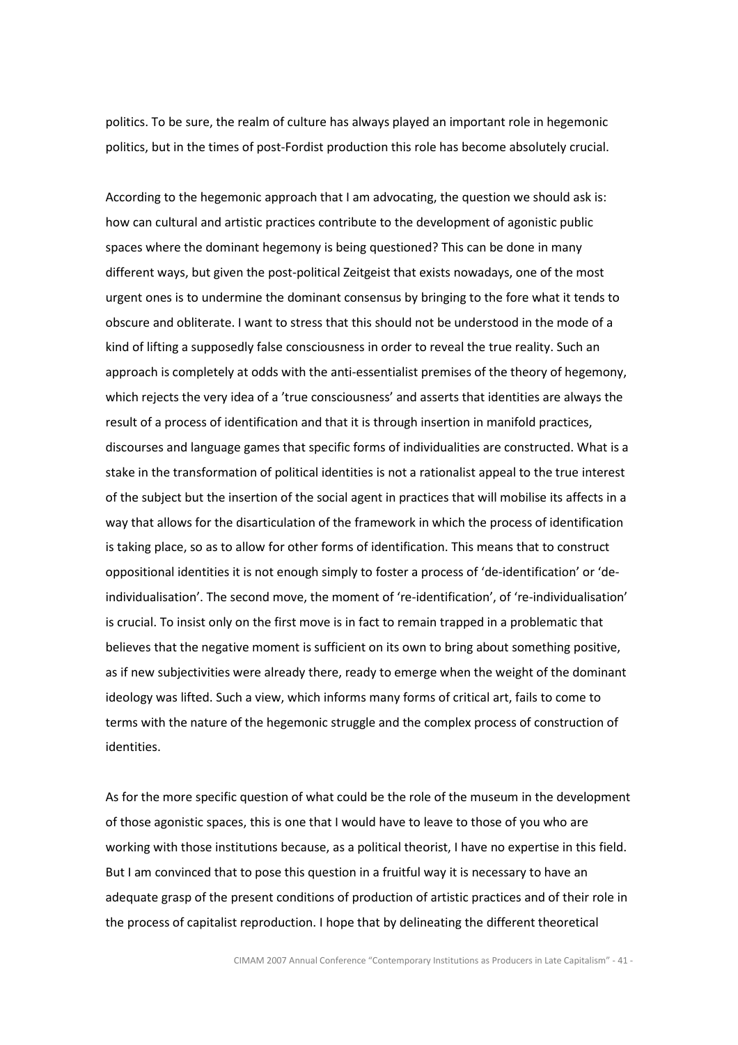politics. To be sure, the realm of culture has always played an important role in hegemonic politics, but in the times of post-Fordist production this role has become absolutely crucial.

According to the hegemonic approach that I am advocating, the question we should ask is: how can cultural and artistic practices contribute to the development of agonistic public spaces where the dominant hegemony is being questioned? This can be done in many different ways, but given the post-political Zeitgeist that exists nowadays, one of the most urgent ones is to undermine the dominant consensus by bringing to the fore what it tends to obscure and obliterate. I want to stress that this should not be understood in the mode of a kind of lifting a supposedly false consciousness in order to reveal the true reality. Such an approach is completely at odds with the anti-essentialist premises of the theory of hegemony, which rejects the very idea of a 'true consciousness' and asserts that identities are always the result of a process of identification and that it is through insertion in manifold practices, discourses and language games that specific forms of individualities are constructed. What is a stake in the transformation of political identities is not a rationalist appeal to the true interest of the subject but the insertion of the social agent in practices that will mobilise its affects in a way that allows for the disarticulation of the framework in which the process of identification is taking place, so as to allow for other forms of identification. This means that to construct oppositional identities it is not enough simply to foster a process of 'de-identification' or 'de-individualisation'. The second move, the moment of 're-identification', of 're-individualisation' is crucial. To insist only on the first move is in fact to remain trapped in a problematic that believes that the negative moment is sufficient on its own to bring about something positive, as if new subjectivities were already there, ready to emerge when the weight of the dominant ideology was lifted. Such a view, which informs many forms of critical art, fails to come to terms with the nature of the hegemonic struggle and the complex process of construction of identities.

As for the more specific question of what could be the role of the museum in the development of those agonistic spaces, this is one that I would have to leave to those of you who are working with those institutions because, as a political theorist, I have no expertise in this field. But I am convinced that to pose this question in a fruitful way it is necessary to have an adequate grasp of the present conditions of production of artistic practices and of their role in the process of capitalist reproduction. I hope that by delineating the different theoretical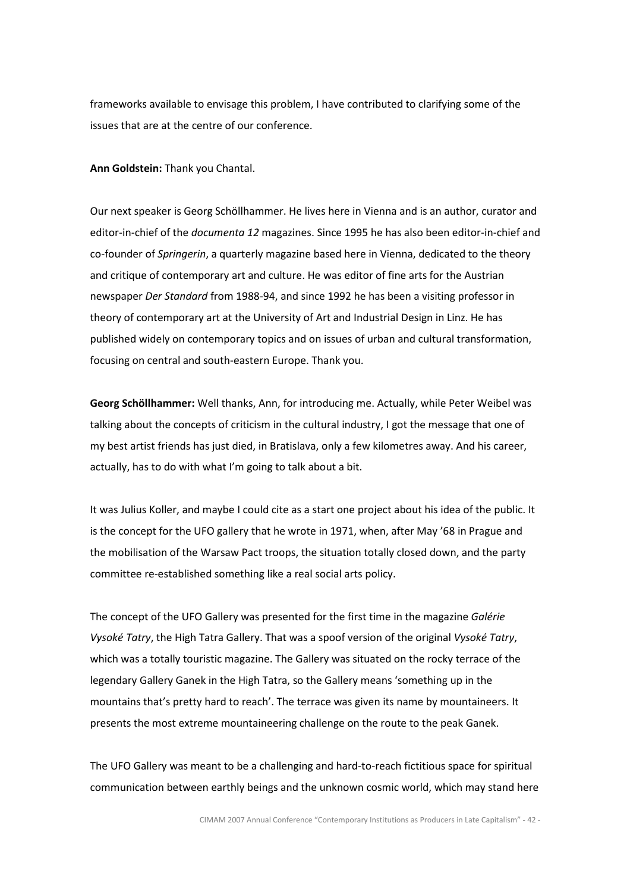frameworks available to envisage this problem, I have contributed to clarifying some of the issues that are at the centre of our conference.

**Ann Goldstein:** Thank you Chantal.

Our next speaker is Georg Schöllhammer. He lives here in Vienna and is an author, curator and editor-in-chief of the *documenta 12* magazines. Since 1995 he has also been editor-in-chief and co-founder of *Springerin*, a quarterly magazine based here in Vienna, dedicated to the theory and critique of contemporary art and culture. He was editor of fine arts for the Austrian newspaper *Der Standard* from 1988-94, and since 1992 he has been a visiting professor in theory of contemporary art at the University of Art and Industrial Design in Linz. He has published widely on contemporary topics and on issues of urban and cultural transformation, focusing on central and south-eastern Europe. Thank you.

**Georg Schöllhammer:** Well thanks, Ann, for introducing me. Actually, while Peter Weibel was talking about the concepts of criticism in the cultural industry, I got the message that one of my best artist friends has just died, in Bratislava, only a few kilometres away. And his career, actually, has to do with what I'm going to talk about a bit.

It was Julius Koller, and maybe I could cite as a start one project about his idea of the public. It is the concept for the UFO gallery that he wrote in 1971, when, after May '68 in Prague and the mobilisation of the Warsaw Pact troops, the situation totally closed down, and the party committee re-established something like a real social arts policy.

The concept of the UFO Gallery was presented for the first time in the magazine *Galérie Vysoké Tatry*, the High Tatra Gallery. That was a spoof version of the original *Vysoké Tatry*, which was a totally touristic magazine. The Gallery was situated on the rocky terrace of the legendary Gallery Ganek in the High Tatra, so the Gallery means 'something up in the mountains that's pretty hard to reach'. The terrace was given its name by mountaineers. It presents the most extreme mountaineering challenge on the route to the peak Ganek.

The UFO Gallery was meant to be a challenging and hard-to-reach fictitious space for spiritual communication between earthly beings and the unknown cosmic world, which may stand here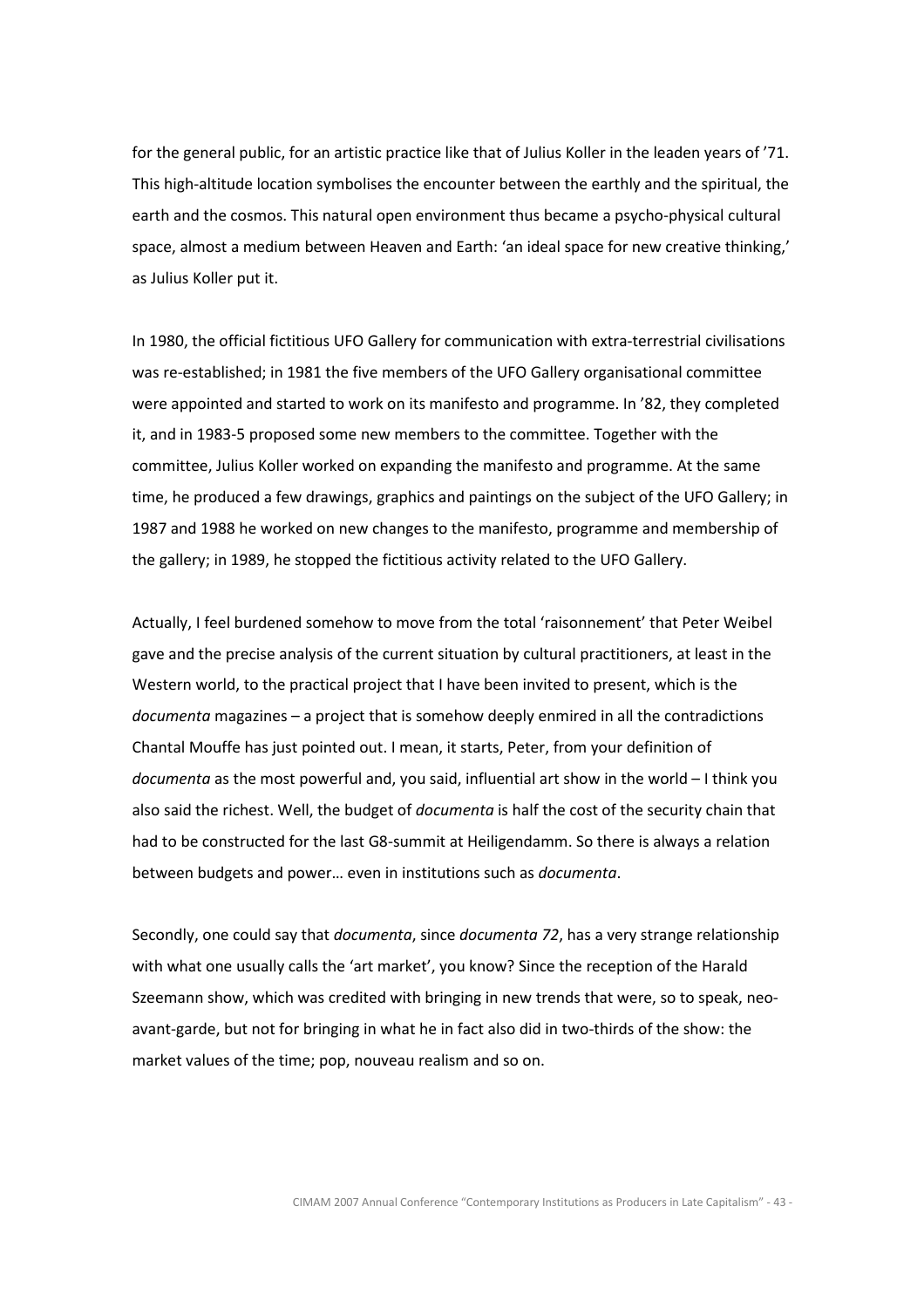for the general public, for an artistic practice like that of Julius Koller in the leaden years of ’71. This high-altitude location symbolises the encounter between the earthly and the spiritual, the earth and the cosmos. This natural open environment thus became a psycho-physical cultural space, almost a medium between Heaven and Earth: ‘an ideal space for new creative thinking,’ as Julius Koller put it.

In 1980, the official fictitious UFO Gallery for communication with extra-terrestrial civilisations was re-established; in 1981 the five members of the UFO Gallery organisational committee were appointed and started to work on its manifesto and programme. In ’82, they completed it, and in 1983-5 proposed some new members to the committee. Together with the committee, Julius Koller worked on expanding the manifesto and programme. At the same time, he produced a few drawings, graphics and paintings on the subject of the UFO Gallery; in 1987 and 1988 he worked on new changes to the manifesto, programme and membership of the gallery; in 1989, he stopped the fictitious activity related to the UFO Gallery.

Actually, I feel burdened somehow to move from the total ‘raisonnement’ that Peter Weibel gave and the precise analysis of the current situation by cultural practitioners, at least in the Western world, to the practical project that I have been invited to present, which is the *documenta* magazines – a project that is somehow deeply enmired in all the contradictions Chantal Mouffe has just pointed out. I mean, it starts, Peter, from your definition of *documenta* as the most powerful and, you said, influential art show in the world – I think you also said the richest. Well, the budget of *documenta* is half the cost of the security chain that had to be constructed for the last G8-summit at Heiligendamm. So there is always a relation between budgets and power… even in institutions such as *documenta*.

Secondly, one could say that *documenta*, since *documenta 72*, has a very strange relationship with what one usually calls the ‘art market’, you know? Since the reception of the Harald Szeemann show, which was credited with bringing in new trends that were, so to speak, neo-avant-garde, but not for bringing in what he in fact also did in two-thirds of the show: the market values of the time; pop, nouveau realism and so on.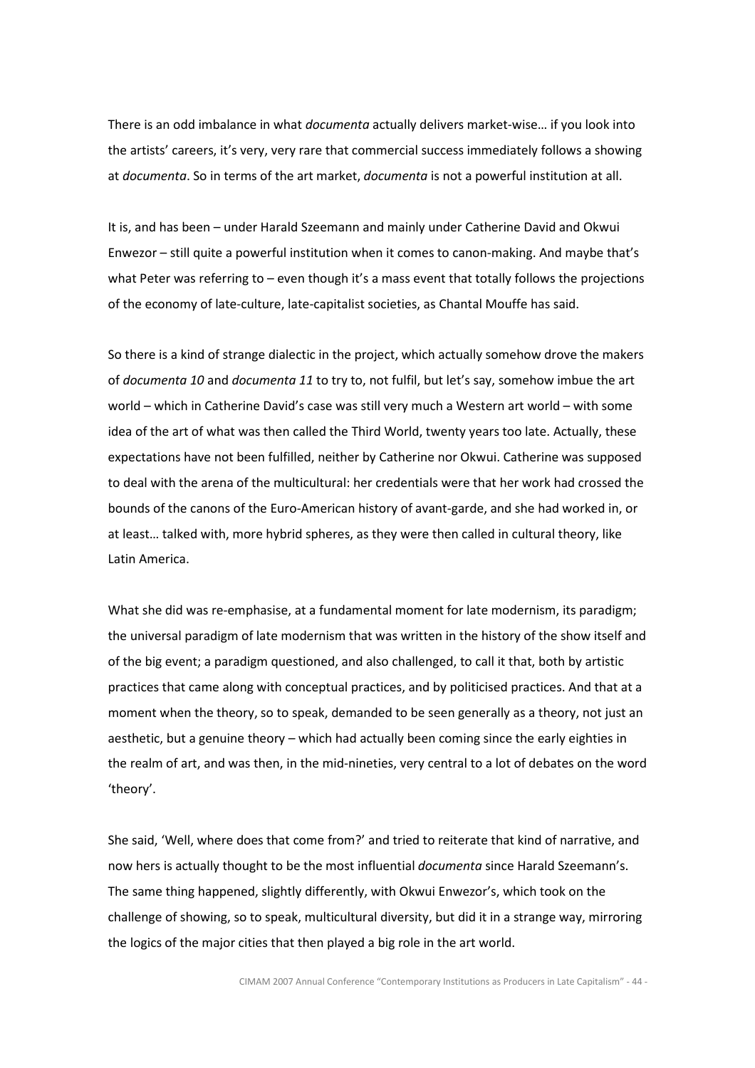There is an odd imbalance in what *documenta* actually delivers market-wise… if you look into the artists' careers, it's very, very rare that commercial success immediately follows a showing at *documenta*. So in terms of the art market, *documenta* is not a powerful institution at all.

It is, and has been – under Harald Szeemann and mainly under Catherine David and Okwui Enwezor – still quite a powerful institution when it comes to canon-making. And maybe that's what Peter was referring to – even though it's a mass event that totally follows the projections of the economy of late-culture, late-capitalist societies, as Chantal Mouffe has said.

So there is a kind of strange dialectic in the project, which actually somehow drove the makers of *documenta 10* and *documenta 11* to try to, not fulfil, but let's say, somehow imbue the art world – which in Catherine David's case was still very much a Western art world – with some idea of the art of what was then called the Third World, twenty years too late. Actually, these expectations have not been fulfilled, neither by Catherine nor Okwui. Catherine was supposed to deal with the arena of the multicultural: her credentials were that her work had crossed the bounds of the canons of the Euro-American history of avant-garde, and she had worked in, or at least… talked with, more hybrid spheres, as they were then called in cultural theory, like Latin America.

What she did was re-emphasise, at a fundamental moment for late modernism, its paradigm; the universal paradigm of late modernism that was written in the history of the show itself and of the big event; a paradigm questioned, and also challenged, to call it that, both by artistic practices that came along with conceptual practices, and by politicised practices. And that at a moment when the theory, so to speak, demanded to be seen generally as a theory, not just an aesthetic, but a genuine theory – which had actually been coming since the early eighties in the realm of art, and was then, in the mid-nineties, very central to a lot of debates on the word 'theory'.

She said, 'Well, where does that come from?' and tried to reiterate that kind of narrative, and now hers is actually thought to be the most influential *documenta* since Harald Szeemann's. The same thing happened, slightly differently, with Okwui Enwezor's, which took on the challenge of showing, so to speak, multicultural diversity, but did it in a strange way, mirroring the logics of the major cities that then played a big role in the art world.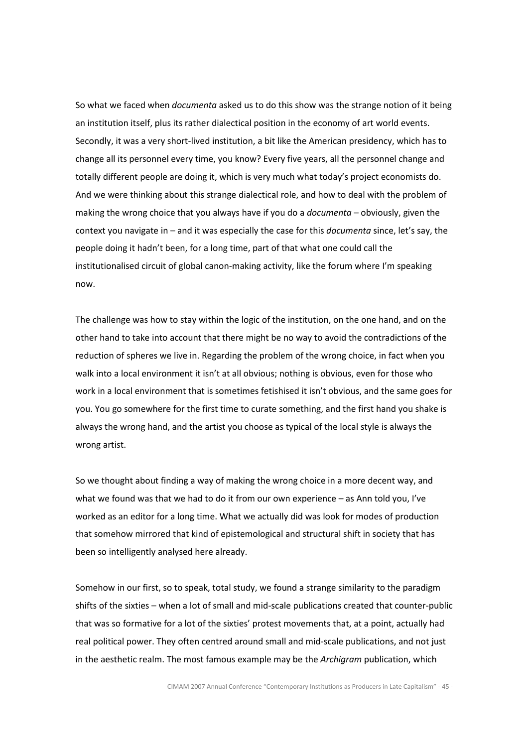So what we faced when *documenta* asked us to do this show was the strange notion of it being an institution itself, plus its rather dialectical position in the economy of art world events. Secondly, it was a very short-lived institution, a bit like the American presidency, which has to change all its personnel every time, you know? Every five years, all the personnel change and totally different people are doing it, which is very much what today's project economists do. And we were thinking about this strange dialectical role, and how to deal with the problem of making the wrong choice that you always have if you do a *documenta* – obviously, given the context you navigate in – and it was especially the case for this *documenta* since, let's say, the people doing it hadn't been, for a long time, part of that what one could call the institutionalised circuit of global canon-making activity, like the forum where I'm speaking now.

The challenge was how to stay within the logic of the institution, on the one hand, and on the other hand to take into account that there might be no way to avoid the contradictions of the reduction of spheres we live in. Regarding the problem of the wrong choice, in fact when you walk into a local environment it isn't at all obvious; nothing is obvious, even for those who work in a local environment that is sometimes fetishised it isn't obvious, and the same goes for you. You go somewhere for the first time to curate something, and the first hand you shake is always the wrong hand, and the artist you choose as typical of the local style is always the wrong artist.

So we thought about finding a way of making the wrong choice in a more decent way, and what we found was that we had to do it from our own experience – as Ann told you, I've worked as an editor for a long time. What we actually did was look for modes of production that somehow mirrored that kind of epistemological and structural shift in society that has been so intelligently analysed here already.

Somehow in our first, so to speak, total study, we found a strange similarity to the paradigm shifts of the sixties – when a lot of small and mid-scale publications created that counter-public that was so formative for a lot of the sixties' protest movements that, at a point, actually had real political power. They often centred around small and mid-scale publications, and not just in the aesthetic realm. The most famous example may be the *Archigram* publication, which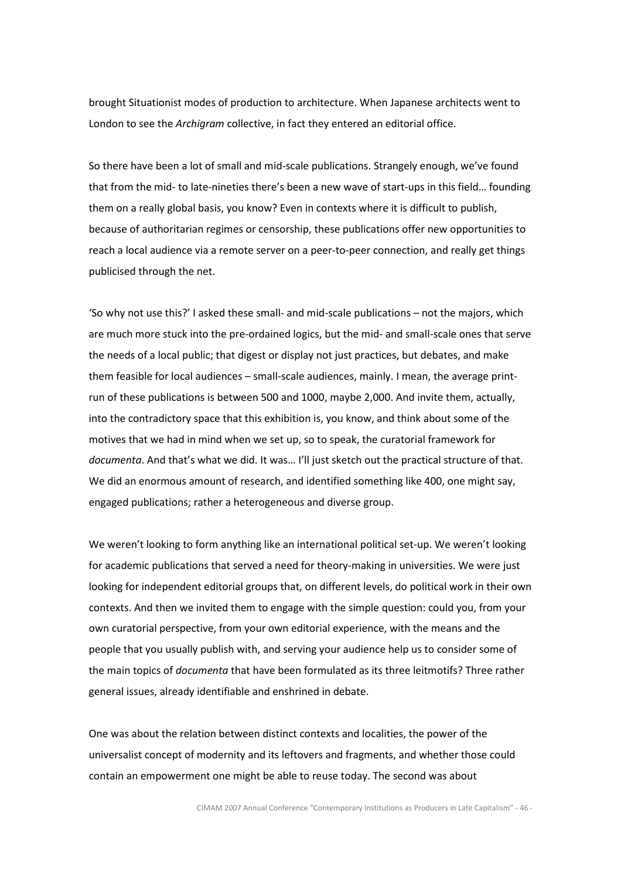brought Situationist modes of production to architecture. When Japanese architects went to London to see the *Archigram* collective, in fact they entered an editorial office.

So there have been a lot of small and mid-scale publications. Strangely enough, we've found that from the mid- to late-nineties there's been a new wave of start-ups in this field… founding them on a really global basis, you know? Even in contexts where it is difficult to publish, because of authoritarian regimes or censorship, these publications offer new opportunities to reach a local audience via a remote server on a peer-to-peer connection, and really get things publicised through the net.

'So why not use this?' I asked these small- and mid-scale publications – not the majors, which are much more stuck into the pre-ordained logics, but the mid- and small-scale ones that serve the needs of a local public; that digest or display not just practices, but debates, and make them feasible for local audiences – small-scale audiences, mainly. I mean, the average print-run of these publications is between 500 and 1000, maybe 2,000. And invite them, actually, into the contradictory space that this exhibition is, you know, and think about some of the motives that we had in mind when we set up, so to speak, the curatorial framework for *documenta*. And that's what we did. It was… I'll just sketch out the practical structure of that. We did an enormous amount of research, and identified something like 400, one might say, engaged publications; rather a heterogeneous and diverse group.

We weren't looking to form anything like an international political set-up. We weren't looking for academic publications that served a need for theory-making in universities. We were just looking for independent editorial groups that, on different levels, do political work in their own contexts. And then we invited them to engage with the simple question: could you, from your own curatorial perspective, from your own editorial experience, with the means and the people that you usually publish with, and serving your audience help us to consider some of the main topics of *documenta* that have been formulated as its three leitmotifs? Three rather general issues, already identifiable and enshrined in debate.

One was about the relation between distinct contexts and localities, the power of the universalist concept of modernity and its leftovers and fragments, and whether those could contain an empowerment one might be able to reuse today. The second was about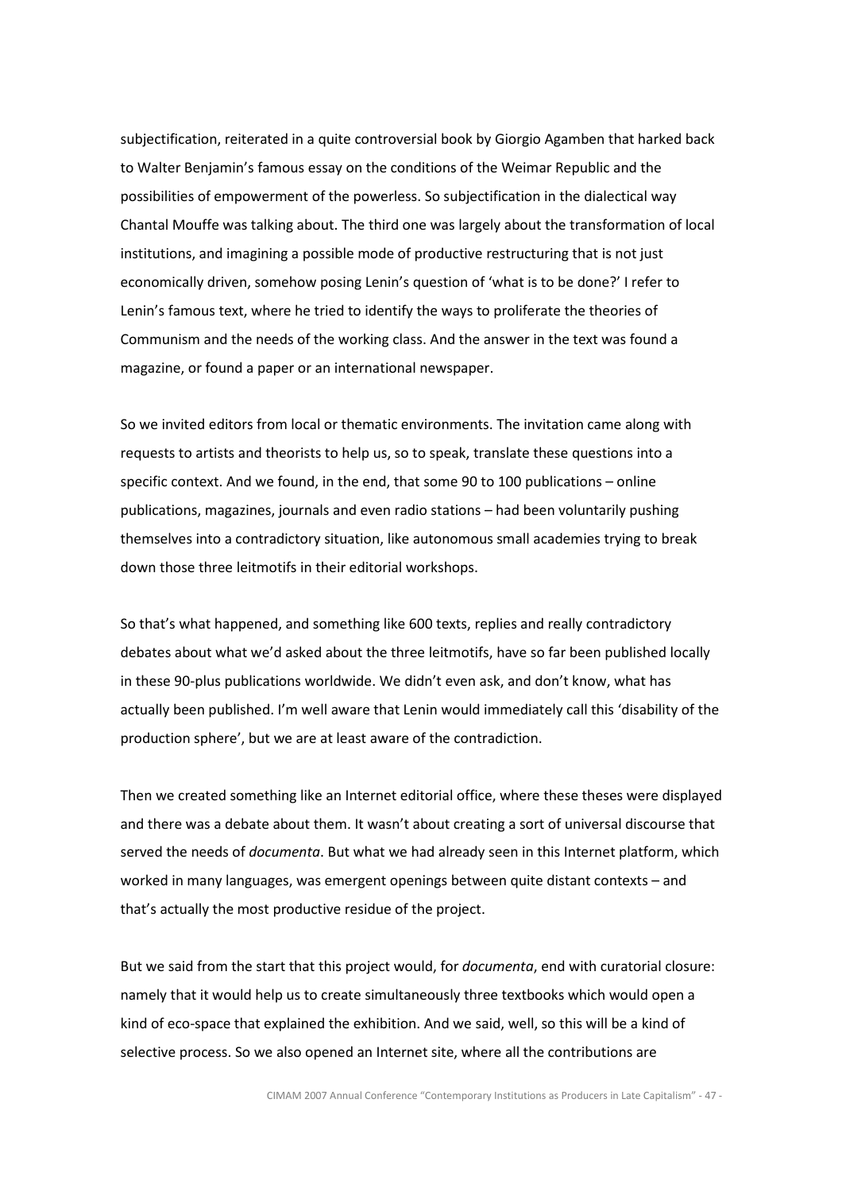subjectification, reiterated in a quite controversial book by Giorgio Agamben that harked back to Walter Benjamin's famous essay on the conditions of the Weimar Republic and the possibilities of empowerment of the powerless. So subjectification in the dialectical way Chantal Mouffe was talking about. The third one was largely about the transformation of local institutions, and imagining a possible mode of productive restructuring that is not just economically driven, somehow posing Lenin's question of 'what is to be done?' I refer to Lenin's famous text, where he tried to identify the ways to proliferate the theories of Communism and the needs of the working class. And the answer in the text was found a magazine, or found a paper or an international newspaper.

So we invited editors from local or thematic environments. The invitation came along with requests to artists and theorists to help us, so to speak, translate these questions into a specific context. And we found, in the end, that some 90 to 100 publications – online publications, magazines, journals and even radio stations – had been voluntarily pushing themselves into a contradictory situation, like autonomous small academies trying to break down those three leitmotifs in their editorial workshops.

So that's what happened, and something like 600 texts, replies and really contradictory debates about what we'd asked about the three leitmotifs, have so far been published locally in these 90-plus publications worldwide. We didn't even ask, and don't know, what has actually been published. I'm well aware that Lenin would immediately call this 'disability of the production sphere', but we are at least aware of the contradiction.

Then we created something like an Internet editorial office, where these theses were displayed and there was a debate about them. It wasn't about creating a sort of universal discourse that served the needs of *documenta*. But what we had already seen in this Internet platform, which worked in many languages, was emergent openings between quite distant contexts – and that's actually the most productive residue of the project.

But we said from the start that this project would, for *documenta*, end with curatorial closure: namely that it would help us to create simultaneously three textbooks which would open a kind of eco-space that explained the exhibition. And we said, well, so this will be a kind of selective process. So we also opened an Internet site, where all the contributions are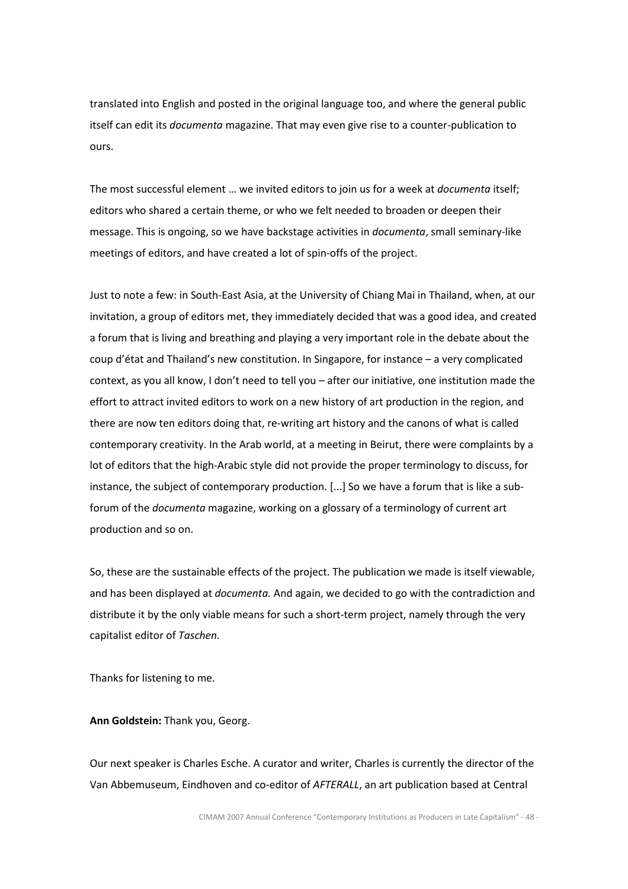translated into English and posted in the original language too, and where the general public itself can edit its *documenta* magazine. That may even give rise to a counter-publication to ours.

The most successful element … we invited editors to join us for a week at *documenta* itself; editors who shared a certain theme, or who we felt needed to broaden or deepen their message. This is ongoing, so we have backstage activities in *documenta*, small seminary-like meetings of editors, and have created a lot of spin-offs of the project.

Just to note a few: in South-East Asia, at the University of Chiang Mai in Thailand, when, at our invitation, a group of editors met, they immediately decided that was a good idea, and created a forum that is living and breathing and playing a very important role in the debate about the coup d'état and Thailand's new constitution. In Singapore, for instance – a very complicated context, as you all know, I don't need to tell you – after our initiative, one institution made the effort to attract invited editors to work on a new history of art production in the region, and there are now ten editors doing that, re-writing art history and the canons of what is called contemporary creativity. In the Arab world, at a meeting in Beirut, there were complaints by a lot of editors that the high-Arabic style did not provide the proper terminology to discuss, for instance, the subject of contemporary production. [...] So we have a forum that is like a sub-forum of the *documenta* magazine, working on a glossary of a terminology of current art production and so on.

So, these are the sustainable effects of the project. The publication we made is itself viewable, and has been displayed at *documenta.* And again, we decided to go with the contradiction and distribute it by the only viable means for such a short-term project, namely through the very capitalist editor of *Taschen*.

Thanks for listening to me.

**Ann Goldstein:** Thank you, Georg.

Our next speaker is Charles Esche. A curator and writer, Charles is currently the director of the Van Abbemuseum, Eindhoven and co-editor of *AFTERALL*, an art publication based at Central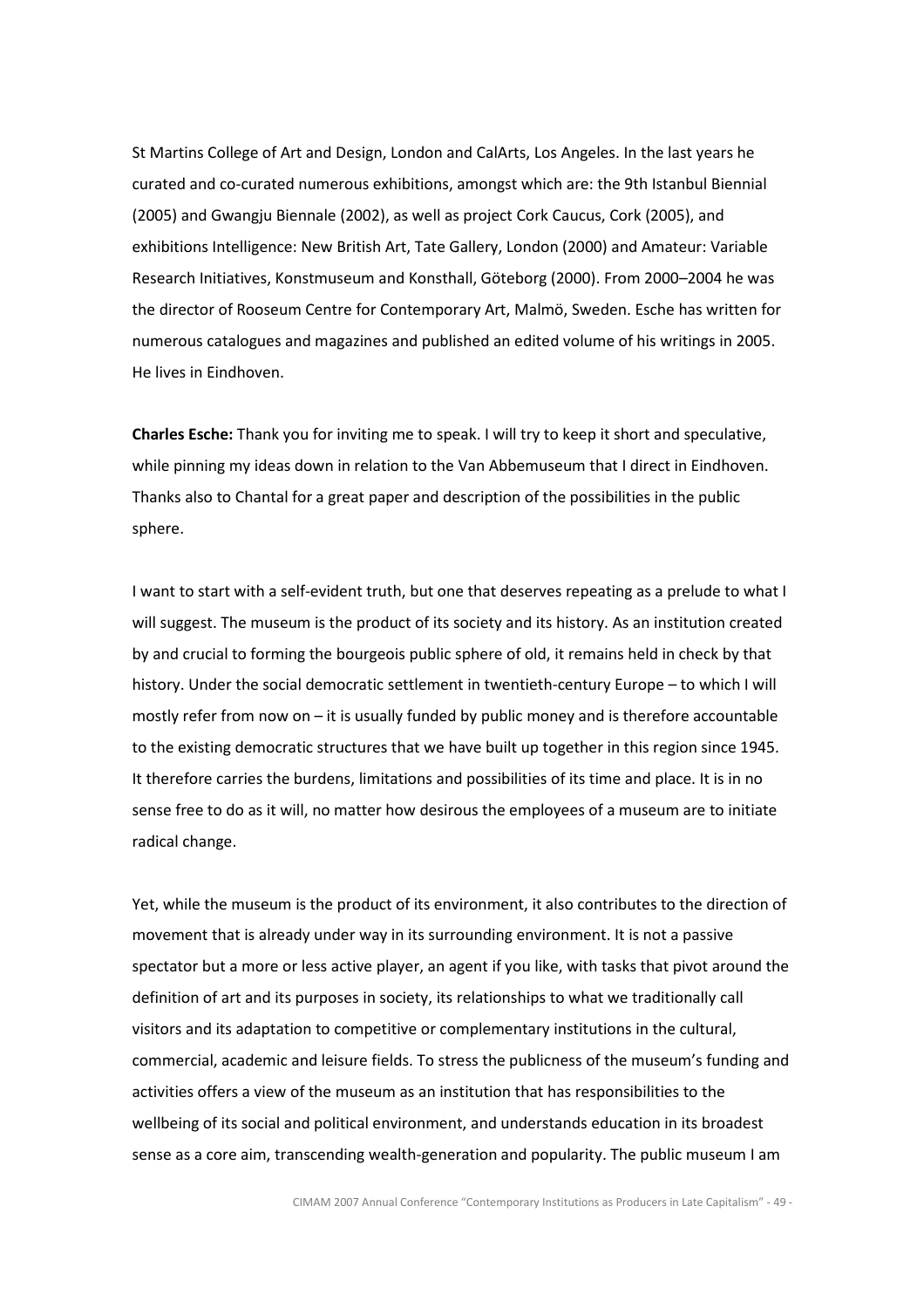St Martins College of Art and Design, London and CalArts, Los Angeles. In the last years he curated and co-curated numerous exhibitions, amongst which are: the 9th Istanbul Biennial (2005) and Gwangju Biennale (2002), as well as project Cork Caucus, Cork (2005), and exhibitions Intelligence: New British Art, Tate Gallery, London (2000) and Amateur: Variable Research Initiatives, Konstmuseum and Konsthall, Göteborg (2000). From 2000–2004 he was the director of Rooseum Centre for Contemporary Art, Malmö, Sweden. Esche has written for numerous catalogues and magazines and published an edited volume of his writings in 2005. He lives in Eindhoven.

**Charles Esche:** Thank you for inviting me to speak. I will try to keep it short and speculative, while pinning my ideas down in relation to the Van Abbemuseum that I direct in Eindhoven. Thanks also to Chantal for a great paper and description of the possibilities in the public sphere.

I want to start with a self-evident truth, but one that deserves repeating as a prelude to what I will suggest. The museum is the product of its society and its history. As an institution created by and crucial to forming the bourgeois public sphere of old, it remains held in check by that history. Under the social democratic settlement in twentieth-century Europe – to which I will mostly refer from now on – it is usually funded by public money and is therefore accountable to the existing democratic structures that we have built up together in this region since 1945. It therefore carries the burdens, limitations and possibilities of its time and place. It is in no sense free to do as it will, no matter how desirous the employees of a museum are to initiate radical change.

Yet, while the museum is the product of its environment, it also contributes to the direction of movement that is already under way in its surrounding environment. It is not a passive spectator but a more or less active player, an agent if you like, with tasks that pivot around the definition of art and its purposes in society, its relationships to what we traditionally call visitors and its adaptation to competitive or complementary institutions in the cultural, commercial, academic and leisure fields. To stress the publicness of the museum's funding and activities offers a view of the museum as an institution that has responsibilities to the wellbeing of its social and political environment, and understands education in its broadest sense as a core aim, transcending wealth-generation and popularity. The public museum I am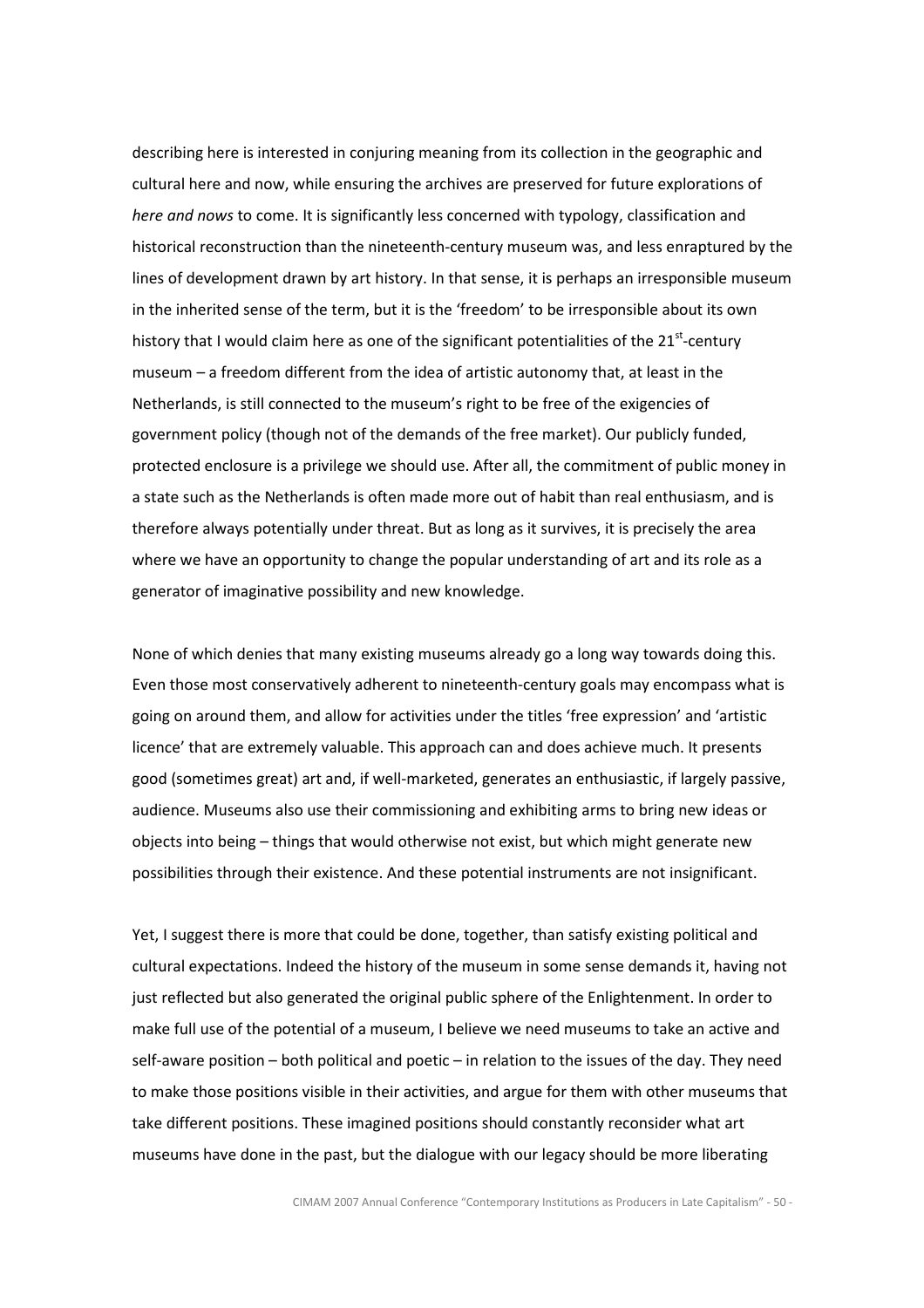describing here is interested in conjuring meaning from its collection in the geographic and cultural here and now, while ensuring the archives are preserved for future explorations of *here and nows* to come. It is significantly less concerned with typology, classification and historical reconstruction than the nineteenth-century museum was, and less enraptured by the lines of development drawn by art history. In that sense, it is perhaps an irresponsible museum in the inherited sense of the term, but it is the 'freedom' to be irresponsible about its own history that I would claim here as one of the significant potentialities of the 21st-century museum – a freedom different from the idea of artistic autonomy that, at least in the Netherlands, is still connected to the museum's right to be free of the exigencies of government policy (though not of the demands of the free market). Our publicly funded, protected enclosure is a privilege we should use. After all, the commitment of public money in a state such as the Netherlands is often made more out of habit than real enthusiasm, and is therefore always potentially under threat. But as long as it survives, it is precisely the area where we have an opportunity to change the popular understanding of art and its role as a generator of imaginative possibility and new knowledge.

None of which denies that many existing museums already go a long way towards doing this. Even those most conservatively adherent to nineteenth-century goals may encompass what is going on around them, and allow for activities under the titles 'free expression' and 'artistic licence' that are extremely valuable. This approach can and does achieve much. It presents good (sometimes great) art and, if well-marketed, generates an enthusiastic, if largely passive, audience. Museums also use their commissioning and exhibiting arms to bring new ideas or objects into being – things that would otherwise not exist, but which might generate new possibilities through their existence. And these potential instruments are not insignificant.

Yet, I suggest there is more that could be done, together, than satisfy existing political and cultural expectations. Indeed the history of the museum in some sense demands it, having not just reflected but also generated the original public sphere of the Enlightenment. In order to make full use of the potential of a museum, I believe we need museums to take an active and self-aware position – both political and poetic – in relation to the issues of the day. They need to make those positions visible in their activities, and argue for them with other museums that take different positions. These imagined positions should constantly reconsider what art museums have done in the past, but the dialogue with our legacy should be more liberating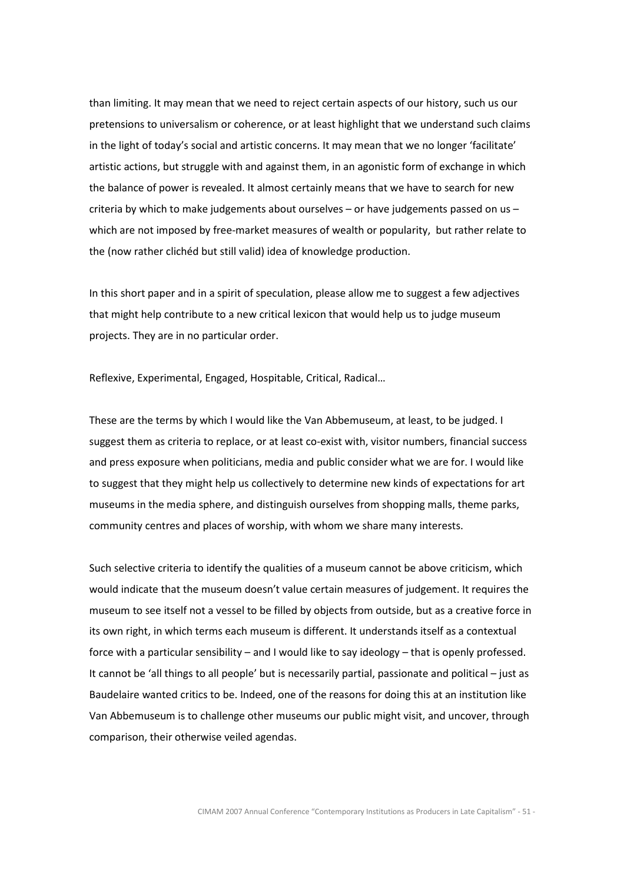than limiting. It may mean that we need to reject certain aspects of our history, such us our pretensions to universalism or coherence, or at least highlight that we understand such claims in the light of today's social and artistic concerns. It may mean that we no longer 'facilitate' artistic actions, but struggle with and against them, in an agonistic form of exchange in which the balance of power is revealed. It almost certainly means that we have to search for new criteria by which to make judgements about ourselves – or have judgements passed on us – which are not imposed by free-market measures of wealth or popularity, but rather relate to the (now rather clichéd but still valid) idea of knowledge production.

In this short paper and in a spirit of speculation, please allow me to suggest a few adjectives that might help contribute to a new critical lexicon that would help us to judge museum projects. They are in no particular order.

Reflexive, Experimental, Engaged, Hospitable, Critical, Radical…

These are the terms by which I would like the Van Abbemuseum, at least, to be judged. I suggest them as criteria to replace, or at least co-exist with, visitor numbers, financial success and press exposure when politicians, media and public consider what we are for. I would like to suggest that they might help us collectively to determine new kinds of expectations for art museums in the media sphere, and distinguish ourselves from shopping malls, theme parks, community centres and places of worship, with whom we share many interests.

Such selective criteria to identify the qualities of a museum cannot be above criticism, which would indicate that the museum doesn't value certain measures of judgement. It requires the museum to see itself not a vessel to be filled by objects from outside, but as a creative force in its own right, in which terms each museum is different. It understands itself as a contextual force with a particular sensibility – and I would like to say ideology – that is openly professed. It cannot be 'all things to all people' but is necessarily partial, passionate and political – just as Baudelaire wanted critics to be. Indeed, one of the reasons for doing this at an institution like Van Abbemuseum is to challenge other museums our public might visit, and uncover, through comparison, their otherwise veiled agendas.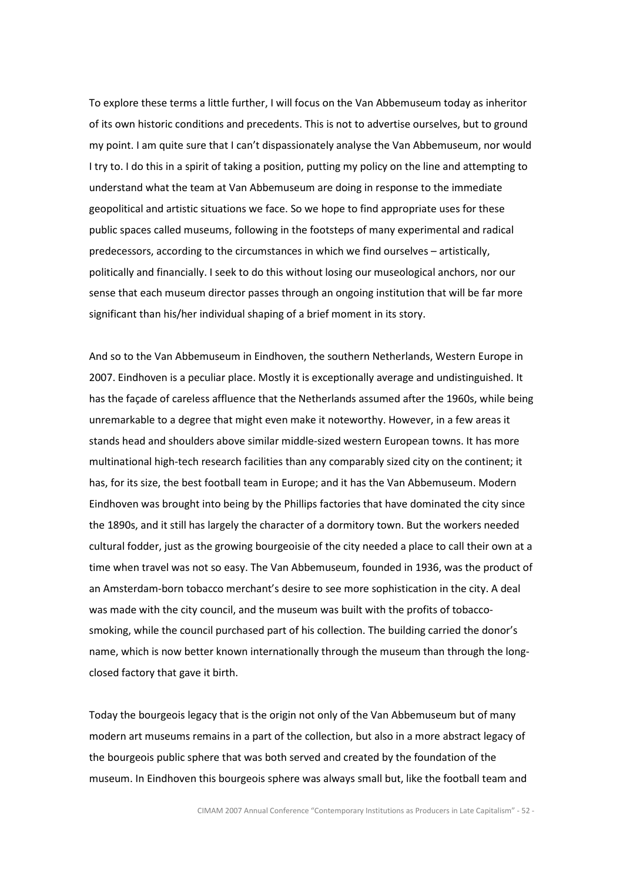To explore these terms a little further, I will focus on the Van Abbemuseum today as inheritor of its own historic conditions and precedents. This is not to advertise ourselves, but to ground my point. I am quite sure that I can't dispassionately analyse the Van Abbemuseum, nor would I try to. I do this in a spirit of taking a position, putting my policy on the line and attempting to understand what the team at Van Abbemuseum are doing in response to the immediate geopolitical and artistic situations we face. So we hope to find appropriate uses for these public spaces called museums, following in the footsteps of many experimental and radical predecessors, according to the circumstances in which we find ourselves – artistically, politically and financially. I seek to do this without losing our museological anchors, nor our sense that each museum director passes through an ongoing institution that will be far more significant than his/her individual shaping of a brief moment in its story.

And so to the Van Abbemuseum in Eindhoven, the southern Netherlands, Western Europe in 2007. Eindhoven is a peculiar place. Mostly it is exceptionally average and undistinguished. It has the façade of careless affluence that the Netherlands assumed after the 1960s, while being unremarkable to a degree that might even make it noteworthy. However, in a few areas it stands head and shoulders above similar middle-sized western European towns. It has more multinational high-tech research facilities than any comparably sized city on the continent; it has, for its size, the best football team in Europe; and it has the Van Abbemuseum. Modern Eindhoven was brought into being by the Phillips factories that have dominated the city since the 1890s, and it still has largely the character of a dormitory town. But the workers needed cultural fodder, just as the growing bourgeoisie of the city needed a place to call their own at a time when travel was not so easy. The Van Abbemuseum, founded in 1936, was the product of an Amsterdam-born tobacco merchant's desire to see more sophistication in the city. A deal was made with the city council, and the museum was built with the profits of tobacco-smoking, while the council purchased part of his collection. The building carried the donor's name, which is now better known internationally through the museum than through the long-closed factory that gave it birth.

Today the bourgeois legacy that is the origin not only of the Van Abbemuseum but of many modern art museums remains in a part of the collection, but also in a more abstract legacy of the bourgeois public sphere that was both served and created by the foundation of the museum. In Eindhoven this bourgeois sphere was always small but, like the football team and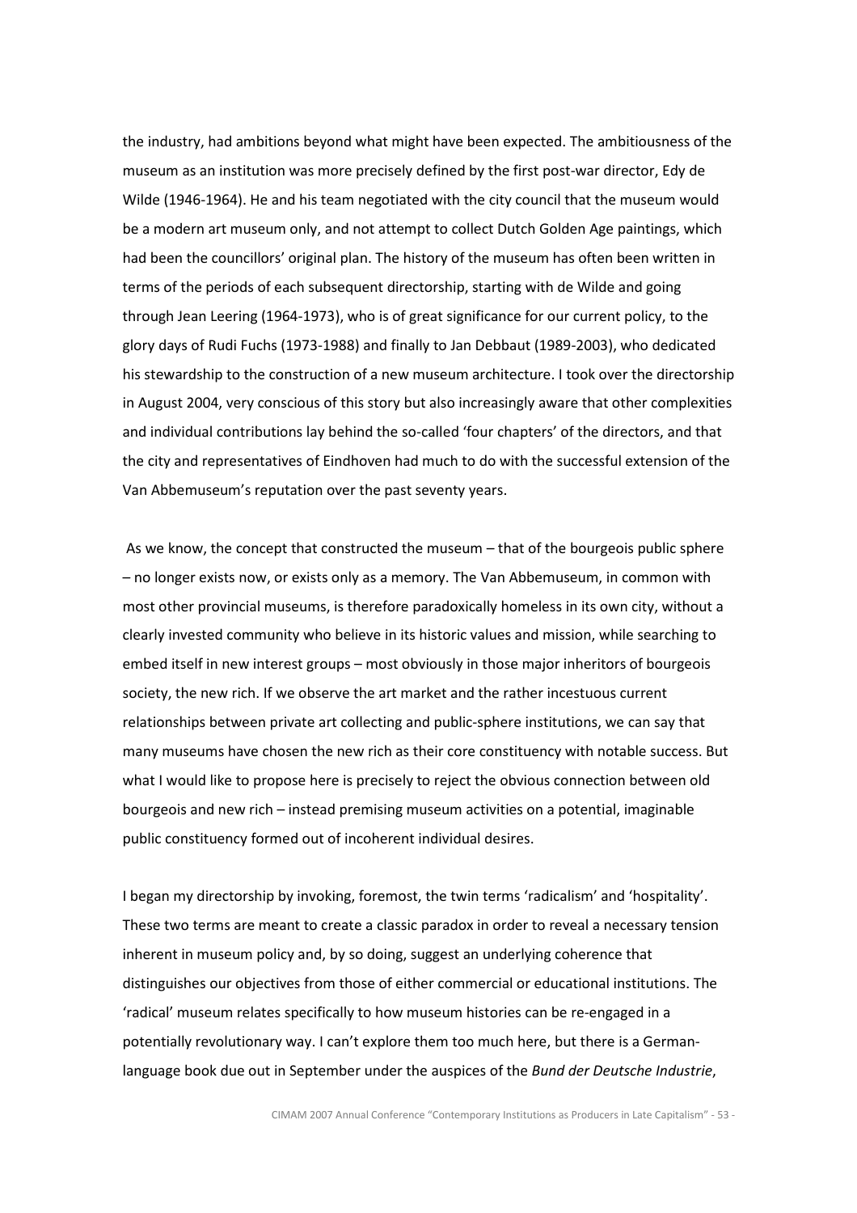the industry, had ambitions beyond what might have been expected. The ambitiousness of the museum as an institution was more precisely defined by the first post-war director, Edy de Wilde (1946-1964). He and his team negotiated with the city council that the museum would be a modern art museum only, and not attempt to collect Dutch Golden Age paintings, which had been the councillors' original plan. The history of the museum has often been written in terms of the periods of each subsequent directorship, starting with de Wilde and going through Jean Leering (1964-1973), who is of great significance for our current policy, to the glory days of Rudi Fuchs (1973-1988) and finally to Jan Debbaut (1989-2003), who dedicated his stewardship to the construction of a new museum architecture. I took over the directorship in August 2004, very conscious of this story but also increasingly aware that other complexities and individual contributions lay behind the so-called 'four chapters' of the directors, and that the city and representatives of Eindhoven had much to do with the successful extension of the Van Abbemuseum's reputation over the past seventy years.

As we know, the concept that constructed the museum – that of the bourgeois public sphere – no longer exists now, or exists only as a memory. The Van Abbemuseum, in common with most other provincial museums, is therefore paradoxically homeless in its own city, without a clearly invested community who believe in its historic values and mission, while searching to embed itself in new interest groups – most obviously in those major inheritors of bourgeois society, the new rich. If we observe the art market and the rather incestuous current relationships between private art collecting and public-sphere institutions, we can say that many museums have chosen the new rich as their core constituency with notable success. But what I would like to propose here is precisely to reject the obvious connection between old bourgeois and new rich – instead premising museum activities on a potential, imaginable public constituency formed out of incoherent individual desires.

I began my directorship by invoking, foremost, the twin terms 'radicalism' and 'hospitality'. These two terms are meant to create a classic paradox in order to reveal a necessary tension inherent in museum policy and, by so doing, suggest an underlying coherence that distinguishes our objectives from those of either commercial or educational institutions. The 'radical' museum relates specifically to how museum histories can be re-engaged in a potentially revolutionary way. I can't explore them too much here, but there is a German-language book due out in September under the auspices of the *Bund der Deutsche Industrie*,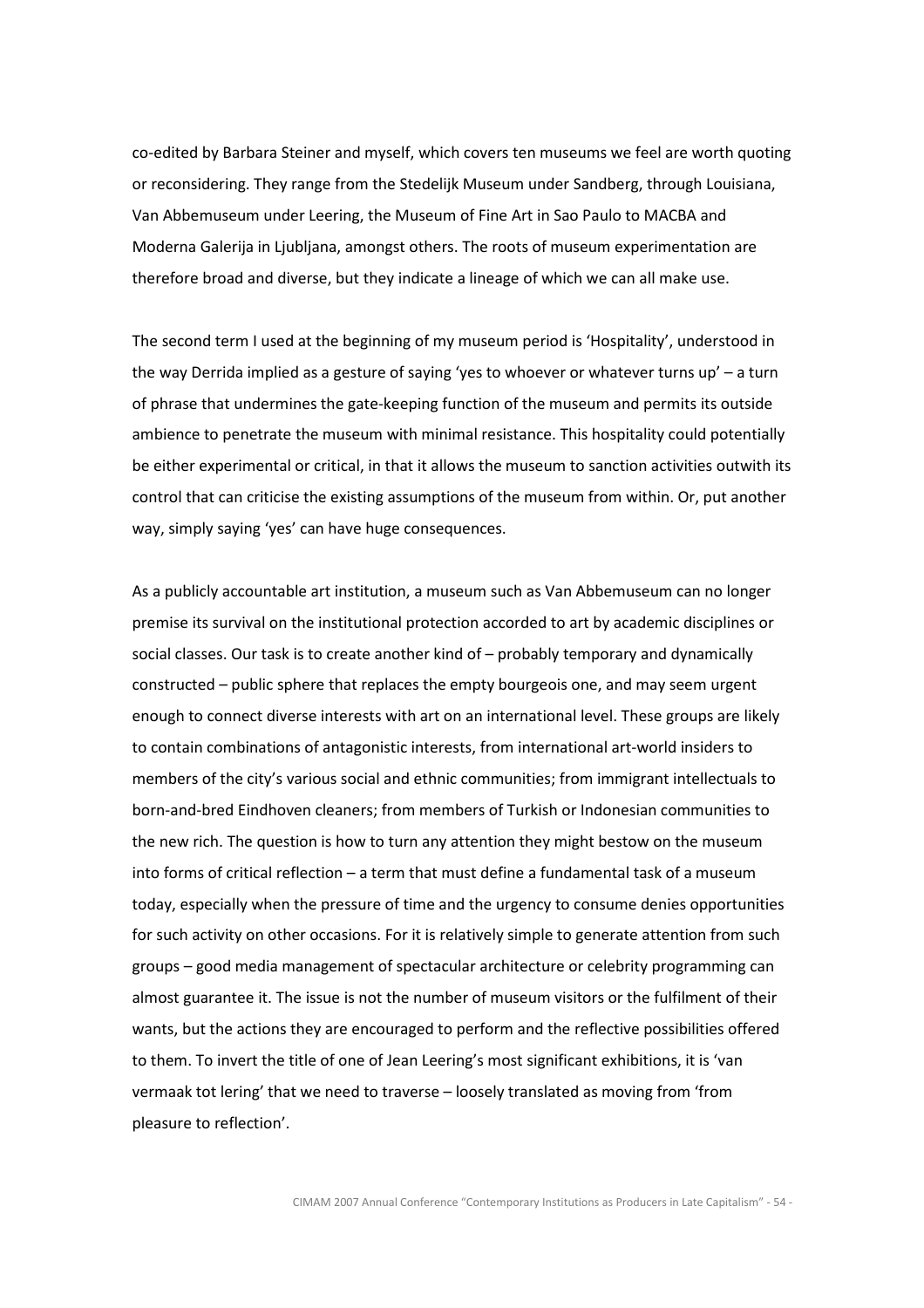co-edited by Barbara Steiner and myself, which covers ten museums we feel are worth quoting or reconsidering. They range from the Stedelijk Museum under Sandberg, through Louisiana, Van Abbemuseum under Leering, the Museum of Fine Art in Sao Paulo to MACBA and Moderna Galerija in Ljubljana, amongst others. The roots of museum experimentation are therefore broad and diverse, but they indicate a lineage of which we can all make use.

The second term I used at the beginning of my museum period is 'Hospitality', understood in the way Derrida implied as a gesture of saying 'yes to whoever or whatever turns up' – a turn of phrase that undermines the gate-keeping function of the museum and permits its outside ambience to penetrate the museum with minimal resistance. This hospitality could potentially be either experimental or critical, in that it allows the museum to sanction activities outwith its control that can criticise the existing assumptions of the museum from within. Or, put another way, simply saying 'yes' can have huge consequences.

As a publicly accountable art institution, a museum such as Van Abbemuseum can no longer premise its survival on the institutional protection accorded to art by academic disciplines or social classes. Our task is to create another kind of – probably temporary and dynamically constructed – public sphere that replaces the empty bourgeois one, and may seem urgent enough to connect diverse interests with art on an international level. These groups are likely to contain combinations of antagonistic interests, from international art-world insiders to members of the city's various social and ethnic communities; from immigrant intellectuals to born-and-bred Eindhoven cleaners; from members of Turkish or Indonesian communities to the new rich. The question is how to turn any attention they might bestow on the museum into forms of critical reflection – a term that must define a fundamental task of a museum today, especially when the pressure of time and the urgency to consume denies opportunities for such activity on other occasions. For it is relatively simple to generate attention from such groups – good media management of spectacular architecture or celebrity programming can almost guarantee it. The issue is not the number of museum visitors or the fulfilment of their wants, but the actions they are encouraged to perform and the reflective possibilities offered to them. To invert the title of one of Jean Leering's most significant exhibitions, it is 'van vermaak tot lering' that we need to traverse – loosely translated as moving from 'from pleasure to reflection'.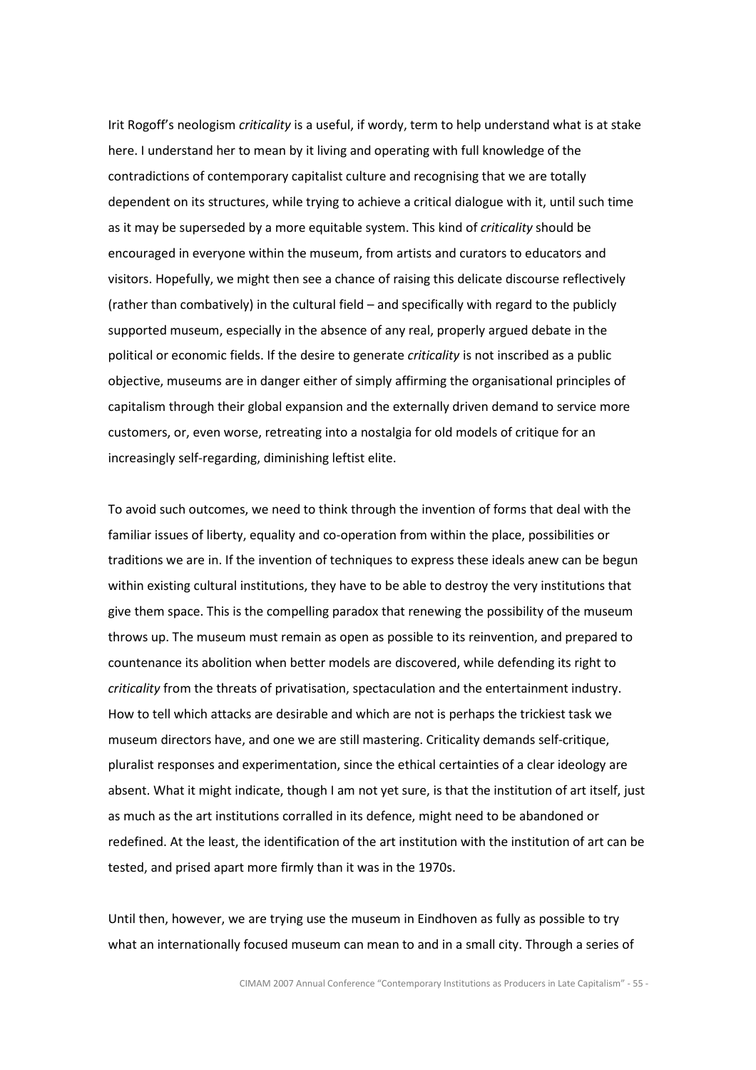Irit Rogoff's neologism *criticality* is a useful, if wordy, term to help understand what is at stake here. I understand her to mean by it living and operating with full knowledge of the contradictions of contemporary capitalist culture and recognising that we are totally dependent on its structures, while trying to achieve a critical dialogue with it, until such time as it may be superseded by a more equitable system. This kind of *criticality* should be encouraged in everyone within the museum, from artists and curators to educators and visitors. Hopefully, we might then see a chance of raising this delicate discourse reflectively (rather than combatively) in the cultural field – and specifically with regard to the publicly supported museum, especially in the absence of any real, properly argued debate in the political or economic fields. If the desire to generate *criticality* is not inscribed as a public objective, museums are in danger either of simply affirming the organisational principles of capitalism through their global expansion and the externally driven demand to service more customers, or, even worse, retreating into a nostalgia for old models of critique for an increasingly self-regarding, diminishing leftist elite.

To avoid such outcomes, we need to think through the invention of forms that deal with the familiar issues of liberty, equality and co-operation from within the place, possibilities or traditions we are in. If the invention of techniques to express these ideals anew can be begun within existing cultural institutions, they have to be able to destroy the very institutions that give them space. This is the compelling paradox that renewing the possibility of the museum throws up. The museum must remain as open as possible to its reinvention, and prepared to countenance its abolition when better models are discovered, while defending its right to *criticality* from the threats of privatisation, spectaculation and the entertainment industry. How to tell which attacks are desirable and which are not is perhaps the trickiest task we museum directors have, and one we are still mastering. Criticality demands self-critique, pluralist responses and experimentation, since the ethical certainties of a clear ideology are absent. What it might indicate, though I am not yet sure, is that the institution of art itself, just as much as the art institutions corralled in its defence, might need to be abandoned or redefined. At the least, the identification of the art institution with the institution of art can be tested, and prised apart more firmly than it was in the 1970s.

Until then, however, we are trying use the museum in Eindhoven as fully as possible to try what an internationally focused museum can mean to and in a small city. Through a series of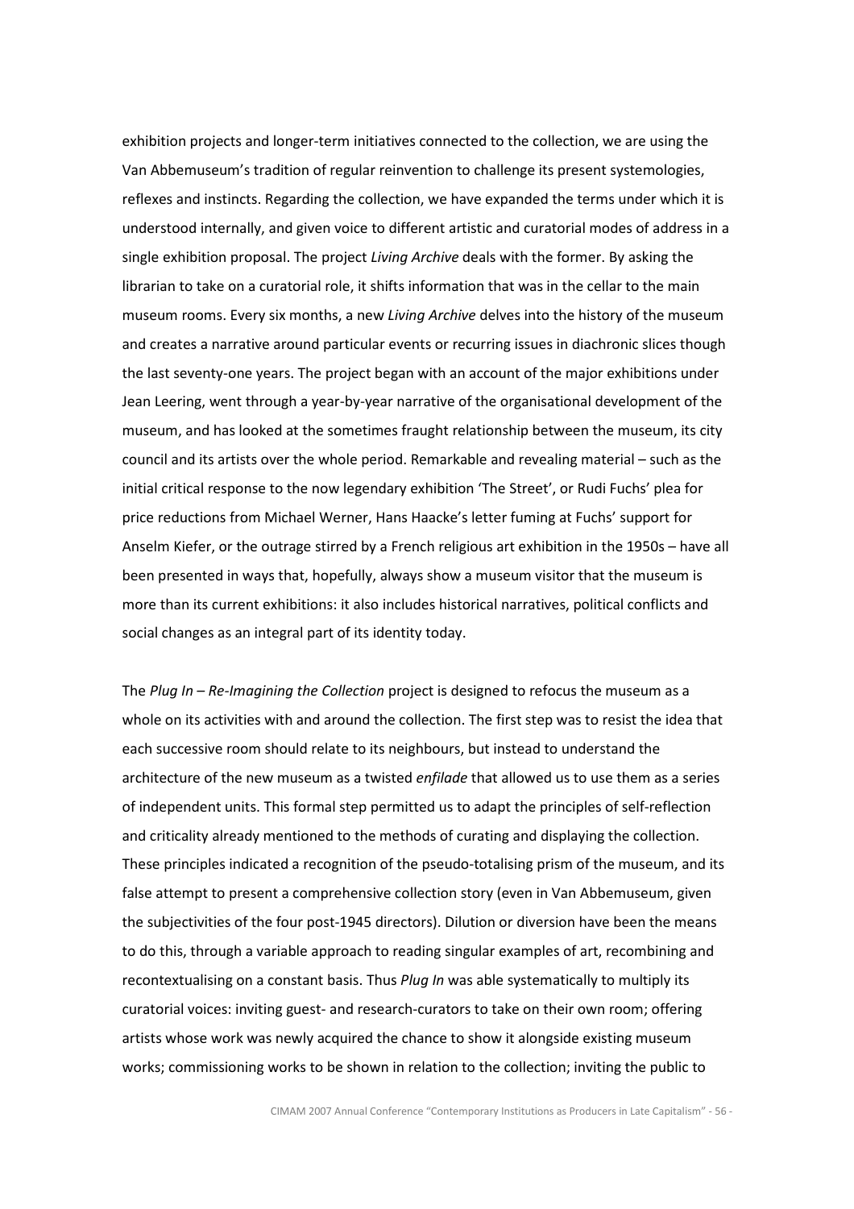exhibition projects and longer-term initiatives connected to the collection, we are using the Van Abbemuseum's tradition of regular reinvention to challenge its present systemologies, reflexes and instincts. Regarding the collection, we have expanded the terms under which it is understood internally, and given voice to different artistic and curatorial modes of address in a single exhibition proposal. The project *Living Archive* deals with the former. By asking the librarian to take on a curatorial role, it shifts information that was in the cellar to the main museum rooms. Every six months, a new *Living Archive* delves into the history of the museum and creates a narrative around particular events or recurring issues in diachronic slices though the last seventy-one years. The project began with an account of the major exhibitions under Jean Leering, went through a year-by-year narrative of the organisational development of the museum, and has looked at the sometimes fraught relationship between the museum, its city council and its artists over the whole period. Remarkable and revealing material – such as the initial critical response to the now legendary exhibition 'The Street', or Rudi Fuchs' plea for price reductions from Michael Werner, Hans Haacke's letter fuming at Fuchs' support for Anselm Kiefer, or the outrage stirred by a French religious art exhibition in the 1950s – have all been presented in ways that, hopefully, always show a museum visitor that the museum is more than its current exhibitions: it also includes historical narratives, political conflicts and social changes as an integral part of its identity today.

The *Plug In – Re-Imagining the Collection* project is designed to refocus the museum as a whole on its activities with and around the collection. The first step was to resist the idea that each successive room should relate to its neighbours, but instead to understand the architecture of the new museum as a twisted *enfilade* that allowed us to use them as a series of independent units. This formal step permitted us to adapt the principles of self-reflection and criticality already mentioned to the methods of curating and displaying the collection. These principles indicated a recognition of the pseudo-totalising prism of the museum, and its false attempt to present a comprehensive collection story (even in Van Abbemuseum, given the subjectivities of the four post-1945 directors). Dilution or diversion have been the means to do this, through a variable approach to reading singular examples of art, recombining and recontextualising on a constant basis. Thus *Plug In* was able systematically to multiply its curatorial voices: inviting guest- and research-curators to take on their own room; offering artists whose work was newly acquired the chance to show it alongside existing museum works; commissioning works to be shown in relation to the collection; inviting the public to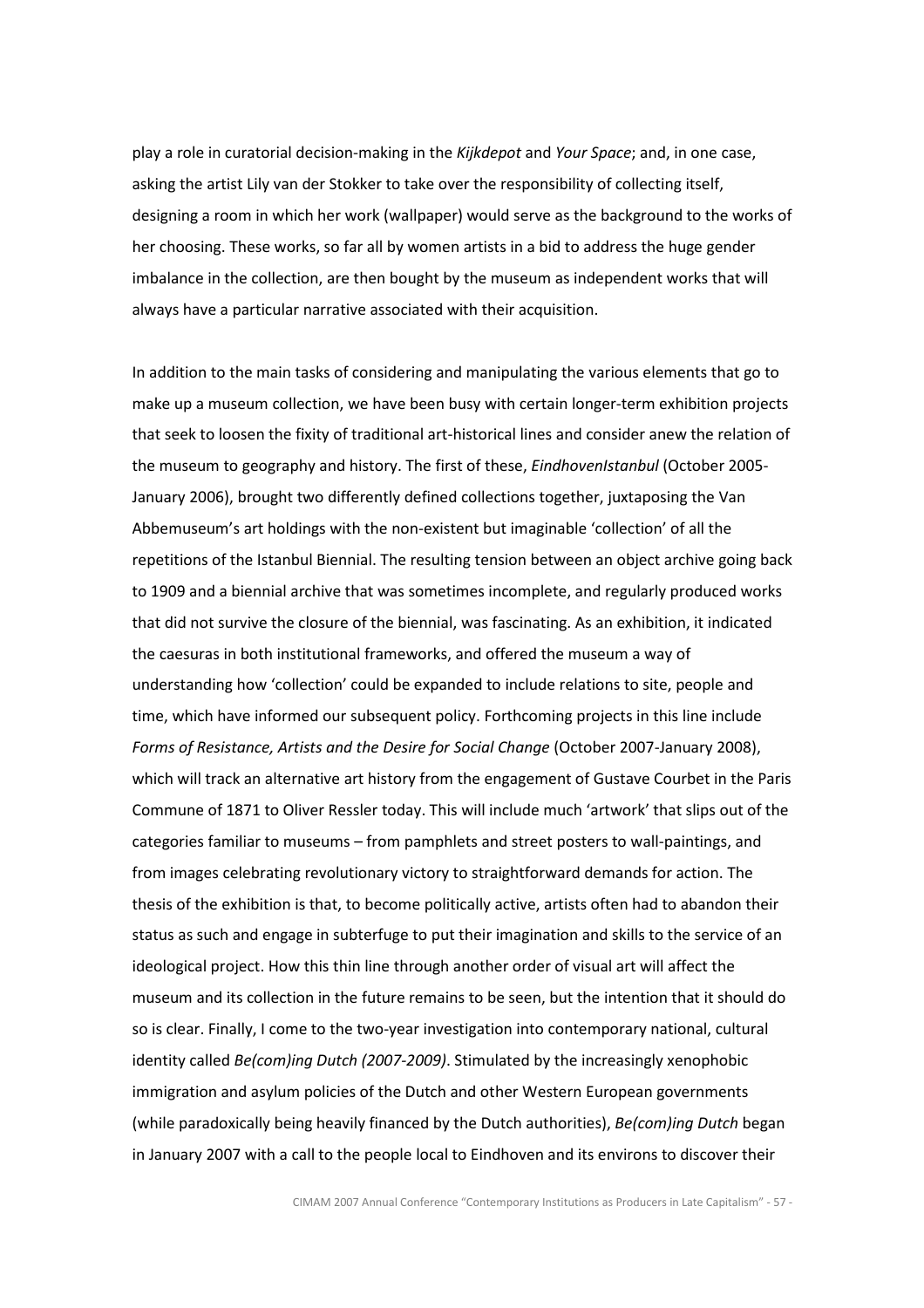play a role in curatorial decision-making in the *Kijkdepot* and *Your Space*; and, in one case, asking the artist Lily van der Stokker to take over the responsibility of collecting itself, designing a room in which her work (wallpaper) would serve as the background to the works of her choosing. These works, so far all by women artists in a bid to address the huge gender imbalance in the collection, are then bought by the museum as independent works that will always have a particular narrative associated with their acquisition.

In addition to the main tasks of considering and manipulating the various elements that go to make up a museum collection, we have been busy with certain longer-term exhibition projects that seek to loosen the fixity of traditional art-historical lines and consider anew the relation of the museum to geography and history. The first of these, *EindhovenIstanbul* (October 2005-January 2006), brought two differently defined collections together, juxtaposing the Van Abbemuseum's art holdings with the non-existent but imaginable 'collection' of all the repetitions of the Istanbul Biennial. The resulting tension between an object archive going back to 1909 and a biennial archive that was sometimes incomplete, and regularly produced works that did not survive the closure of the biennial, was fascinating. As an exhibition, it indicated the caesuras in both institutional frameworks, and offered the museum a way of understanding how 'collection' could be expanded to include relations to site, people and time, which have informed our subsequent policy. Forthcoming projects in this line include *Forms of Resistance, Artists and the Desire for Social Change* (October 2007-January 2008), which will track an alternative art history from the engagement of Gustave Courbet in the Paris Commune of 1871 to Oliver Ressler today. This will include much 'artwork' that slips out of the categories familiar to museums – from pamphlets and street posters to wall-paintings, and from images celebrating revolutionary victory to straightforward demands for action. The thesis of the exhibition is that, to become politically active, artists often had to abandon their status as such and engage in subterfuge to put their imagination and skills to the service of an ideological project. How this thin line through another order of visual art will affect the museum and its collection in the future remains to be seen, but the intention that it should do so is clear. Finally, I come to the two-year investigation into contemporary national, cultural identity called *Be(com)ing Dutch (2007-2009)*. Stimulated by the increasingly xenophobic immigration and asylum policies of the Dutch and other Western European governments (while paradoxically being heavily financed by the Dutch authorities), *Be(com)ing Dutch* began in January 2007 with a call to the people local to Eindhoven and its environs to discover their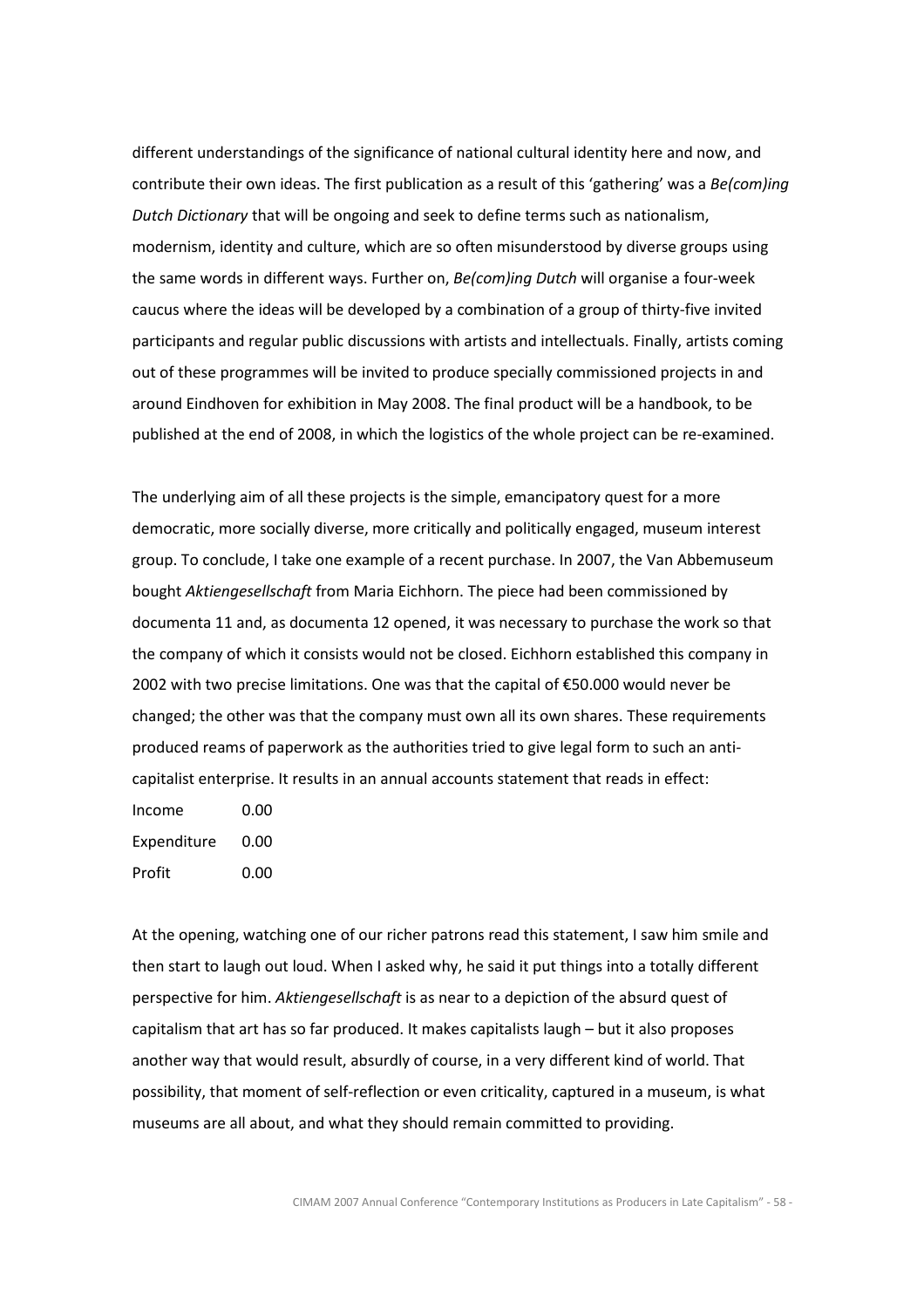different understandings of the significance of national cultural identity here and now, and contribute their own ideas. The first publication as a result of this 'gathering' was a *Be(com)ing Dutch Dictionary* that will be ongoing and seek to define terms such as nationalism, modernism, identity and culture, which are so often misunderstood by diverse groups using the same words in different ways. Further on, *Be(com)ing Dutch* will organise a four-week caucus where the ideas will be developed by a combination of a group of thirty-five invited participants and regular public discussions with artists and intellectuals. Finally, artists coming out of these programmes will be invited to produce specially commissioned projects in and around Eindhoven for exhibition in May 2008. The final product will be a handbook, to be published at the end of 2008, in which the logistics of the whole project can be re-examined.

The underlying aim of all these projects is the simple, emancipatory quest for a more democratic, more socially diverse, more critically and politically engaged, museum interest group. To conclude, I take one example of a recent purchase. In 2007, the Van Abbemuseum bought *Aktiengesellschaft* from Maria Eichhorn. The piece had been commissioned by documenta 11 and, as documenta 12 opened, it was necessary to purchase the work so that the company of which it consists would not be closed. Eichhorn established this company in 2002 with two precise limitations. One was that the capital of €50.000 would never be changed; the other was that the company must own all its own shares. These requirements produced reams of paperwork as the authorities tried to give legal form to such an anti-capitalist enterprise. It results in an annual accounts statement that reads in effect:

| | |
|---|---|
| Income | 0.00 |
| Expenditure | 0.00 |
| Profit | 0.00 |

At the opening, watching one of our richer patrons read this statement, I saw him smile and then start to laugh out loud. When I asked why, he said it put things into a totally different perspective for him. *Aktiengesellschaft* is as near to a depiction of the absurd quest of capitalism that art has so far produced. It makes capitalists laugh – but it also proposes another way that would result, absurdly of course, in a very different kind of world. That possibility, that moment of self-reflection or even criticality, captured in a museum, is what museums are all about, and what they should remain committed to providing.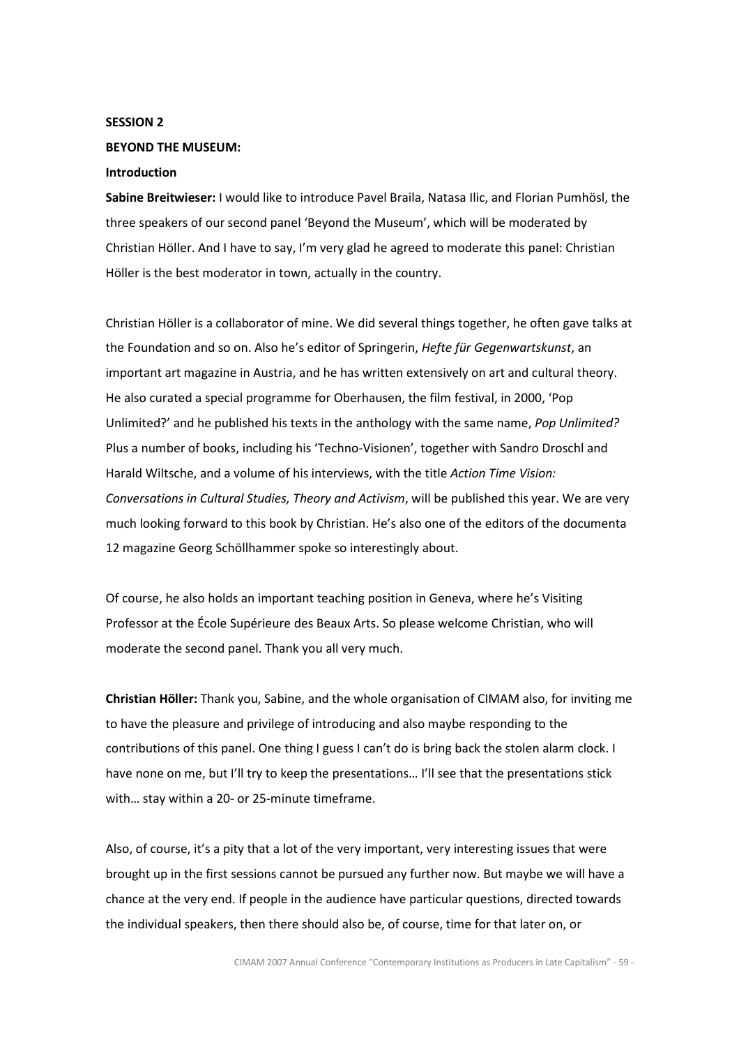**SESSION 2**

**BEYOND THE MUSEUM:**

**Introduction**

**Sabine Breitwieser:** I would like to introduce Pavel Braila, Natasa Ilic, and Florian Pumhösl, the three speakers of our second panel 'Beyond the Museum', which will be moderated by Christian Höller. And I have to say, I'm very glad he agreed to moderate this panel: Christian Höller is the best moderator in town, actually in the country.

Christian Höller is a collaborator of mine. We did several things together, he often gave talks at the Foundation and so on. Also he's editor of Springerin, *Hefte für Gegenwartskunst*, an important art magazine in Austria, and he has written extensively on art and cultural theory. He also curated a special programme for Oberhausen, the film festival, in 2000, 'Pop Unlimited?' and he published his texts in the anthology with the same name, *Pop Unlimited?* Plus a number of books, including his 'Techno-Visionen', together with Sandro Droschl and Harald Wiltsche, and a volume of his interviews, with the title *Action Time Vision: Conversations in Cultural Studies, Theory and Activism*, will be published this year. We are very much looking forward to this book by Christian. He's also one of the editors of the documenta 12 magazine Georg Schöllhammer spoke so interestingly about.

Of course, he also holds an important teaching position in Geneva, where he's Visiting Professor at the École Supérieure des Beaux Arts. So please welcome Christian, who will moderate the second panel. Thank you all very much.

**Christian Höller:** Thank you, Sabine, and the whole organisation of CIMAM also, for inviting me to have the pleasure and privilege of introducing and also maybe responding to the contributions of this panel. One thing I guess I can't do is bring back the stolen alarm clock. I have none on me, but I'll try to keep the presentations… I'll see that the presentations stick with… stay within a 20- or 25-minute timeframe.

Also, of course, it's a pity that a lot of the very important, very interesting issues that were brought up in the first sessions cannot be pursued any further now. But maybe we will have a chance at the very end. If people in the audience have particular questions, directed towards the individual speakers, then there should also be, of course, time for that later on, or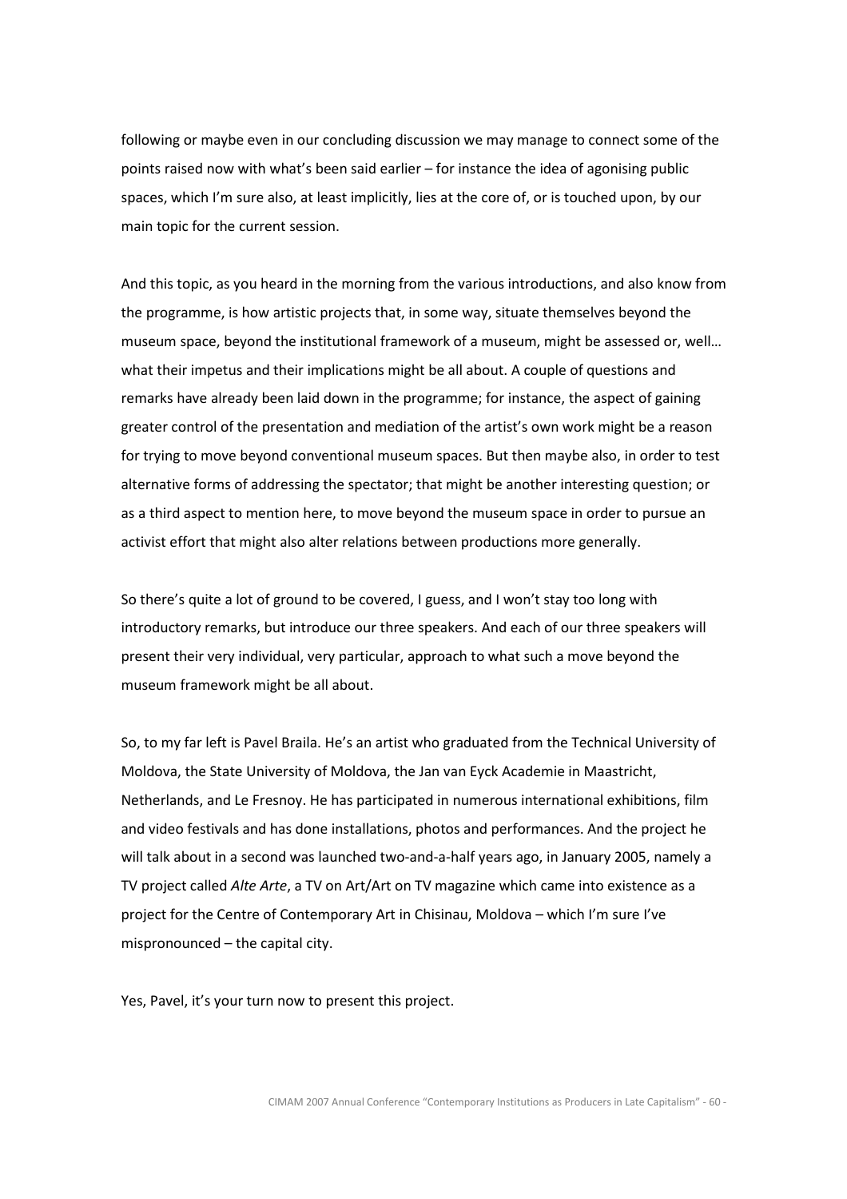following or maybe even in our concluding discussion we may manage to connect some of the points raised now with what's been said earlier – for instance the idea of agonising public spaces, which I'm sure also, at least implicitly, lies at the core of, or is touched upon, by our main topic for the current session.

And this topic, as you heard in the morning from the various introductions, and also know from the programme, is how artistic projects that, in some way, situate themselves beyond the museum space, beyond the institutional framework of a museum, might be assessed or, well… what their impetus and their implications might be all about. A couple of questions and remarks have already been laid down in the programme; for instance, the aspect of gaining greater control of the presentation and mediation of the artist's own work might be a reason for trying to move beyond conventional museum spaces. But then maybe also, in order to test alternative forms of addressing the spectator; that might be another interesting question; or as a third aspect to mention here, to move beyond the museum space in order to pursue an activist effort that might also alter relations between productions more generally.

So there's quite a lot of ground to be covered, I guess, and I won't stay too long with introductory remarks, but introduce our three speakers. And each of our three speakers will present their very individual, very particular, approach to what such a move beyond the museum framework might be all about.

So, to my far left is Pavel Braila. He's an artist who graduated from the Technical University of Moldova, the State University of Moldova, the Jan van Eyck Academie in Maastricht, Netherlands, and Le Fresnoy. He has participated in numerous international exhibitions, film and video festivals and has done installations, photos and performances. And the project he will talk about in a second was launched two-and-a-half years ago, in January 2005, namely a TV project called *Alte Arte*, a TV on Art/Art on TV magazine which came into existence as a project for the Centre of Contemporary Art in Chisinau, Moldova – which I'm sure I've mispronounced – the capital city.

Yes, Pavel, it's your turn now to present this project.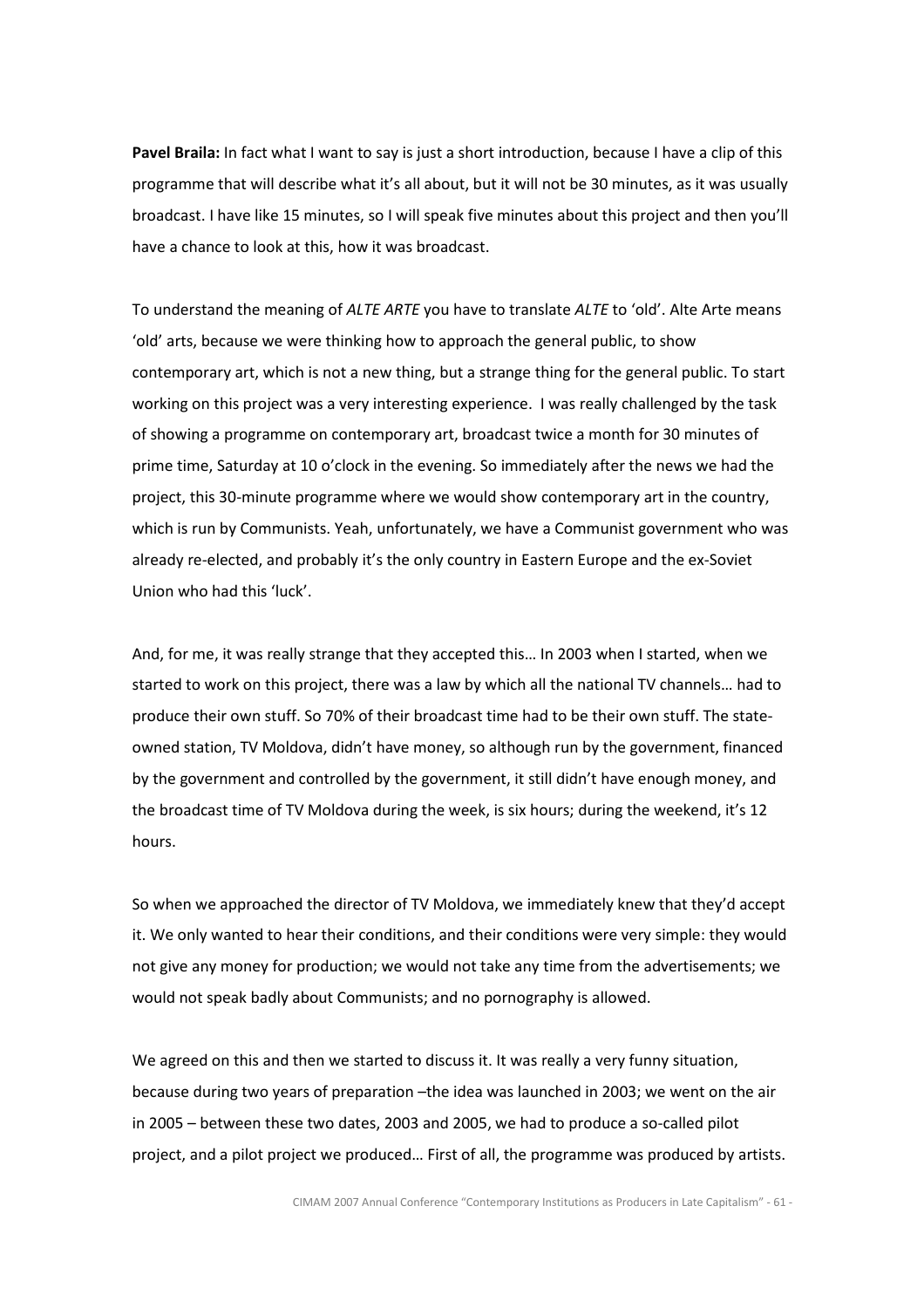**Pavel Braila:** In fact what I want to say is just a short introduction, because I have a clip of this programme that will describe what it's all about, but it will not be 30 minutes, as it was usually broadcast. I have like 15 minutes, so I will speak five minutes about this project and then you'll have a chance to look at this, how it was broadcast.

To understand the meaning of *ALTE ARTE* you have to translate *ALTE* to 'old'. Alte Arte means 'old' arts, because we were thinking how to approach the general public, to show contemporary art, which is not a new thing, but a strange thing for the general public. To start working on this project was a very interesting experience. I was really challenged by the task of showing a programme on contemporary art, broadcast twice a month for 30 minutes of prime time, Saturday at 10 o'clock in the evening. So immediately after the news we had the project, this 30-minute programme where we would show contemporary art in the country, which is run by Communists. Yeah, unfortunately, we have a Communist government who was already re-elected, and probably it's the only country in Eastern Europe and the ex-Soviet Union who had this 'luck'.

And, for me, it was really strange that they accepted this… In 2003 when I started, when we started to work on this project, there was a law by which all the national TV channels… had to produce their own stuff. So 70% of their broadcast time had to be their own stuff. The state-owned station, TV Moldova, didn't have money, so although run by the government, financed by the government and controlled by the government, it still didn't have enough money, and the broadcast time of TV Moldova during the week, is six hours; during the weekend, it's 12 hours.

So when we approached the director of TV Moldova, we immediately knew that they'd accept it. We only wanted to hear their conditions, and their conditions were very simple: they would not give any money for production; we would not take any time from the advertisements; we would not speak badly about Communists; and no pornography is allowed.

We agreed on this and then we started to discuss it. It was really a very funny situation, because during two years of preparation –the idea was launched in 2003; we went on the air in 2005 – between these two dates, 2003 and 2005, we had to produce a so-called pilot project, and a pilot project we produced… First of all, the programme was produced by artists.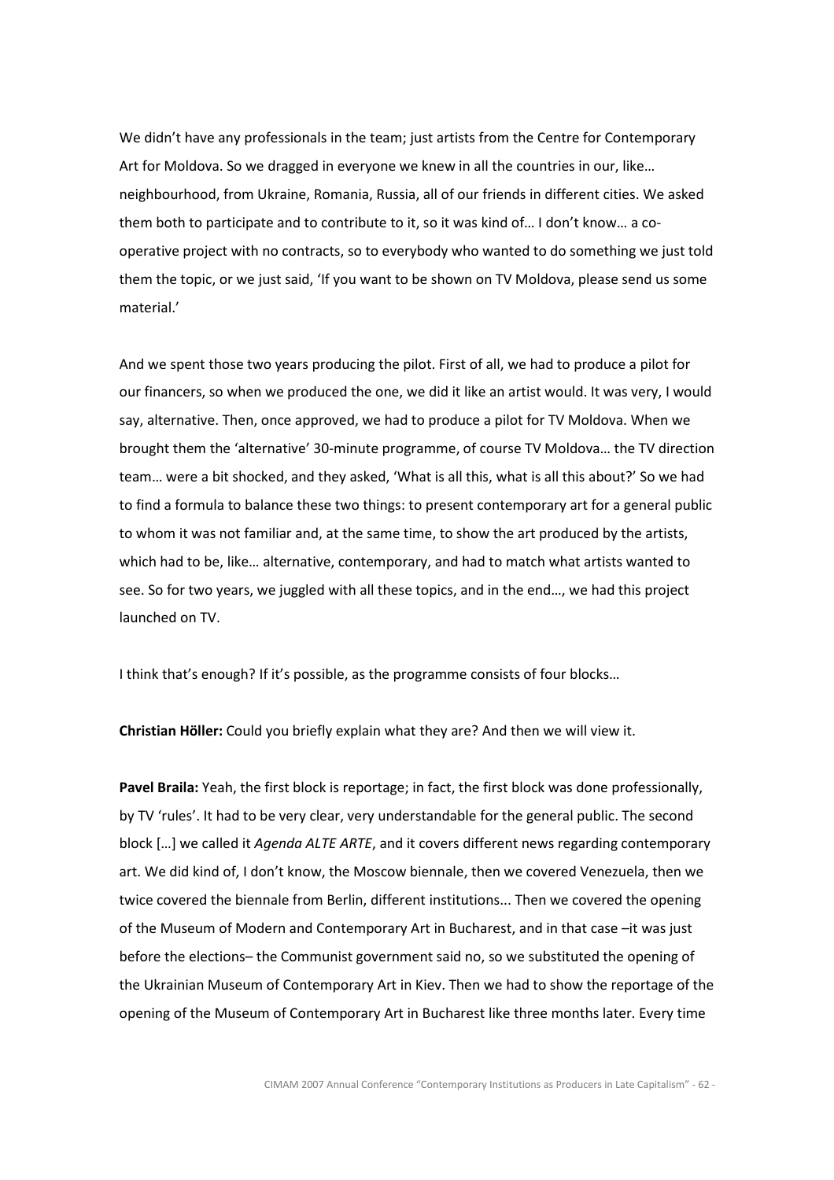We didn't have any professionals in the team; just artists from the Centre for Contemporary Art for Moldova. So we dragged in everyone we knew in all the countries in our, like… neighbourhood, from Ukraine, Romania, Russia, all of our friends in different cities. We asked them both to participate and to contribute to it, so it was kind of… I don't know… a co-operative project with no contracts, so to everybody who wanted to do something we just told them the topic, or we just said, 'If you want to be shown on TV Moldova, please send us some material.'

And we spent those two years producing the pilot. First of all, we had to produce a pilot for our financers, so when we produced the one, we did it like an artist would. It was very, I would say, alternative. Then, once approved, we had to produce a pilot for TV Moldova. When we brought them the 'alternative' 30-minute programme, of course TV Moldova… the TV direction team… were a bit shocked, and they asked, 'What is all this, what is all this about?' So we had to find a formula to balance these two things: to present contemporary art for a general public to whom it was not familiar and, at the same time, to show the art produced by the artists, which had to be, like… alternative, contemporary, and had to match what artists wanted to see. So for two years, we juggled with all these topics, and in the end…, we had this project launched on TV.

I think that's enough? If it's possible, as the programme consists of four blocks…

**Christian Höller:** Could you briefly explain what they are? And then we will view it.

**Pavel Braila:** Yeah, the first block is reportage; in fact, the first block was done professionally, by TV 'rules'. It had to be very clear, very understandable for the general public. The second block […] we called it *Agenda ALTE ARTE*, and it covers different news regarding contemporary art. We did kind of, I don't know, the Moscow biennale, then we covered Venezuela, then we twice covered the biennale from Berlin, different institutions... Then we covered the opening of the Museum of Modern and Contemporary Art in Bucharest, and in that case –it was just before the elections– the Communist government said no, so we substituted the opening of the Ukrainian Museum of Contemporary Art in Kiev. Then we had to show the reportage of the opening of the Museum of Contemporary Art in Bucharest like three months later. Every time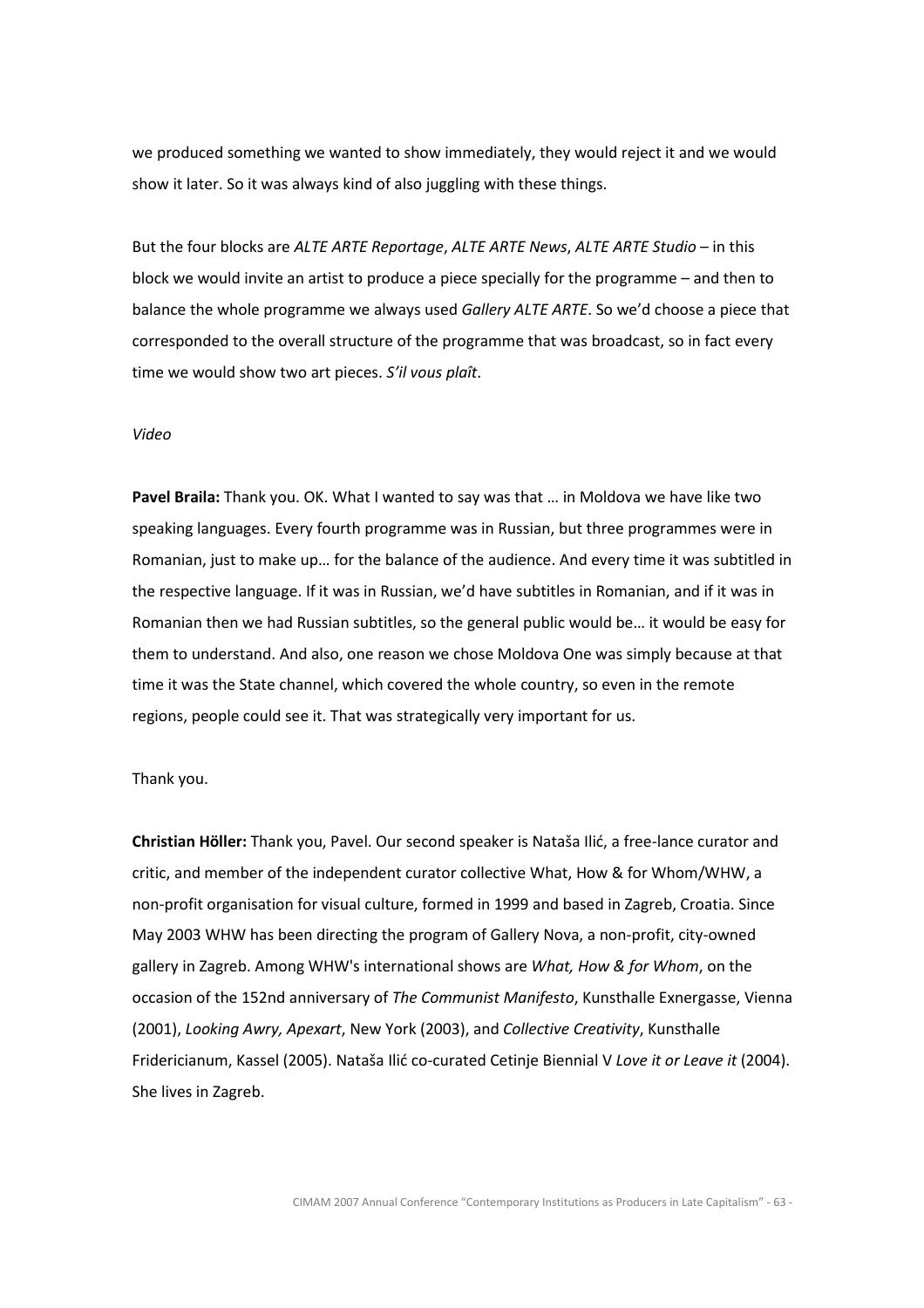we produced something we wanted to show immediately, they would reject it and we would show it later. So it was always kind of also juggling with these things.

But the four blocks are *ALTE ARTE Reportage*, *ALTE ARTE News*, *ALTE ARTE Studio* – in this block we would invite an artist to produce a piece specially for the programme – and then to balance the whole programme we always used *Gallery ALTE ARTE*. So we'd choose a piece that corresponded to the overall structure of the programme that was broadcast, so in fact every time we would show two art pieces. *S'il vous plaît.*

*Video*

**Pavel Braila:** Thank you. OK. What I wanted to say was that … in Moldova we have like two speaking languages. Every fourth programme was in Russian, but three programmes were in Romanian, just to make up… for the balance of the audience. And every time it was subtitled in the respective language. If it was in Russian, we'd have subtitles in Romanian, and if it was in Romanian then we had Russian subtitles, so the general public would be… it would be easy for them to understand. And also, one reason we chose Moldova One was simply because at that time it was the State channel, which covered the whole country, so even in the remote regions, people could see it. That was strategically very important for us.

Thank you.

**Christian Höller:** Thank you, Pavel. Our second speaker is Nataša Ilić, a free-lance curator and critic, and member of the independent curator collective What, How & for Whom/WHW, a non-profit organisation for visual culture, formed in 1999 and based in Zagreb, Croatia. Since May 2003 WHW has been directing the program of Gallery Nova, a non-profit, city-owned gallery in Zagreb. Among WHW's international shows are *What, How & for Whom*, on the occasion of the 152nd anniversary of *The Communist Manifesto*, Kunsthalle Exnergasse, Vienna (2001), *Looking Awry, Apexart*, New York (2003), and *Collective Creativity*, Kunsthalle Fridericianum, Kassel (2005). Nataša Ilić co-curated Cetinje Biennial V *Love it or Leave it* (2004). She lives in Zagreb.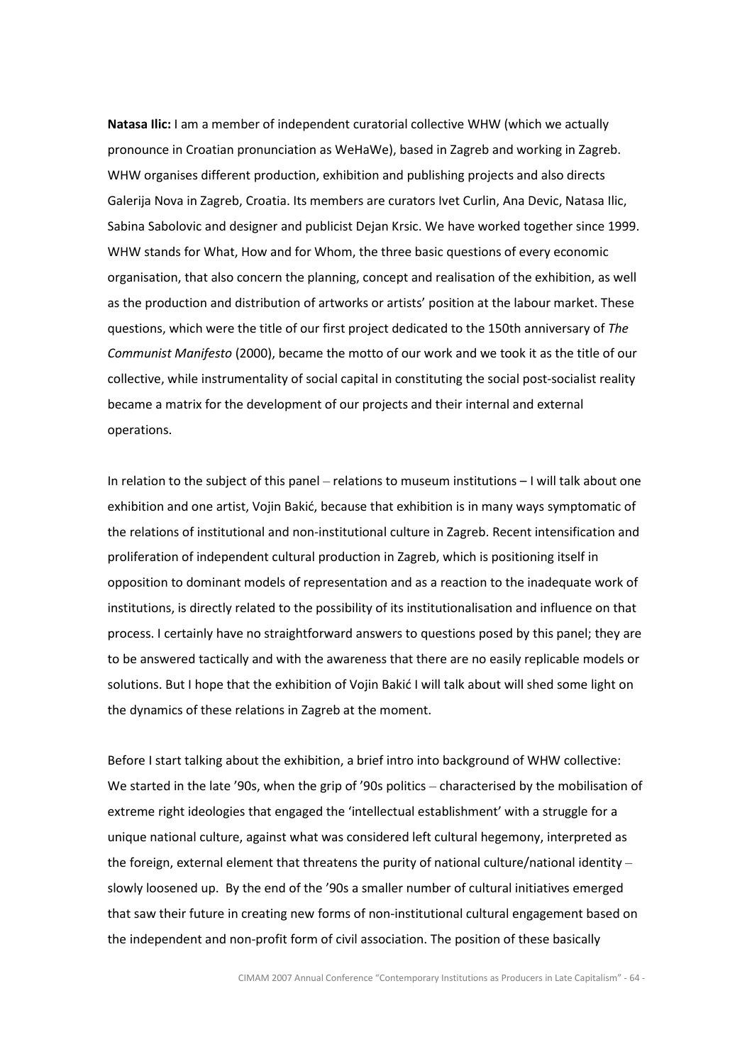**Natasa Ilic:** I am a member of independent curatorial collective WHW (which we actually pronounce in Croatian pronunciation as WeHaWe), based in Zagreb and working in Zagreb. WHW organises different production, exhibition and publishing projects and also directs Galerija Nova in Zagreb, Croatia. Its members are curators Ivet Curlin, Ana Devic, Natasa Ilic, Sabina Sabolovic and designer and publicist Dejan Krsic. We have worked together since 1999. WHW stands for What, How and for Whom, the three basic questions of every economic organisation, that also concern the planning, concept and realisation of the exhibition, as well as the production and distribution of artworks or artists' position at the labour market. These questions, which were the title of our first project dedicated to the 150th anniversary of *The Communist Manifesto* (2000), became the motto of our work and we took it as the title of our collective, while instrumentality of social capital in constituting the social post-socialist reality became a matrix for the development of our projects and their internal and external operations.

In relation to the subject of this panel – relations to museum institutions – I will talk about one exhibition and one artist, Vojin Bakić, because that exhibition is in many ways symptomatic of the relations of institutional and non-institutional culture in Zagreb. Recent intensification and proliferation of independent cultural production in Zagreb, which is positioning itself in opposition to dominant models of representation and as a reaction to the inadequate work of institutions, is directly related to the possibility of its institutionalisation and influence on that process. I certainly have no straightforward answers to questions posed by this panel; they are to be answered tactically and with the awareness that there are no easily replicable models or solutions. But I hope that the exhibition of Vojin Bakić I will talk about will shed some light on the dynamics of these relations in Zagreb at the moment.

Before I start talking about the exhibition, a brief intro into background of WHW collective: We started in the late '90s, when the grip of '90s politics – characterised by the mobilisation of extreme right ideologies that engaged the 'intellectual establishment' with a struggle for a unique national culture, against what was considered left cultural hegemony, interpreted as the foreign, external element that threatens the purity of national culture/national identity – slowly loosened up. By the end of the '90s a smaller number of cultural initiatives emerged that saw their future in creating new forms of non-institutional cultural engagement based on the independent and non-profit form of civil association. The position of these basically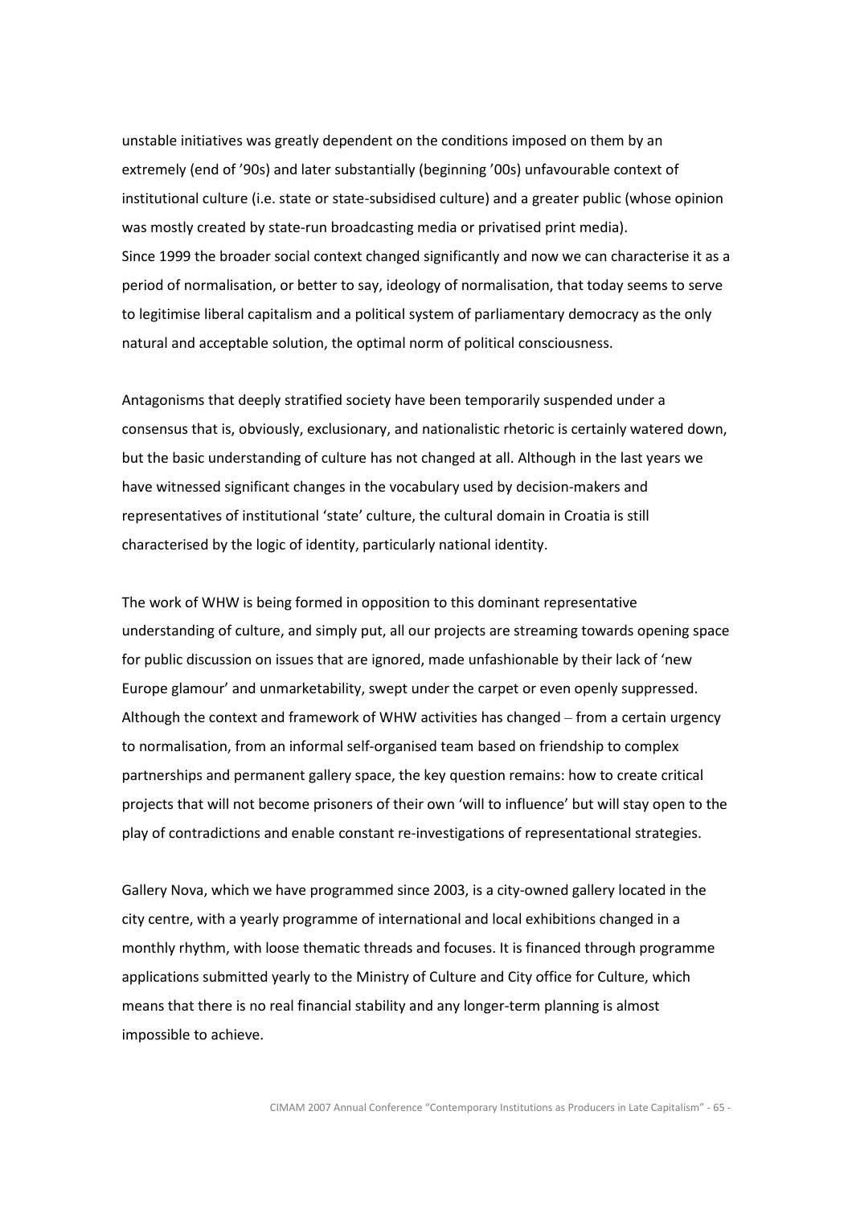unstable initiatives was greatly dependent on the conditions imposed on them by an extremely (end of '90s) and later substantially (beginning '00s) unfavourable context of institutional culture (i.e. state or state-subsidised culture) and a greater public (whose opinion was mostly created by state-run broadcasting media or privatised print media).
Since 1999 the broader social context changed significantly and now we can characterise it as a period of normalisation, or better to say, ideology of normalisation, that today seems to serve to legitimise liberal capitalism and a political system of parliamentary democracy as the only natural and acceptable solution, the optimal norm of political consciousness.

Antagonisms that deeply stratified society have been temporarily suspended under a consensus that is, obviously, exclusionary, and nationalistic rhetoric is certainly watered down, but the basic understanding of culture has not changed at all. Although in the last years we have witnessed significant changes in the vocabulary used by decision-makers and representatives of institutional 'state' culture, the cultural domain in Croatia is still characterised by the logic of identity, particularly national identity.

The work of WHW is being formed in opposition to this dominant representative understanding of culture, and simply put, all our projects are streaming towards opening space for public discussion on issues that are ignored, made unfashionable by their lack of 'new Europe glamour' and unmarketability, swept under the carpet or even openly suppressed. Although the context and framework of WHW activities has changed – from a certain urgency to normalisation, from an informal self-organised team based on friendship to complex partnerships and permanent gallery space, the key question remains: how to create critical projects that will not become prisoners of their own 'will to influence' but will stay open to the play of contradictions and enable constant re-investigations of representational strategies.

Gallery Nova, which we have programmed since 2003, is a city-owned gallery located in the city centre, with a yearly programme of international and local exhibitions changed in a monthly rhythm, with loose thematic threads and focuses. It is financed through programme applications submitted yearly to the Ministry of Culture and City office for Culture, which means that there is no real financial stability and any longer-term planning is almost impossible to achieve.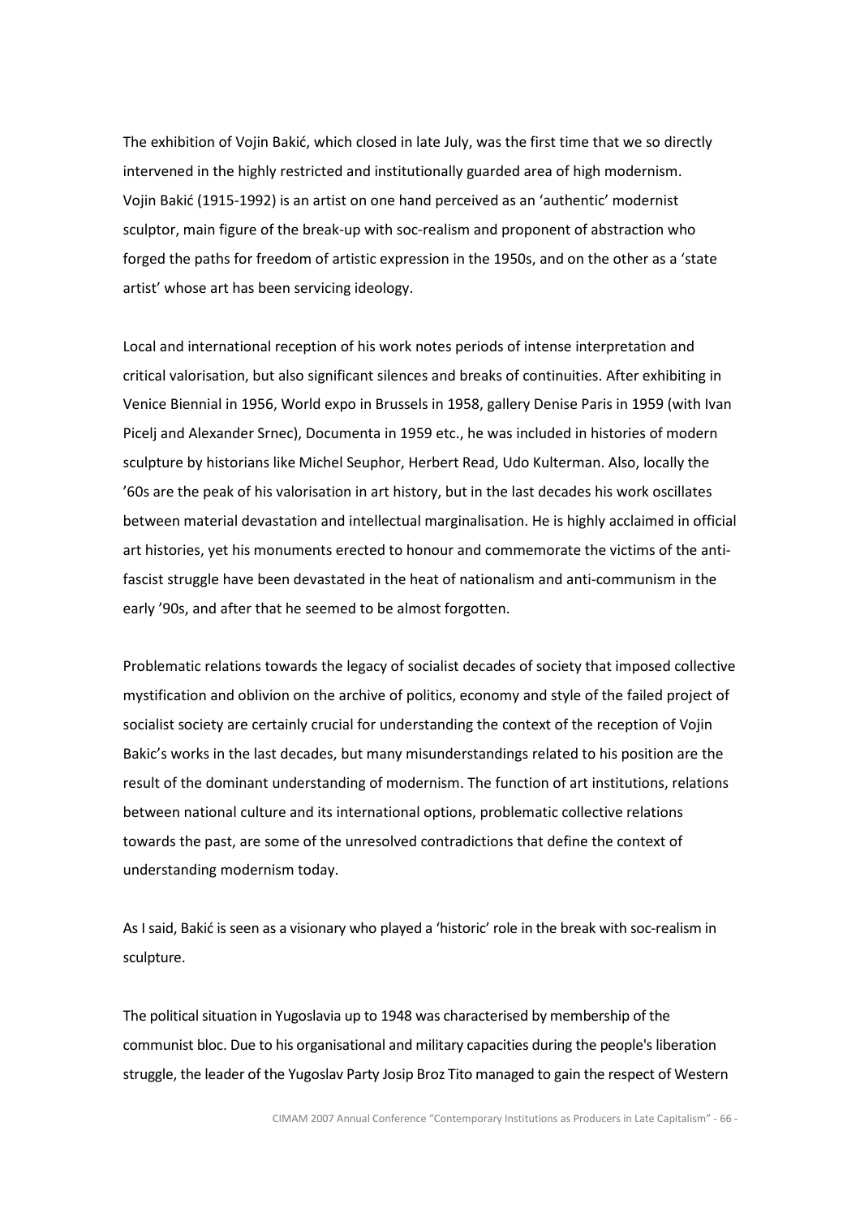The exhibition of Vojin Bakić, which closed in late July, was the first time that we so directly intervened in the highly restricted and institutionally guarded area of high modernism. Vojin Bakić (1915-1992) is an artist on one hand perceived as an 'authentic' modernist sculptor, main figure of the break-up with soc-realism and proponent of abstraction who forged the paths for freedom of artistic expression in the 1950s, and on the other as a 'state artist' whose art has been servicing ideology.

Local and international reception of his work notes periods of intense interpretation and critical valorisation, but also significant silences and breaks of continuities. After exhibiting in Venice Biennial in 1956, World expo in Brussels in 1958, gallery Denise Paris in 1959 (with Ivan Picelj and Alexander Srnec), Documenta in 1959 etc., he was included in histories of modern sculpture by historians like Michel Seuphor, Herbert Read, Udo Kulterman. Also, locally the '60s are the peak of his valorisation in art history, but in the last decades his work oscillates between material devastation and intellectual marginalisation. He is highly acclaimed in official art histories, yet his monuments erected to honour and commemorate the victims of the anti-fascist struggle have been devastated in the heat of nationalism and anti-communism in the early '90s, and after that he seemed to be almost forgotten.

Problematic relations towards the legacy of socialist decades of society that imposed collective mystification and oblivion on the archive of politics, economy and style of the failed project of socialist society are certainly crucial for understanding the context of the reception of Vojin Bakic's works in the last decades, but many misunderstandings related to his position are the result of the dominant understanding of modernism. The function of art institutions, relations between national culture and its international options, problematic collective relations towards the past, are some of the unresolved contradictions that define the context of understanding modernism today.

As I said, Bakić is seen as a visionary who played a 'historic' role in the break with soc-realism in sculpture.

The political situation in Yugoslavia up to 1948 was characterised by membership of the communist bloc. Due to his organisational and military capacities during the people's liberation struggle, the leader of the Yugoslav Party Josip Broz Tito managed to gain the respect of Western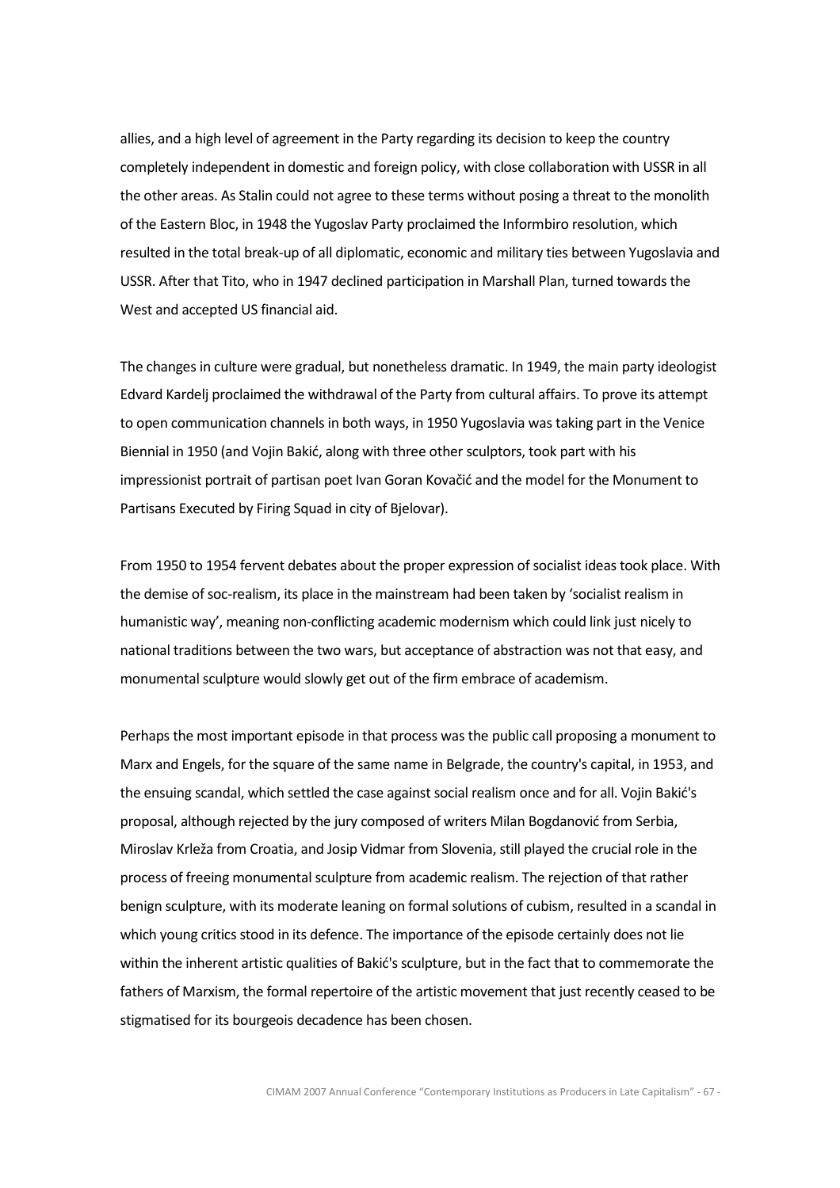allies, and a high level of agreement in the Party regarding its decision to keep the country completely independent in domestic and foreign policy, with close collaboration with USSR in all the other areas. As Stalin could not agree to these terms without posing a threat to the monolith of the Eastern Bloc, in 1948 the Yugoslav Party proclaimed the Informbiro resolution, which resulted in the total break-up of all diplomatic, economic and military ties between Yugoslavia and USSR. After that Tito, who in 1947 declined participation in Marshall Plan, turned towards the West and accepted US financial aid.

The changes in culture were gradual, but nonetheless dramatic. In 1949, the main party ideologist Edvard Kardelj proclaimed the withdrawal of the Party from cultural affairs. To prove its attempt to open communication channels in both ways, in 1950 Yugoslavia was taking part in the Venice Biennial in 1950 (and Vojin Bakić, along with three other sculptors, took part with his impressionist portrait of partisan poet Ivan Goran Kovačić and the model for the Monument to Partisans Executed by Firing Squad in city of Bjelovar).

From 1950 to 1954 fervent debates about the proper expression of socialist ideas took place. With the demise of soc-realism, its place in the mainstream had been taken by 'socialist realism in humanistic way', meaning non-conflicting academic modernism which could link just nicely to national traditions between the two wars, but acceptance of abstraction was not that easy, and monumental sculpture would slowly get out of the firm embrace of academism.

Perhaps the most important episode in that process was the public call proposing a monument to Marx and Engels, for the square of the same name in Belgrade, the country's capital, in 1953, and the ensuing scandal, which settled the case against social realism once and for all. Vojin Bakić's proposal, although rejected by the jury composed of writers Milan Bogdanović from Serbia, Miroslav Krleža from Croatia, and Josip Vidmar from Slovenia, still played the crucial role in the process of freeing monumental sculpture from academic realism. The rejection of that rather benign sculpture, with its moderate leaning on formal solutions of cubism, resulted in a scandal in which young critics stood in its defence. The importance of the episode certainly does not lie within the inherent artistic qualities of Bakić's sculpture, but in the fact that to commemorate the fathers of Marxism, the formal repertoire of the artistic movement that just recently ceased to be stigmatised for its bourgeois decadence has been chosen.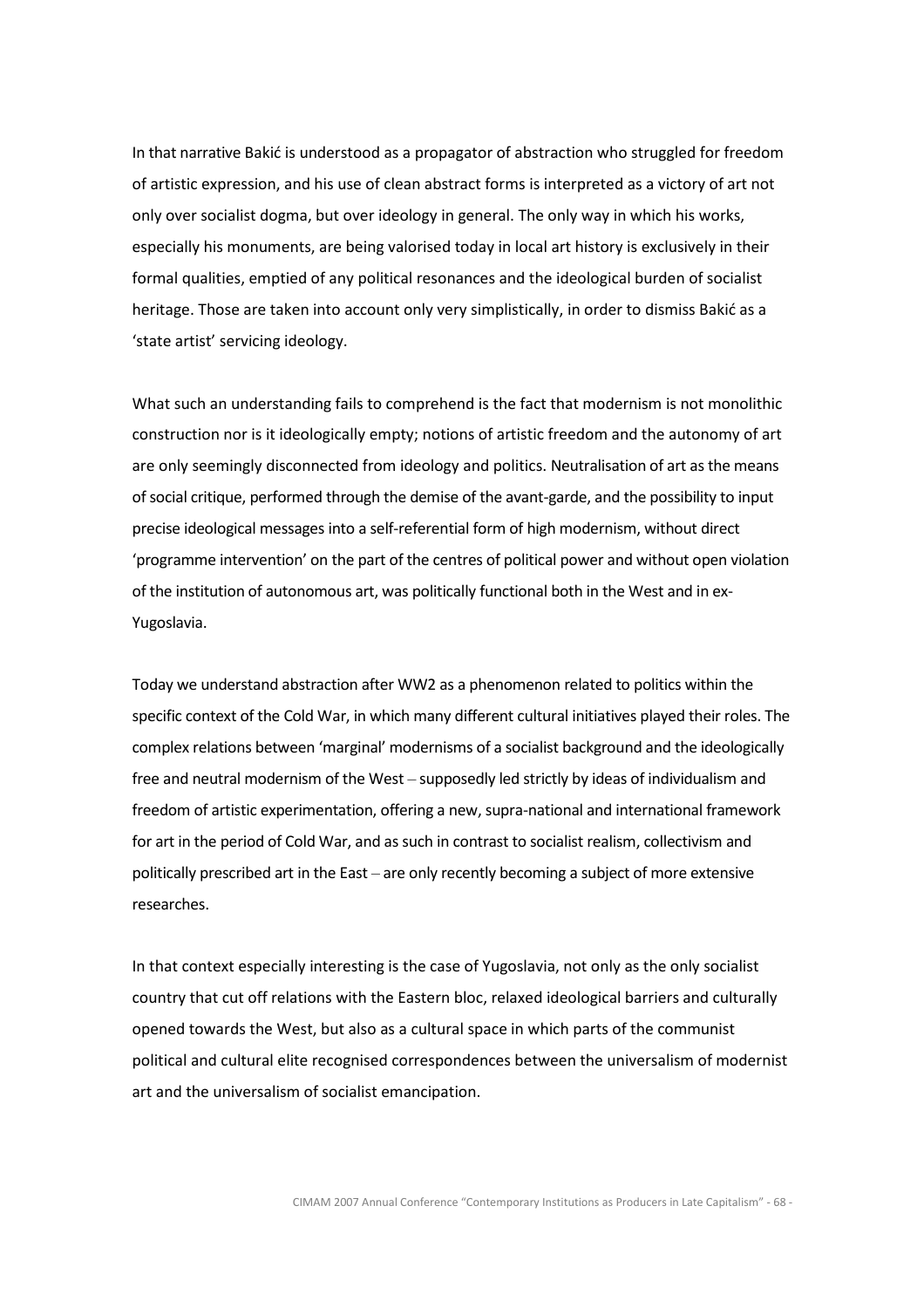In that narrative Bakić is understood as a propagator of abstraction who struggled for freedom of artistic expression, and his use of clean abstract forms is interpreted as a victory of art not only over socialist dogma, but over ideology in general. The only way in which his works, especially his monuments, are being valorised today in local art history is exclusively in their formal qualities, emptied of any political resonances and the ideological burden of socialist heritage. Those are taken into account only very simplistically, in order to dismiss Bakić as a 'state artist' servicing ideology.

What such an understanding fails to comprehend is the fact that modernism is not monolithic construction nor is it ideologically empty; notions of artistic freedom and the autonomy of art are only seemingly disconnected from ideology and politics. Neutralisation of art as the means of social critique, performed through the demise of the avant-garde, and the possibility to input precise ideological messages into a self-referential form of high modernism, without direct 'programme intervention' on the part of the centres of political power and without open violation of the institution of autonomous art, was politically functional both in the West and in ex-Yugoslavia.

Today we understand abstraction after WW2 as a phenomenon related to politics within the specific context of the Cold War, in which many different cultural initiatives played their roles. The complex relations between 'marginal' modernisms of a socialist background and the ideologically free and neutral modernism of the West – supposedly led strictly by ideas of individualism and freedom of artistic experimentation, offering a new, supra-national and international framework for art in the period of Cold War, and as such in contrast to socialist realism, collectivism and politically prescribed art in the East – are only recently becoming a subject of more extensive researches.

In that context especially interesting is the case of Yugoslavia, not only as the only socialist country that cut off relations with the Eastern bloc, relaxed ideological barriers and culturally opened towards the West, but also as a cultural space in which parts of the communist political and cultural elite recognised correspondences between the universalism of modernist art and the universalism of socialist emancipation.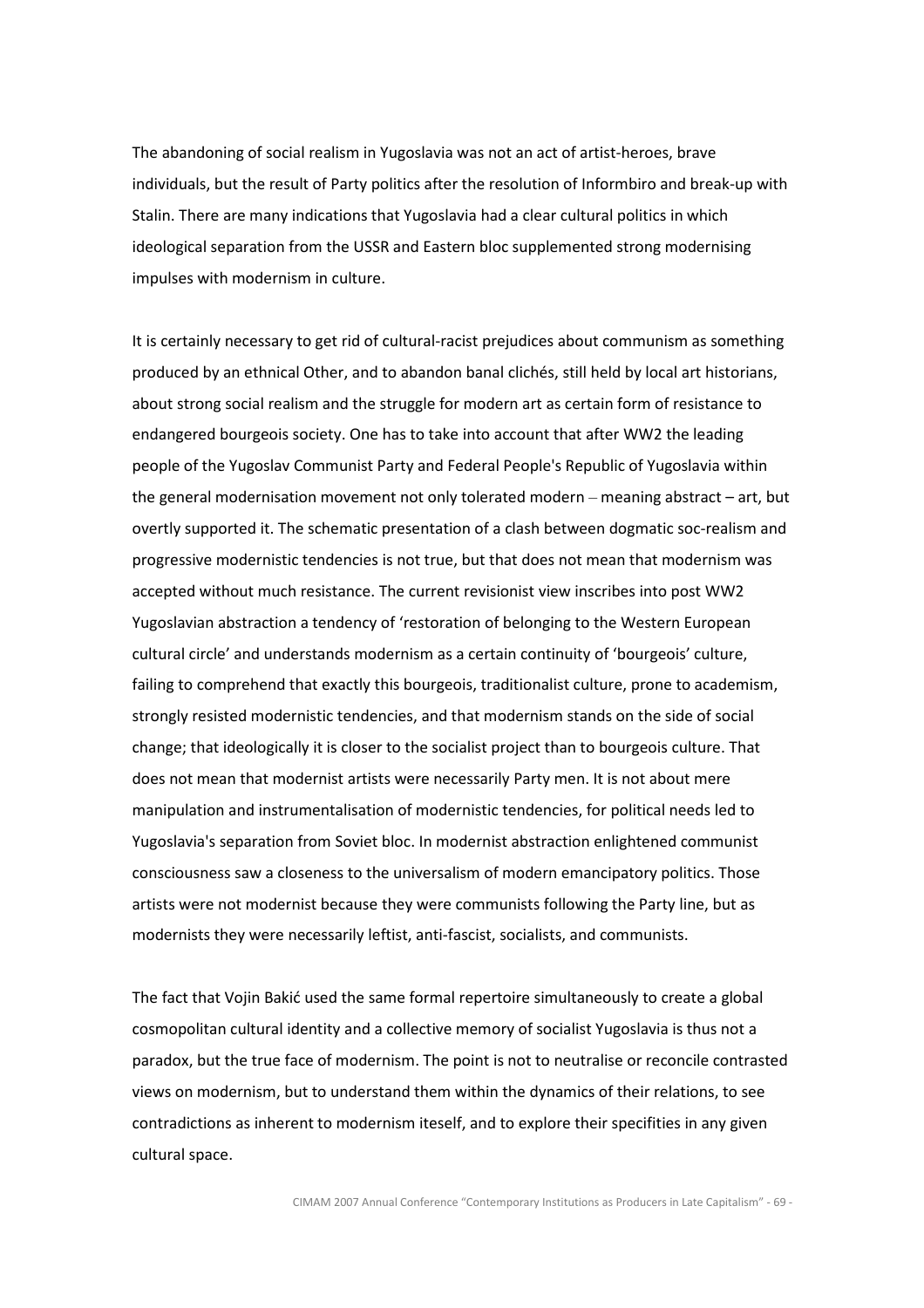The abandoning of social realism in Yugoslavia was not an act of artist-heroes, brave individuals, but the result of Party politics after the resolution of Informbiro and break-up with Stalin. There are many indications that Yugoslavia had a clear cultural politics in which ideological separation from the USSR and Eastern bloc supplemented strong modernising impulses with modernism in culture.

It is certainly necessary to get rid of cultural-racist prejudices about communism as something produced by an ethnical Other, and to abandon banal clichés, still held by local art historians, about strong social realism and the struggle for modern art as certain form of resistance to endangered bourgeois society. One has to take into account that after WW2 the leading people of the Yugoslav Communist Party and Federal People's Republic of Yugoslavia within the general modernisation movement not only tolerated modern – meaning abstract – art, but overtly supported it. The schematic presentation of a clash between dogmatic soc-realism and progressive modernistic tendencies is not true, but that does not mean that modernism was accepted without much resistance. The current revisionist view inscribes into post WW2 Yugoslavian abstraction a tendency of 'restoration of belonging to the Western European cultural circle' and understands modernism as a certain continuity of 'bourgeois' culture, failing to comprehend that exactly this bourgeois, traditionalist culture, prone to academism, strongly resisted modernistic tendencies, and that modernism stands on the side of social change; that ideologically it is closer to the socialist project than to bourgeois culture. That does not mean that modernist artists were necessarily Party men. It is not about mere manipulation and instrumentalisation of modernistic tendencies, for political needs led to Yugoslavia's separation from Soviet bloc. In modernist abstraction enlightened communist consciousness saw a closeness to the universalism of modern emancipatory politics. Those artists were not modernist because they were communists following the Party line, but as modernists they were necessarily leftist, anti-fascist, socialists, and communists.

The fact that Vojin Bakić used the same formal repertoire simultaneously to create a global cosmopolitan cultural identity and a collective memory of socialist Yugoslavia is thus not a paradox, but the true face of modernism. The point is not to neutralise or reconcile contrasted views on modernism, but to understand them within the dynamics of their relations, to see contradictions as inherent to modernism iteself, and to explore their specifities in any given cultural space.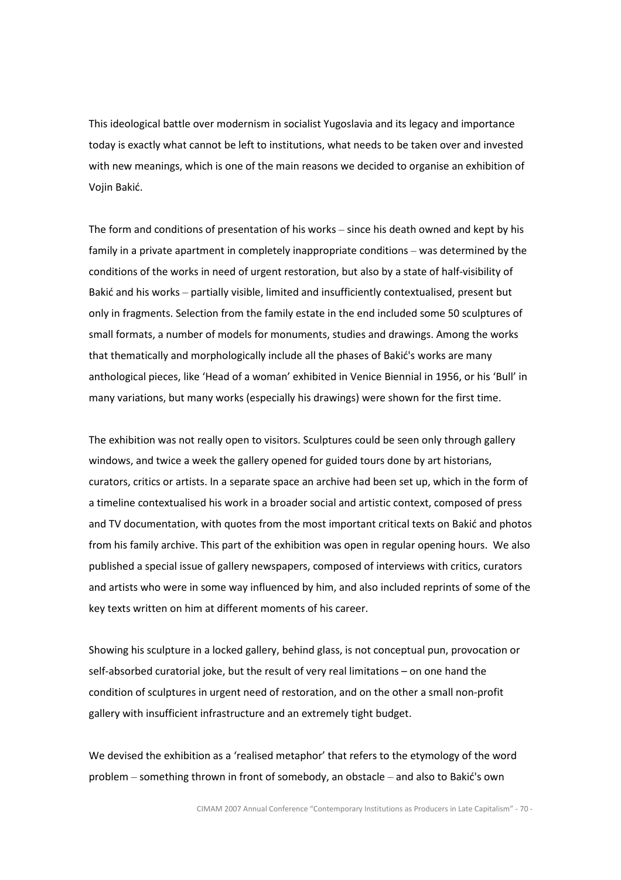This ideological battle over modernism in socialist Yugoslavia and its legacy and importance today is exactly what cannot be left to institutions, what needs to be taken over and invested with new meanings, which is one of the main reasons we decided to organise an exhibition of Vojin Bakić.

The form and conditions of presentation of his works – since his death owned and kept by his family in a private apartment in completely inappropriate conditions – was determined by the conditions of the works in need of urgent restoration, but also by a state of half-visibility of Bakić and his works – partially visible, limited and insufficiently contextualised, present but only in fragments. Selection from the family estate in the end included some 50 sculptures of small formats, a number of models for monuments, studies and drawings. Among the works that thematically and morphologically include all the phases of Bakić's works are many anthological pieces, like 'Head of a woman' exhibited in Venice Biennial in 1956, or his 'Bull' in many variations, but many works (especially his drawings) were shown for the first time.

The exhibition was not really open to visitors. Sculptures could be seen only through gallery windows, and twice a week the gallery opened for guided tours done by art historians, curators, critics or artists. In a separate space an archive had been set up, which in the form of a timeline contextualised his work in a broader social and artistic context, composed of press and TV documentation, with quotes from the most important critical texts on Bakić and photos from his family archive. This part of the exhibition was open in regular opening hours. We also published a special issue of gallery newspapers, composed of interviews with critics, curators and artists who were in some way influenced by him, and also included reprints of some of the key texts written on him at different moments of his career.

Showing his sculpture in a locked gallery, behind glass, is not conceptual pun, provocation or self-absorbed curatorial joke, but the result of very real limitations – on one hand the condition of sculptures in urgent need of restoration, and on the other a small non-profit gallery with insufficient infrastructure and an extremely tight budget.

We devised the exhibition as a 'realised metaphor' that refers to the etymology of the word problem – something thrown in front of somebody, an obstacle – and also to Bakić's own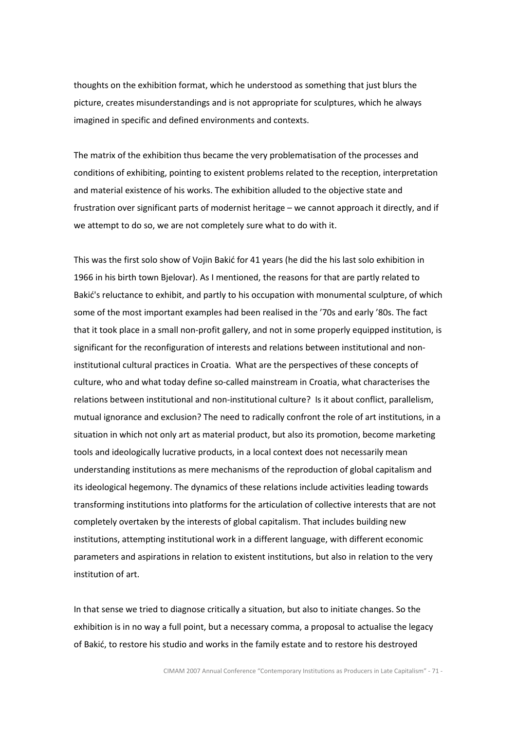thoughts on the exhibition format, which he understood as something that just blurs the picture, creates misunderstandings and is not appropriate for sculptures, which he always imagined in specific and defined environments and contexts.

The matrix of the exhibition thus became the very problematisation of the processes and conditions of exhibiting, pointing to existent problems related to the reception, interpretation and material existence of his works. The exhibition alluded to the objective state and frustration over significant parts of modernist heritage – we cannot approach it directly, and if we attempt to do so, we are not completely sure what to do with it.

This was the first solo show of Vojin Bakić for 41 years (he did the his last solo exhibition in 1966 in his birth town Bjelovar). As I mentioned, the reasons for that are partly related to Bakić's reluctance to exhibit, and partly to his occupation with monumental sculpture, of which some of the most important examples had been realised in the '70s and early '80s. The fact that it took place in a small non-profit gallery, and not in some properly equipped institution, is significant for the reconfiguration of interests and relations between institutional and non-institutional cultural practices in Croatia. What are the perspectives of these concepts of culture, who and what today define so-called mainstream in Croatia, what characterises the relations between institutional and non-institutional culture? Is it about conflict, parallelism, mutual ignorance and exclusion? The need to radically confront the role of art institutions, in a situation in which not only art as material product, but also its promotion, become marketing tools and ideologically lucrative products, in a local context does not necessarily mean understanding institutions as mere mechanisms of the reproduction of global capitalism and its ideological hegemony. The dynamics of these relations include activities leading towards transforming institutions into platforms for the articulation of collective interests that are not completely overtaken by the interests of global capitalism. That includes building new institutions, attempting institutional work in a different language, with different economic parameters and aspirations in relation to existent institutions, but also in relation to the very institution of art.

In that sense we tried to diagnose critically a situation, but also to initiate changes. So the exhibition is in no way a full point, but a necessary comma, a proposal to actualise the legacy of Bakić, to restore his studio and works in the family estate and to restore his destroyed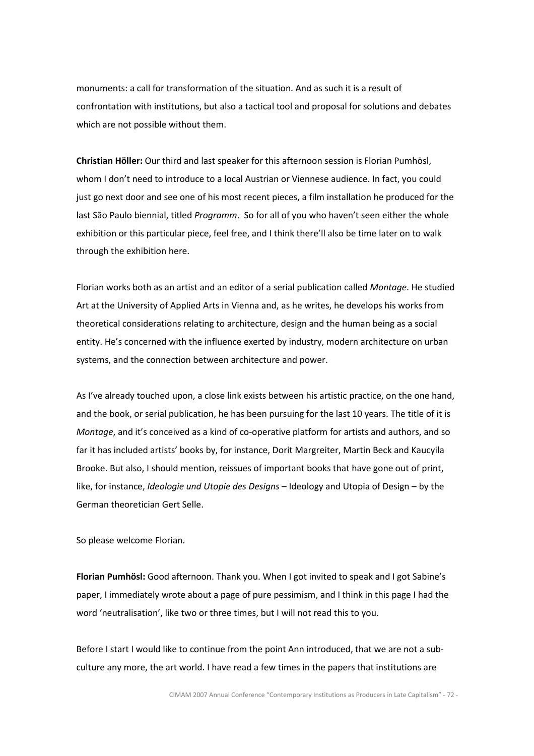monuments: a call for transformation of the situation. And as such it is a result of confrontation with institutions, but also a tactical tool and proposal for solutions and debates which are not possible without them.

**Christian Höller:** Our third and last speaker for this afternoon session is Florian Pumhösl, whom I don't need to introduce to a local Austrian or Viennese audience. In fact, you could just go next door and see one of his most recent pieces, a film installation he produced for the last São Paulo biennial, titled *Programm*. So for all of you who haven't seen either the whole exhibition or this particular piece, feel free, and I think there'll also be time later on to walk through the exhibition here.

Florian works both as an artist and an editor of a serial publication called *Montage*. He studied Art at the University of Applied Arts in Vienna and, as he writes, he develops his works from theoretical considerations relating to architecture, design and the human being as a social entity. He's concerned with the influence exerted by industry, modern architecture on urban systems, and the connection between architecture and power.

As I've already touched upon, a close link exists between his artistic practice, on the one hand, and the book, or serial publication, he has been pursuing for the last 10 years. The title of it is *Montage*, and it's conceived as a kind of co-operative platform for artists and authors, and so far it has included artists' books by, for instance, Dorit Margreiter, Martin Beck and Kaucyila Brooke. But also, I should mention, reissues of important books that have gone out of print, like, for instance, *Ideologie und Utopie des Designs* – Ideology and Utopia of Design – by the German theoretician Gert Selle.

So please welcome Florian.

**Florian Pumhösl:** Good afternoon. Thank you. When I got invited to speak and I got Sabine's paper, I immediately wrote about a page of pure pessimism, and I think in this page I had the word 'neutralisation', like two or three times, but I will not read this to you.

Before I start I would like to continue from the point Ann introduced, that we are not a sub-culture any more, the art world. I have read a few times in the papers that institutions are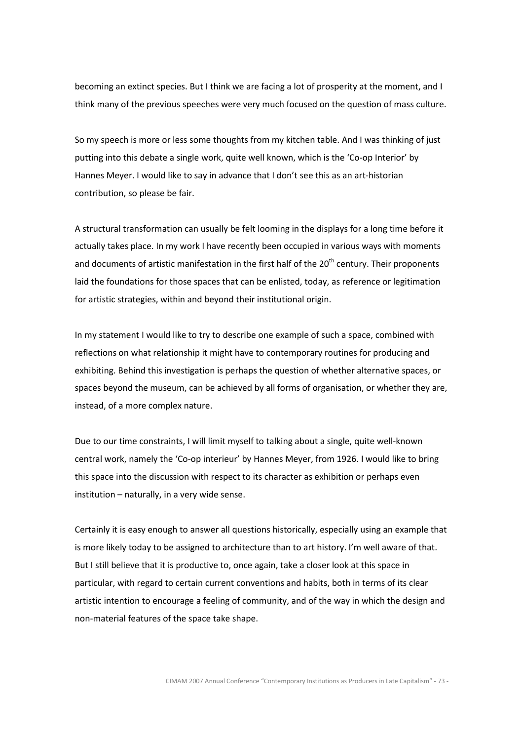becoming an extinct species. But I think we are facing a lot of prosperity at the moment, and I think many of the previous speeches were very much focused on the question of mass culture.

So my speech is more or less some thoughts from my kitchen table. And I was thinking of just putting into this debate a single work, quite well known, which is the 'Co-op Interior' by Hannes Meyer. I would like to say in advance that I don't see this as an art-historian contribution, so please be fair.

A structural transformation can usually be felt looming in the displays for a long time before it actually takes place. In my work I have recently been occupied in various ways with moments and documents of artistic manifestation in the first half of the 20th century. Their proponents laid the foundations for those spaces that can be enlisted, today, as reference or legitimation for artistic strategies, within and beyond their institutional origin.

In my statement I would like to try to describe one example of such a space, combined with reflections on what relationship it might have to contemporary routines for producing and exhibiting. Behind this investigation is perhaps the question of whether alternative spaces, or spaces beyond the museum, can be achieved by all forms of organisation, or whether they are, instead, of a more complex nature.

Due to our time constraints, I will limit myself to talking about a single, quite well-known central work, namely the 'Co-op interieur' by Hannes Meyer, from 1926. I would like to bring this space into the discussion with respect to its character as exhibition or perhaps even institution – naturally, in a very wide sense.

Certainly it is easy enough to answer all questions historically, especially using an example that is more likely today to be assigned to architecture than to art history. I'm well aware of that. But I still believe that it is productive to, once again, take a closer look at this space in particular, with regard to certain current conventions and habits, both in terms of its clear artistic intention to encourage a feeling of community, and of the way in which the design and non-material features of the space take shape.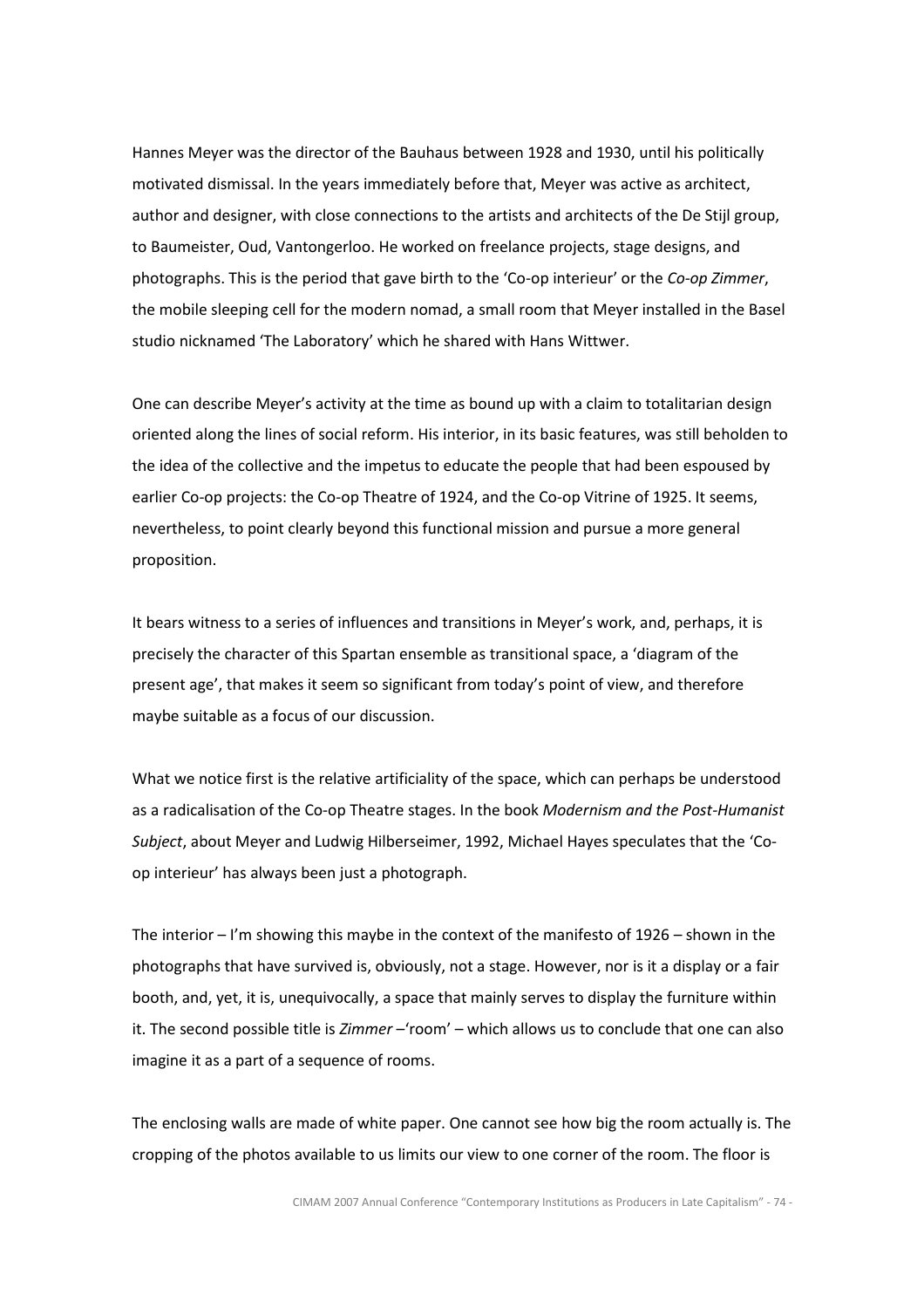Hannes Meyer was the director of the Bauhaus between 1928 and 1930, until his politically motivated dismissal. In the years immediately before that, Meyer was active as architect, author and designer, with close connections to the artists and architects of the De Stijl group, to Baumeister, Oud, Vantongerloo. He worked on freelance projects, stage designs, and photographs. This is the period that gave birth to the 'Co-op interieur' or the *Co-op Zimmer*, the mobile sleeping cell for the modern nomad, a small room that Meyer installed in the Basel studio nicknamed 'The Laboratory' which he shared with Hans Wittwer.

One can describe Meyer's activity at the time as bound up with a claim to totalitarian design oriented along the lines of social reform. His interior, in its basic features, was still beholden to the idea of the collective and the impetus to educate the people that had been espoused by earlier Co-op projects: the Co-op Theatre of 1924, and the Co-op Vitrine of 1925. It seems, nevertheless, to point clearly beyond this functional mission and pursue a more general proposition.

It bears witness to a series of influences and transitions in Meyer's work, and, perhaps, it is precisely the character of this Spartan ensemble as transitional space, a 'diagram of the present age', that makes it seem so significant from today's point of view, and therefore maybe suitable as a focus of our discussion.

What we notice first is the relative artificiality of the space, which can perhaps be understood as a radicalisation of the Co-op Theatre stages. In the book *Modernism and the Post-Humanist Subject*, about Meyer and Ludwig Hilberseimer, 1992, Michael Hayes speculates that the 'Co-op interieur' has always been just a photograph.

The interior – I'm showing this maybe in the context of the manifesto of 1926 – shown in the photographs that have survived is, obviously, not a stage. However, nor is it a display or a fair booth, and, yet, it is, unequivocally, a space that mainly serves to display the furniture within it. The second possible title is *Zimmer* –'room' – which allows us to conclude that one can also imagine it as a part of a sequence of rooms.

The enclosing walls are made of white paper. One cannot see how big the room actually is. The cropping of the photos available to us limits our view to one corner of the room. The floor is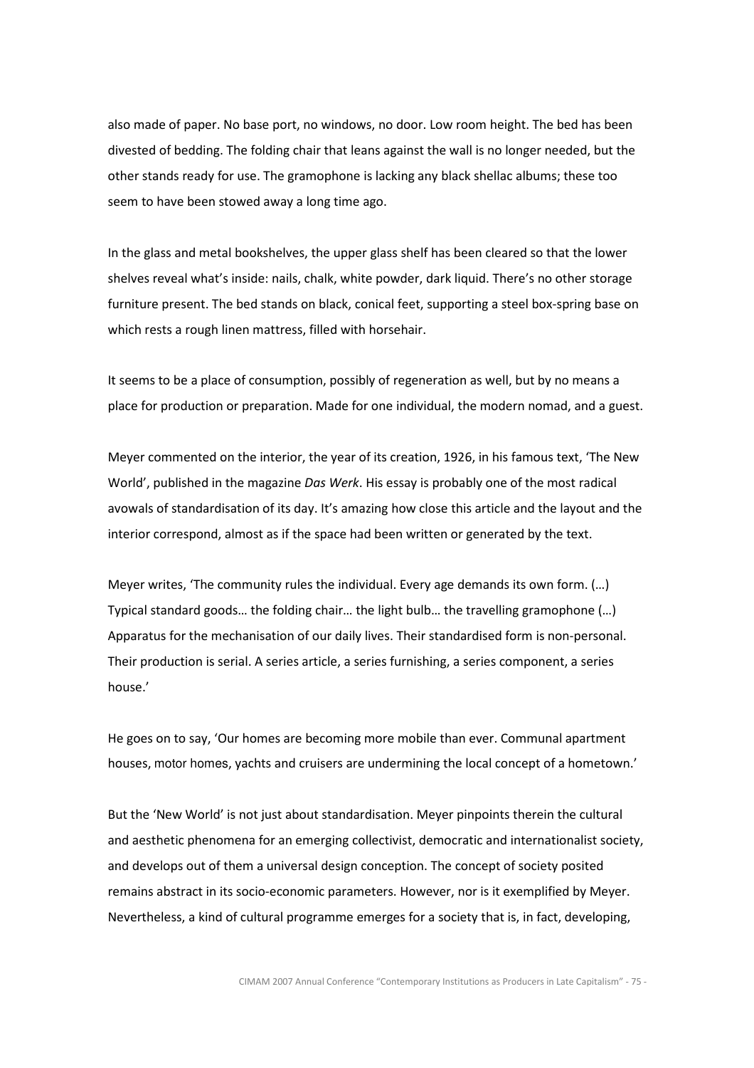also made of paper. No base port, no windows, no door. Low room height. The bed has been divested of bedding. The folding chair that leans against the wall is no longer needed, but the other stands ready for use. The gramophone is lacking any black shellac albums; these too seem to have been stowed away a long time ago.

In the glass and metal bookshelves, the upper glass shelf has been cleared so that the lower shelves reveal what's inside: nails, chalk, white powder, dark liquid. There's no other storage furniture present. The bed stands on black, conical feet, supporting a steel box-spring base on which rests a rough linen mattress, filled with horsehair.

It seems to be a place of consumption, possibly of regeneration as well, but by no means a place for production or preparation. Made for one individual, the modern nomad, and a guest.

Meyer commented on the interior, the year of its creation, 1926, in his famous text, 'The New World', published in the magazine *Das Werk*. His essay is probably one of the most radical avowals of standardisation of its day. It's amazing how close this article and the layout and the interior correspond, almost as if the space had been written or generated by the text.

Meyer writes, 'The community rules the individual. Every age demands its own form. (…) Typical standard goods… the folding chair… the light bulb… the travelling gramophone (…) Apparatus for the mechanisation of our daily lives. Their standardised form is non-personal. Their production is serial. A series article, a series furnishing, a series component, a series house.'

He goes on to say, 'Our homes are becoming more mobile than ever. Communal apartment houses, motor homes, yachts and cruisers are undermining the local concept of a hometown.'

But the 'New World' is not just about standardisation. Meyer pinpoints therein the cultural and aesthetic phenomena for an emerging collectivist, democratic and internationalist society, and develops out of them a universal design conception. The concept of society posited remains abstract in its socio-economic parameters. However, nor is it exemplified by Meyer. Nevertheless, a kind of cultural programme emerges for a society that is, in fact, developing,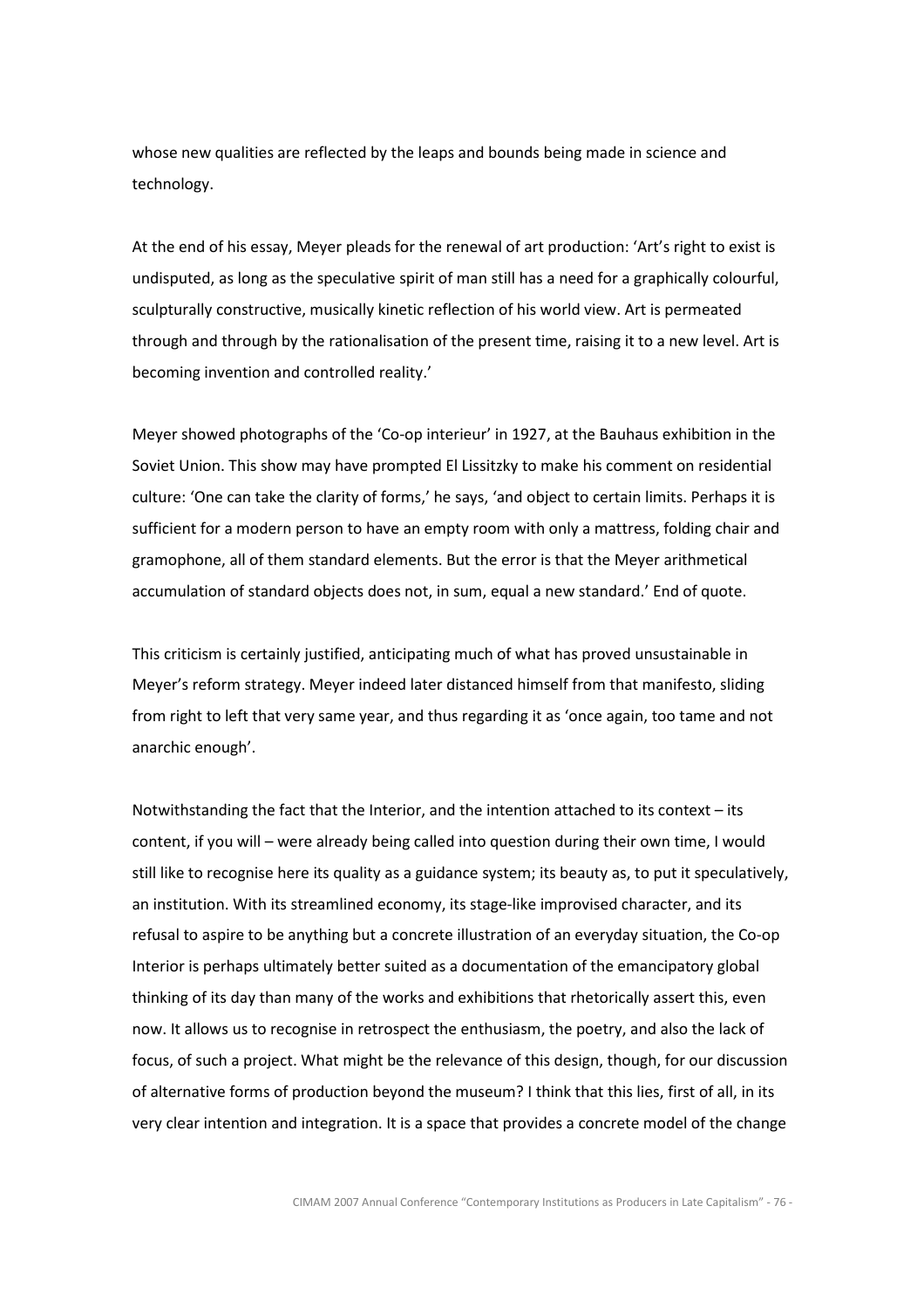whose new qualities are reflected by the leaps and bounds being made in science and technology.

At the end of his essay, Meyer pleads for the renewal of art production: 'Art's right to exist is undisputed, as long as the speculative spirit of man still has a need for a graphically colourful, sculpturally constructive, musically kinetic reflection of his world view. Art is permeated through and through by the rationalisation of the present time, raising it to a new level. Art is becoming invention and controlled reality.'

Meyer showed photographs of the 'Co-op interieur' in 1927, at the Bauhaus exhibition in the Soviet Union. This show may have prompted El Lissitzky to make his comment on residential culture: 'One can take the clarity of forms,' he says, 'and object to certain limits. Perhaps it is sufficient for a modern person to have an empty room with only a mattress, folding chair and gramophone, all of them standard elements. But the error is that the Meyer arithmetical accumulation of standard objects does not, in sum, equal a new standard.' End of quote.

This criticism is certainly justified, anticipating much of what has proved unsustainable in Meyer's reform strategy. Meyer indeed later distanced himself from that manifesto, sliding from right to left that very same year, and thus regarding it as 'once again, too tame and not anarchic enough'.

Notwithstanding the fact that the Interior, and the intention attached to its context – its content, if you will – were already being called into question during their own time, I would still like to recognise here its quality as a guidance system; its beauty as, to put it speculatively, an institution. With its streamlined economy, its stage-like improvised character, and its refusal to aspire to be anything but a concrete illustration of an everyday situation, the Co-op Interior is perhaps ultimately better suited as a documentation of the emancipatory global thinking of its day than many of the works and exhibitions that rhetorically assert this, even now. It allows us to recognise in retrospect the enthusiasm, the poetry, and also the lack of focus, of such a project. What might be the relevance of this design, though, for our discussion of alternative forms of production beyond the museum? I think that this lies, first of all, in its very clear intention and integration. It is a space that provides a concrete model of the change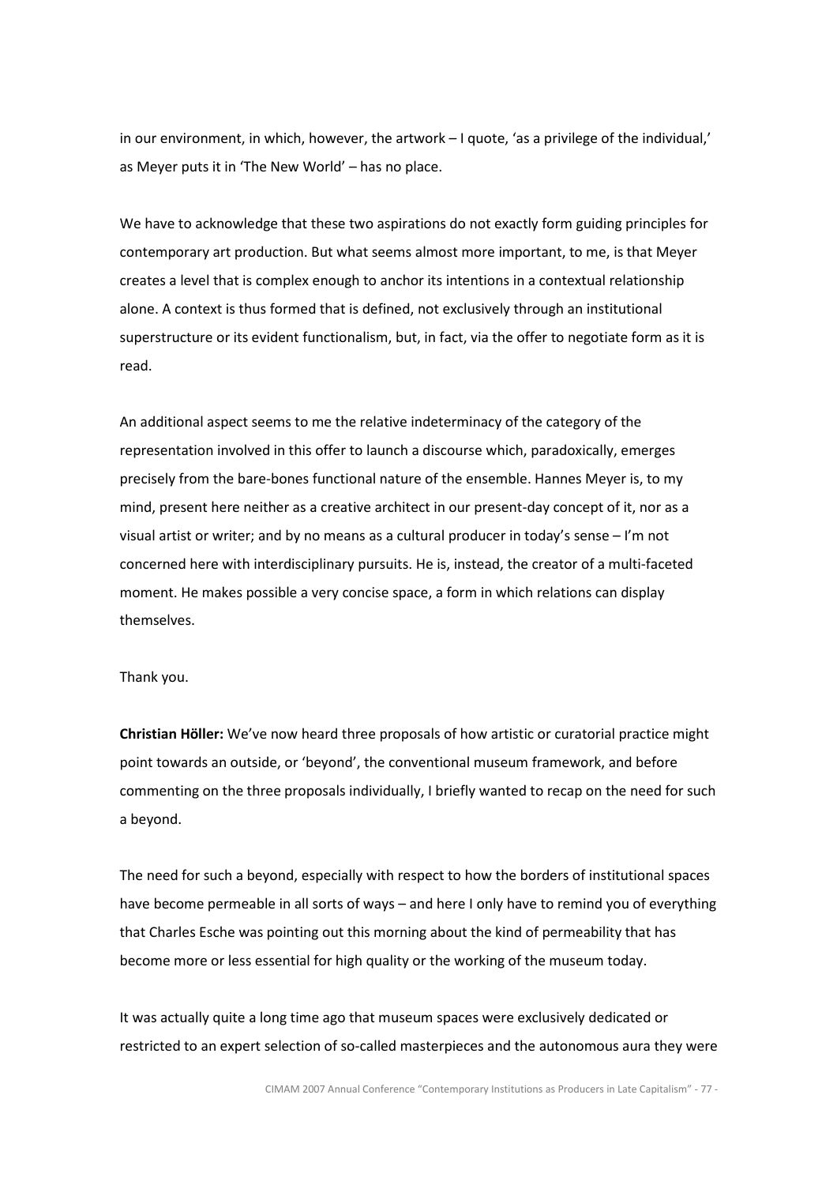in our environment, in which, however, the artwork – I quote, 'as a privilege of the individual,' as Meyer puts it in 'The New World' – has no place.

We have to acknowledge that these two aspirations do not exactly form guiding principles for contemporary art production. But what seems almost more important, to me, is that Meyer creates a level that is complex enough to anchor its intentions in a contextual relationship alone. A context is thus formed that is defined, not exclusively through an institutional superstructure or its evident functionalism, but, in fact, via the offer to negotiate form as it is read.

An additional aspect seems to me the relative indeterminacy of the category of the representation involved in this offer to launch a discourse which, paradoxically, emerges precisely from the bare-bones functional nature of the ensemble. Hannes Meyer is, to my mind, present here neither as a creative architect in our present-day concept of it, nor as a visual artist or writer; and by no means as a cultural producer in today's sense – I'm not concerned here with interdisciplinary pursuits. He is, instead, the creator of a multi-faceted moment. He makes possible a very concise space, a form in which relations can display themselves.

Thank you.

**Christian Höller:** We've now heard three proposals of how artistic or curatorial practice might point towards an outside, or 'beyond', the conventional museum framework, and before commenting on the three proposals individually, I briefly wanted to recap on the need for such a beyond.

The need for such a beyond, especially with respect to how the borders of institutional spaces have become permeable in all sorts of ways – and here I only have to remind you of everything that Charles Esche was pointing out this morning about the kind of permeability that has become more or less essential for high quality or the working of the museum today.

It was actually quite a long time ago that museum spaces were exclusively dedicated or restricted to an expert selection of so-called masterpieces and the autonomous aura they were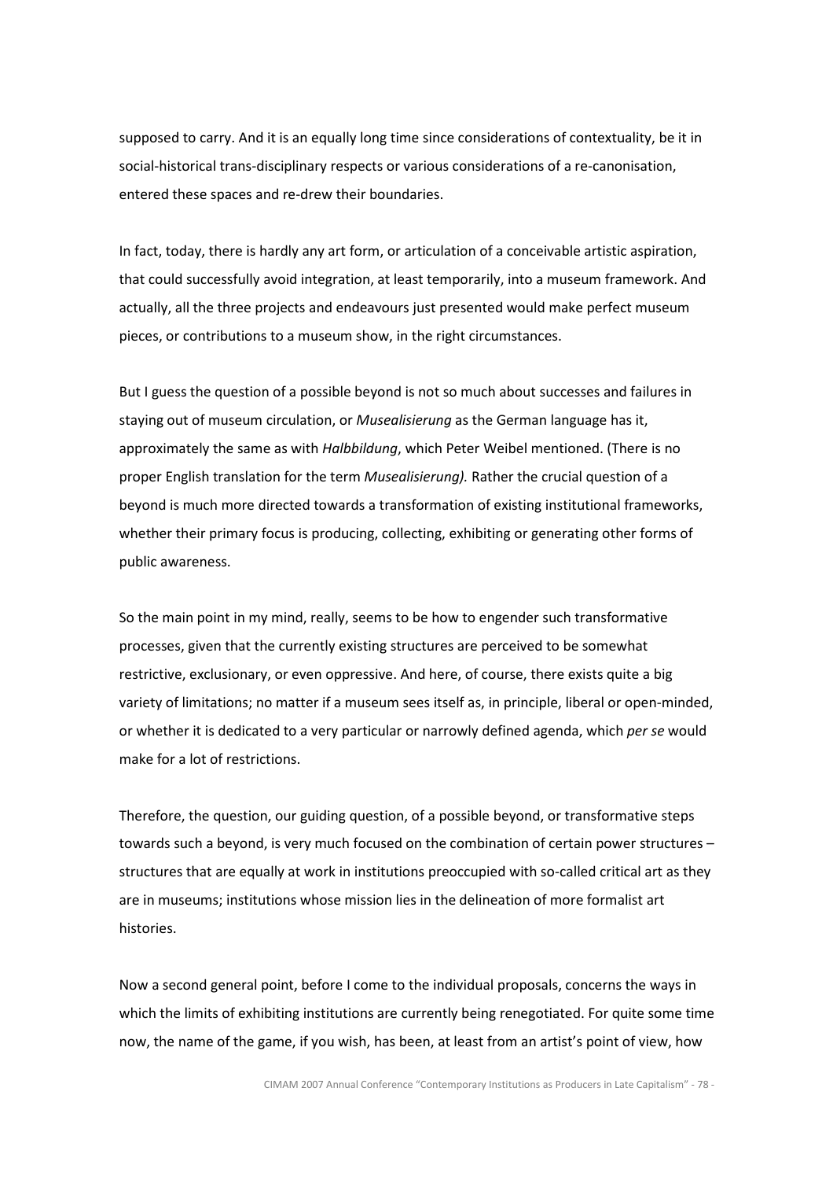supposed to carry. And it is an equally long time since considerations of contextuality, be it in social-historical trans-disciplinary respects or various considerations of a re-canonisation, entered these spaces and re-drew their boundaries.

In fact, today, there is hardly any art form, or articulation of a conceivable artistic aspiration, that could successfully avoid integration, at least temporarily, into a museum framework. And actually, all the three projects and endeavours just presented would make perfect museum pieces, or contributions to a museum show, in the right circumstances.

But I guess the question of a possible beyond is not so much about successes and failures in staying out of museum circulation, or *Musealisierung* as the German language has it, approximately the same as with *Halbbildung*, which Peter Weibel mentioned. (There is no proper English translation for the term *Musealisierung).* Rather the crucial question of a beyond is much more directed towards a transformation of existing institutional frameworks, whether their primary focus is producing, collecting, exhibiting or generating other forms of public awareness.

So the main point in my mind, really, seems to be how to engender such transformative processes, given that the currently existing structures are perceived to be somewhat restrictive, exclusionary, or even oppressive. And here, of course, there exists quite a big variety of limitations; no matter if a museum sees itself as, in principle, liberal or open-minded, or whether it is dedicated to a very particular or narrowly defined agenda, which *per se* would make for a lot of restrictions.

Therefore, the question, our guiding question, of a possible beyond, or transformative steps towards such a beyond, is very much focused on the combination of certain power structures – structures that are equally at work in institutions preoccupied with so-called critical art as they are in museums; institutions whose mission lies in the delineation of more formalist art histories.

Now a second general point, before I come to the individual proposals, concerns the ways in which the limits of exhibiting institutions are currently being renegotiated. For quite some time now, the name of the game, if you wish, has been, at least from an artist's point of view, how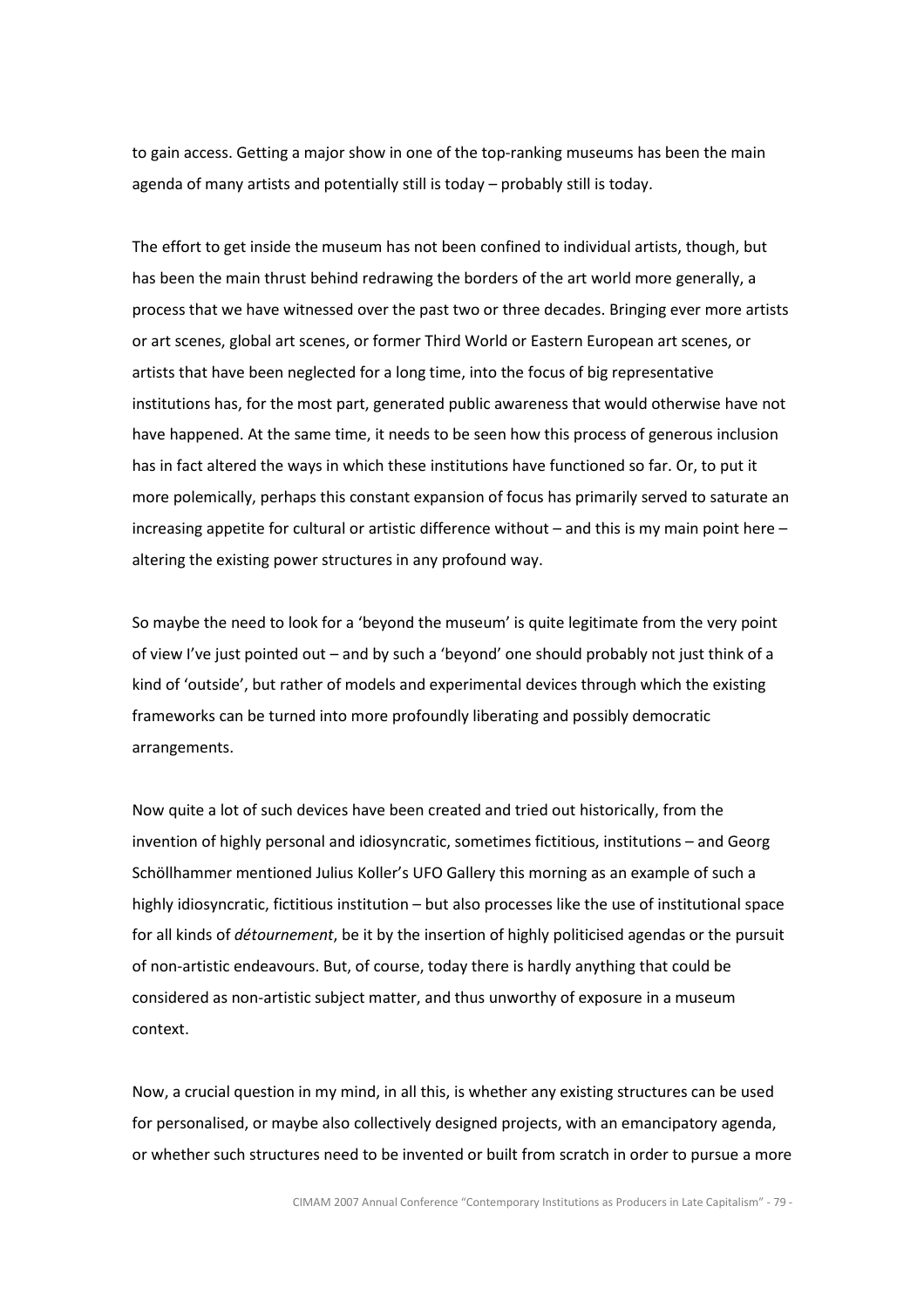to gain access. Getting a major show in one of the top-ranking museums has been the main agenda of many artists and potentially still is today – probably still is today.

The effort to get inside the museum has not been confined to individual artists, though, but has been the main thrust behind redrawing the borders of the art world more generally, a process that we have witnessed over the past two or three decades. Bringing ever more artists or art scenes, global art scenes, or former Third World or Eastern European art scenes, or artists that have been neglected for a long time, into the focus of big representative institutions has, for the most part, generated public awareness that would otherwise have not have happened. At the same time, it needs to be seen how this process of generous inclusion has in fact altered the ways in which these institutions have functioned so far. Or, to put it more polemically, perhaps this constant expansion of focus has primarily served to saturate an increasing appetite for cultural or artistic difference without – and this is my main point here – altering the existing power structures in any profound way.

So maybe the need to look for a 'beyond the museum' is quite legitimate from the very point of view I've just pointed out – and by such a 'beyond' one should probably not just think of a kind of 'outside', but rather of models and experimental devices through which the existing frameworks can be turned into more profoundly liberating and possibly democratic arrangements.

Now quite a lot of such devices have been created and tried out historically, from the invention of highly personal and idiosyncratic, sometimes fictitious, institutions – and Georg Schöllhammer mentioned Julius Koller's UFO Gallery this morning as an example of such a highly idiosyncratic, fictitious institution – but also processes like the use of institutional space for all kinds of *détournement*, be it by the insertion of highly politicised agendas or the pursuit of non-artistic endeavours. But, of course, today there is hardly anything that could be considered as non-artistic subject matter, and thus unworthy of exposure in a museum context.

Now, a crucial question in my mind, in all this, is whether any existing structures can be used for personalised, or maybe also collectively designed projects, with an emancipatory agenda, or whether such structures need to be invented or built from scratch in order to pursue a more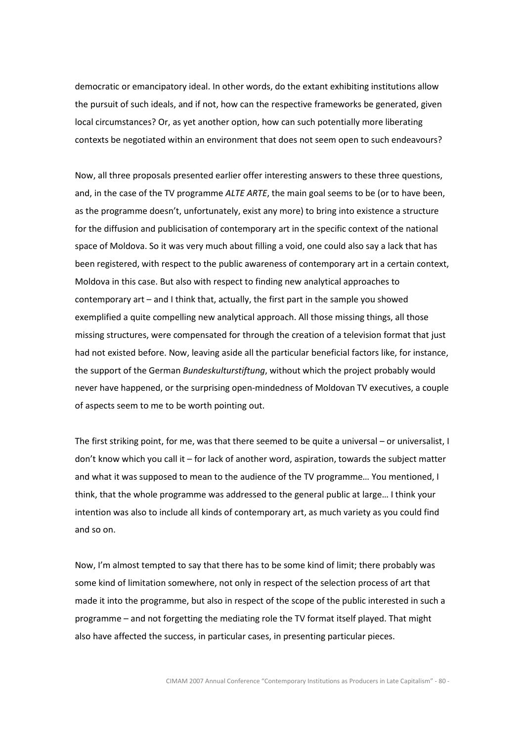democratic or emancipatory ideal. In other words, do the extant exhibiting institutions allow the pursuit of such ideals, and if not, how can the respective frameworks be generated, given local circumstances? Or, as yet another option, how can such potentially more liberating contexts be negotiated within an environment that does not seem open to such endeavours?

Now, all three proposals presented earlier offer interesting answers to these three questions, and, in the case of the TV programme *ALTE ARTE*, the main goal seems to be (or to have been, as the programme doesn't, unfortunately, exist any more) to bring into existence a structure for the diffusion and publicisation of contemporary art in the specific context of the national space of Moldova. So it was very much about filling a void, one could also say a lack that has been registered, with respect to the public awareness of contemporary art in a certain context, Moldova in this case. But also with respect to finding new analytical approaches to contemporary art – and I think that, actually, the first part in the sample you showed exemplified a quite compelling new analytical approach. All those missing things, all those missing structures, were compensated for through the creation of a television format that just had not existed before. Now, leaving aside all the particular beneficial factors like, for instance, the support of the German *Bundeskulturstiftung*, without which the project probably would never have happened, or the surprising open-mindedness of Moldovan TV executives, a couple of aspects seem to me to be worth pointing out.

The first striking point, for me, was that there seemed to be quite a universal – or universalist, I don't know which you call it – for lack of another word, aspiration, towards the subject matter and what it was supposed to mean to the audience of the TV programme… You mentioned, I think, that the whole programme was addressed to the general public at large… I think your intention was also to include all kinds of contemporary art, as much variety as you could find and so on.

Now, I'm almost tempted to say that there has to be some kind of limit; there probably was some kind of limitation somewhere, not only in respect of the selection process of art that made it into the programme, but also in respect of the scope of the public interested in such a programme – and not forgetting the mediating role the TV format itself played. That might also have affected the success, in particular cases, in presenting particular pieces.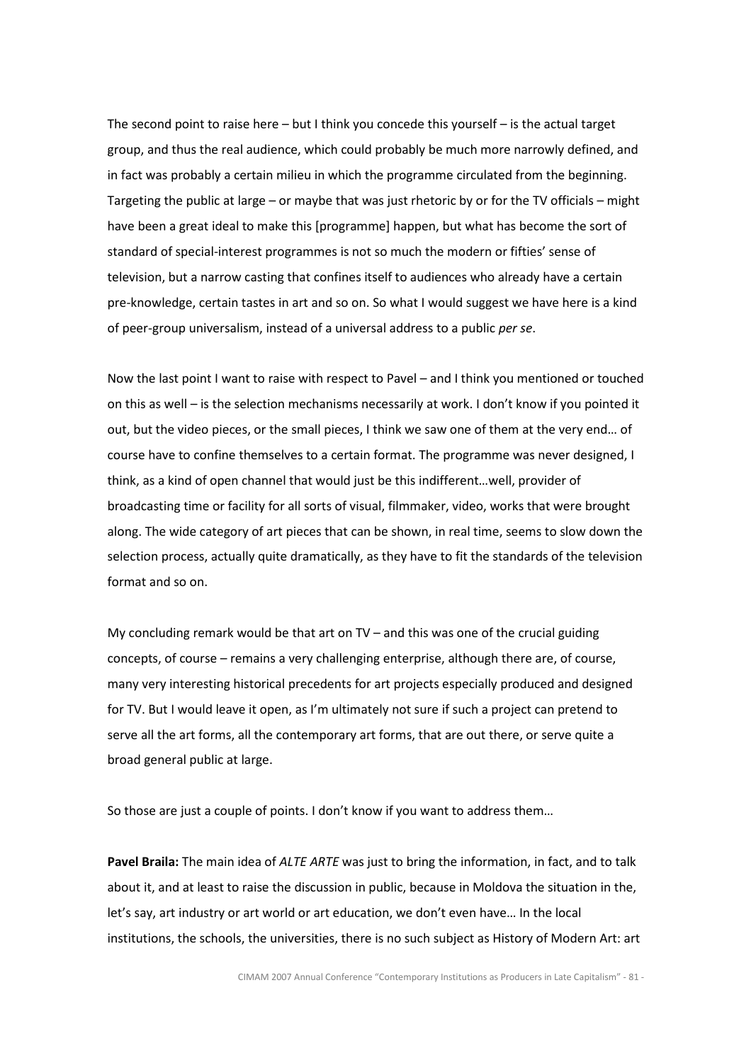The second point to raise here – but I think you concede this yourself – is the actual target group, and thus the real audience, which could probably be much more narrowly defined, and in fact was probably a certain milieu in which the programme circulated from the beginning. Targeting the public at large – or maybe that was just rhetoric by or for the TV officials – might have been a great ideal to make this [programme] happen, but what has become the sort of standard of special-interest programmes is not so much the modern or fifties' sense of television, but a narrow casting that confines itself to audiences who already have a certain pre-knowledge, certain tastes in art and so on. So what I would suggest we have here is a kind of peer-group universalism, instead of a universal address to a public *per se*.

Now the last point I want to raise with respect to Pavel – and I think you mentioned or touched on this as well – is the selection mechanisms necessarily at work. I don't know if you pointed it out, but the video pieces, or the small pieces, I think we saw one of them at the very end… of course have to confine themselves to a certain format. The programme was never designed, I think, as a kind of open channel that would just be this indifferent…well, provider of broadcasting time or facility for all sorts of visual, filmmaker, video, works that were brought along. The wide category of art pieces that can be shown, in real time, seems to slow down the selection process, actually quite dramatically, as they have to fit the standards of the television format and so on.

My concluding remark would be that art on TV – and this was one of the crucial guiding concepts, of course – remains a very challenging enterprise, although there are, of course, many very interesting historical precedents for art projects especially produced and designed for TV. But I would leave it open, as I'm ultimately not sure if such a project can pretend to serve all the art forms, all the contemporary art forms, that are out there, or serve quite a broad general public at large.

So those are just a couple of points. I don't know if you want to address them…

**Pavel Braila:** The main idea of *ALTE ARTE* was just to bring the information, in fact, and to talk about it, and at least to raise the discussion in public, because in Moldova the situation in the, let's say, art industry or art world or art education, we don't even have… In the local institutions, the schools, the universities, there is no such subject as History of Modern Art: art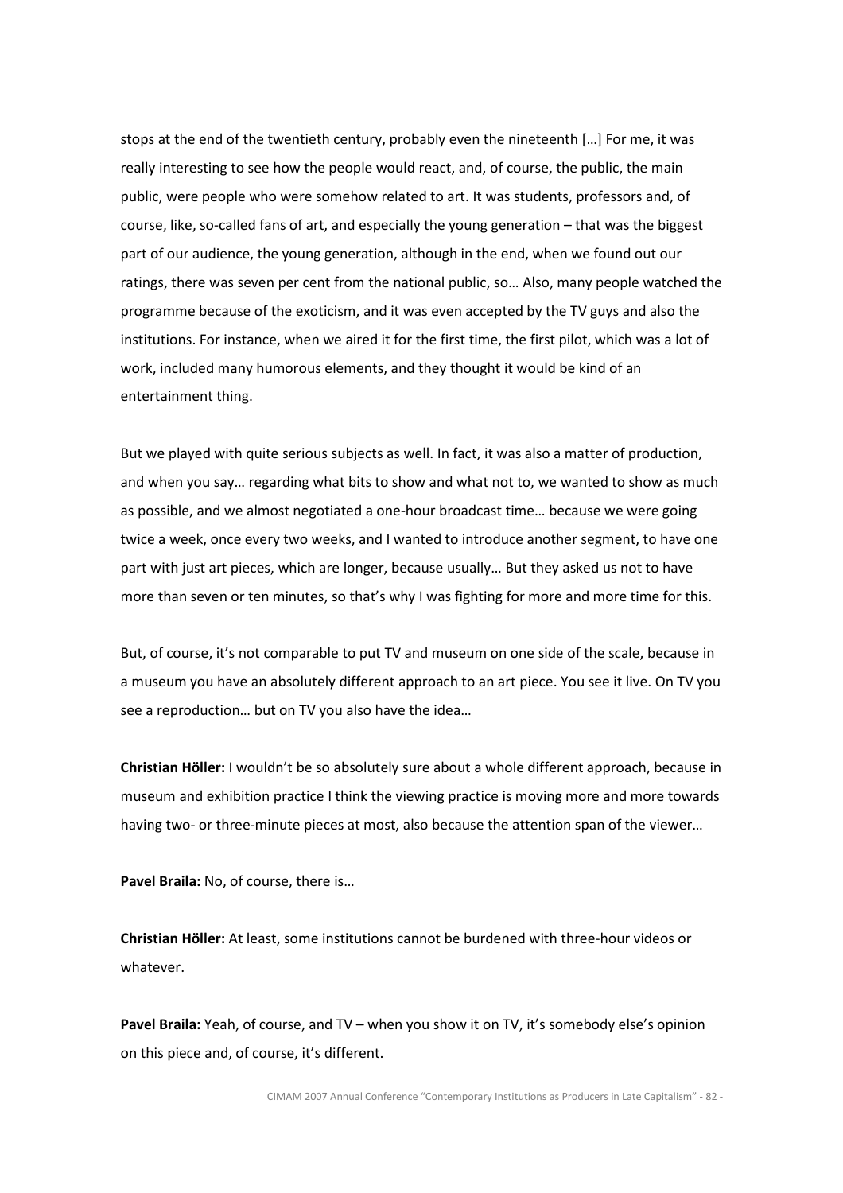stops at the end of the twentieth century, probably even the nineteenth […] For me, it was really interesting to see how the people would react, and, of course, the public, the main public, were people who were somehow related to art. It was students, professors and, of course, like, so-called fans of art, and especially the young generation – that was the biggest part of our audience, the young generation, although in the end, when we found out our ratings, there was seven per cent from the national public, so… Also, many people watched the programme because of the exoticism, and it was even accepted by the TV guys and also the institutions. For instance, when we aired it for the first time, the first pilot, which was a lot of work, included many humorous elements, and they thought it would be kind of an entertainment thing.

But we played with quite serious subjects as well. In fact, it was also a matter of production, and when you say… regarding what bits to show and what not to, we wanted to show as much as possible, and we almost negotiated a one-hour broadcast time… because we were going twice a week, once every two weeks, and I wanted to introduce another segment, to have one part with just art pieces, which are longer, because usually… But they asked us not to have more than seven or ten minutes, so that's why I was fighting for more and more time for this.

But, of course, it's not comparable to put TV and museum on one side of the scale, because in a museum you have an absolutely different approach to an art piece. You see it live. On TV you see a reproduction… but on TV you also have the idea…

**Christian Höller:** I wouldn't be so absolutely sure about a whole different approach, because in museum and exhibition practice I think the viewing practice is moving more and more towards having two- or three-minute pieces at most, also because the attention span of the viewer…

**Pavel Braila:** No, of course, there is…

**Christian Höller:** At least, some institutions cannot be burdened with three-hour videos or whatever.

**Pavel Braila:** Yeah, of course, and TV – when you show it on TV, it's somebody else's opinion on this piece and, of course, it's different.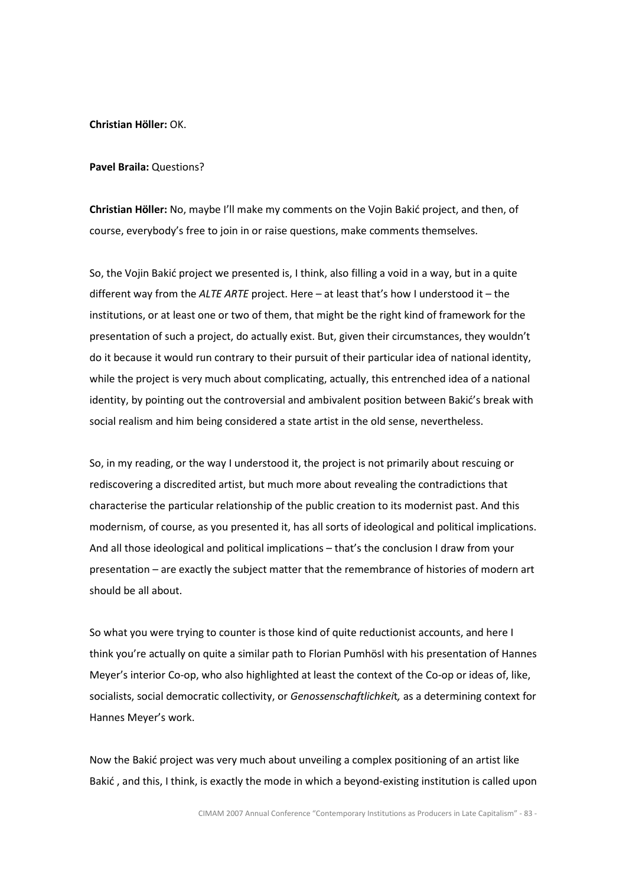**Christian Höller:** OK.

**Pavel Braila:** Questions?

**Christian Höller:** No, maybe I'll make my comments on the Vojin Bakić project, and then, of course, everybody's free to join in or raise questions, make comments themselves.

So, the Vojin Bakić project we presented is, I think, also filling a void in a way, but in a quite different way from the *ALTE ARTE* project. Here – at least that's how I understood it – the institutions, or at least one or two of them, that might be the right kind of framework for the presentation of such a project, do actually exist. But, given their circumstances, they wouldn't do it because it would run contrary to their pursuit of their particular idea of national identity, while the project is very much about complicating, actually, this entrenched idea of a national identity, by pointing out the controversial and ambivalent position between Bakić's break with social realism and him being considered a state artist in the old sense, nevertheless.

So, in my reading, or the way I understood it, the project is not primarily about rescuing or rediscovering a discredited artist, but much more about revealing the contradictions that characterise the particular relationship of the public creation to its modernist past. And this modernism, of course, as you presented it, has all sorts of ideological and political implications. And all those ideological and political implications – that's the conclusion I draw from your presentation – are exactly the subject matter that the remembrance of histories of modern art should be all about.

So what you were trying to counter is those kind of quite reductionist accounts, and here I think you're actually on quite a similar path to Florian Pumhösl with his presentation of Hannes Meyer's interior Co-op, who also highlighted at least the context of the Co-op or ideas of, like, socialists, social democratic collectivity, or *Genossenschaftlichkeit,* as a determining context for Hannes Meyer's work.

Now the Bakić project was very much about unveiling a complex positioning of an artist like Bakić , and this, I think, is exactly the mode in which a beyond-existing institution is called upon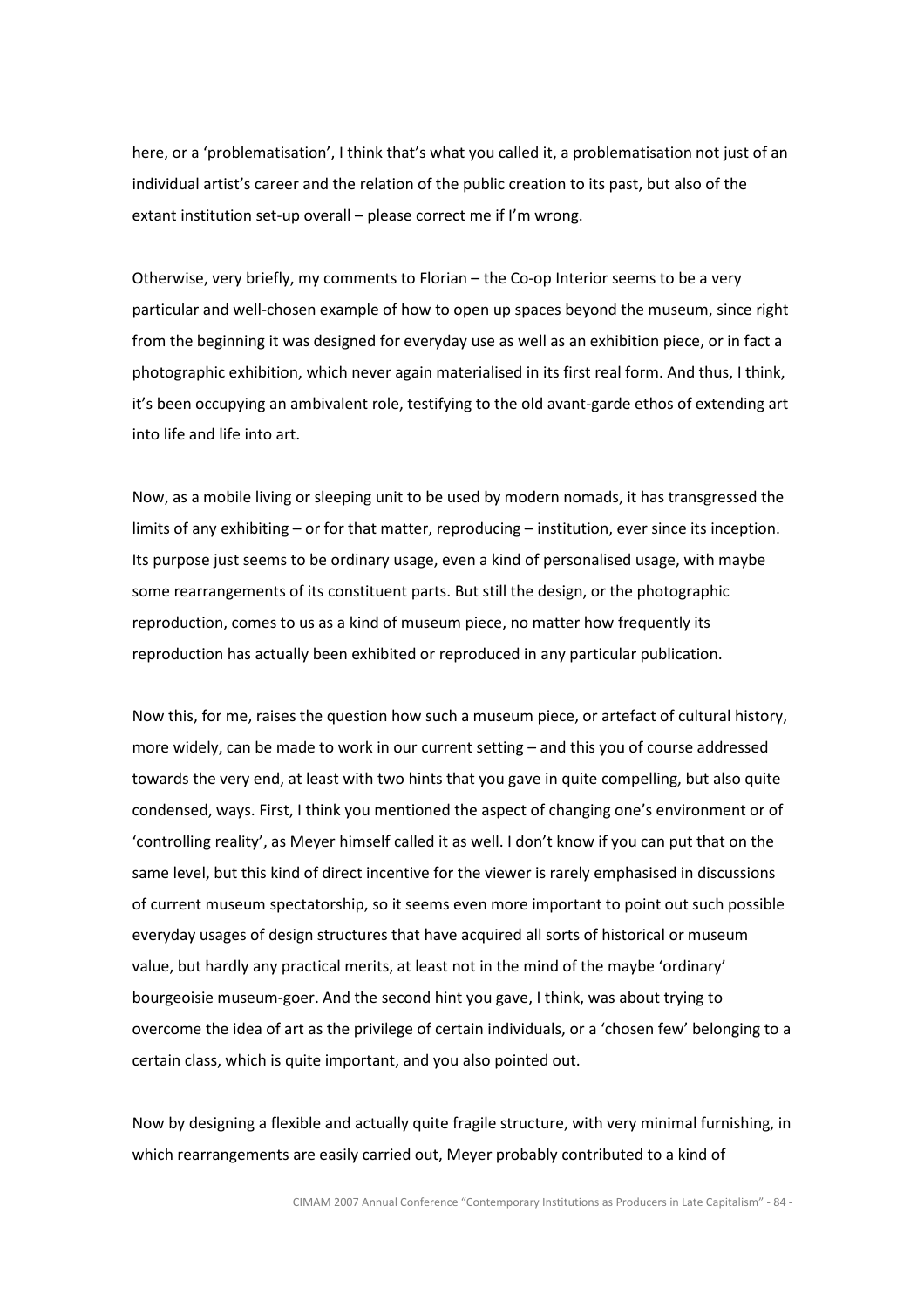here, or a 'problematisation', I think that's what you called it, a problematisation not just of an individual artist's career and the relation of the public creation to its past, but also of the extant institution set-up overall – please correct me if I'm wrong.

Otherwise, very briefly, my comments to Florian – the Co-op Interior seems to be a very particular and well-chosen example of how to open up spaces beyond the museum, since right from the beginning it was designed for everyday use as well as an exhibition piece, or in fact a photographic exhibition, which never again materialised in its first real form. And thus, I think, it's been occupying an ambivalent role, testifying to the old avant-garde ethos of extending art into life and life into art.

Now, as a mobile living or sleeping unit to be used by modern nomads, it has transgressed the limits of any exhibiting – or for that matter, reproducing – institution, ever since its inception. Its purpose just seems to be ordinary usage, even a kind of personalised usage, with maybe some rearrangements of its constituent parts. But still the design, or the photographic reproduction, comes to us as a kind of museum piece, no matter how frequently its reproduction has actually been exhibited or reproduced in any particular publication.

Now this, for me, raises the question how such a museum piece, or artefact of cultural history, more widely, can be made to work in our current setting – and this you of course addressed towards the very end, at least with two hints that you gave in quite compelling, but also quite condensed, ways. First, I think you mentioned the aspect of changing one's environment or of 'controlling reality', as Meyer himself called it as well. I don't know if you can put that on the same level, but this kind of direct incentive for the viewer is rarely emphasised in discussions of current museum spectatorship, so it seems even more important to point out such possible everyday usages of design structures that have acquired all sorts of historical or museum value, but hardly any practical merits, at least not in the mind of the maybe 'ordinary' bourgeoisie museum-goer. And the second hint you gave, I think, was about trying to overcome the idea of art as the privilege of certain individuals, or a 'chosen few' belonging to a certain class, which is quite important, and you also pointed out.

Now by designing a flexible and actually quite fragile structure, with very minimal furnishing, in which rearrangements are easily carried out, Meyer probably contributed to a kind of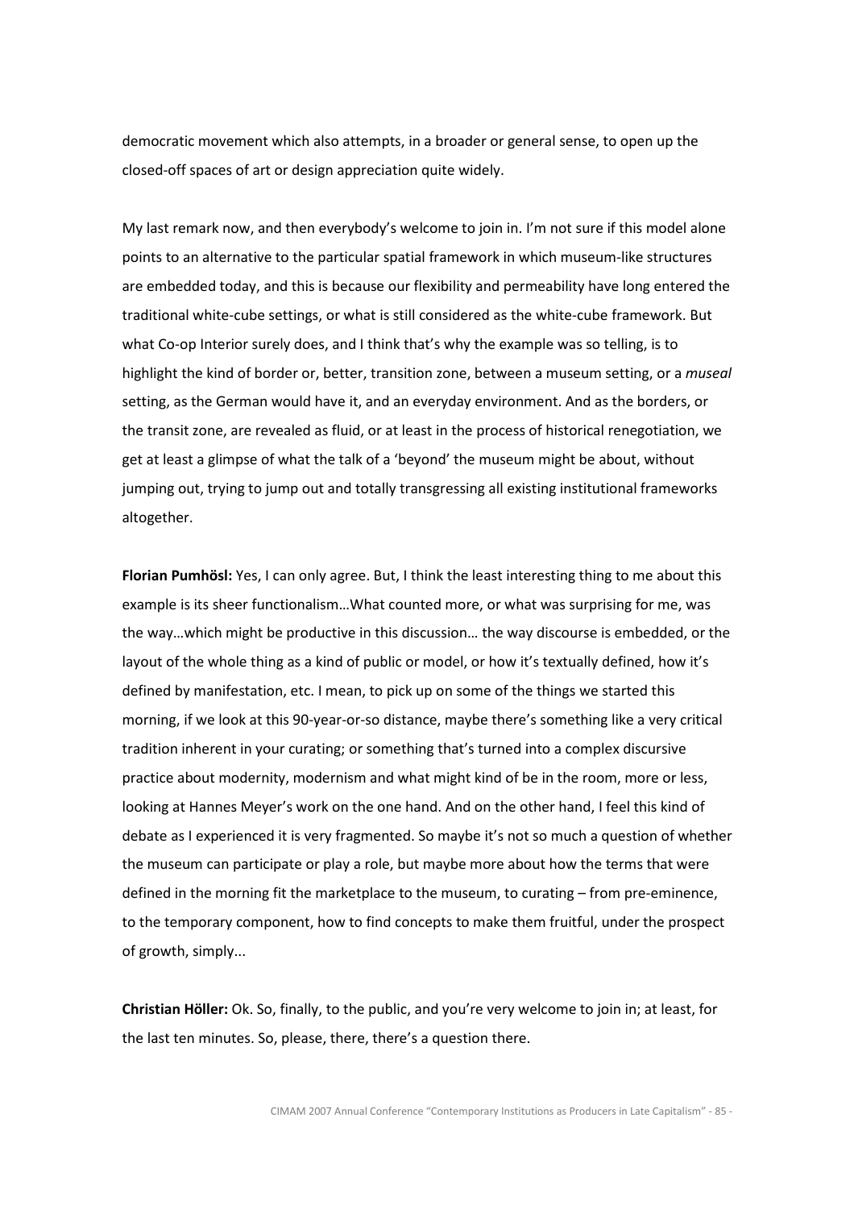democratic movement which also attempts, in a broader or general sense, to open up the closed-off spaces of art or design appreciation quite widely.

My last remark now, and then everybody's welcome to join in. I'm not sure if this model alone points to an alternative to the particular spatial framework in which museum-like structures are embedded today, and this is because our flexibility and permeability have long entered the traditional white-cube settings, or what is still considered as the white-cube framework. But what Co-op Interior surely does, and I think that's why the example was so telling, is to highlight the kind of border or, better, transition zone, between a museum setting, or a *museal* setting, as the German would have it, and an everyday environment. And as the borders, or the transit zone, are revealed as fluid, or at least in the process of historical renegotiation, we get at least a glimpse of what the talk of a 'beyond' the museum might be about, without jumping out, trying to jump out and totally transgressing all existing institutional frameworks altogether.

**Florian Pumhösl:** Yes, I can only agree. But, I think the least interesting thing to me about this example is its sheer functionalism…What counted more, or what was surprising for me, was the way…which might be productive in this discussion… the way discourse is embedded, or the layout of the whole thing as a kind of public or model, or how it's textually defined, how it's defined by manifestation, etc. I mean, to pick up on some of the things we started this morning, if we look at this 90-year-or-so distance, maybe there's something like a very critical tradition inherent in your curating; or something that's turned into a complex discursive practice about modernity, modernism and what might kind of be in the room, more or less, looking at Hannes Meyer's work on the one hand. And on the other hand, I feel this kind of debate as I experienced it is very fragmented. So maybe it's not so much a question of whether the museum can participate or play a role, but maybe more about how the terms that were defined in the morning fit the marketplace to the museum, to curating – from pre-eminence, to the temporary component, how to find concepts to make them fruitful, under the prospect of growth, simply...

**Christian Höller:** Ok. So, finally, to the public, and you're very welcome to join in; at least, for the last ten minutes. So, please, there, there's a question there.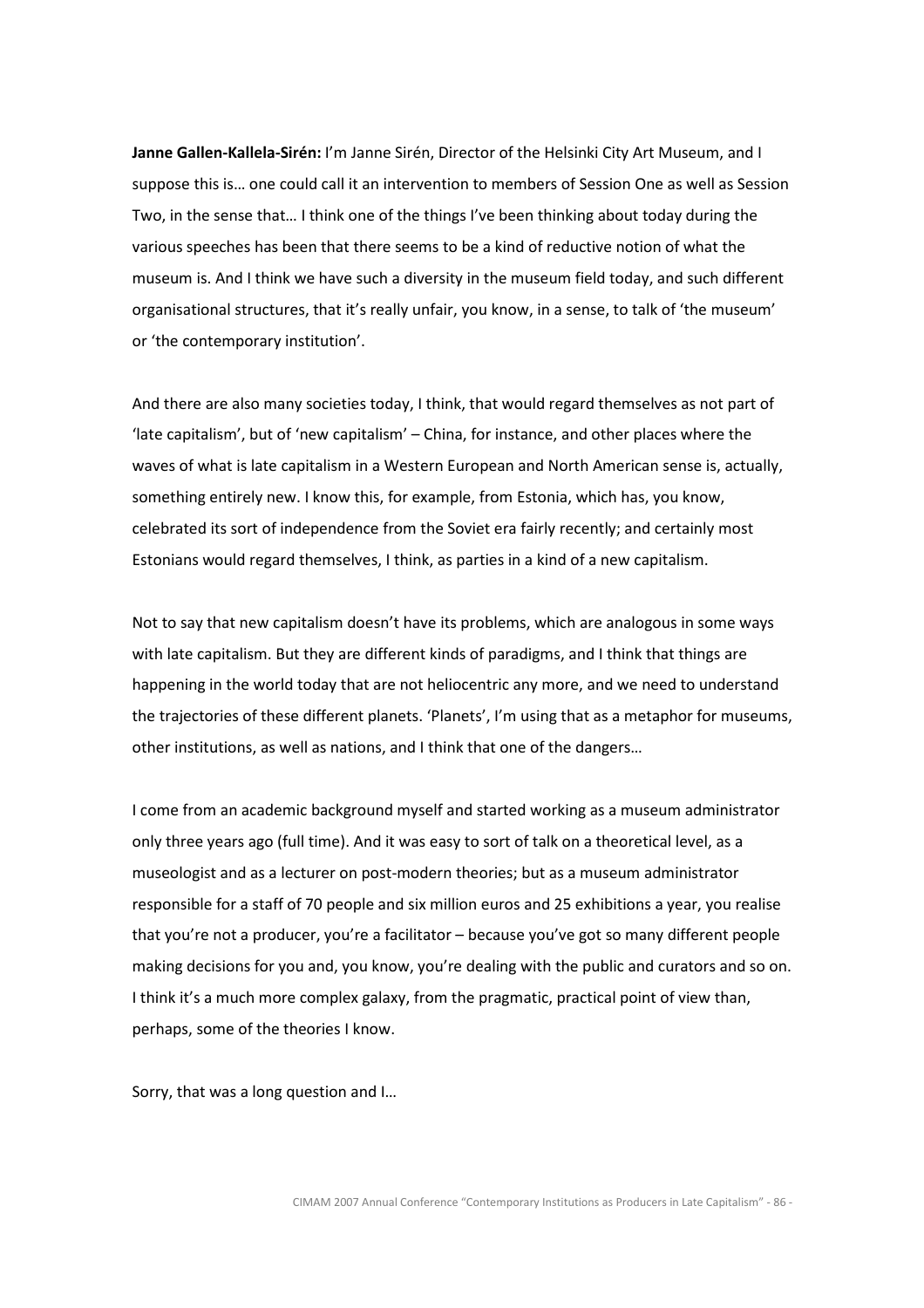**Janne Gallen-Kallela-Sirén:** I'm Janne Sirén, Director of the Helsinki City Art Museum, and I suppose this is… one could call it an intervention to members of Session One as well as Session Two, in the sense that… I think one of the things I've been thinking about today during the various speeches has been that there seems to be a kind of reductive notion of what the museum is. And I think we have such a diversity in the museum field today, and such different organisational structures, that it's really unfair, you know, in a sense, to talk of 'the museum' or 'the contemporary institution'.

And there are also many societies today, I think, that would regard themselves as not part of 'late capitalism', but of 'new capitalism' – China, for instance, and other places where the waves of what is late capitalism in a Western European and North American sense is, actually, something entirely new. I know this, for example, from Estonia, which has, you know, celebrated its sort of independence from the Soviet era fairly recently; and certainly most Estonians would regard themselves, I think, as parties in a kind of a new capitalism.

Not to say that new capitalism doesn't have its problems, which are analogous in some ways with late capitalism. But they are different kinds of paradigms, and I think that things are happening in the world today that are not heliocentric any more, and we need to understand the trajectories of these different planets. 'Planets', I'm using that as a metaphor for museums, other institutions, as well as nations, and I think that one of the dangers…

I come from an academic background myself and started working as a museum administrator only three years ago (full time). And it was easy to sort of talk on a theoretical level, as a museologist and as a lecturer on post-modern theories; but as a museum administrator responsible for a staff of 70 people and six million euros and 25 exhibitions a year, you realise that you're not a producer, you're a facilitator – because you've got so many different people making decisions for you and, you know, you're dealing with the public and curators and so on. I think it's a much more complex galaxy, from the pragmatic, practical point of view than, perhaps, some of the theories I know.

Sorry, that was a long question and I…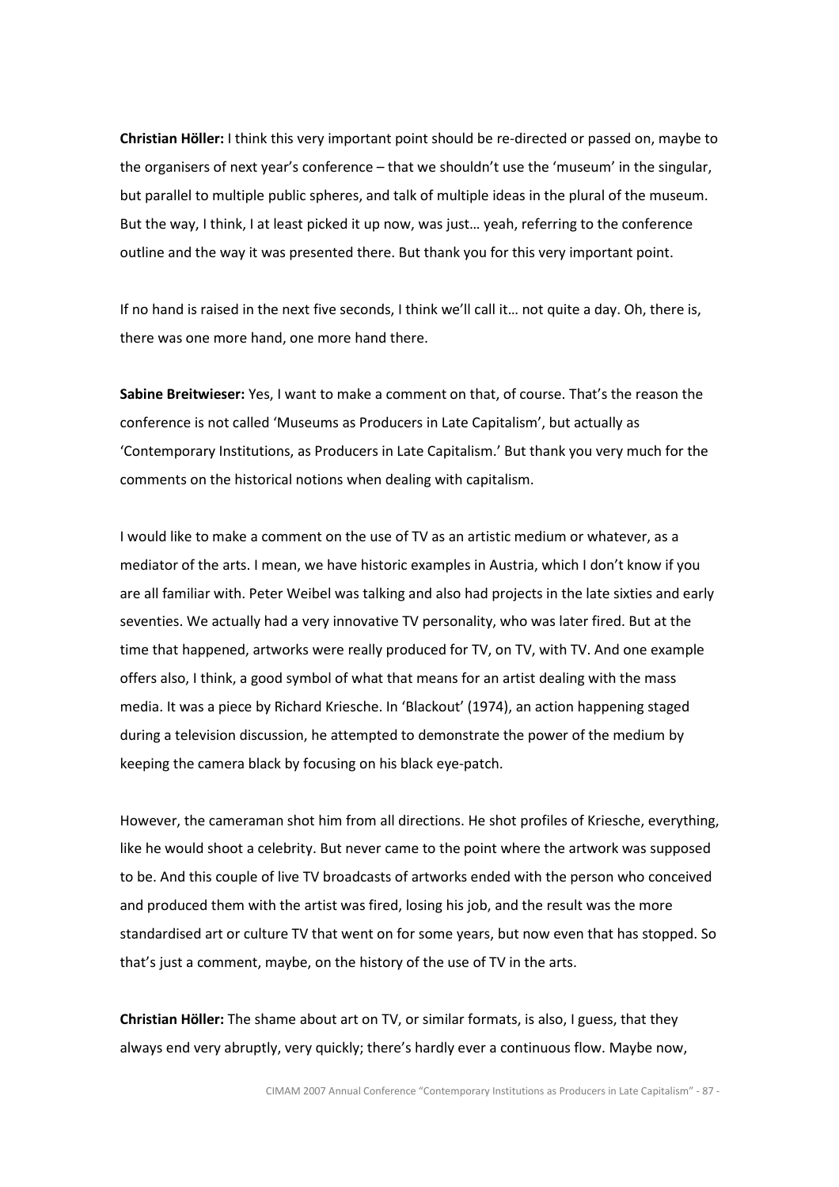**Christian Höller:** I think this very important point should be re-directed or passed on, maybe to the organisers of next year's conference – that we shouldn't use the 'museum' in the singular, but parallel to multiple public spheres, and talk of multiple ideas in the plural of the museum. But the way, I think, I at least picked it up now, was just… yeah, referring to the conference outline and the way it was presented there. But thank you for this very important point.

If no hand is raised in the next five seconds, I think we'll call it… not quite a day. Oh, there is, there was one more hand, one more hand there.

**Sabine Breitwieser:** Yes, I want to make a comment on that, of course. That's the reason the conference is not called 'Museums as Producers in Late Capitalism', but actually as 'Contemporary Institutions, as Producers in Late Capitalism.' But thank you very much for the comments on the historical notions when dealing with capitalism.

I would like to make a comment on the use of TV as an artistic medium or whatever, as a mediator of the arts. I mean, we have historic examples in Austria, which I don't know if you are all familiar with. Peter Weibel was talking and also had projects in the late sixties and early seventies. We actually had a very innovative TV personality, who was later fired. But at the time that happened, artworks were really produced for TV, on TV, with TV. And one example offers also, I think, a good symbol of what that means for an artist dealing with the mass media. It was a piece by Richard Kriesche. In 'Blackout' (1974), an action happening staged during a television discussion, he attempted to demonstrate the power of the medium by keeping the camera black by focusing on his black eye-patch.

However, the cameraman shot him from all directions. He shot profiles of Kriesche, everything, like he would shoot a celebrity. But never came to the point where the artwork was supposed to be. And this couple of live TV broadcasts of artworks ended with the person who conceived and produced them with the artist was fired, losing his job, and the result was the more standardised art or culture TV that went on for some years, but now even that has stopped. So that's just a comment, maybe, on the history of the use of TV in the arts.

**Christian Höller:** The shame about art on TV, or similar formats, is also, I guess, that they always end very abruptly, very quickly; there's hardly ever a continuous flow. Maybe now,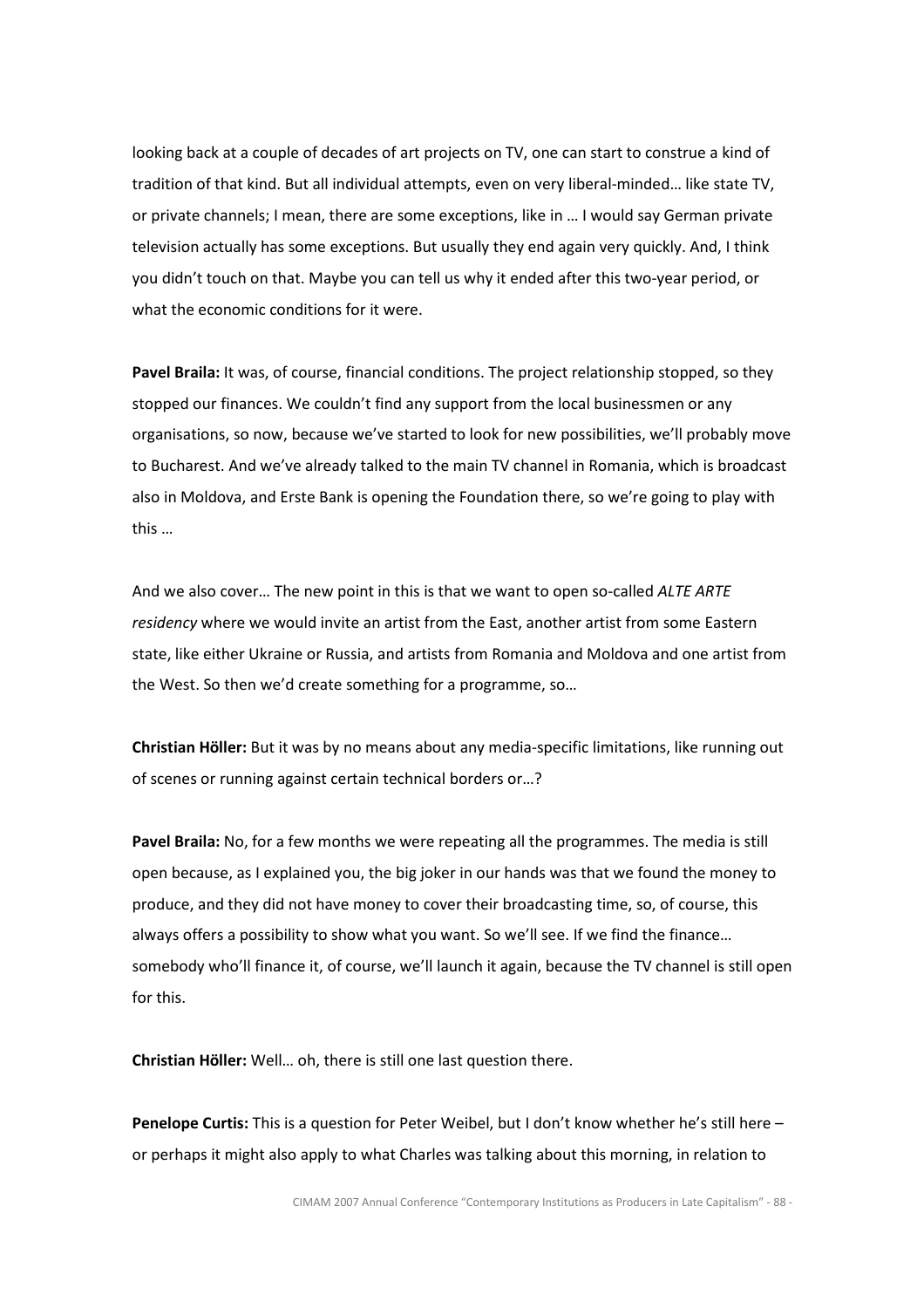looking back at a couple of decades of art projects on TV, one can start to construe a kind of tradition of that kind. But all individual attempts, even on very liberal-minded… like state TV, or private channels; I mean, there are some exceptions, like in … I would say German private television actually has some exceptions. But usually they end again very quickly. And, I think you didn't touch on that. Maybe you can tell us why it ended after this two-year period, or what the economic conditions for it were.

**Pavel Braila:** It was, of course, financial conditions. The project relationship stopped, so they stopped our finances. We couldn't find any support from the local businessmen or any organisations, so now, because we've started to look for new possibilities, we'll probably move to Bucharest. And we've already talked to the main TV channel in Romania, which is broadcast also in Moldova, and Erste Bank is opening the Foundation there, so we're going to play with this …

And we also cover… The new point in this is that we want to open so-called *ALTE ARTE residency* where we would invite an artist from the East, another artist from some Eastern state, like either Ukraine or Russia, and artists from Romania and Moldova and one artist from the West. So then we'd create something for a programme, so…

**Christian Höller:** But it was by no means about any media-specific limitations, like running out of scenes or running against certain technical borders or…?

**Pavel Braila:** No, for a few months we were repeating all the programmes. The media is still open because, as I explained you, the big joker in our hands was that we found the money to produce, and they did not have money to cover their broadcasting time, so, of course, this always offers a possibility to show what you want. So we'll see. If we find the finance… somebody who'll finance it, of course, we'll launch it again, because the TV channel is still open for this.

**Christian Höller:** Well… oh, there is still one last question there.

**Penelope Curtis:** This is a question for Peter Weibel, but I don't know whether he's still here – or perhaps it might also apply to what Charles was talking about this morning, in relation to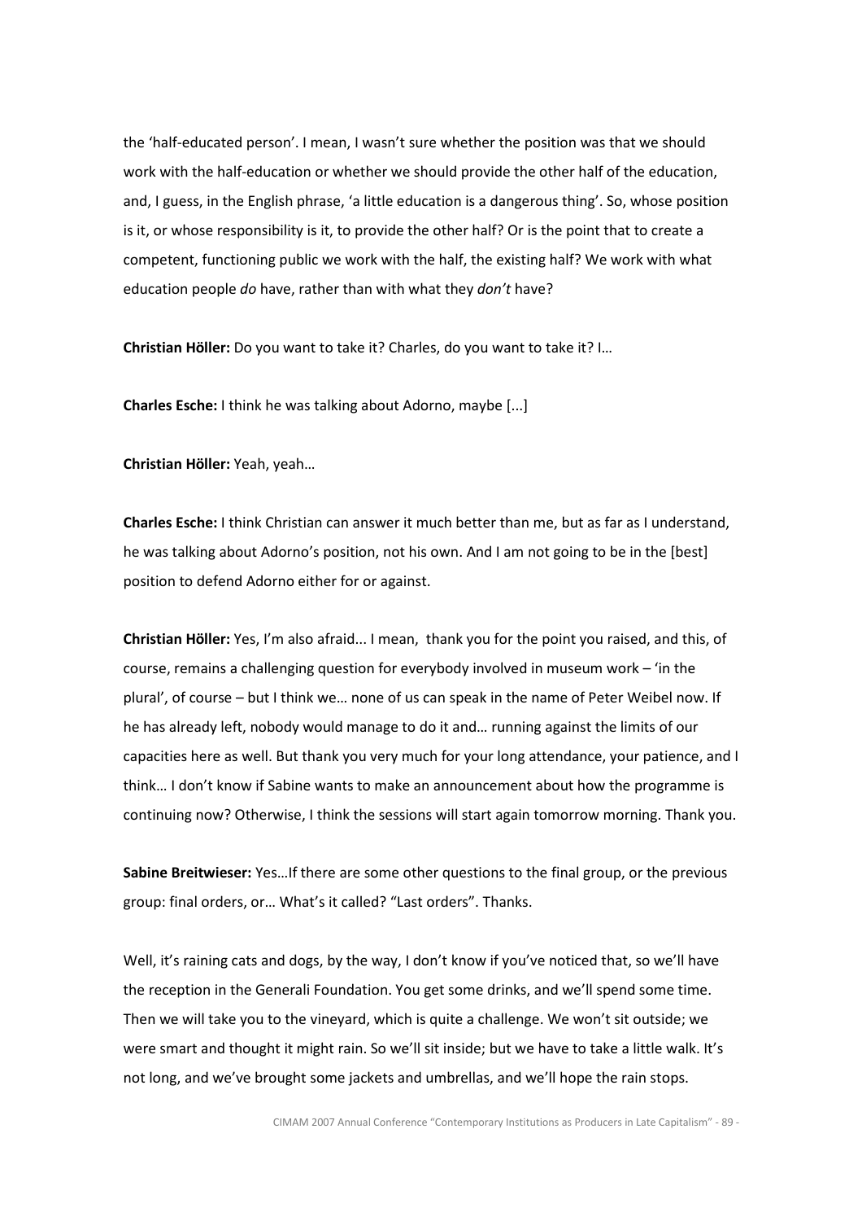the 'half-educated person'. I mean, I wasn't sure whether the position was that we should work with the half-education or whether we should provide the other half of the education, and, I guess, in the English phrase, 'a little education is a dangerous thing'. So, whose position is it, or whose responsibility is it, to provide the other half? Or is the point that to create a competent, functioning public we work with the half, the existing half? We work with what education people *do* have, rather than with what they *don't* have?

**Christian Höller:** Do you want to take it? Charles, do you want to take it? I…

**Charles Esche:** I think he was talking about Adorno, maybe [...]

**Christian Höller:** Yeah, yeah…

**Charles Esche:** I think Christian can answer it much better than me, but as far as I understand, he was talking about Adorno's position, not his own. And I am not going to be in the [best] position to defend Adorno either for or against.

**Christian Höller:** Yes, I'm also afraid... I mean, thank you for the point you raised, and this, of course, remains a challenging question for everybody involved in museum work – 'in the plural', of course – but I think we… none of us can speak in the name of Peter Weibel now. If he has already left, nobody would manage to do it and… running against the limits of our capacities here as well. But thank you very much for your long attendance, your patience, and I think… I don't know if Sabine wants to make an announcement about how the programme is continuing now? Otherwise, I think the sessions will start again tomorrow morning. Thank you.

**Sabine Breitwieser:** Yes…If there are some other questions to the final group, or the previous group: final orders, or… What's it called? "Last orders". Thanks.

Well, it's raining cats and dogs, by the way, I don't know if you've noticed that, so we'll have the reception in the Generali Foundation. You get some drinks, and we'll spend some time. Then we will take you to the vineyard, which is quite a challenge. We won't sit outside; we were smart and thought it might rain. So we'll sit inside; but we have to take a little walk. It's not long, and we've brought some jackets and umbrellas, and we'll hope the rain stops.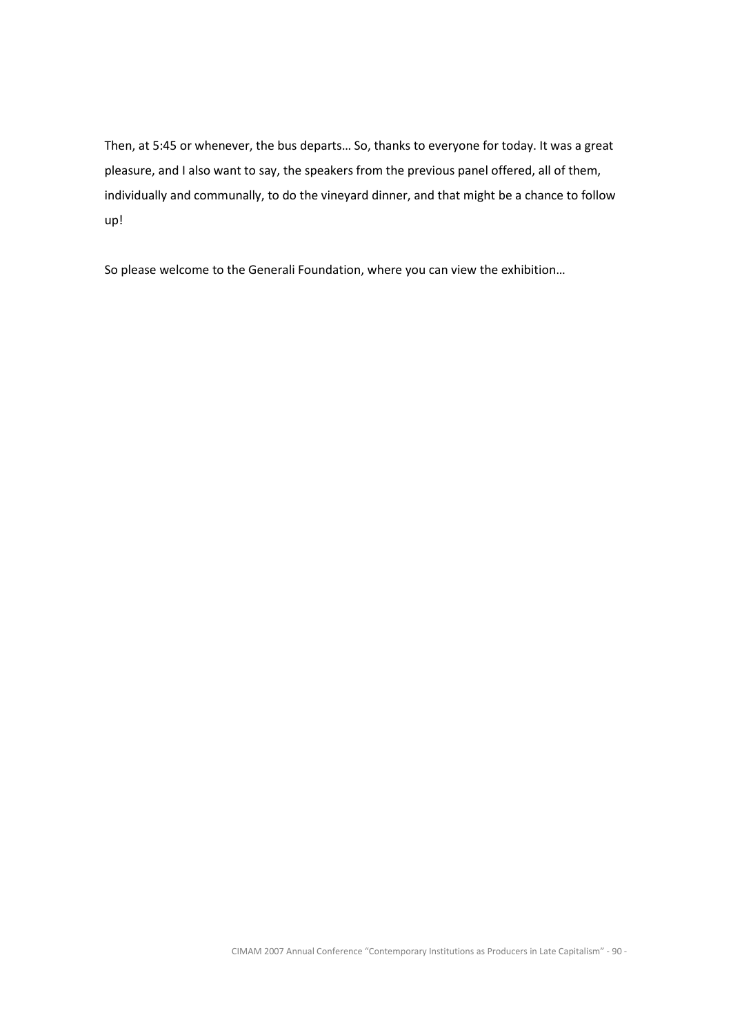Then, at 5:45 or whenever, the bus departs… So, thanks to everyone for today. It was a great pleasure, and I also want to say, the speakers from the previous panel offered, all of them, individually and communally, to do the vineyard dinner, and that might be a chance to follow up!

So please welcome to the Generali Foundation, where you can view the exhibition…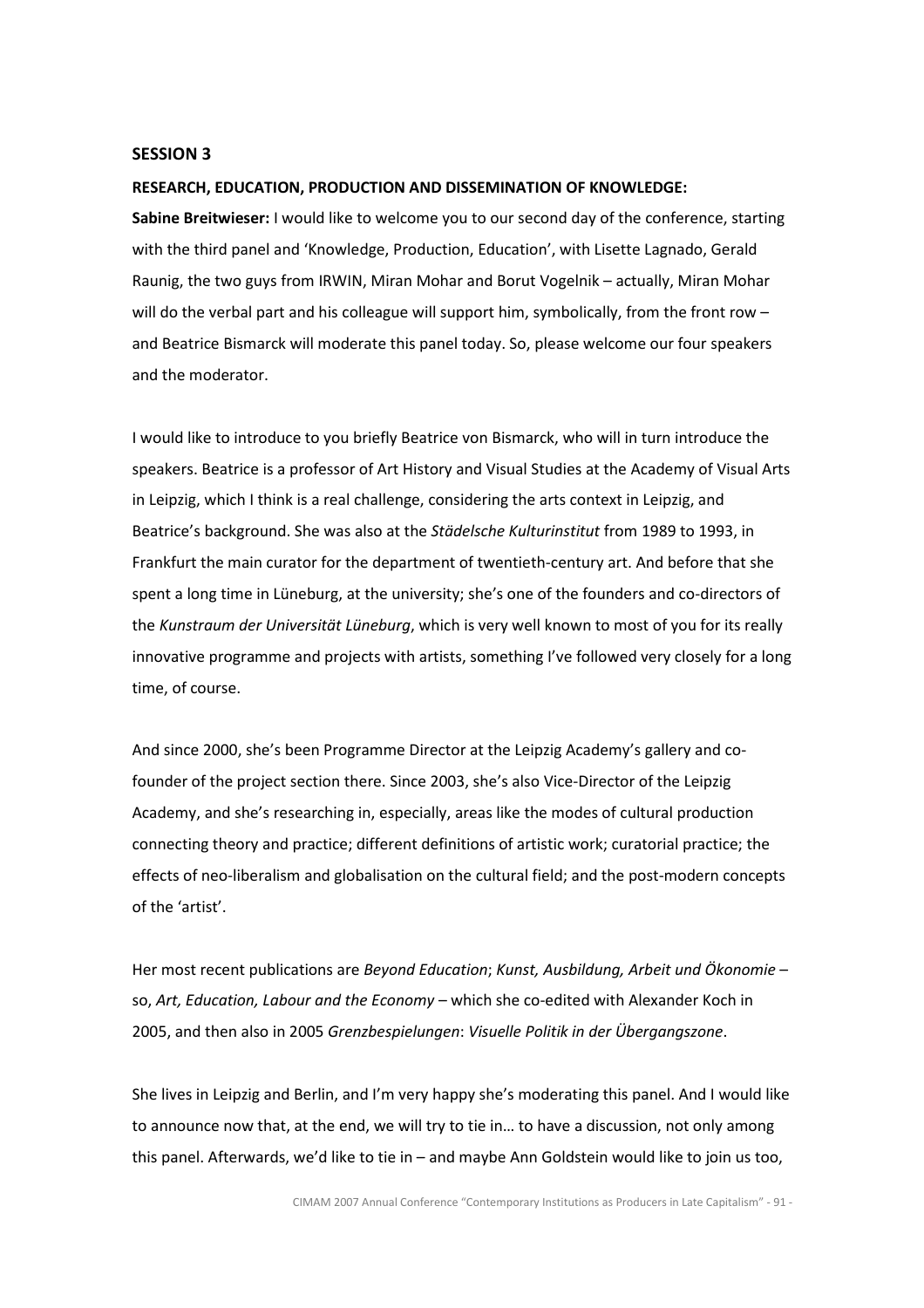## SESSION 3

### RESEARCH, EDUCATION, PRODUCTION AND DISSEMINATION OF KNOWLEDGE:

**Sabine Breitwieser:** I would like to welcome you to our second day of the conference, starting with the third panel and 'Knowledge, Production, Education', with Lisette Lagnado, Gerald Raunig, the two guys from IRWIN, Miran Mohar and Borut Vogelnik – actually, Miran Mohar will do the verbal part and his colleague will support him, symbolically, from the front row – and Beatrice Bismarck will moderate this panel today. So, please welcome our four speakers and the moderator.

I would like to introduce to you briefly Beatrice von Bismarck, who will in turn introduce the speakers. Beatrice is a professor of Art History and Visual Studies at the Academy of Visual Arts in Leipzig, which I think is a real challenge, considering the arts context in Leipzig, and Beatrice's background. She was also at the *Städelsche Kulturinstitut* from 1989 to 1993, in Frankfurt the main curator for the department of twentieth-century art. And before that she spent a long time in Lüneburg, at the university; she's one of the founders and co-directors of the *Kunstraum der Universität Lüneburg*, which is very well known to most of you for its really innovative programme and projects with artists, something I've followed very closely for a long time, of course.

And since 2000, she's been Programme Director at the Leipzig Academy's gallery and co-founder of the project section there. Since 2003, she's also Vice-Director of the Leipzig Academy, and she's researching in, especially, areas like the modes of cultural production connecting theory and practice; different definitions of artistic work; curatorial practice; the effects of neo-liberalism and globalisation on the cultural field; and the post-modern concepts of the 'artist'.

Her most recent publications are *Beyond Education*; *Kunst, Ausbildung, Arbeit und Ökonomie* – so, *Art, Education, Labour and the Economy* – which she co-edited with Alexander Koch in 2005, and then also in 2005 *Grenzbespielungen*: *Visuelle Politik in der Übergangszone*.

She lives in Leipzig and Berlin, and I'm very happy she's moderating this panel. And I would like to announce now that, at the end, we will try to tie in… to have a discussion, not only among this panel. Afterwards, we'd like to tie in – and maybe Ann Goldstein would like to join us too,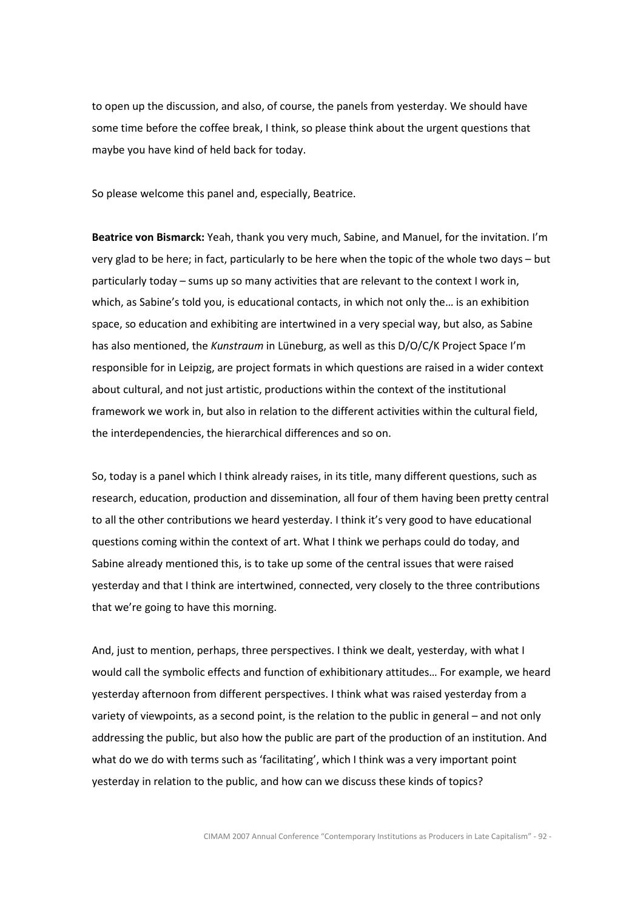to open up the discussion, and also, of course, the panels from yesterday. We should have some time before the coffee break, I think, so please think about the urgent questions that maybe you have kind of held back for today.

So please welcome this panel and, especially, Beatrice.

**Beatrice von Bismarck:** Yeah, thank you very much, Sabine, and Manuel, for the invitation. I'm very glad to be here; in fact, particularly to be here when the topic of the whole two days – but particularly today – sums up so many activities that are relevant to the context I work in, which, as Sabine's told you, is educational contacts, in which not only the… is an exhibition space, so education and exhibiting are intertwined in a very special way, but also, as Sabine has also mentioned, the *Kunstraum* in Lüneburg, as well as this D/O/C/K Project Space I'm responsible for in Leipzig, are project formats in which questions are raised in a wider context about cultural, and not just artistic, productions within the context of the institutional framework we work in, but also in relation to the different activities within the cultural field, the interdependencies, the hierarchical differences and so on.

So, today is a panel which I think already raises, in its title, many different questions, such as research, education, production and dissemination, all four of them having been pretty central to all the other contributions we heard yesterday. I think it's very good to have educational questions coming within the context of art. What I think we perhaps could do today, and Sabine already mentioned this, is to take up some of the central issues that were raised yesterday and that I think are intertwined, connected, very closely to the three contributions that we're going to have this morning.

And, just to mention, perhaps, three perspectives. I think we dealt, yesterday, with what I would call the symbolic effects and function of exhibitionary attitudes… For example, we heard yesterday afternoon from different perspectives. I think what was raised yesterday from a variety of viewpoints, as a second point, is the relation to the public in general – and not only addressing the public, but also how the public are part of the production of an institution. And what do we do with terms such as 'facilitating', which I think was a very important point yesterday in relation to the public, and how can we discuss these kinds of topics?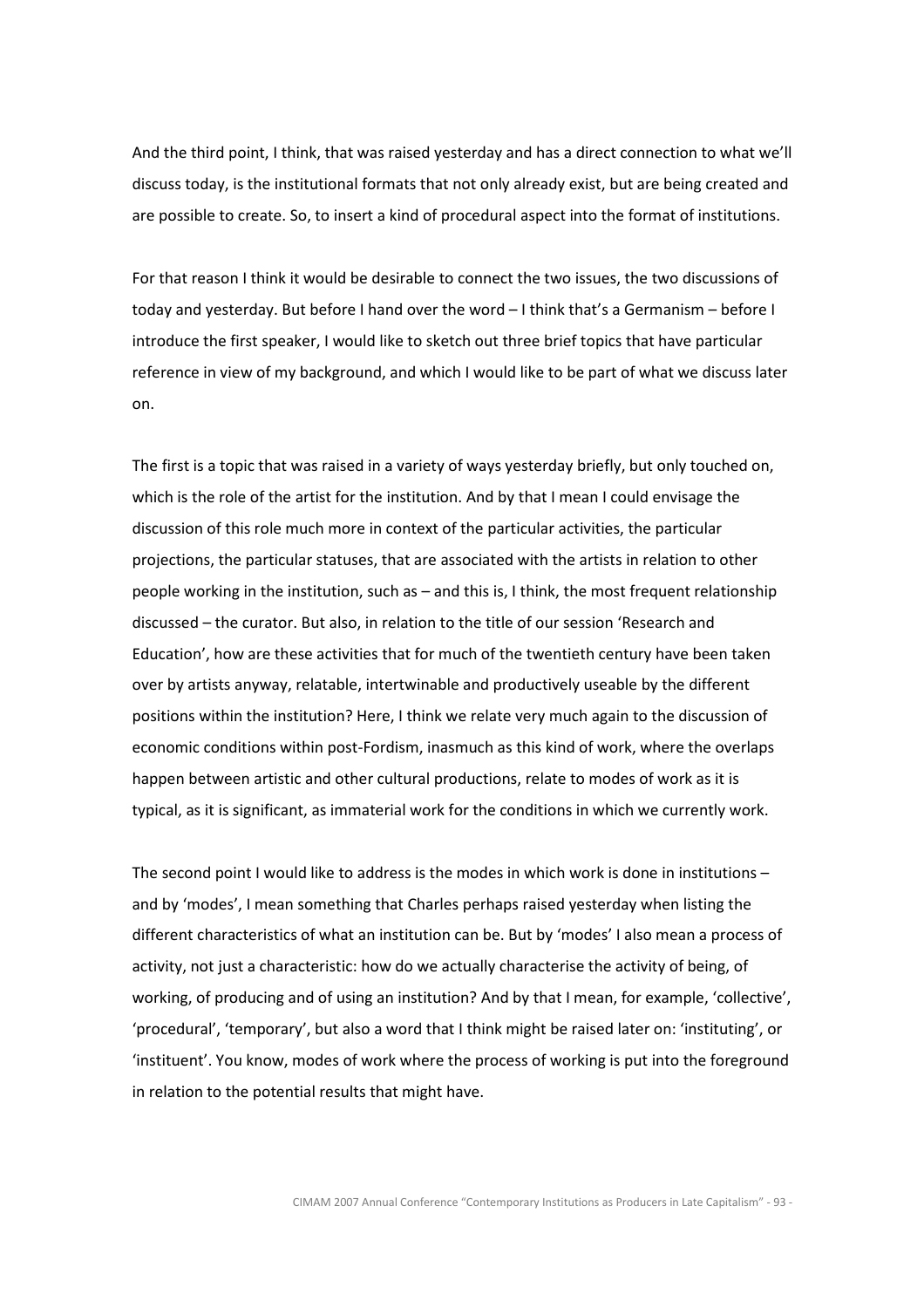And the third point, I think, that was raised yesterday and has a direct connection to what we'll discuss today, is the institutional formats that not only already exist, but are being created and are possible to create. So, to insert a kind of procedural aspect into the format of institutions.

For that reason I think it would be desirable to connect the two issues, the two discussions of today and yesterday. But before I hand over the word – I think that's a Germanism – before I introduce the first speaker, I would like to sketch out three brief topics that have particular reference in view of my background, and which I would like to be part of what we discuss later on.

The first is a topic that was raised in a variety of ways yesterday briefly, but only touched on, which is the role of the artist for the institution. And by that I mean I could envisage the discussion of this role much more in context of the particular activities, the particular projections, the particular statuses, that are associated with the artists in relation to other people working in the institution, such as – and this is, I think, the most frequent relationship discussed – the curator. But also, in relation to the title of our session 'Research and Education', how are these activities that for much of the twentieth century have been taken over by artists anyway, relatable, intertwinable and productively useable by the different positions within the institution? Here, I think we relate very much again to the discussion of economic conditions within post-Fordism, inasmuch as this kind of work, where the overlaps happen between artistic and other cultural productions, relate to modes of work as it is typical, as it is significant, as immaterial work for the conditions in which we currently work.

The second point I would like to address is the modes in which work is done in institutions – and by 'modes', I mean something that Charles perhaps raised yesterday when listing the different characteristics of what an institution can be. But by 'modes' I also mean a process of activity, not just a characteristic: how do we actually characterise the activity of being, of working, of producing and of using an institution? And by that I mean, for example, 'collective', 'procedural', 'temporary', but also a word that I think might be raised later on: 'instituting', or 'instituent'. You know, modes of work where the process of working is put into the foreground in relation to the potential results that might have.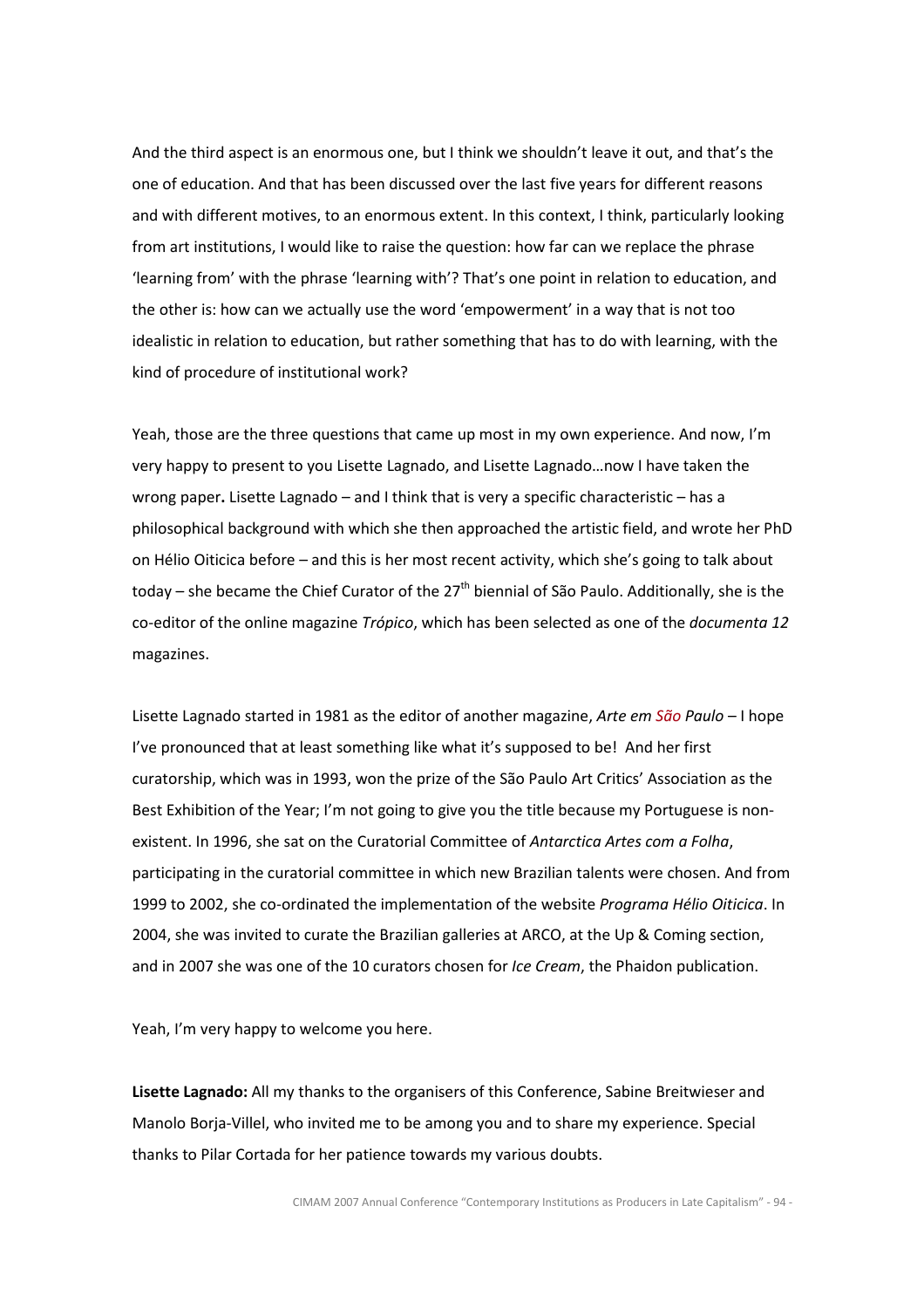And the third aspect is an enormous one, but I think we shouldn't leave it out, and that's the one of education. And that has been discussed over the last five years for different reasons and with different motives, to an enormous extent. In this context, I think, particularly looking from art institutions, I would like to raise the question: how far can we replace the phrase 'learning from' with the phrase 'learning with'? That's one point in relation to education, and the other is: how can we actually use the word 'empowerment' in a way that is not too idealistic in relation to education, but rather something that has to do with learning, with the kind of procedure of institutional work?

Yeah, those are the three questions that came up most in my own experience. And now, I'm very happy to present to you Lisette Lagnado, and Lisette Lagnado…now I have taken the wrong paper**.** Lisette Lagnado – and I think that is very a specific characteristic – has a philosophical background with which she then approached the artistic field, and wrote her PhD on Hélio Oiticica before – and this is her most recent activity, which she's going to talk about today – she became the Chief Curator of the 27th biennial of São Paulo. Additionally, she is the co-editor of the online magazine *Trópico*, which has been selected as one of the *documenta 12* magazines.

Lisette Lagnado started in 1981 as the editor of another magazine, *Arte em São Paulo* – I hope I've pronounced that at least something like what it's supposed to be! And her first curatorship, which was in 1993, won the prize of the São Paulo Art Critics' Association as the Best Exhibition of the Year; I'm not going to give you the title because my Portuguese is non-existent. In 1996, she sat on the Curatorial Committee of *Antarctica Artes com a Folha*, participating in the curatorial committee in which new Brazilian talents were chosen. And from 1999 to 2002, she co-ordinated the implementation of the website *Programa Hélio Oiticica*. In 2004, she was invited to curate the Brazilian galleries at ARCO, at the Up & Coming section, and in 2007 she was one of the 10 curators chosen for *Ice Cream*, the Phaidon publication.

Yeah, I'm very happy to welcome you here.

**Lisette Lagnado:** All my thanks to the organisers of this Conference, Sabine Breitwieser and Manolo Borja-Villel, who invited me to be among you and to share my experience. Special thanks to Pilar Cortada for her patience towards my various doubts.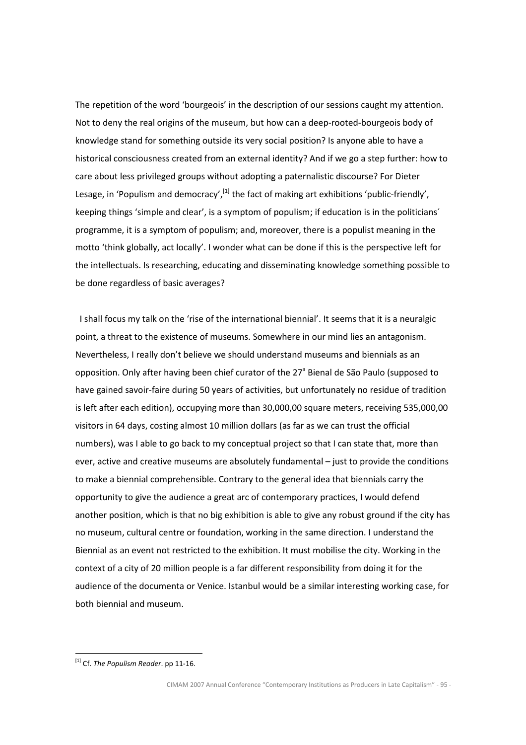The repetition of the word 'bourgeois' in the description of our sessions caught my attention. Not to deny the real origins of the museum, but how can a deep-rooted-bourgeois body of knowledge stand for something outside its very social position? Is anyone able to have a historical consciousness created from an external identity? And if we go a step further: how to care about less privileged groups without adopting a paternalistic discourse? For Dieter Lesage, in 'Populism and democracy',[1] the fact of making art exhibitions 'public-friendly', keeping things 'simple and clear', is a symptom of populism; if education is in the politicians´ programme, it is a symptom of populism; and, moreover, there is a populist meaning in the motto 'think globally, act locally'. I wonder what can be done if this is the perspective left for the intellectuals. Is researching, educating and disseminating knowledge something possible to be done regardless of basic averages?

I shall focus my talk on the 'rise of the international biennial'. It seems that it is a neuralgic point, a threat to the existence of museums. Somewhere in our mind lies an antagonism. Nevertheless, I really don't believe we should understand museums and biennials as an opposition. Only after having been chief curator of the 27ª Bienal de São Paulo (supposed to have gained savoir-faire during 50 years of activities, but unfortunately no residue of tradition is left after each edition), occupying more than 30,000,00 square meters, receiving 535,000,00 visitors in 64 days, costing almost 10 million dollars (as far as we can trust the official numbers), was I able to go back to my conceptual project so that I can state that, more than ever, active and creative museums are absolutely fundamental – just to provide the conditions to make a biennial comprehensible. Contrary to the general idea that biennials carry the opportunity to give the audience a great arc of contemporary practices, I would defend another position, which is that no big exhibition is able to give any robust ground if the city has no museum, cultural centre or foundation, working in the same direction. I understand the Biennial as an event not restricted to the exhibition. It must mobilise the city. Working in the context of a city of 20 million people is a far different responsibility from doing it for the audience of the documenta or Venice. Istanbul would be a similar interesting working case, for both biennial and museum.

---

[1] Cf. *The Populism Reader*. pp 11-16.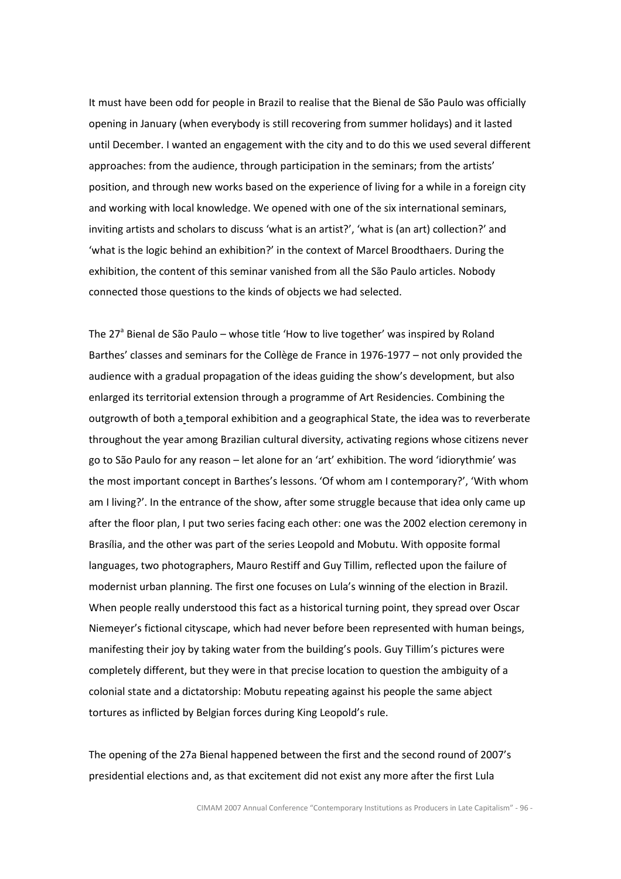It must have been odd for people in Brazil to realise that the Bienal de São Paulo was officially opening in January (when everybody is still recovering from summer holidays) and it lasted until December. I wanted an engagement with the city and to do this we used several different approaches: from the audience, through participation in the seminars; from the artists' position, and through new works based on the experience of living for a while in a foreign city and working with local knowledge. We opened with one of the six international seminars, inviting artists and scholars to discuss 'what is an artist?', 'what is (an art) collection?' and 'what is the logic behind an exhibition?' in the context of Marcel Broodthaers. During the exhibition, the content of this seminar vanished from all the São Paulo articles. Nobody connected those questions to the kinds of objects we had selected.

The 27ª Bienal de São Paulo – whose title 'How to live together' was inspired by Roland Barthes' classes and seminars for the Collège de France in 1976-1977 – not only provided the audience with a gradual propagation of the ideas guiding the show's development, but also enlarged its territorial extension through a programme of Art Residencies. Combining the outgrowth of both a temporal exhibition and a geographical State, the idea was to reverberate throughout the year among Brazilian cultural diversity, activating regions whose citizens never go to São Paulo for any reason – let alone for an 'art' exhibition. The word 'idiorythmie' was the most important concept in Barthes's lessons. 'Of whom am I contemporary?', 'With whom am I living?'. In the entrance of the show, after some struggle because that idea only came up after the floor plan, I put two series facing each other: one was the 2002 election ceremony in Brasília, and the other was part of the series Leopold and Mobutu. With opposite formal languages, two photographers, Mauro Restiff and Guy Tillim, reflected upon the failure of modernist urban planning. The first one focuses on Lula's winning of the election in Brazil. When people really understood this fact as a historical turning point, they spread over Oscar Niemeyer's fictional cityscape, which had never before been represented with human beings, manifesting their joy by taking water from the building's pools. Guy Tillim's pictures were completely different, but they were in that precise location to question the ambiguity of a colonial state and a dictatorship: Mobutu repeating against his people the same abject tortures as inflicted by Belgian forces during King Leopold's rule.

The opening of the 27a Bienal happened between the first and the second round of 2007's presidential elections and, as that excitement did not exist any more after the first Lula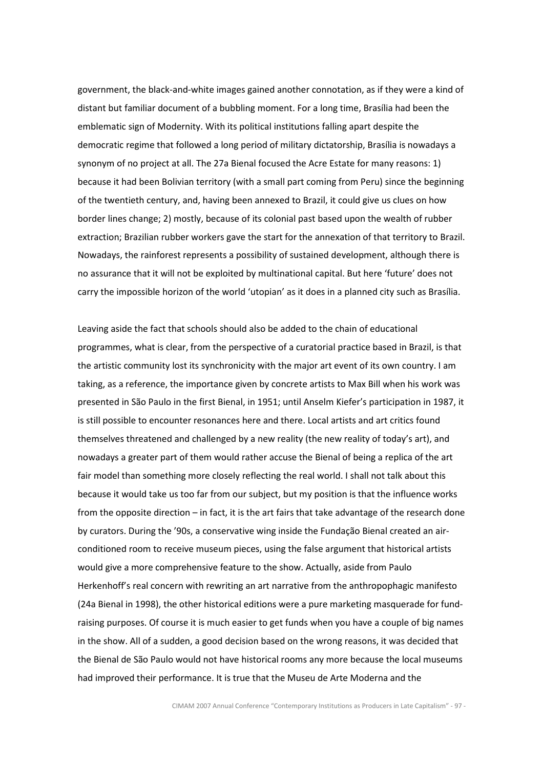government, the black-and-white images gained another connotation, as if they were a kind of distant but familiar document of a bubbling moment. For a long time, Brasília had been the emblematic sign of Modernity. With its political institutions falling apart despite the democratic regime that followed a long period of military dictatorship, Brasília is nowadays a synonym of no project at all. The 27a Bienal focused the Acre Estate for many reasons: 1) because it had been Bolivian territory (with a small part coming from Peru) since the beginning of the twentieth century, and, having been annexed to Brazil, it could give us clues on how border lines change; 2) mostly, because of its colonial past based upon the wealth of rubber extraction; Brazilian rubber workers gave the start for the annexation of that territory to Brazil. Nowadays, the rainforest represents a possibility of sustained development, although there is no assurance that it will not be exploited by multinational capital. But here 'future' does not carry the impossible horizon of the world 'utopian' as it does in a planned city such as Brasília.

Leaving aside the fact that schools should also be added to the chain of educational programmes, what is clear, from the perspective of a curatorial practice based in Brazil, is that the artistic community lost its synchronicity with the major art event of its own country. I am taking, as a reference, the importance given by concrete artists to Max Bill when his work was presented in São Paulo in the first Bienal, in 1951; until Anselm Kiefer's participation in 1987, it is still possible to encounter resonances here and there. Local artists and art critics found themselves threatened and challenged by a new reality (the new reality of today's art), and nowadays a greater part of them would rather accuse the Bienal of being a replica of the art fair model than something more closely reflecting the real world. I shall not talk about this because it would take us too far from our subject, but my position is that the influence works from the opposite direction – in fact, it is the art fairs that take advantage of the research done by curators. During the '90s, a conservative wing inside the Fundação Bienal created an air-conditioned room to receive museum pieces, using the false argument that historical artists would give a more comprehensive feature to the show. Actually, aside from Paulo Herkenhoff's real concern with rewriting an art narrative from the anthropophagic manifesto (24a Bienal in 1998), the other historical editions were a pure marketing masquerade for fund-raising purposes. Of course it is much easier to get funds when you have a couple of big names in the show. All of a sudden, a good decision based on the wrong reasons, it was decided that the Bienal de São Paulo would not have historical rooms any more because the local museums had improved their performance. It is true that the Museu de Arte Moderna and the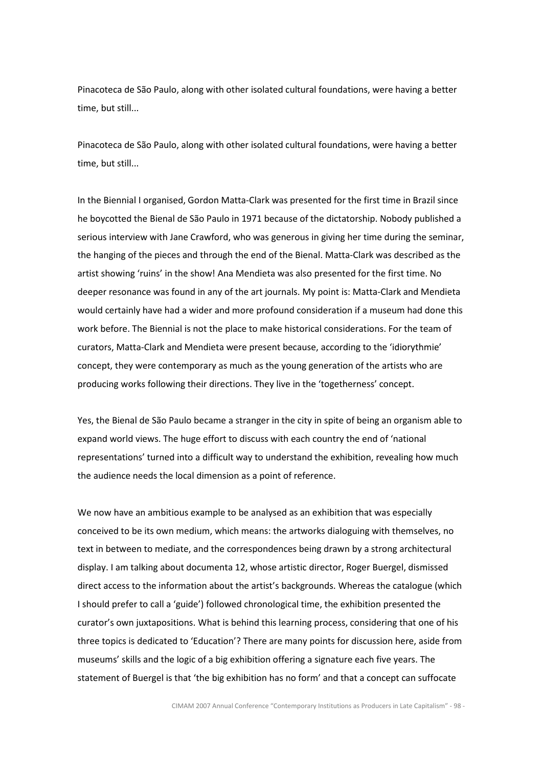Pinacoteca de São Paulo, along with other isolated cultural foundations, were having a better time, but still...

Pinacoteca de São Paulo, along with other isolated cultural foundations, were having a better time, but still...

In the Biennial I organised, Gordon Matta-Clark was presented for the first time in Brazil since he boycotted the Bienal de São Paulo in 1971 because of the dictatorship. Nobody published a serious interview with Jane Crawford, who was generous in giving her time during the seminar, the hanging of the pieces and through the end of the Bienal. Matta-Clark was described as the artist showing 'ruins' in the show! Ana Mendieta was also presented for the first time. No deeper resonance was found in any of the art journals. My point is: Matta-Clark and Mendieta would certainly have had a wider and more profound consideration if a museum had done this work before. The Biennial is not the place to make historical considerations. For the team of curators, Matta-Clark and Mendieta were present because, according to the 'idiorythmie' concept, they were contemporary as much as the young generation of the artists who are producing works following their directions. They live in the 'togetherness' concept.

Yes, the Bienal de São Paulo became a stranger in the city in spite of being an organism able to expand world views. The huge effort to discuss with each country the end of 'national representations' turned into a difficult way to understand the exhibition, revealing how much the audience needs the local dimension as a point of reference.

We now have an ambitious example to be analysed as an exhibition that was especially conceived to be its own medium, which means: the artworks dialoguing with themselves, no text in between to mediate, and the correspondences being drawn by a strong architectural display. I am talking about documenta 12, whose artistic director, Roger Buergel, dismissed direct access to the information about the artist's backgrounds. Whereas the catalogue (which I should prefer to call a 'guide') followed chronological time, the exhibition presented the curator's own juxtapositions. What is behind this learning process, considering that one of his three topics is dedicated to 'Education'? There are many points for discussion here, aside from museums' skills and the logic of a big exhibition offering a signature each five years. The statement of Buergel is that 'the big exhibition has no form' and that a concept can suffocate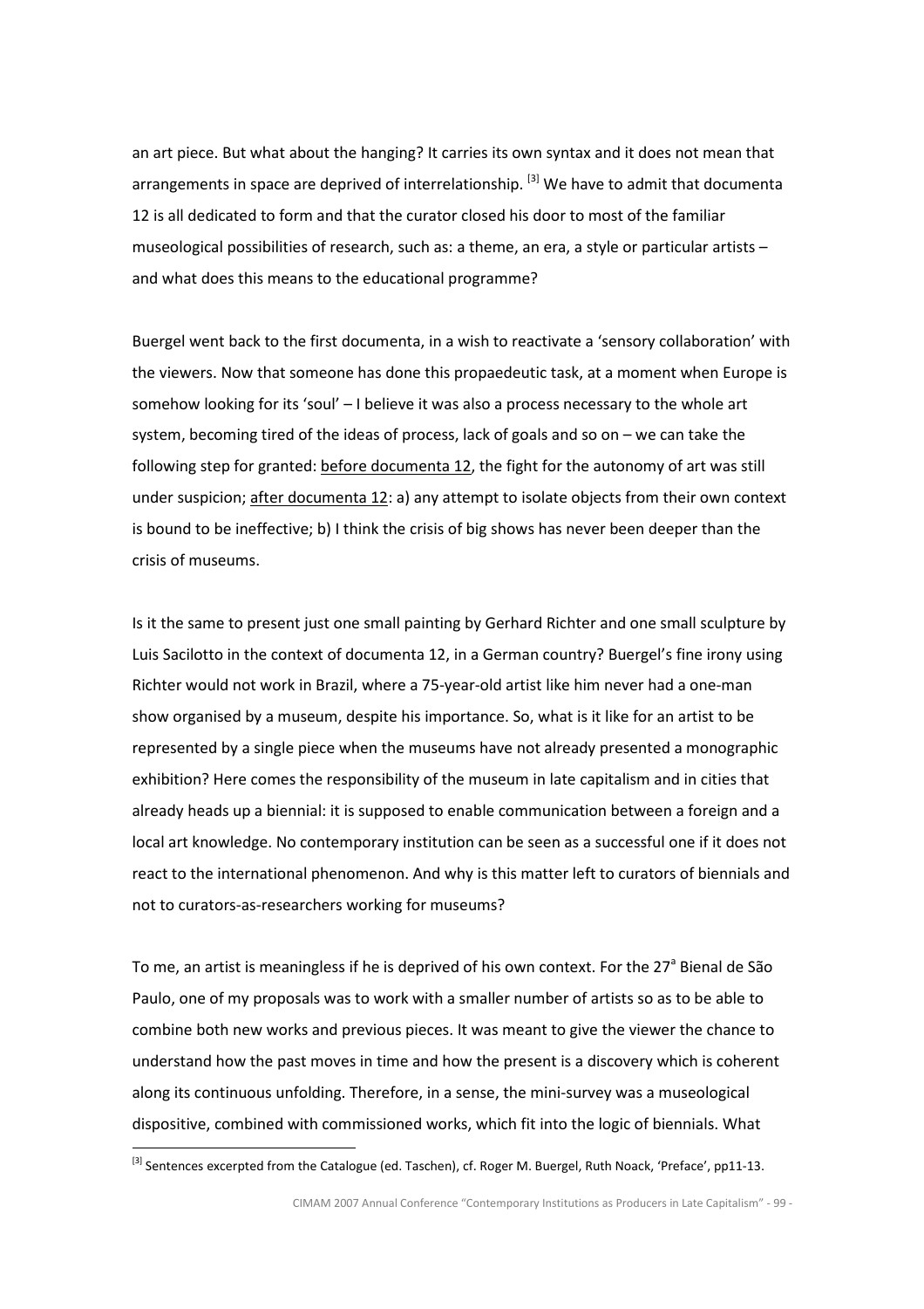an art piece. But what about the hanging? It carries its own syntax and it does not mean that arrangements in space are deprived of interrelationship. [3] We have to admit that documenta 12 is all dedicated to form and that the curator closed his door to most of the familiar museological possibilities of research, such as: a theme, an era, a style or particular artists – and what does this means to the educational programme?

Buergel went back to the first documenta, in a wish to reactivate a 'sensory collaboration' with the viewers. Now that someone has done this propaedeutic task, at a moment when Europe is somehow looking for its 'soul' – I believe it was also a process necessary to the whole art system, becoming tired of the ideas of process, lack of goals and so on – we can take the following step for granted: before documenta 12, the fight for the autonomy of art was still under suspicion; after documenta 12: a) any attempt to isolate objects from their own context is bound to be ineffective; b) I think the crisis of big shows has never been deeper than the crisis of museums.

Is it the same to present just one small painting by Gerhard Richter and one small sculpture by Luis Sacilotto in the context of documenta 12, in a German country? Buergel's fine irony using Richter would not work in Brazil, where a 75-year-old artist like him never had a one-man show organised by a museum, despite his importance. So, what is it like for an artist to be represented by a single piece when the museums have not already presented a monographic exhibition? Here comes the responsibility of the museum in late capitalism and in cities that already heads up a biennial: it is supposed to enable communication between a foreign and a local art knowledge. No contemporary institution can be seen as a successful one if it does not react to the international phenomenon. And why is this matter left to curators of biennials and not to curators-as-researchers working for museums?

To me, an artist is meaningless if he is deprived of his own context. For the 27ª Bienal de São Paulo, one of my proposals was to work with a smaller number of artists so as to be able to combine both new works and previous pieces. It was meant to give the viewer the chance to understand how the past moves in time and how the present is a discovery which is coherent along its continuous unfolding. Therefore, in a sense, the mini-survey was a museological dispositive, combined with commissioned works, which fit into the logic of biennials. What

---

[3] Sentences excerpted from the Catalogue (ed. Taschen), cf. Roger M. Buergel, Ruth Noack, 'Preface', pp11-13.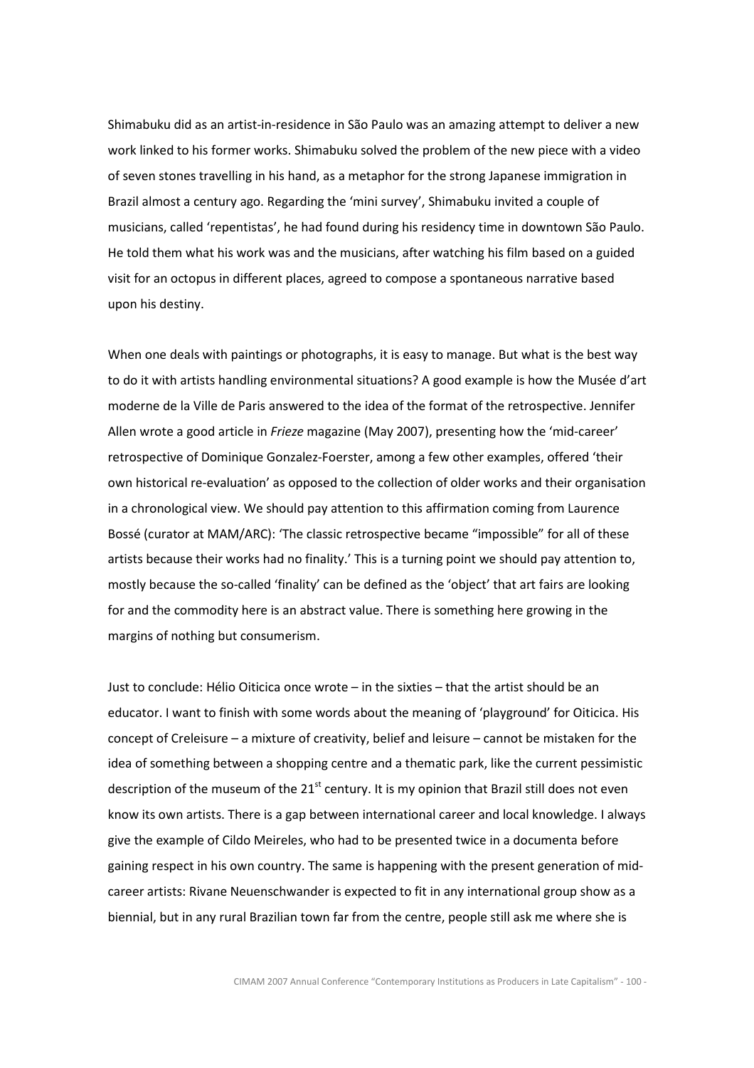Shimabuku did as an artist-in-residence in São Paulo was an amazing attempt to deliver a new work linked to his former works. Shimabuku solved the problem of the new piece with a video of seven stones travelling in his hand, as a metaphor for the strong Japanese immigration in Brazil almost a century ago. Regarding the 'mini survey', Shimabuku invited a couple of musicians, called 'repentistas', he had found during his residency time in downtown São Paulo. He told them what his work was and the musicians, after watching his film based on a guided visit for an octopus in different places, agreed to compose a spontaneous narrative based upon his destiny.

When one deals with paintings or photographs, it is easy to manage. But what is the best way to do it with artists handling environmental situations? A good example is how the Musée d'art moderne de la Ville de Paris answered to the idea of the format of the retrospective. Jennifer Allen wrote a good article in *Frieze* magazine (May 2007), presenting how the 'mid-career' retrospective of Dominique Gonzalez-Foerster, among a few other examples, offered 'their own historical re-evaluation' as opposed to the collection of older works and their organisation in a chronological view. We should pay attention to this affirmation coming from Laurence Bossé (curator at MAM/ARC): 'The classic retrospective became "impossible" for all of these artists because their works had no finality.' This is a turning point we should pay attention to, mostly because the so-called 'finality' can be defined as the 'object' that art fairs are looking for and the commodity here is an abstract value. There is something here growing in the margins of nothing but consumerism.

Just to conclude: Hélio Oiticica once wrote – in the sixties – that the artist should be an educator. I want to finish with some words about the meaning of 'playground' for Oiticica. His concept of Creleisure – a mixture of creativity, belief and leisure – cannot be mistaken for the idea of something between a shopping centre and a thematic park, like the current pessimistic description of the museum of the 21st century. It is my opinion that Brazil still does not even know its own artists. There is a gap between international career and local knowledge. I always give the example of Cildo Meireles, who had to be presented twice in a documenta before gaining respect in his own country. The same is happening with the present generation of mid-career artists: Rivane Neuenschwander is expected to fit in any international group show as a biennial, but in any rural Brazilian town far from the centre, people still ask me where she is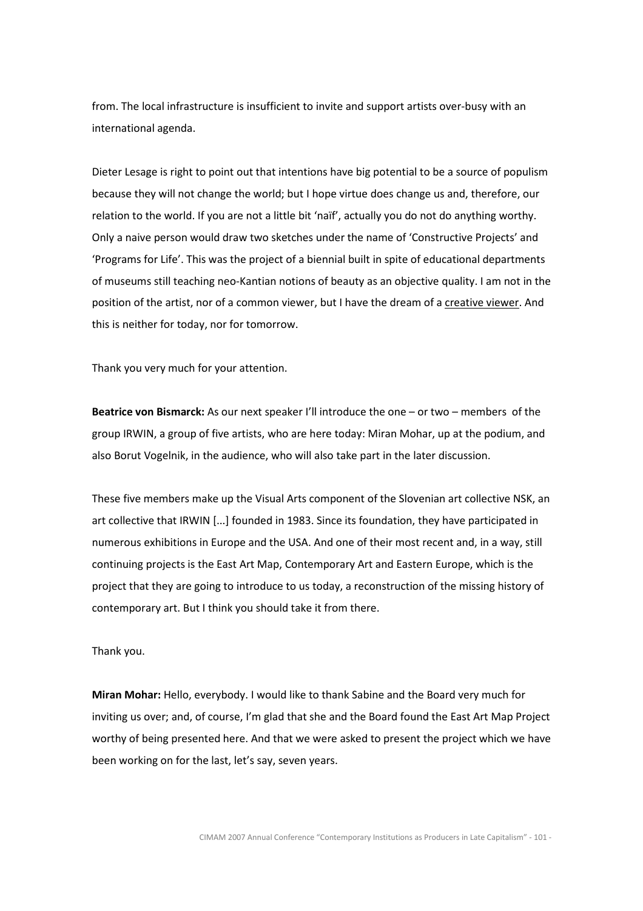from. The local infrastructure is insufficient to invite and support artists over-busy with an international agenda.

Dieter Lesage is right to point out that intentions have big potential to be a source of populism because they will not change the world; but I hope virtue does change us and, therefore, our relation to the world. If you are not a little bit 'naïf', actually you do not do anything worthy. Only a naive person would draw two sketches under the name of 'Constructive Projects' and 'Programs for Life'. This was the project of a biennial built in spite of educational departments of museums still teaching neo-Kantian notions of beauty as an objective quality. I am not in the position of the artist, nor of a common viewer, but I have the dream of a creative viewer. And this is neither for today, nor for tomorrow.

Thank you very much for your attention.

**Beatrice von Bismarck:** As our next speaker I'll introduce the one – or two – members of the group IRWIN, a group of five artists, who are here today: Miran Mohar, up at the podium, and also Borut Vogelnik, in the audience, who will also take part in the later discussion.

These five members make up the Visual Arts component of the Slovenian art collective NSK, an art collective that IRWIN [...] founded in 1983. Since its foundation, they have participated in numerous exhibitions in Europe and the USA. And one of their most recent and, in a way, still continuing projects is the East Art Map, Contemporary Art and Eastern Europe, which is the project that they are going to introduce to us today, a reconstruction of the missing history of contemporary art. But I think you should take it from there.

Thank you.

**Miran Mohar:** Hello, everybody. I would like to thank Sabine and the Board very much for inviting us over; and, of course, I'm glad that she and the Board found the East Art Map Project worthy of being presented here. And that we were asked to present the project which we have been working on for the last, let's say, seven years.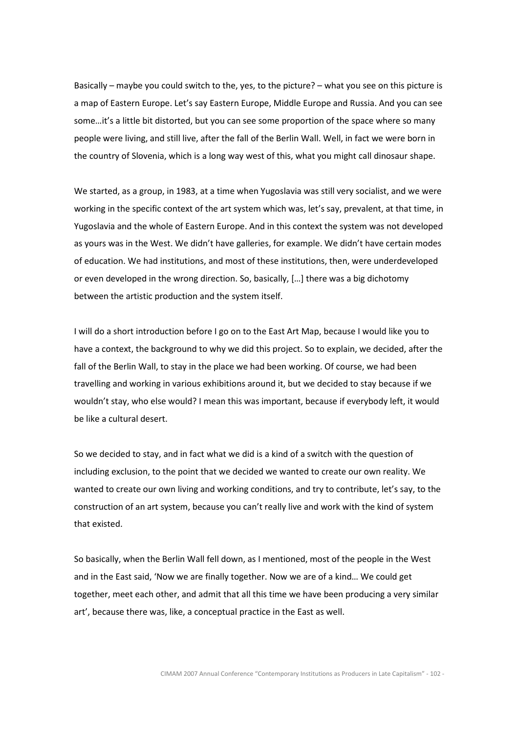Basically – maybe you could switch to the, yes, to the picture? – what you see on this picture is a map of Eastern Europe. Let's say Eastern Europe, Middle Europe and Russia. And you can see some…it's a little bit distorted, but you can see some proportion of the space where so many people were living, and still live, after the fall of the Berlin Wall. Well, in fact we were born in the country of Slovenia, which is a long way west of this, what you might call dinosaur shape.

We started, as a group, in 1983, at a time when Yugoslavia was still very socialist, and we were working in the specific context of the art system which was, let's say, prevalent, at that time, in Yugoslavia and the whole of Eastern Europe. And in this context the system was not developed as yours was in the West. We didn't have galleries, for example. We didn't have certain modes of education. We had institutions, and most of these institutions, then, were underdeveloped or even developed in the wrong direction. So, basically, […] there was a big dichotomy between the artistic production and the system itself.

I will do a short introduction before I go on to the East Art Map, because I would like you to have a context, the background to why we did this project. So to explain, we decided, after the fall of the Berlin Wall, to stay in the place we had been working. Of course, we had been travelling and working in various exhibitions around it, but we decided to stay because if we wouldn't stay, who else would? I mean this was important, because if everybody left, it would be like a cultural desert.

So we decided to stay, and in fact what we did is a kind of a switch with the question of including exclusion, to the point that we decided we wanted to create our own reality. We wanted to create our own living and working conditions, and try to contribute, let's say, to the construction of an art system, because you can't really live and work with the kind of system that existed.

So basically, when the Berlin Wall fell down, as I mentioned, most of the people in the West and in the East said, 'Now we are finally together. Now we are of a kind… We could get together, meet each other, and admit that all this time we have been producing a very similar art', because there was, like, a conceptual practice in the East as well.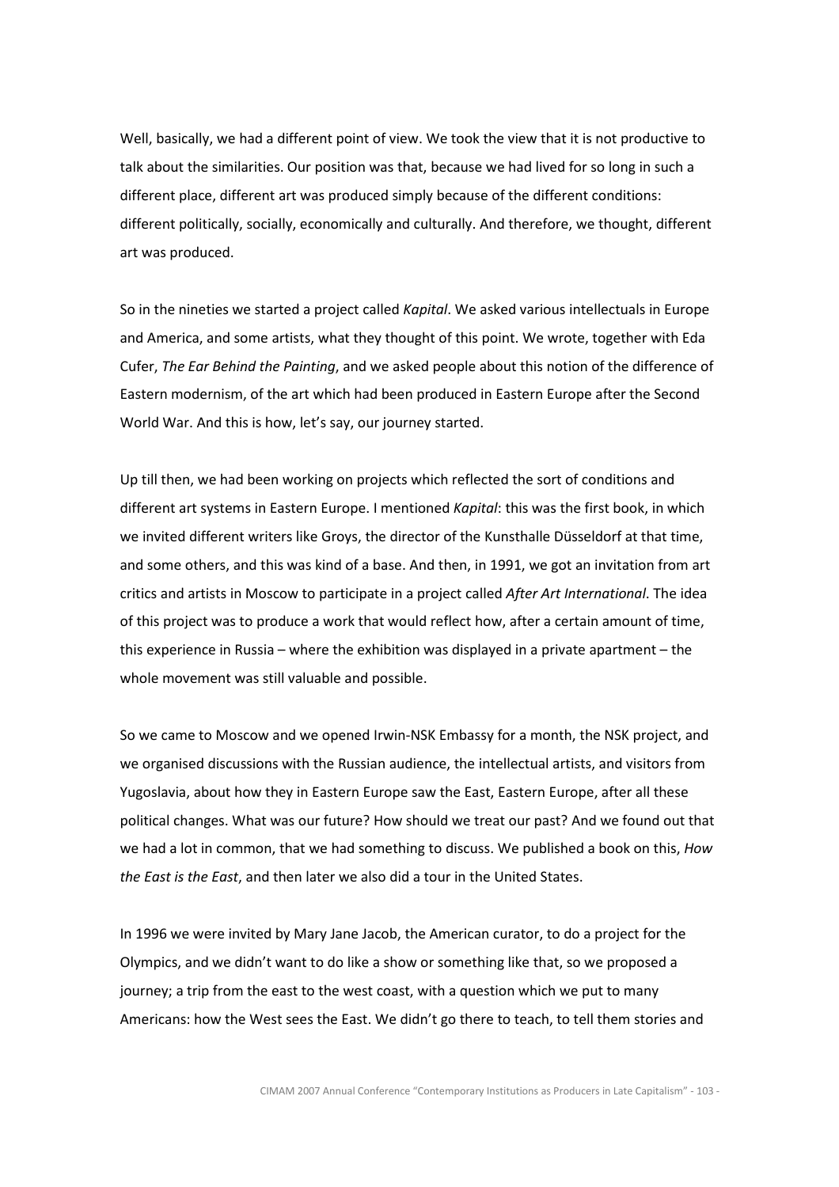Well, basically, we had a different point of view. We took the view that it is not productive to talk about the similarities. Our position was that, because we had lived for so long in such a different place, different art was produced simply because of the different conditions: different politically, socially, economically and culturally. And therefore, we thought, different art was produced.

So in the nineties we started a project called *Kapital*. We asked various intellectuals in Europe and America, and some artists, what they thought of this point. We wrote, together with Eda Cufer, *The Ear Behind the Painting*, and we asked people about this notion of the difference of Eastern modernism, of the art which had been produced in Eastern Europe after the Second World War. And this is how, let's say, our journey started.

Up till then, we had been working on projects which reflected the sort of conditions and different art systems in Eastern Europe. I mentioned *Kapital*: this was the first book, in which we invited different writers like Groys, the director of the Kunsthalle Düsseldorf at that time, and some others, and this was kind of a base. And then, in 1991, we got an invitation from art critics and artists in Moscow to participate in a project called *After Art International*. The idea of this project was to produce a work that would reflect how, after a certain amount of time, this experience in Russia – where the exhibition was displayed in a private apartment – the whole movement was still valuable and possible.

So we came to Moscow and we opened Irwin-NSK Embassy for a month, the NSK project, and we organised discussions with the Russian audience, the intellectual artists, and visitors from Yugoslavia, about how they in Eastern Europe saw the East, Eastern Europe, after all these political changes. What was our future? How should we treat our past? And we found out that we had a lot in common, that we had something to discuss. We published a book on this, *How the East is the East*, and then later we also did a tour in the United States.

In 1996 we were invited by Mary Jane Jacob, the American curator, to do a project for the Olympics, and we didn't want to do like a show or something like that, so we proposed a journey; a trip from the east to the west coast, with a question which we put to many Americans: how the West sees the East. We didn't go there to teach, to tell them stories and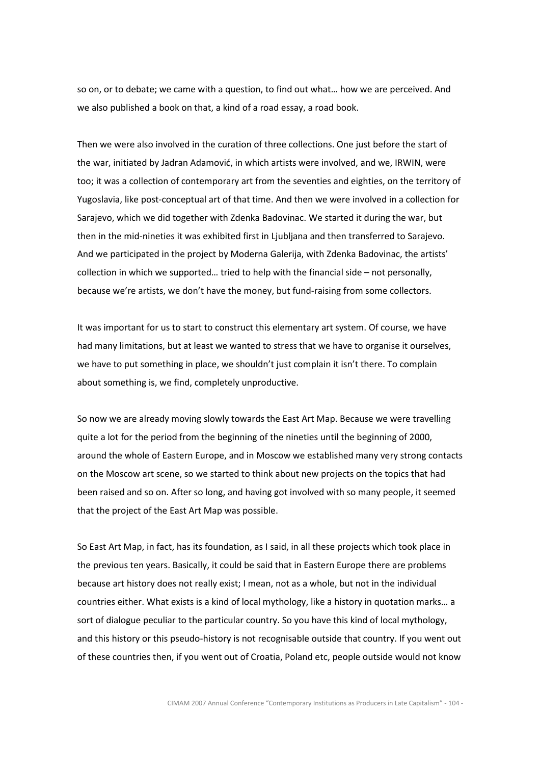so on, or to debate; we came with a question, to find out what… how we are perceived. And we also published a book on that, a kind of a road essay, a road book.

Then we were also involved in the curation of three collections. One just before the start of the war, initiated by Jadran Adamović, in which artists were involved, and we, IRWIN, were too; it was a collection of contemporary art from the seventies and eighties, on the territory of Yugoslavia, like post-conceptual art of that time. And then we were involved in a collection for Sarajevo, which we did together with Zdenka Badovinac. We started it during the war, but then in the mid-nineties it was exhibited first in Ljubljana and then transferred to Sarajevo. And we participated in the project by Moderna Galerija, with Zdenka Badovinac, the artists' collection in which we supported… tried to help with the financial side – not personally, because we're artists, we don't have the money, but fund-raising from some collectors.

It was important for us to start to construct this elementary art system. Of course, we have had many limitations, but at least we wanted to stress that we have to organise it ourselves, we have to put something in place, we shouldn't just complain it isn't there. To complain about something is, we find, completely unproductive.

So now we are already moving slowly towards the East Art Map. Because we were travelling quite a lot for the period from the beginning of the nineties until the beginning of 2000, around the whole of Eastern Europe, and in Moscow we established many very strong contacts on the Moscow art scene, so we started to think about new projects on the topics that had been raised and so on. After so long, and having got involved with so many people, it seemed that the project of the East Art Map was possible.

So East Art Map, in fact, has its foundation, as I said, in all these projects which took place in the previous ten years. Basically, it could be said that in Eastern Europe there are problems because art history does not really exist; I mean, not as a whole, but not in the individual countries either. What exists is a kind of local mythology, like a history in quotation marks… a sort of dialogue peculiar to the particular country. So you have this kind of local mythology, and this history or this pseudo-history is not recognisable outside that country. If you went out of these countries then, if you went out of Croatia, Poland etc, people outside would not know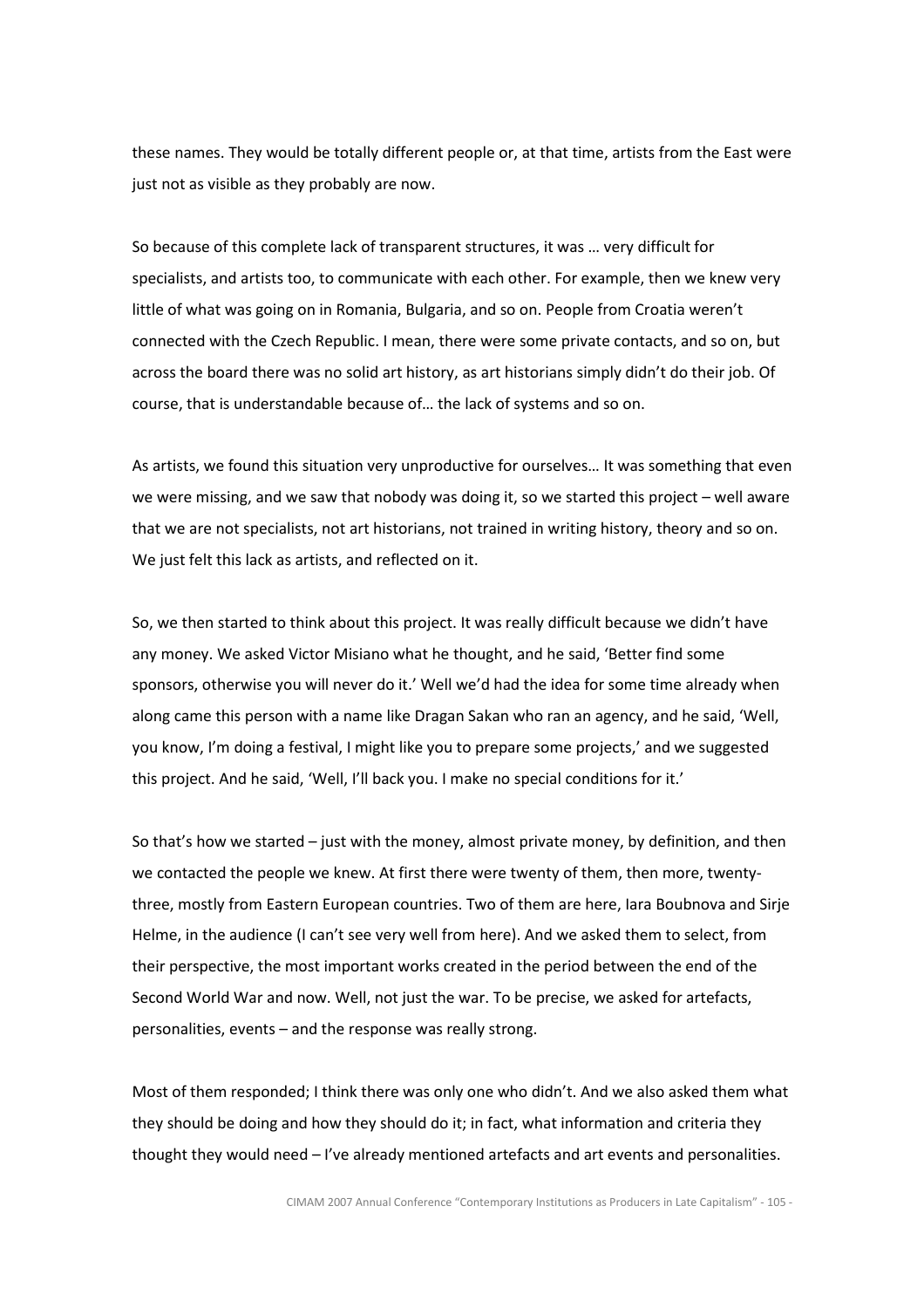these names. They would be totally different people or, at that time, artists from the East were just not as visible as they probably are now.

So because of this complete lack of transparent structures, it was … very difficult for specialists, and artists too, to communicate with each other. For example, then we knew very little of what was going on in Romania, Bulgaria, and so on. People from Croatia weren't connected with the Czech Republic. I mean, there were some private contacts, and so on, but across the board there was no solid art history, as art historians simply didn't do their job. Of course, that is understandable because of… the lack of systems and so on.

As artists, we found this situation very unproductive for ourselves… It was something that even we were missing, and we saw that nobody was doing it, so we started this project – well aware that we are not specialists, not art historians, not trained in writing history, theory and so on. We just felt this lack as artists, and reflected on it.

So, we then started to think about this project. It was really difficult because we didn't have any money. We asked Victor Misiano what he thought, and he said, 'Better find some sponsors, otherwise you will never do it.' Well we'd had the idea for some time already when along came this person with a name like Dragan Sakan who ran an agency, and he said, 'Well, you know, I'm doing a festival, I might like you to prepare some projects,' and we suggested this project. And he said, 'Well, I'll back you. I make no special conditions for it.'

So that's how we started – just with the money, almost private money, by definition, and then we contacted the people we knew. At first there were twenty of them, then more, twenty-three, mostly from Eastern European countries. Two of them are here, Iara Boubnova and Sirje Helme, in the audience (I can't see very well from here). And we asked them to select, from their perspective, the most important works created in the period between the end of the Second World War and now. Well, not just the war. To be precise, we asked for artefacts, personalities, events – and the response was really strong.

Most of them responded; I think there was only one who didn't. And we also asked them what they should be doing and how they should do it; in fact, what information and criteria they thought they would need – I've already mentioned artefacts and art events and personalities.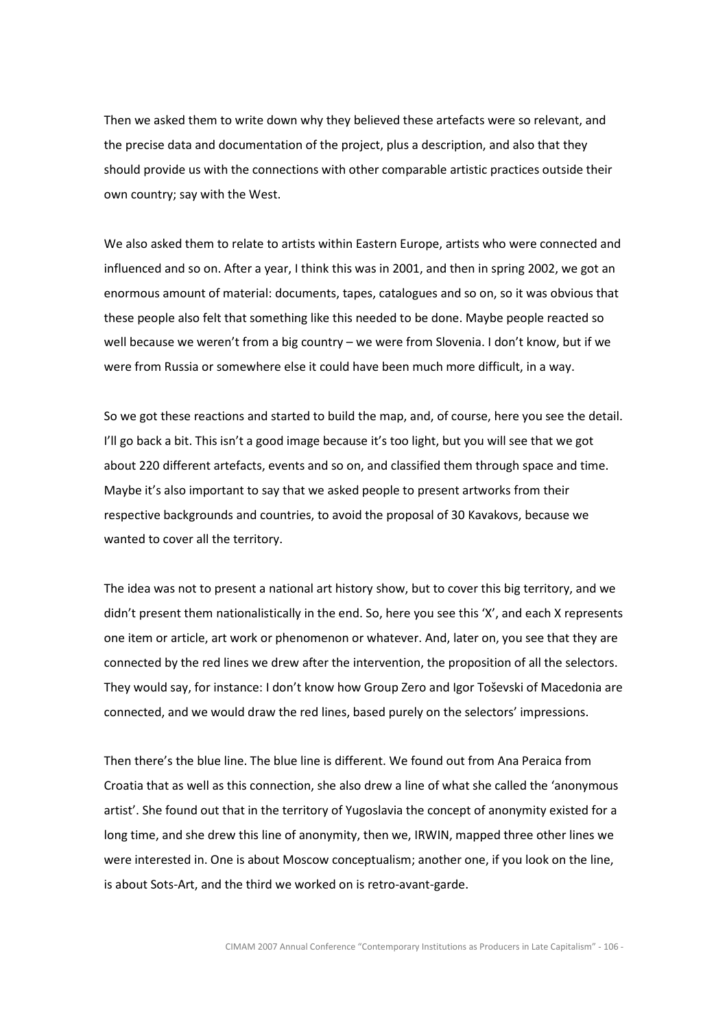Then we asked them to write down why they believed these artefacts were so relevant, and the precise data and documentation of the project, plus a description, and also that they should provide us with the connections with other comparable artistic practices outside their own country; say with the West.

We also asked them to relate to artists within Eastern Europe, artists who were connected and influenced and so on. After a year, I think this was in 2001, and then in spring 2002, we got an enormous amount of material: documents, tapes, catalogues and so on, so it was obvious that these people also felt that something like this needed to be done. Maybe people reacted so well because we weren't from a big country – we were from Slovenia. I don't know, but if we were from Russia or somewhere else it could have been much more difficult, in a way.

So we got these reactions and started to build the map, and, of course, here you see the detail. I'll go back a bit. This isn't a good image because it's too light, but you will see that we got about 220 different artefacts, events and so on, and classified them through space and time. Maybe it's also important to say that we asked people to present artworks from their respective backgrounds and countries, to avoid the proposal of 30 Kavakovs, because we wanted to cover all the territory.

The idea was not to present a national art history show, but to cover this big territory, and we didn't present them nationalistically in the end. So, here you see this 'X', and each X represents one item or article, art work or phenomenon or whatever. And, later on, you see that they are connected by the red lines we drew after the intervention, the proposition of all the selectors. They would say, for instance: I don't know how Group Zero and Igor Toševski of Macedonia are connected, and we would draw the red lines, based purely on the selectors' impressions.

Then there's the blue line. The blue line is different. We found out from Ana Peraica from Croatia that as well as this connection, she also drew a line of what she called the 'anonymous artist'. She found out that in the territory of Yugoslavia the concept of anonymity existed for a long time, and she drew this line of anonymity, then we, IRWIN, mapped three other lines we were interested in. One is about Moscow conceptualism; another one, if you look on the line, is about Sots-Art, and the third we worked on is retro-avant-garde.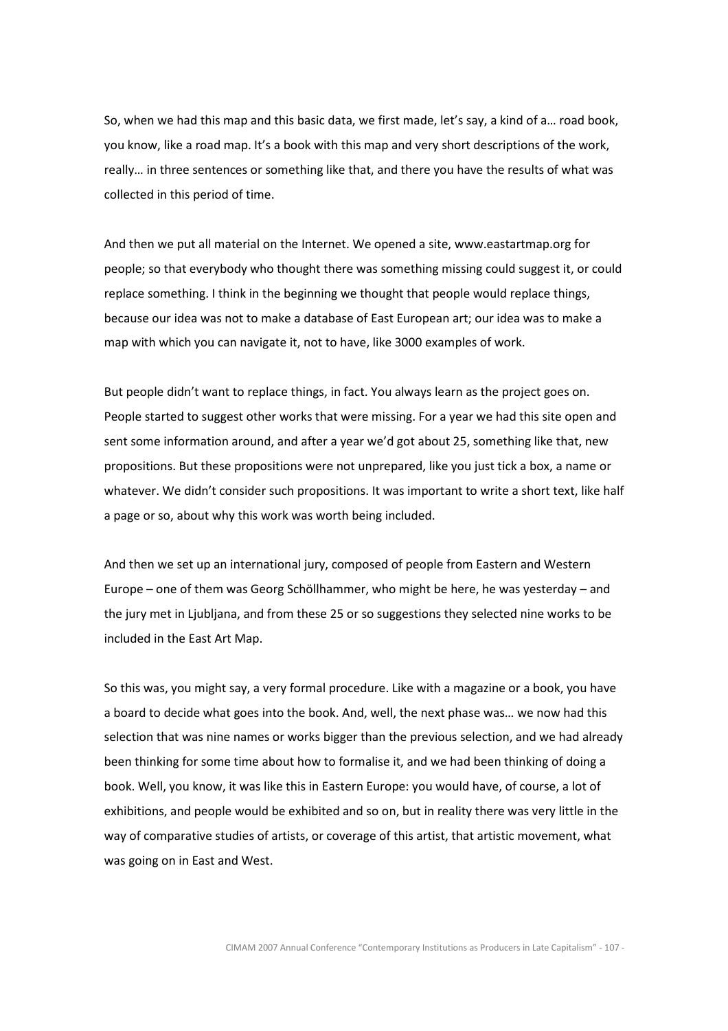So, when we had this map and this basic data, we first made, let's say, a kind of a… road book, you know, like a road map. It's a book with this map and very short descriptions of the work, really… in three sentences or something like that, and there you have the results of what was collected in this period of time.

And then we put all material on the Internet. We opened a site, www.eastartmap.org for people; so that everybody who thought there was something missing could suggest it, or could replace something. I think in the beginning we thought that people would replace things, because our idea was not to make a database of East European art; our idea was to make a map with which you can navigate it, not to have, like 3000 examples of work.

But people didn't want to replace things, in fact. You always learn as the project goes on. People started to suggest other works that were missing. For a year we had this site open and sent some information around, and after a year we'd got about 25, something like that, new propositions. But these propositions were not unprepared, like you just tick a box, a name or whatever. We didn't consider such propositions. It was important to write a short text, like half a page or so, about why this work was worth being included.

And then we set up an international jury, composed of people from Eastern and Western Europe – one of them was Georg Schöllhammer, who might be here, he was yesterday – and the jury met in Ljubljana, and from these 25 or so suggestions they selected nine works to be included in the East Art Map.

So this was, you might say, a very formal procedure. Like with a magazine or a book, you have a board to decide what goes into the book. And, well, the next phase was… we now had this selection that was nine names or works bigger than the previous selection, and we had already been thinking for some time about how to formalise it, and we had been thinking of doing a book. Well, you know, it was like this in Eastern Europe: you would have, of course, a lot of exhibitions, and people would be exhibited and so on, but in reality there was very little in the way of comparative studies of artists, or coverage of this artist, that artistic movement, what was going on in East and West.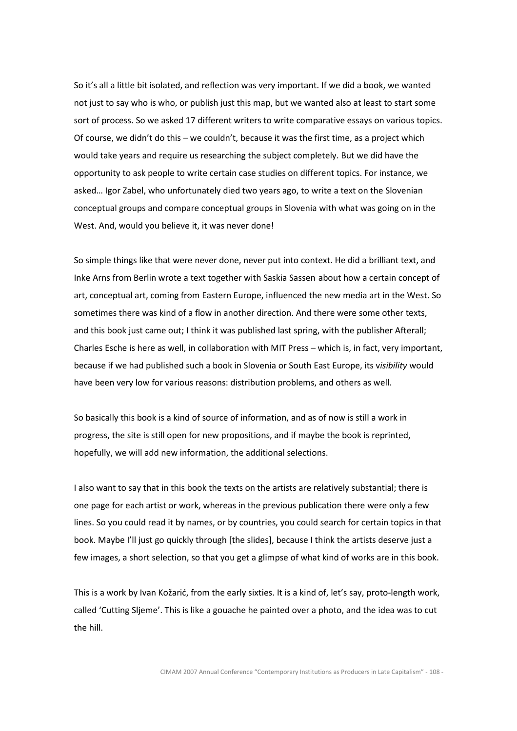So it's all a little bit isolated, and reflection was very important. If we did a book, we wanted not just to say who is who, or publish just this map, but we wanted also at least to start some sort of process. So we asked 17 different writers to write comparative essays on various topics. Of course, we didn't do this – we couldn't, because it was the first time, as a project which would take years and require us researching the subject completely. But we did have the opportunity to ask people to write certain case studies on different topics. For instance, we asked… Igor Zabel, who unfortunately died two years ago, to write a text on the Slovenian conceptual groups and compare conceptual groups in Slovenia with what was going on in the West. And, would you believe it, it was never done!

So simple things like that were never done, never put into context. He did a brilliant text, and Inke Arns from Berlin wrote a text together with Saskia Sassen about how a certain concept of art, conceptual art, coming from Eastern Europe, influenced the new media art in the West. So sometimes there was kind of a flow in another direction. And there were some other texts, and this book just came out; I think it was published last spring, with the publisher Afterall; Charles Esche is here as well, in collaboration with MIT Press – which is, in fact, very important, because if we had published such a book in Slovenia or South East Europe, its v*isibility* would have been very low for various reasons: distribution problems, and others as well.

So basically this book is a kind of source of information, and as of now is still a work in progress, the site is still open for new propositions, and if maybe the book is reprinted, hopefully, we will add new information, the additional selections.

I also want to say that in this book the texts on the artists are relatively substantial; there is one page for each artist or work, whereas in the previous publication there were only a few lines. So you could read it by names, or by countries, you could search for certain topics in that book. Maybe I'll just go quickly through [the slides], because I think the artists deserve just a few images, a short selection, so that you get a glimpse of what kind of works are in this book.

This is a work by Ivan Kožarić, from the early sixties. It is a kind of, let's say, proto-length work, called 'Cutting Sljeme'. This is like a gouache he painted over a photo, and the idea was to cut the hill.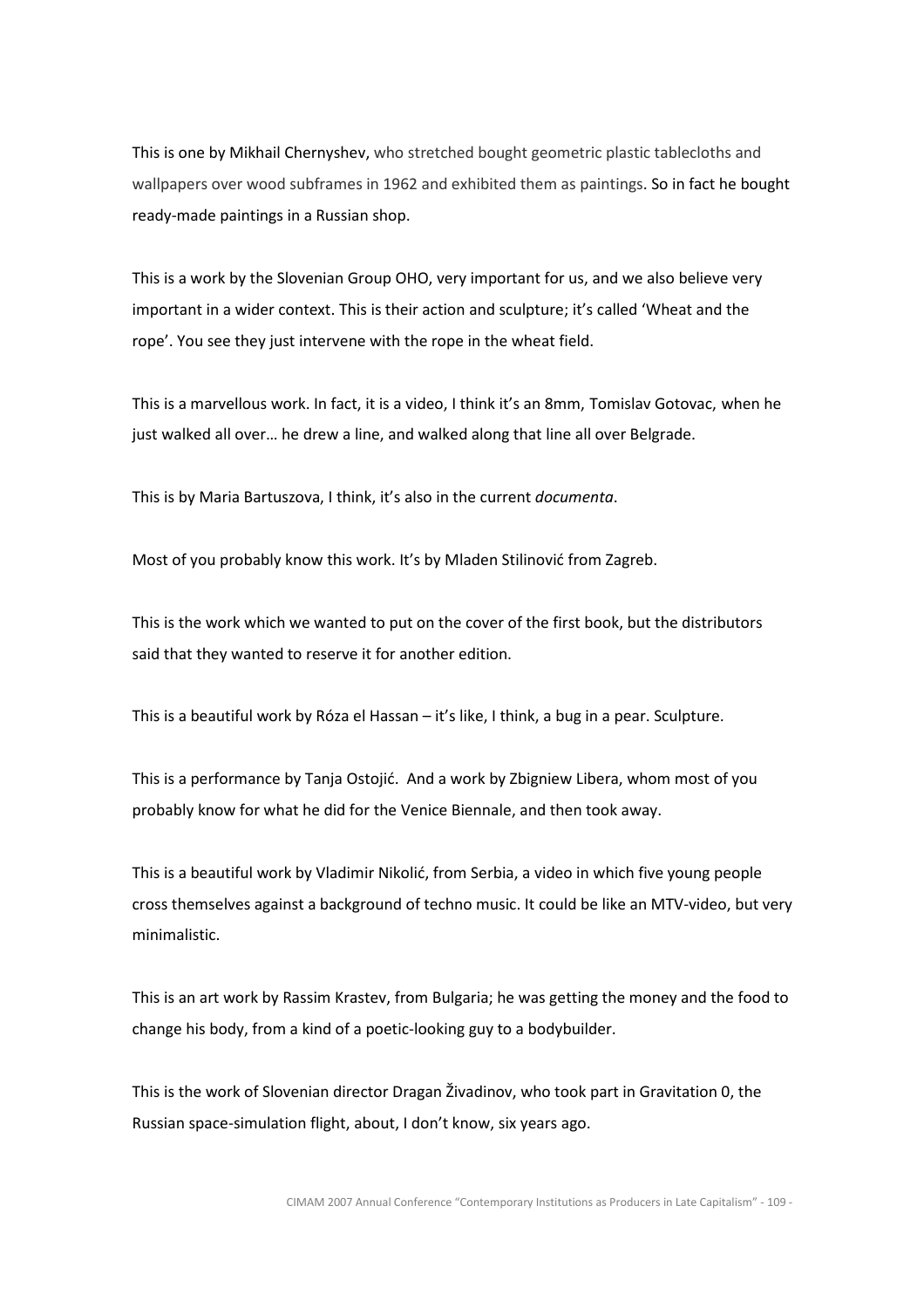This is one by Mikhail Chernyshev, who stretched bought geometric plastic tablecloths and wallpapers over wood subframes in 1962 and exhibited them as paintings. So in fact he bought ready-made paintings in a Russian shop.

This is a work by the Slovenian Group OHO, very important for us, and we also believe very important in a wider context. This is their action and sculpture; it's called 'Wheat and the rope'. You see they just intervene with the rope in the wheat field.

This is a marvellous work. In fact, it is a video, I think it's an 8mm, Tomislav Gotovac, when he just walked all over… he drew a line, and walked along that line all over Belgrade.

This is by Maria Bartuszova, I think, it's also in the current *documenta*.

Most of you probably know this work. It's by Mladen Stilinović from Zagreb.

This is the work which we wanted to put on the cover of the first book, but the distributors said that they wanted to reserve it for another edition.

This is a beautiful work by Róza el Hassan – it's like, I think, a bug in a pear. Sculpture.

This is a performance by Tanja Ostojić. And a work by Zbigniew Libera, whom most of you probably know for what he did for the Venice Biennale, and then took away.

This is a beautiful work by Vladimir Nikolić, from Serbia, a video in which five young people cross themselves against a background of techno music. It could be like an MTV-video, but very minimalistic.

This is an art work by Rassim Krastev, from Bulgaria; he was getting the money and the food to change his body, from a kind of a poetic-looking guy to a bodybuilder.

This is the work of Slovenian director Dragan Živadinov, who took part in Gravitation 0, the Russian space-simulation flight, about, I don't know, six years ago.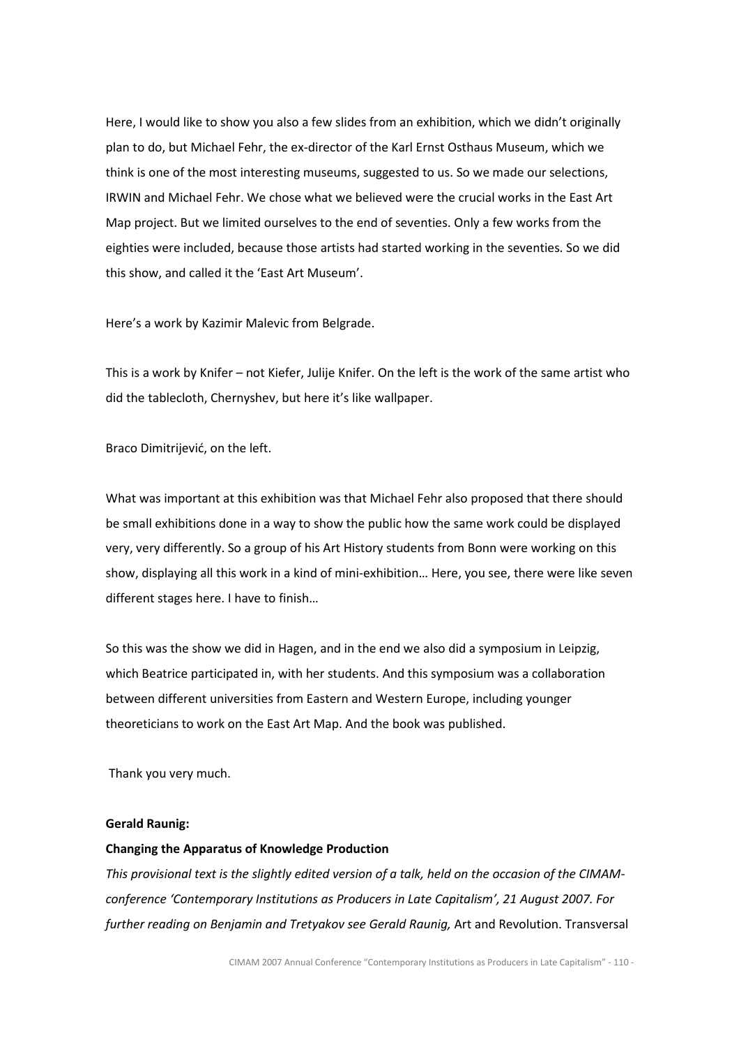Here, I would like to show you also a few slides from an exhibition, which we didn't originally plan to do, but Michael Fehr, the ex-director of the Karl Ernst Osthaus Museum, which we think is one of the most interesting museums, suggested to us. So we made our selections, IRWIN and Michael Fehr. We chose what we believed were the crucial works in the East Art Map project. But we limited ourselves to the end of seventies. Only a few works from the eighties were included, because those artists had started working in the seventies. So we did this show, and called it the 'East Art Museum'.

Here's a work by Kazimir Malevic from Belgrade.

This is a work by Knifer – not Kiefer, Julije Knifer. On the left is the work of the same artist who did the tablecloth, Chernyshev, but here it's like wallpaper.

Braco Dimitrijević, on the left.

What was important at this exhibition was that Michael Fehr also proposed that there should be small exhibitions done in a way to show the public how the same work could be displayed very, very differently. So a group of his Art History students from Bonn were working on this show, displaying all this work in a kind of mini-exhibition… Here, you see, there were like seven different stages here. I have to finish…

So this was the show we did in Hagen, and in the end we also did a symposium in Leipzig, which Beatrice participated in, with her students. And this symposium was a collaboration between different universities from Eastern and Western Europe, including younger theoreticians to work on the East Art Map. And the book was published.

Thank you very much.

**Gerald Raunig:**

**Changing the Apparatus of Knowledge Production**

*This provisional text is the slightly edited version of a talk, held on the occasion of the CIMAM-conference 'Contemporary Institutions as Producers in Late Capitalism', 21 August 2007. For further reading on Benjamin and Tretyakov see Gerald Raunig,* Art and Revolution. Transversal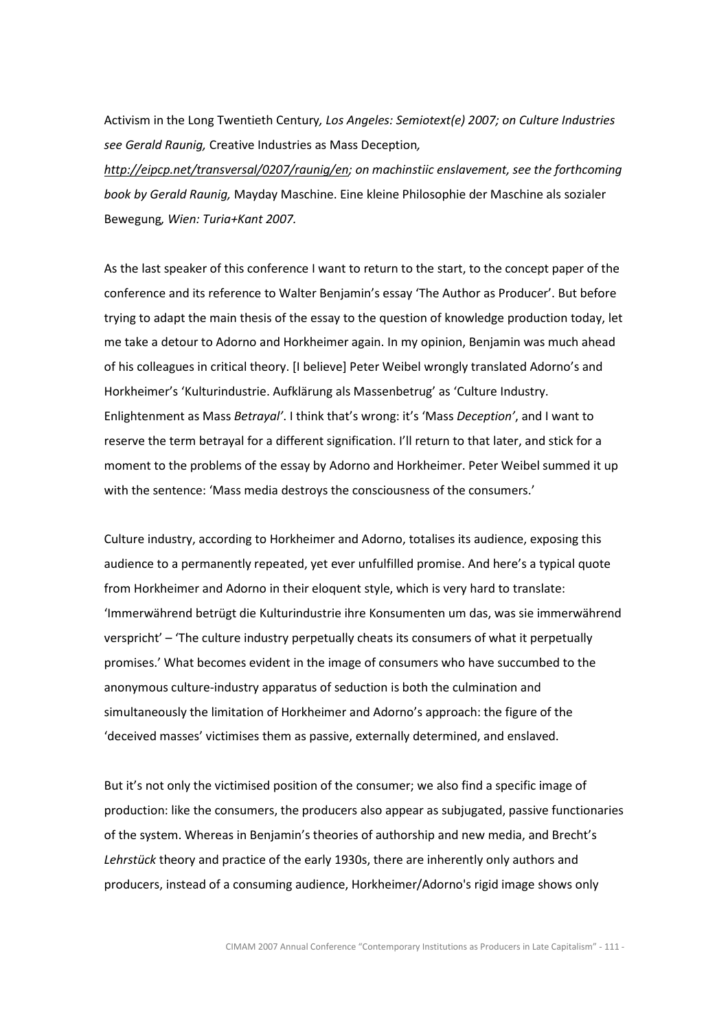Activism in the Long Twentieth Century*, Los Angeles: Semiotext(e) 2007; on Culture Industries see Gerald Raunig,* Creative Industries as Mass Deception*, http://eipcp.net/transversal/0207/raunig/en; on machinstiic enslavement, see the forthcoming book by Gerald Raunig,* Mayday Maschine. Eine kleine Philosophie der Maschine als sozialer Bewegung*, Wien: Turia+Kant 2007.*

As the last speaker of this conference I want to return to the start, to the concept paper of the conference and its reference to Walter Benjamin's essay 'The Author as Producer'. But before trying to adapt the main thesis of the essay to the question of knowledge production today, let me take a detour to Adorno and Horkheimer again. In my opinion, Benjamin was much ahead of his colleagues in critical theory. [I believe] Peter Weibel wrongly translated Adorno's and Horkheimer's 'Kulturindustrie. Aufklärung als Massenbetrug' as 'Culture Industry. Enlightenment as Mass *Betrayal'*. I think that's wrong: it's 'Mass *Deception'*, and I want to reserve the term betrayal for a different signification. I'll return to that later, and stick for a moment to the problems of the essay by Adorno and Horkheimer. Peter Weibel summed it up with the sentence: 'Mass media destroys the consciousness of the consumers.'

Culture industry, according to Horkheimer and Adorno, totalises its audience, exposing this audience to a permanently repeated, yet ever unfulfilled promise. And here's a typical quote from Horkheimer and Adorno in their eloquent style, which is very hard to translate: 'Immerwährend betrügt die Kulturindustrie ihre Konsumenten um das, was sie immerwährend verspricht' – 'The culture industry perpetually cheats its consumers of what it perpetually promises.' What becomes evident in the image of consumers who have succumbed to the anonymous culture-industry apparatus of seduction is both the culmination and simultaneously the limitation of Horkheimer and Adorno's approach: the figure of the 'deceived masses' victimises them as passive, externally determined, and enslaved.

But it's not only the victimised position of the consumer; we also find a specific image of production: like the consumers, the producers also appear as subjugated, passive functionaries of the system. Whereas in Benjamin's theories of authorship and new media, and Brecht's *Lehrstück* theory and practice of the early 1930s, there are inherently only authors and producers, instead of a consuming audience, Horkheimer/Adorno's rigid image shows only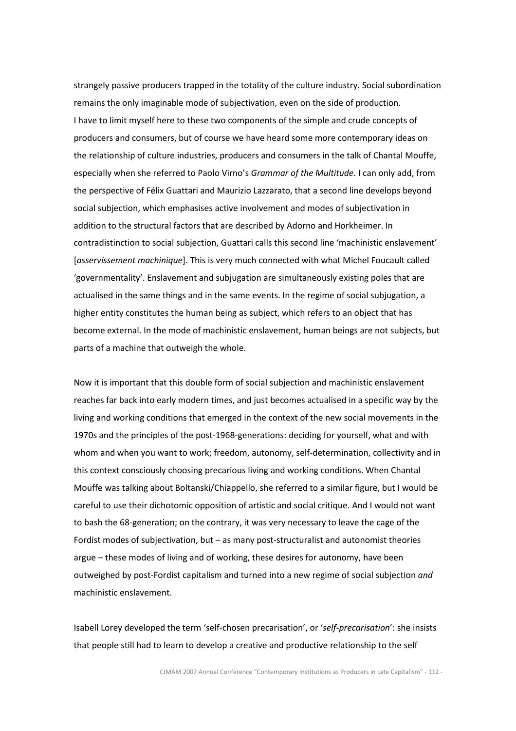strangely passive producers trapped in the totality of the culture industry. Social subordination remains the only imaginable mode of subjectivation, even on the side of production.
I have to limit myself here to these two components of the simple and crude concepts of producers and consumers, but of course we have heard some more contemporary ideas on the relationship of culture industries, producers and consumers in the talk of Chantal Mouffe, especially when she referred to Paolo Virno's *Grammar of the Multitude*. I can only add, from the perspective of Félix Guattari and Maurizio Lazzarato, that a second line develops beyond social subjection, which emphasises active involvement and modes of subjectivation in addition to the structural factors that are described by Adorno and Horkheimer. In contradistinction to social subjection, Guattari calls this second line 'machinistic enslavement' [*asservissement machinique*]. This is very much connected with what Michel Foucault called 'governmentality'. Enslavement and subjugation are simultaneously existing poles that are actualised in the same things and in the same events. In the regime of social subjugation, a higher entity constitutes the human being as subject, which refers to an object that has become external. In the mode of machinistic enslavement, human beings are not subjects, but parts of a machine that outweigh the whole.

Now it is important that this double form of social subjection and machinistic enslavement reaches far back into early modern times, and just becomes actualised in a specific way by the living and working conditions that emerged in the context of the new social movements in the 1970s and the principles of the post-1968-generations: deciding for yourself, what and with whom and when you want to work; freedom, autonomy, self-determination, collectivity and in this context consciously choosing precarious living and working conditions. When Chantal Mouffe was talking about Boltanski/Chiappello, she referred to a similar figure, but I would be careful to use their dichotomic opposition of artistic and social critique. And I would not want to bash the 68-generation; on the contrary, it was very necessary to leave the cage of the Fordist modes of subjectivation, but – as many post-structuralist and autonomist theories argue – these modes of living and of working, these desires for autonomy, have been outweighed by post-Fordist capitalism and turned into a new regime of social subjection *and* machinistic enslavement.

Isabell Lorey developed the term 'self-chosen precarisation', or '*self-precarisation*': she insists that people still had to learn to develop a creative and productive relationship to the self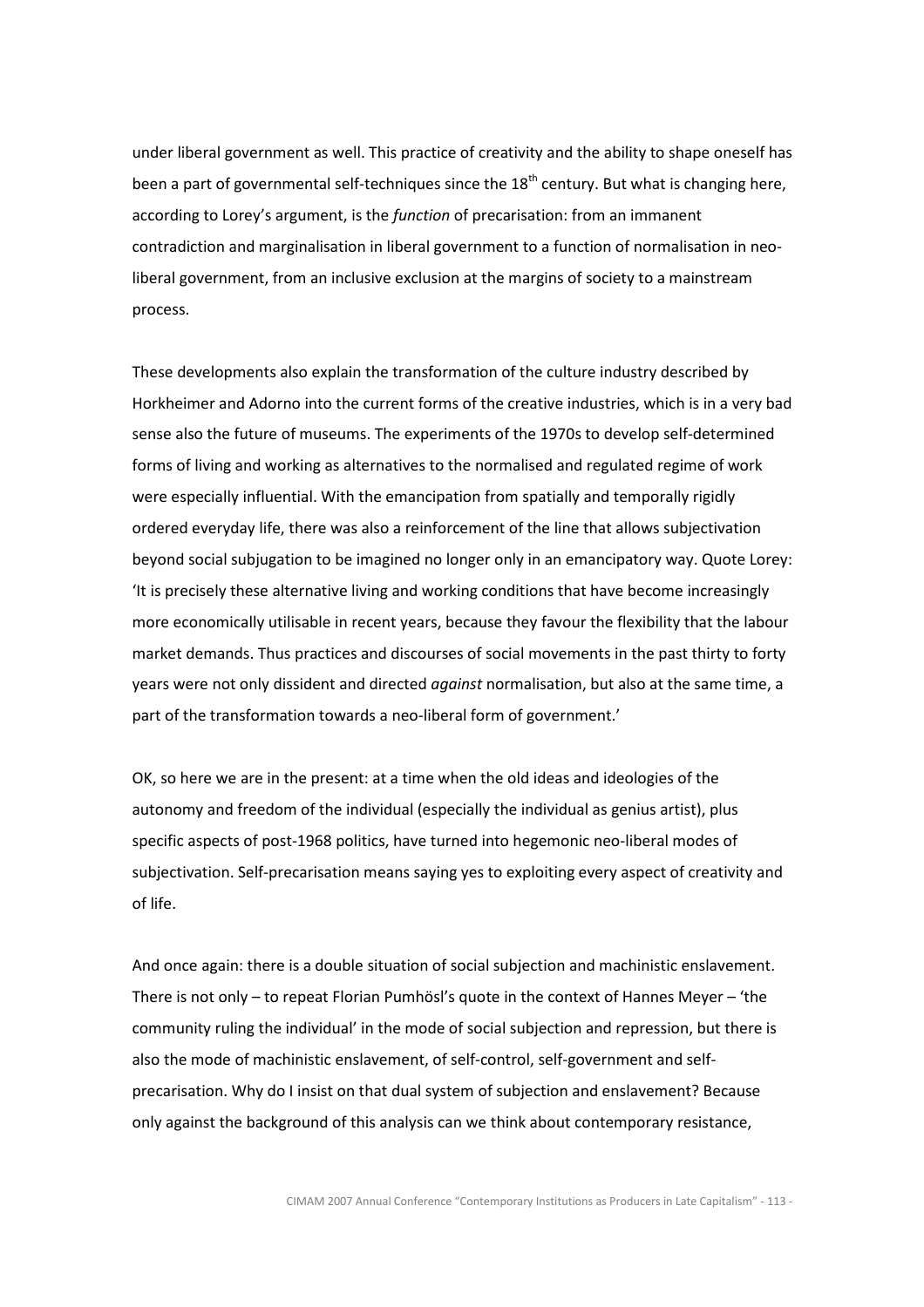under liberal government as well. This practice of creativity and the ability to shape oneself has been a part of governmental self-techniques since the 18th century. But what is changing here, according to Lorey's argument, is the *function* of precarisation: from an immanent contradiction and marginalisation in liberal government to a function of normalisation in neo-liberal government, from an inclusive exclusion at the margins of society to a mainstream process.

These developments also explain the transformation of the culture industry described by Horkheimer and Adorno into the current forms of the creative industries, which is in a very bad sense also the future of museums. The experiments of the 1970s to develop self-determined forms of living and working as alternatives to the normalised and regulated regime of work were especially influential. With the emancipation from spatially and temporally rigidly ordered everyday life, there was also a reinforcement of the line that allows subjectivation beyond social subjugation to be imagined no longer only in an emancipatory way. Quote Lorey: 'It is precisely these alternative living and working conditions that have become increasingly more economically utilisable in recent years, because they favour the flexibility that the labour market demands. Thus practices and discourses of social movements in the past thirty to forty years were not only dissident and directed *against* normalisation, but also at the same time, a part of the transformation towards a neo-liberal form of government.'

OK, so here we are in the present: at a time when the old ideas and ideologies of the autonomy and freedom of the individual (especially the individual as genius artist), plus specific aspects of post-1968 politics, have turned into hegemonic neo-liberal modes of subjectivation. Self-precarisation means saying yes to exploiting every aspect of creativity and of life.

And once again: there is a double situation of social subjection and machinistic enslavement. There is not only – to repeat Florian Pumhösl's quote in the context of Hannes Meyer – 'the community ruling the individual' in the mode of social subjection and repression, but there is also the mode of machinistic enslavement, of self-control, self-government and self-precarisation. Why do I insist on that dual system of subjection and enslavement? Because only against the background of this analysis can we think about contemporary resistance,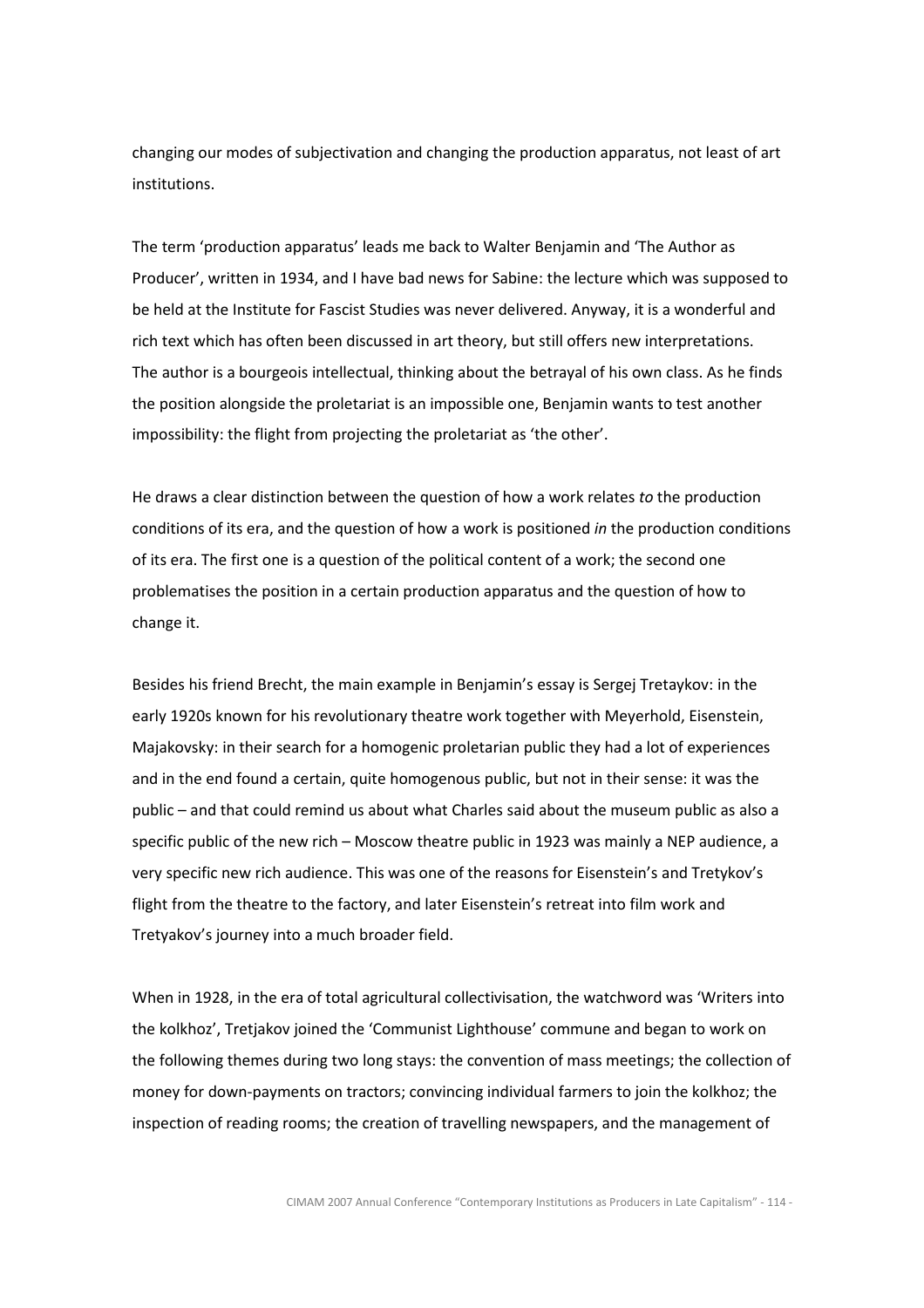changing our modes of subjectivation and changing the production apparatus, not least of art institutions.

The term 'production apparatus' leads me back to Walter Benjamin and 'The Author as Producer', written in 1934, and I have bad news for Sabine: the lecture which was supposed to be held at the Institute for Fascist Studies was never delivered. Anyway, it is a wonderful and rich text which has often been discussed in art theory, but still offers new interpretations. The author is a bourgeois intellectual, thinking about the betrayal of his own class. As he finds the position alongside the proletariat is an impossible one, Benjamin wants to test another impossibility: the flight from projecting the proletariat as 'the other'.

He draws a clear distinction between the question of how a work relates *to* the production conditions of its era, and the question of how a work is positioned *in* the production conditions of its era. The first one is a question of the political content of a work; the second one problematises the position in a certain production apparatus and the question of how to change it.

Besides his friend Brecht, the main example in Benjamin's essay is Sergej Tretaykov: in the early 1920s known for his revolutionary theatre work together with Meyerhold, Eisenstein, Majakovsky: in their search for a homogenic proletarian public they had a lot of experiences and in the end found a certain, quite homogenous public, but not in their sense: it was the public – and that could remind us about what Charles said about the museum public as also a specific public of the new rich – Moscow theatre public in 1923 was mainly a NEP audience, a very specific new rich audience. This was one of the reasons for Eisenstein's and Tretykov's flight from the theatre to the factory, and later Eisenstein's retreat into film work and Tretyakov's journey into a much broader field.

When in 1928, in the era of total agricultural collectivisation, the watchword was 'Writers into the kolkhoz', Tretjakov joined the 'Communist Lighthouse' commune and began to work on the following themes during two long stays: the convention of mass meetings; the collection of money for down-payments on tractors; convincing individual farmers to join the kolkhoz; the inspection of reading rooms; the creation of travelling newspapers, and the management of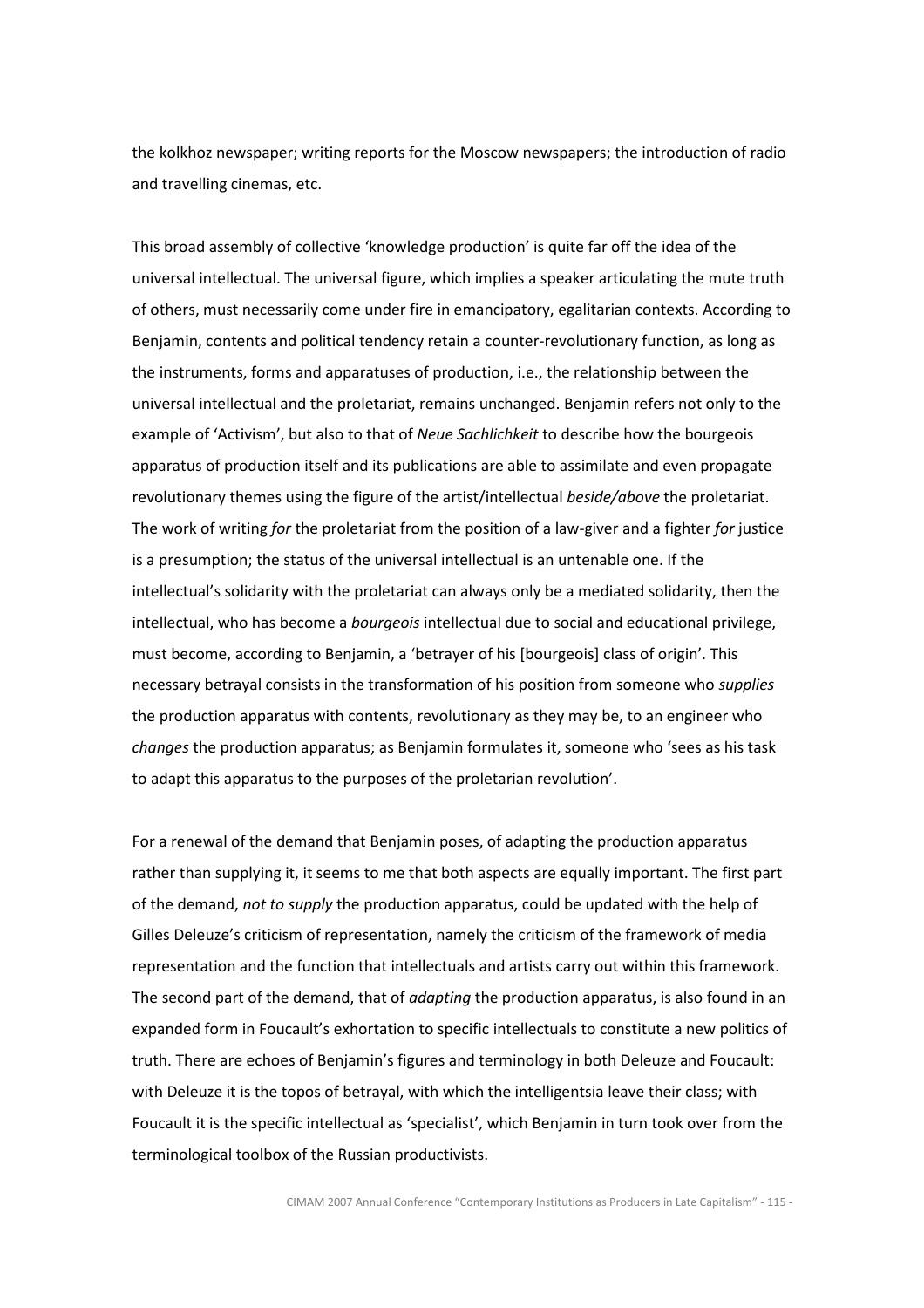the kolkhoz newspaper; writing reports for the Moscow newspapers; the introduction of radio and travelling cinemas, etc.

This broad assembly of collective 'knowledge production' is quite far off the idea of the universal intellectual. The universal figure, which implies a speaker articulating the mute truth of others, must necessarily come under fire in emancipatory, egalitarian contexts. According to Benjamin, contents and political tendency retain a counter-revolutionary function, as long as the instruments, forms and apparatuses of production, i.e., the relationship between the universal intellectual and the proletariat, remains unchanged. Benjamin refers not only to the example of 'Activism', but also to that of *Neue Sachlichkeit* to describe how the bourgeois apparatus of production itself and its publications are able to assimilate and even propagate revolutionary themes using the figure of the artist/intellectual *beside/above* the proletariat. The work of writing *for* the proletariat from the position of a law-giver and a fighter *for* justice is a presumption; the status of the universal intellectual is an untenable one. If the intellectual's solidarity with the proletariat can always only be a mediated solidarity, then the intellectual, who has become a *bourgeois* intellectual due to social and educational privilege, must become, according to Benjamin, a 'betrayer of his [bourgeois] class of origin'. This necessary betrayal consists in the transformation of his position from someone who *supplies* the production apparatus with contents, revolutionary as they may be, to an engineer who *changes* the production apparatus; as Benjamin formulates it, someone who 'sees as his task to adapt this apparatus to the purposes of the proletarian revolution'.

For a renewal of the demand that Benjamin poses, of adapting the production apparatus rather than supplying it, it seems to me that both aspects are equally important. The first part of the demand, *not to supply* the production apparatus, could be updated with the help of Gilles Deleuze's criticism of representation, namely the criticism of the framework of media representation and the function that intellectuals and artists carry out within this framework. The second part of the demand, that of *adapting* the production apparatus, is also found in an expanded form in Foucault's exhortation to specific intellectuals to constitute a new politics of truth. There are echoes of Benjamin's figures and terminology in both Deleuze and Foucault: with Deleuze it is the topos of betrayal, with which the intelligentsia leave their class; with Foucault it is the specific intellectual as 'specialist', which Benjamin in turn took over from the terminological toolbox of the Russian productivists.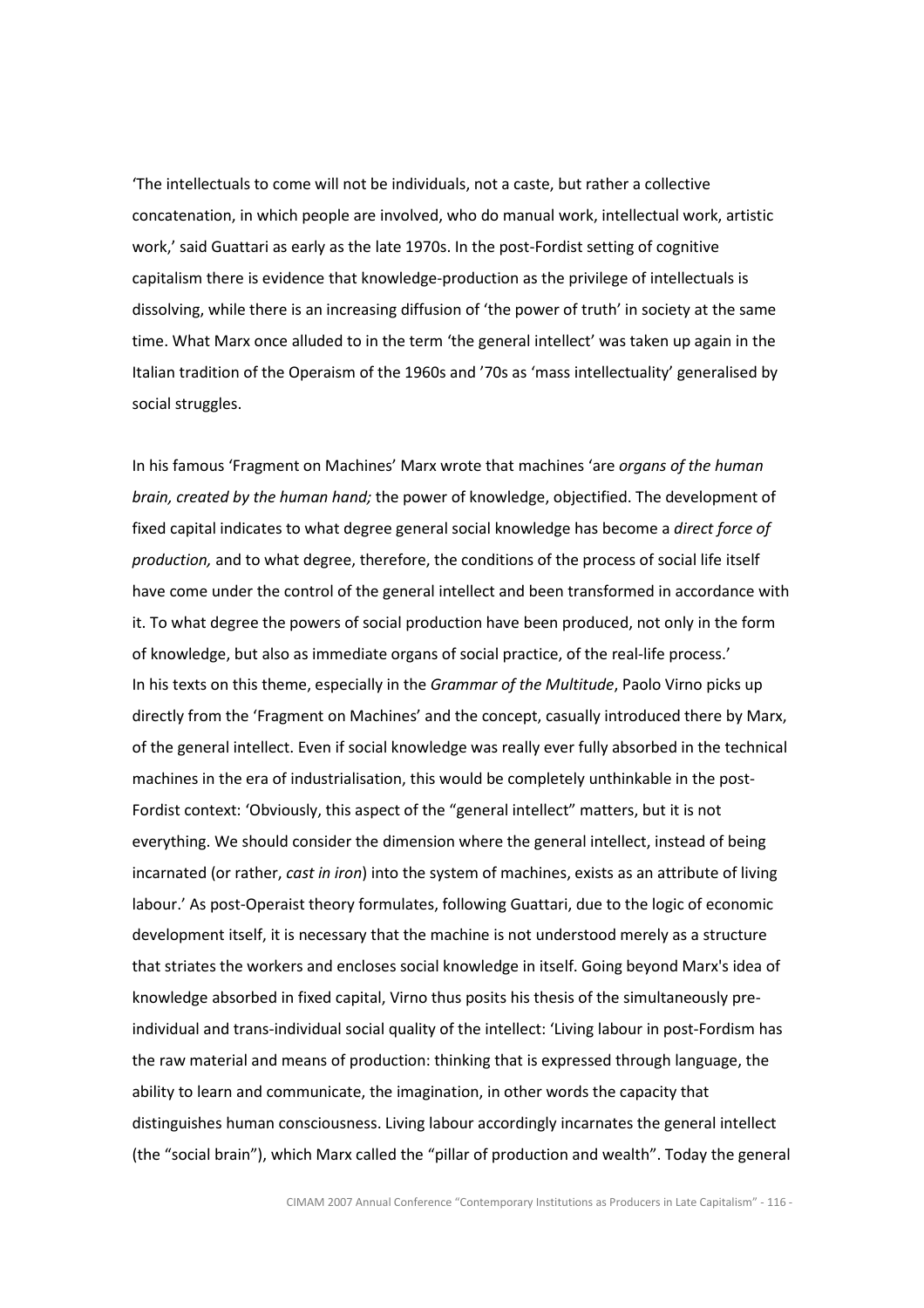'The intellectuals to come will not be individuals, not a caste, but rather a collective concatenation, in which people are involved, who do manual work, intellectual work, artistic work,' said Guattari as early as the late 1970s. In the post-Fordist setting of cognitive capitalism there is evidence that knowledge-production as the privilege of intellectuals is dissolving, while there is an increasing diffusion of 'the power of truth' in society at the same time. What Marx once alluded to in the term 'the general intellect' was taken up again in the Italian tradition of the Operaism of the 1960s and '70s as 'mass intellectuality' generalised by social struggles.

In his famous 'Fragment on Machines' Marx wrote that machines 'are *organs of the human brain, created by the human hand;* the power of knowledge, objectified. The development of fixed capital indicates to what degree general social knowledge has become a *direct force of production,* and to what degree, therefore, the conditions of the process of social life itself have come under the control of the general intellect and been transformed in accordance with it. To what degree the powers of social production have been produced, not only in the form of knowledge, but also as immediate organs of social practice, of the real-life process.'
In his texts on this theme, especially in the *Grammar of the Multitude*, Paolo Virno picks up directly from the 'Fragment on Machines' and the concept, casually introduced there by Marx, of the general intellect. Even if social knowledge was really ever fully absorbed in the technical machines in the era of industrialisation, this would be completely unthinkable in the post-Fordist context: 'Obviously, this aspect of the "general intellect" matters, but it is not everything. We should consider the dimension where the general intellect, instead of being incarnated (or rather, *cast in iron*) into the system of machines, exists as an attribute of living labour.' As post-Operaist theory formulates, following Guattari, due to the logic of economic development itself, it is necessary that the machine is not understood merely as a structure that striates the workers and encloses social knowledge in itself. Going beyond Marx's idea of knowledge absorbed in fixed capital, Virno thus posits his thesis of the simultaneously pre-individual and trans-individual social quality of the intellect: 'Living labour in post-Fordism has the raw material and means of production: thinking that is expressed through language, the ability to learn and communicate, the imagination, in other words the capacity that distinguishes human consciousness. Living labour accordingly incarnates the general intellect (the "social brain"), which Marx called the "pillar of production and wealth". Today the general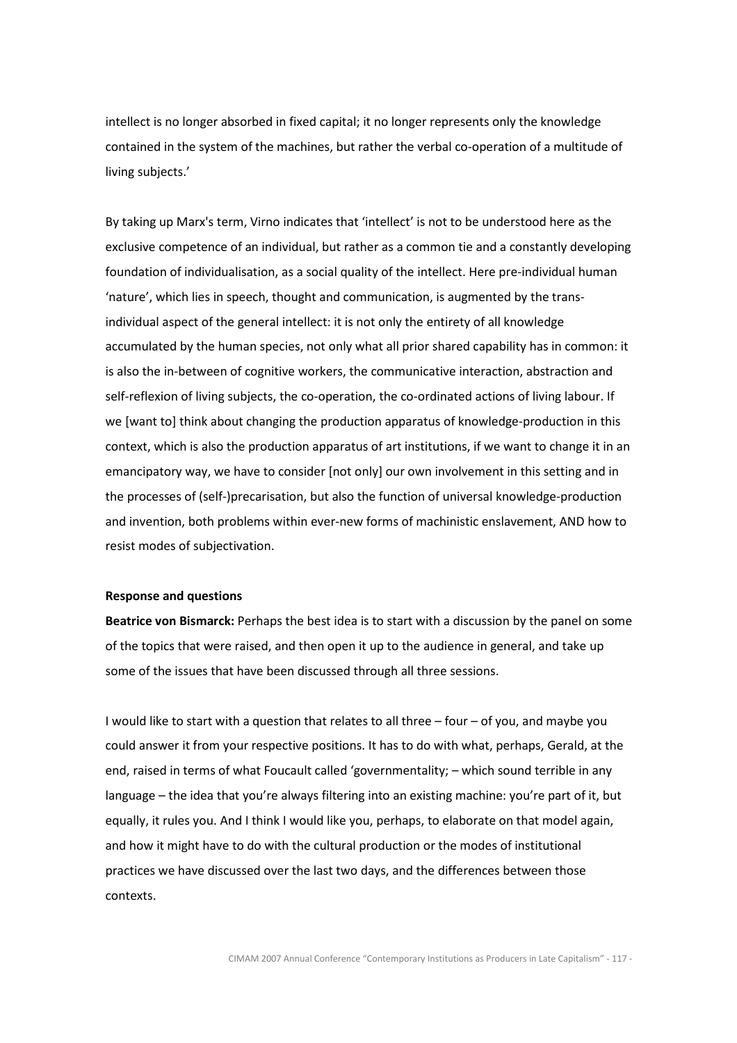intellect is no longer absorbed in fixed capital; it no longer represents only the knowledge contained in the system of the machines, but rather the verbal co-operation of a multitude of living subjects.'

By taking up Marx's term, Virno indicates that 'intellect' is not to be understood here as the exclusive competence of an individual, but rather as a common tie and a constantly developing foundation of individualisation, as a social quality of the intellect. Here pre-individual human 'nature', which lies in speech, thought and communication, is augmented by the trans-individual aspect of the general intellect: it is not only the entirety of all knowledge accumulated by the human species, not only what all prior shared capability has in common: it is also the in-between of cognitive workers, the communicative interaction, abstraction and self-reflexion of living subjects, the co-operation, the co-ordinated actions of living labour. If we [want to] think about changing the production apparatus of knowledge-production in this context, which is also the production apparatus of art institutions, if we want to change it in an emancipatory way, we have to consider [not only] our own involvement in this setting and in the processes of (self-)precarisation, but also the function of universal knowledge-production and invention, both problems within ever-new forms of machinistic enslavement, AND how to resist modes of subjectivation.

**Response and questions**

**Beatrice von Bismarck:** Perhaps the best idea is to start with a discussion by the panel on some of the topics that were raised, and then open it up to the audience in general, and take up some of the issues that have been discussed through all three sessions.

I would like to start with a question that relates to all three – four – of you, and maybe you could answer it from your respective positions. It has to do with what, perhaps, Gerald, at the end, raised in terms of what Foucault called 'governmentality; – which sound terrible in any language – the idea that you're always filtering into an existing machine: you're part of it, but equally, it rules you. And I think I would like you, perhaps, to elaborate on that model again, and how it might have to do with the cultural production or the modes of institutional practices we have discussed over the last two days, and the differences between those contexts.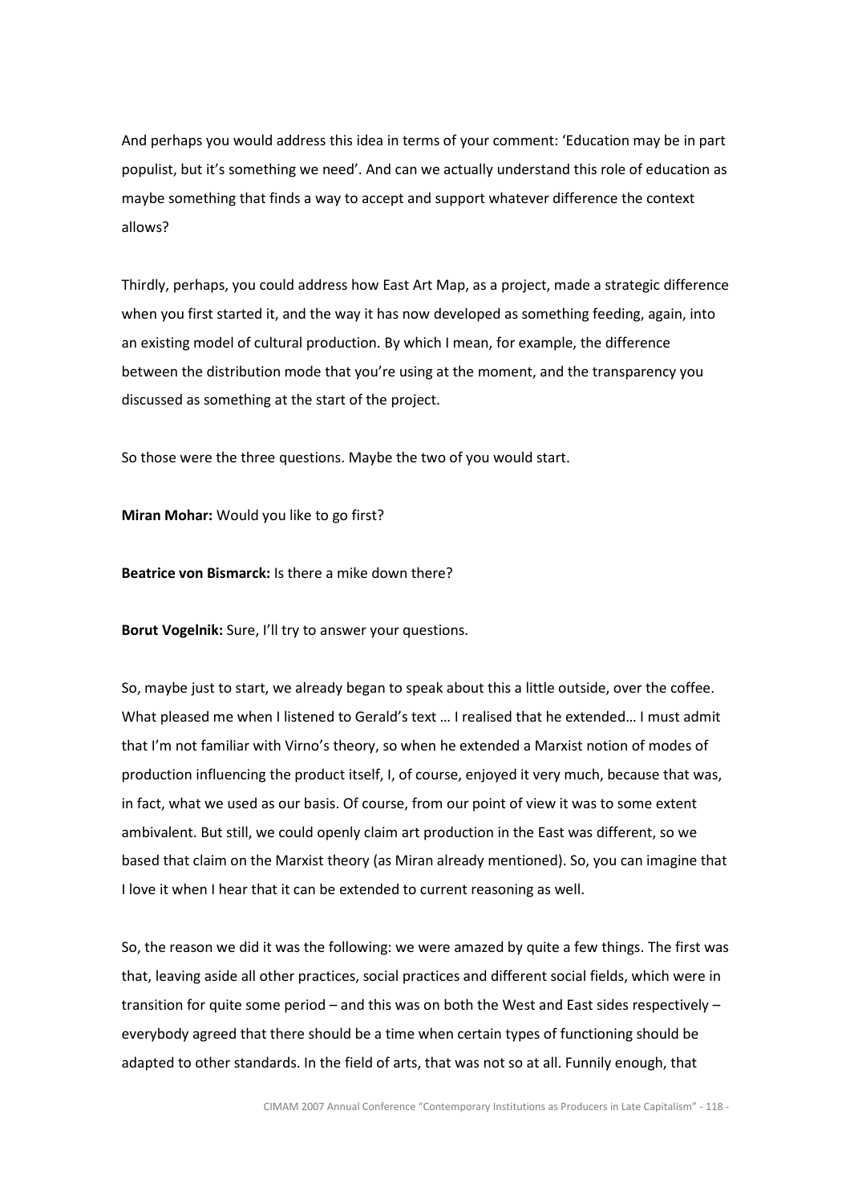And perhaps you would address this idea in terms of your comment: 'Education may be in part populist, but it's something we need'. And can we actually understand this role of education as maybe something that finds a way to accept and support whatever difference the context allows?

Thirdly, perhaps, you could address how East Art Map, as a project, made a strategic difference when you first started it, and the way it has now developed as something feeding, again, into an existing model of cultural production. By which I mean, for example, the difference between the distribution mode that you're using at the moment, and the transparency you discussed as something at the start of the project.

So those were the three questions. Maybe the two of you would start.

**Miran Mohar:** Would you like to go first?

**Beatrice von Bismarck:** Is there a mike down there?

**Borut Vogelnik:** Sure, I'll try to answer your questions.

So, maybe just to start, we already began to speak about this a little outside, over the coffee. What pleased me when I listened to Gerald's text … I realised that he extended… I must admit that I'm not familiar with Virno's theory, so when he extended a Marxist notion of modes of production influencing the product itself, I, of course, enjoyed it very much, because that was, in fact, what we used as our basis. Of course, from our point of view it was to some extent ambivalent. But still, we could openly claim art production in the East was different, so we based that claim on the Marxist theory (as Miran already mentioned). So, you can imagine that I love it when I hear that it can be extended to current reasoning as well.

So, the reason we did it was the following: we were amazed by quite a few things. The first was that, leaving aside all other practices, social practices and different social fields, which were in transition for quite some period – and this was on both the West and East sides respectively – everybody agreed that there should be a time when certain types of functioning should be adapted to other standards. In the field of arts, that was not so at all. Funnily enough, that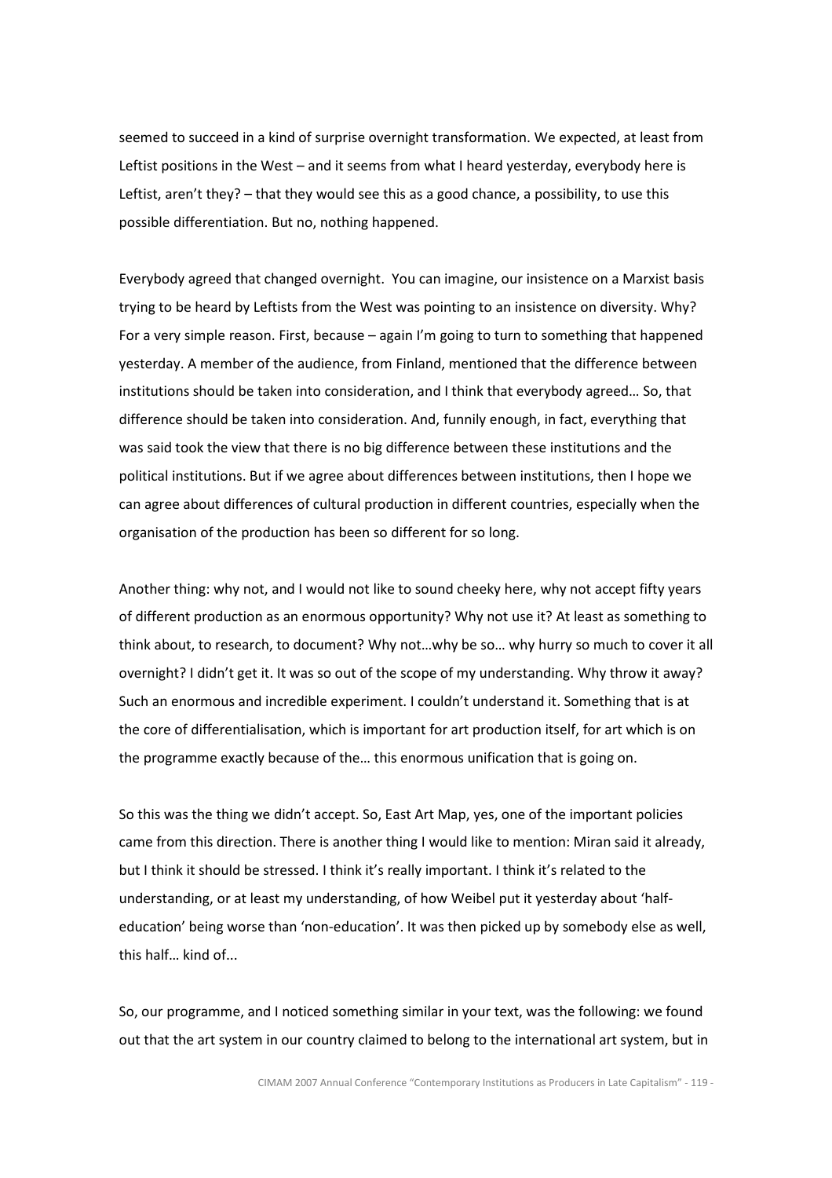seemed to succeed in a kind of surprise overnight transformation. We expected, at least from Leftist positions in the West – and it seems from what I heard yesterday, everybody here is Leftist, aren't they? – that they would see this as a good chance, a possibility, to use this possible differentiation. But no, nothing happened.

Everybody agreed that changed overnight. You can imagine, our insistence on a Marxist basis trying to be heard by Leftists from the West was pointing to an insistence on diversity. Why? For a very simple reason. First, because – again I'm going to turn to something that happened yesterday. A member of the audience, from Finland, mentioned that the difference between institutions should be taken into consideration, and I think that everybody agreed… So, that difference should be taken into consideration. And, funnily enough, in fact, everything that was said took the view that there is no big difference between these institutions and the political institutions. But if we agree about differences between institutions, then I hope we can agree about differences of cultural production in different countries, especially when the organisation of the production has been so different for so long.

Another thing: why not, and I would not like to sound cheeky here, why not accept fifty years of different production as an enormous opportunity? Why not use it? At least as something to think about, to research, to document? Why not…why be so… why hurry so much to cover it all overnight? I didn't get it. It was so out of the scope of my understanding. Why throw it away? Such an enormous and incredible experiment. I couldn't understand it. Something that is at the core of differentialisation, which is important for art production itself, for art which is on the programme exactly because of the… this enormous unification that is going on.

So this was the thing we didn't accept. So, East Art Map, yes, one of the important policies came from this direction. There is another thing I would like to mention: Miran said it already, but I think it should be stressed. I think it's really important. I think it's related to the understanding, or at least my understanding, of how Weibel put it yesterday about 'half-education' being worse than 'non-education'. It was then picked up by somebody else as well, this half… kind of...

So, our programme, and I noticed something similar in your text, was the following: we found out that the art system in our country claimed to belong to the international art system, but in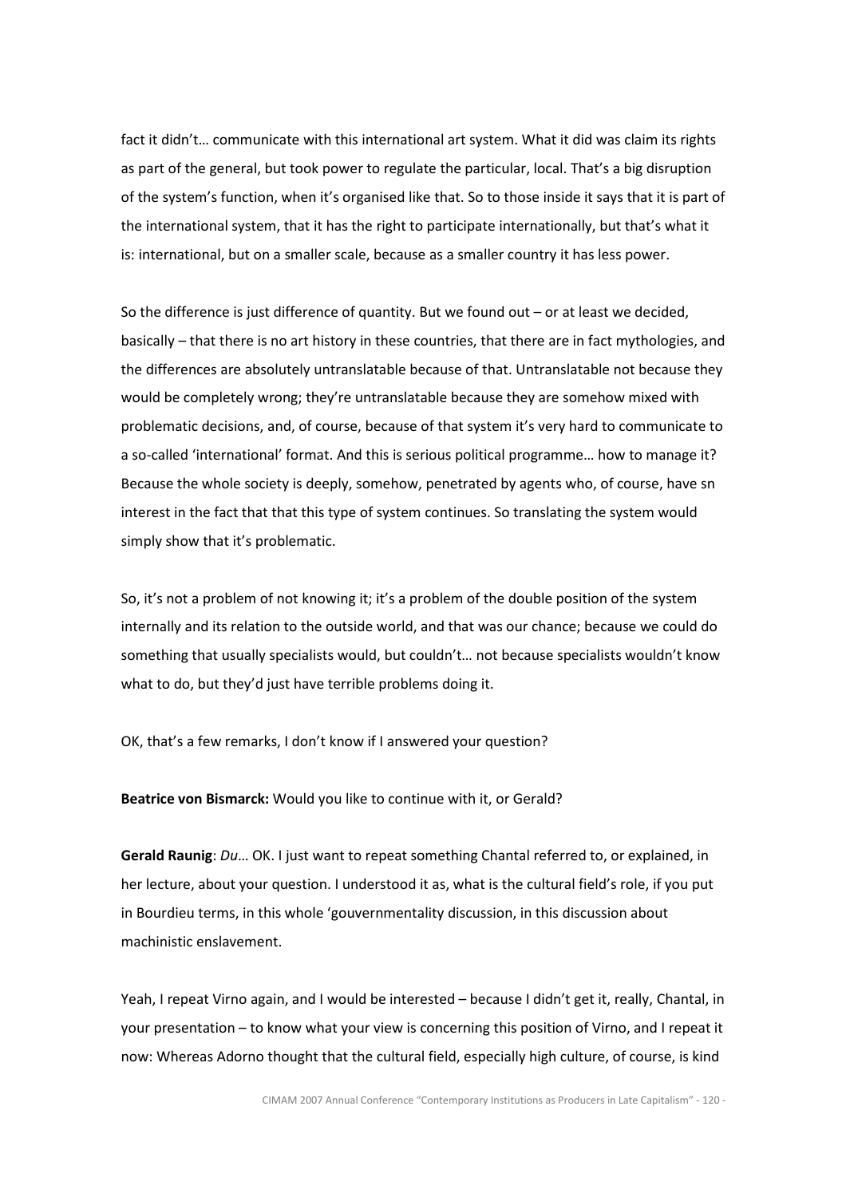fact it didn't… communicate with this international art system. What it did was claim its rights as part of the general, but took power to regulate the particular, local. That's a big disruption of the system's function, when it's organised like that. So to those inside it says that it is part of the international system, that it has the right to participate internationally, but that's what it is: international, but on a smaller scale, because as a smaller country it has less power.

So the difference is just difference of quantity. But we found out – or at least we decided, basically – that there is no art history in these countries, that there are in fact mythologies, and the differences are absolutely untranslatable because of that. Untranslatable not because they would be completely wrong; they're untranslatable because they are somehow mixed with problematic decisions, and, of course, because of that system it's very hard to communicate to a so-called 'international' format. And this is serious political programme… how to manage it? Because the whole society is deeply, somehow, penetrated by agents who, of course, have sn interest in the fact that that this type of system continues. So translating the system would simply show that it's problematic.

So, it's not a problem of not knowing it; it's a problem of the double position of the system internally and its relation to the outside world, and that was our chance; because we could do something that usually specialists would, but couldn't… not because specialists wouldn't know what to do, but they'd just have terrible problems doing it.

OK, that's a few remarks, I don't know if I answered your question?

**Beatrice von Bismarck:** Would you like to continue with it, or Gerald?

**Gerald Raunig**: *Du*… OK. I just want to repeat something Chantal referred to, or explained, in her lecture, about your question. I understood it as, what is the cultural field's role, if you put in Bourdieu terms, in this whole 'gouvernmentality discussion, in this discussion about machinistic enslavement.

Yeah, I repeat Virno again, and I would be interested – because I didn't get it, really, Chantal, in your presentation – to know what your view is concerning this position of Virno, and I repeat it now: Whereas Adorno thought that the cultural field, especially high culture, of course, is kind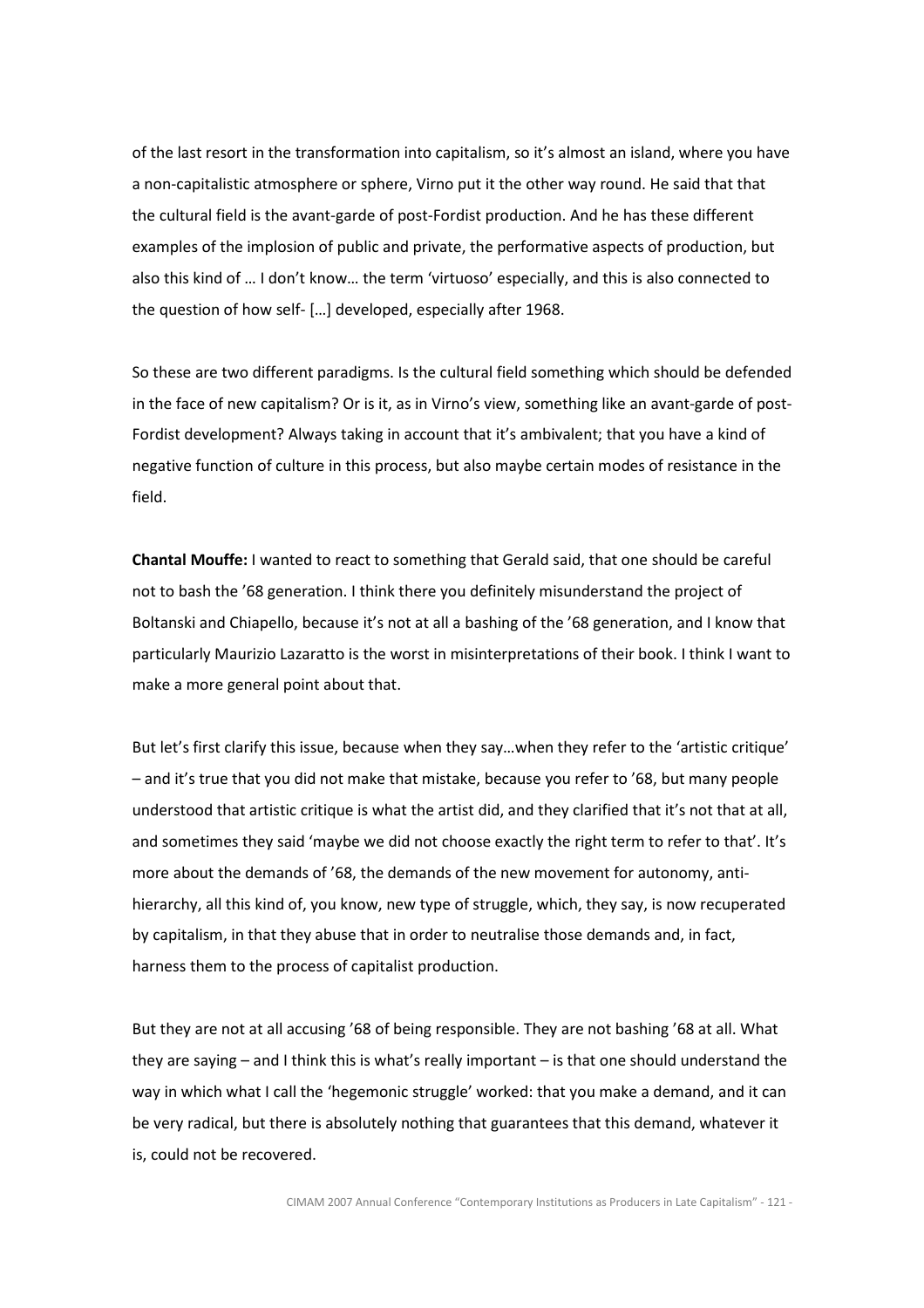of the last resort in the transformation into capitalism, so it's almost an island, where you have a non-capitalistic atmosphere or sphere, Virno put it the other way round. He said that that the cultural field is the avant-garde of post-Fordist production. And he has these different examples of the implosion of public and private, the performative aspects of production, but also this kind of … I don't know… the term 'virtuoso' especially, and this is also connected to the question of how self- […] developed, especially after 1968.

So these are two different paradigms. Is the cultural field something which should be defended in the face of new capitalism? Or is it, as in Virno's view, something like an avant-garde of post-Fordist development? Always taking in account that it's ambivalent; that you have a kind of negative function of culture in this process, but also maybe certain modes of resistance in the field.

**Chantal Mouffe:** I wanted to react to something that Gerald said, that one should be careful not to bash the '68 generation. I think there you definitely misunderstand the project of Boltanski and Chiapello, because it's not at all a bashing of the '68 generation, and I know that particularly Maurizio Lazaratto is the worst in misinterpretations of their book. I think I want to make a more general point about that.

But let's first clarify this issue, because when they say…when they refer to the 'artistic critique' – and it's true that you did not make that mistake, because you refer to '68, but many people understood that artistic critique is what the artist did, and they clarified that it's not that at all, and sometimes they said 'maybe we did not choose exactly the right term to refer to that'. It's more about the demands of '68, the demands of the new movement for autonomy, anti-hierarchy, all this kind of, you know, new type of struggle, which, they say, is now recuperated by capitalism, in that they abuse that in order to neutralise those demands and, in fact, harness them to the process of capitalist production.

But they are not at all accusing '68 of being responsible. They are not bashing '68 at all. What they are saying – and I think this is what's really important – is that one should understand the way in which what I call the 'hegemonic struggle' worked: that you make a demand, and it can be very radical, but there is absolutely nothing that guarantees that this demand, whatever it is, could not be recovered.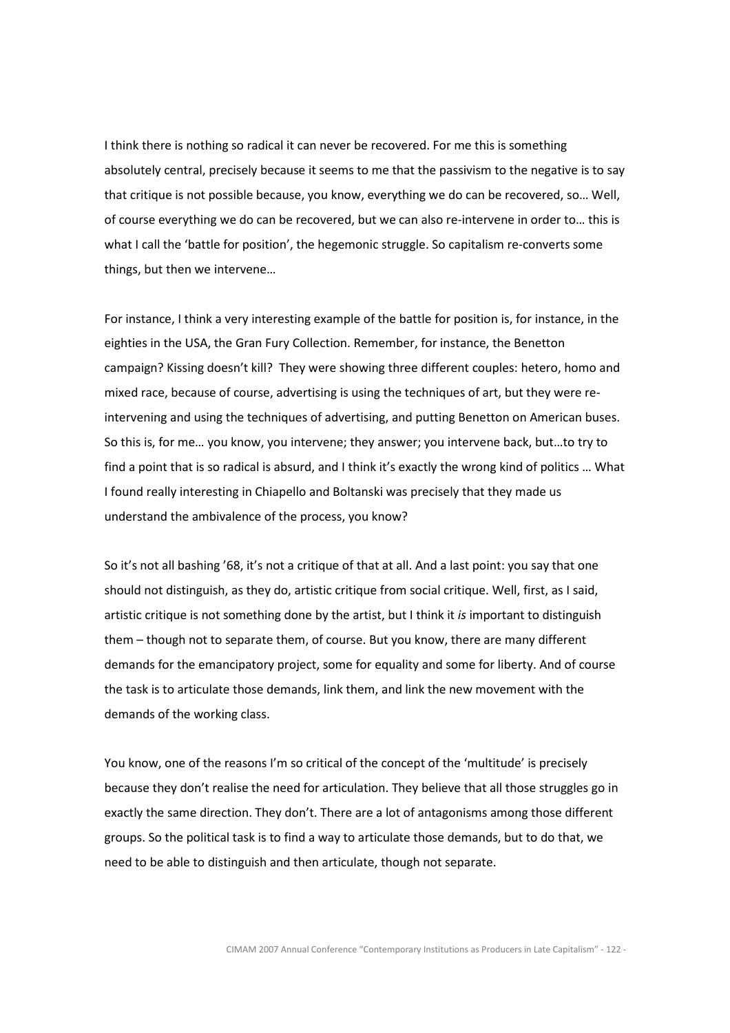I think there is nothing so radical it can never be recovered. For me this is something absolutely central, precisely because it seems to me that the passivism to the negative is to say that critique is not possible because, you know, everything we do can be recovered, so… Well, of course everything we do can be recovered, but we can also re-intervene in order to… this is what I call the 'battle for position', the hegemonic struggle. So capitalism re-converts some things, but then we intervene…

For instance, I think a very interesting example of the battle for position is, for instance, in the eighties in the USA, the Gran Fury Collection. Remember, for instance, the Benetton campaign? Kissing doesn't kill? They were showing three different couples: hetero, homo and mixed race, because of course, advertising is using the techniques of art, but they were re-intervening and using the techniques of advertising, and putting Benetton on American buses. So this is, for me… you know, you intervene; they answer; you intervene back, but…to try to find a point that is so radical is absurd, and I think it's exactly the wrong kind of politics … What I found really interesting in Chiapello and Boltanski was precisely that they made us understand the ambivalence of the process, you know?

So it's not all bashing '68, it's not a critique of that at all. And a last point: you say that one should not distinguish, as they do, artistic critique from social critique. Well, first, as I said, artistic critique is not something done by the artist, but I think it *is* important to distinguish them – though not to separate them, of course. But you know, there are many different demands for the emancipatory project, some for equality and some for liberty. And of course the task is to articulate those demands, link them, and link the new movement with the demands of the working class.

You know, one of the reasons I'm so critical of the concept of the 'multitude' is precisely because they don't realise the need for articulation. They believe that all those struggles go in exactly the same direction. They don't. There are a lot of antagonisms among those different groups. So the political task is to find a way to articulate those demands, but to do that, we need to be able to distinguish and then articulate, though not separate.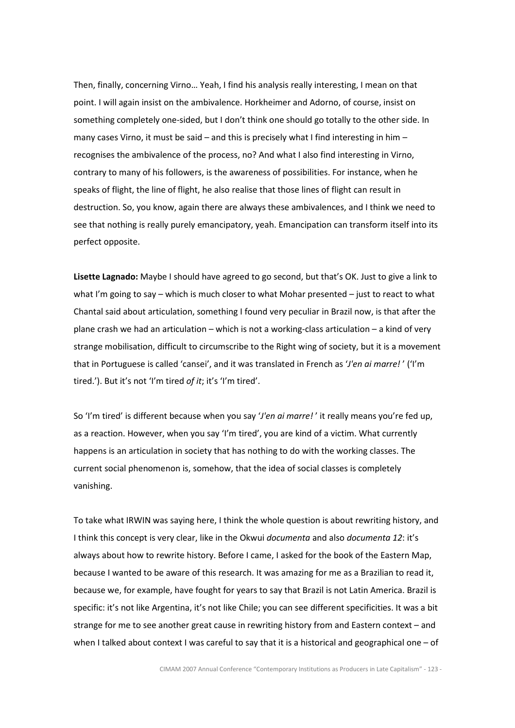Then, finally, concerning Virno… Yeah, I find his analysis really interesting, I mean on that point. I will again insist on the ambivalence. Horkheimer and Adorno, of course, insist on something completely one-sided, but I don't think one should go totally to the other side. In many cases Virno, it must be said – and this is precisely what I find interesting in him – recognises the ambivalence of the process, no? And what I also find interesting in Virno, contrary to many of his followers, is the awareness of possibilities. For instance, when he speaks of flight, the line of flight, he also realise that those lines of flight can result in destruction. So, you know, again there are always these ambivalences, and I think we need to see that nothing is really purely emancipatory, yeah. Emancipation can transform itself into its perfect opposite.

**Lisette Lagnado:** Maybe I should have agreed to go second, but that's OK. Just to give a link to what I'm going to say – which is much closer to what Mohar presented – just to react to what Chantal said about articulation, something I found very peculiar in Brazil now, is that after the plane crash we had an articulation – which is not a working-class articulation – a kind of very strange mobilisation, difficult to circumscribe to the Right wing of society, but it is a movement that in Portuguese is called 'cansei', and it was translated in French as '*J'en ai marre!* ' ('I'm tired.'). But it's not 'I'm tired *of it*; it's 'I'm tired'.

So 'I'm tired' is different because when you say '*J'en ai marre!* ' it really means you're fed up, as a reaction. However, when you say 'I'm tired', you are kind of a victim. What currently happens is an articulation in society that has nothing to do with the working classes. The current social phenomenon is, somehow, that the idea of social classes is completely vanishing.

To take what IRWIN was saying here, I think the whole question is about rewriting history, and I think this concept is very clear, like in the Okwui *documenta* and also *documenta 12*: it's always about how to rewrite history. Before I came, I asked for the book of the Eastern Map, because I wanted to be aware of this research. It was amazing for me as a Brazilian to read it, because we, for example, have fought for years to say that Brazil is not Latin America. Brazil is specific: it's not like Argentina, it's not like Chile; you can see different specificities. It was a bit strange for me to see another great cause in rewriting history from and Eastern context – and when I talked about context I was careful to say that it is a historical and geographical one – of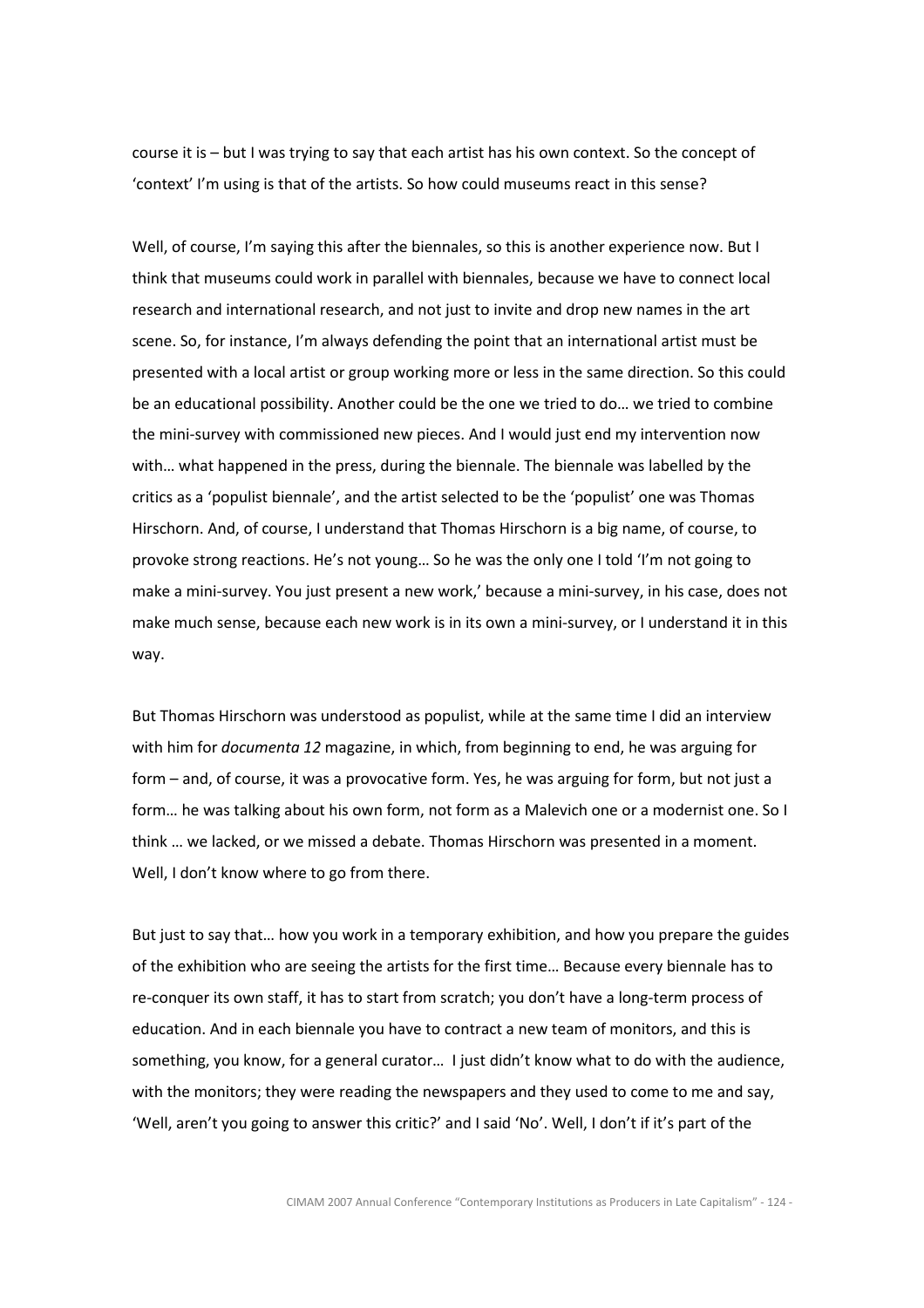course it is – but I was trying to say that each artist has his own context. So the concept of 'context' I'm using is that of the artists. So how could museums react in this sense?

Well, of course, I'm saying this after the biennales, so this is another experience now. But I think that museums could work in parallel with biennales, because we have to connect local research and international research, and not just to invite and drop new names in the art scene. So, for instance, I'm always defending the point that an international artist must be presented with a local artist or group working more or less in the same direction. So this could be an educational possibility. Another could be the one we tried to do… we tried to combine the mini-survey with commissioned new pieces. And I would just end my intervention now with… what happened in the press, during the biennale. The biennale was labelled by the critics as a 'populist biennale', and the artist selected to be the 'populist' one was Thomas Hirschorn. And, of course, I understand that Thomas Hirschorn is a big name, of course, to provoke strong reactions. He's not young… So he was the only one I told 'I'm not going to make a mini-survey. You just present a new work,' because a mini-survey, in his case, does not make much sense, because each new work is in its own a mini-survey, or I understand it in this way.

But Thomas Hirschorn was understood as populist, while at the same time I did an interview with him for *documenta 12* magazine, in which, from beginning to end, he was arguing for form – and, of course, it was a provocative form. Yes, he was arguing for form, but not just a form… he was talking about his own form, not form as a Malevich one or a modernist one. So I think … we lacked, or we missed a debate. Thomas Hirschorn was presented in a moment. Well, I don't know where to go from there.

But just to say that… how you work in a temporary exhibition, and how you prepare the guides of the exhibition who are seeing the artists for the first time… Because every biennale has to re-conquer its own staff, it has to start from scratch; you don't have a long-term process of education. And in each biennale you have to contract a new team of monitors, and this is something, you know, for a general curator… I just didn't know what to do with the audience, with the monitors; they were reading the newspapers and they used to come to me and say, 'Well, aren't you going to answer this critic?' and I said 'No'. Well, I don't if it's part of the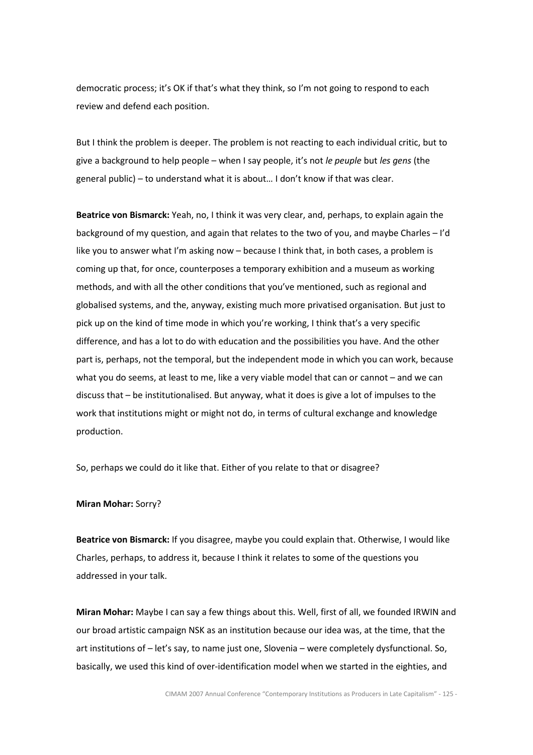democratic process; it's OK if that's what they think, so I'm not going to respond to each review and defend each position.

But I think the problem is deeper. The problem is not reacting to each individual critic, but to give a background to help people – when I say people, it's not *le peuple* but *les gens* (the general public) – to understand what it is about… I don't know if that was clear.

**Beatrice von Bismarck:** Yeah, no, I think it was very clear, and, perhaps, to explain again the background of my question, and again that relates to the two of you, and maybe Charles – I'd like you to answer what I'm asking now – because I think that, in both cases, a problem is coming up that, for once, counterposes a temporary exhibition and a museum as working methods, and with all the other conditions that you've mentioned, such as regional and globalised systems, and the, anyway, existing much more privatised organisation. But just to pick up on the kind of time mode in which you're working, I think that's a very specific difference, and has a lot to do with education and the possibilities you have. And the other part is, perhaps, not the temporal, but the independent mode in which you can work, because what you do seems, at least to me, like a very viable model that can or cannot – and we can discuss that – be institutionalised. But anyway, what it does is give a lot of impulses to the work that institutions might or might not do, in terms of cultural exchange and knowledge production.

So, perhaps we could do it like that. Either of you relate to that or disagree?

**Miran Mohar:** Sorry?

**Beatrice von Bismarck:** If you disagree, maybe you could explain that. Otherwise, I would like Charles, perhaps, to address it, because I think it relates to some of the questions you addressed in your talk.

**Miran Mohar:** Maybe I can say a few things about this. Well, first of all, we founded IRWIN and our broad artistic campaign NSK as an institution because our idea was, at the time, that the art institutions of – let's say, to name just one, Slovenia – were completely dysfunctional. So, basically, we used this kind of over-identification model when we started in the eighties, and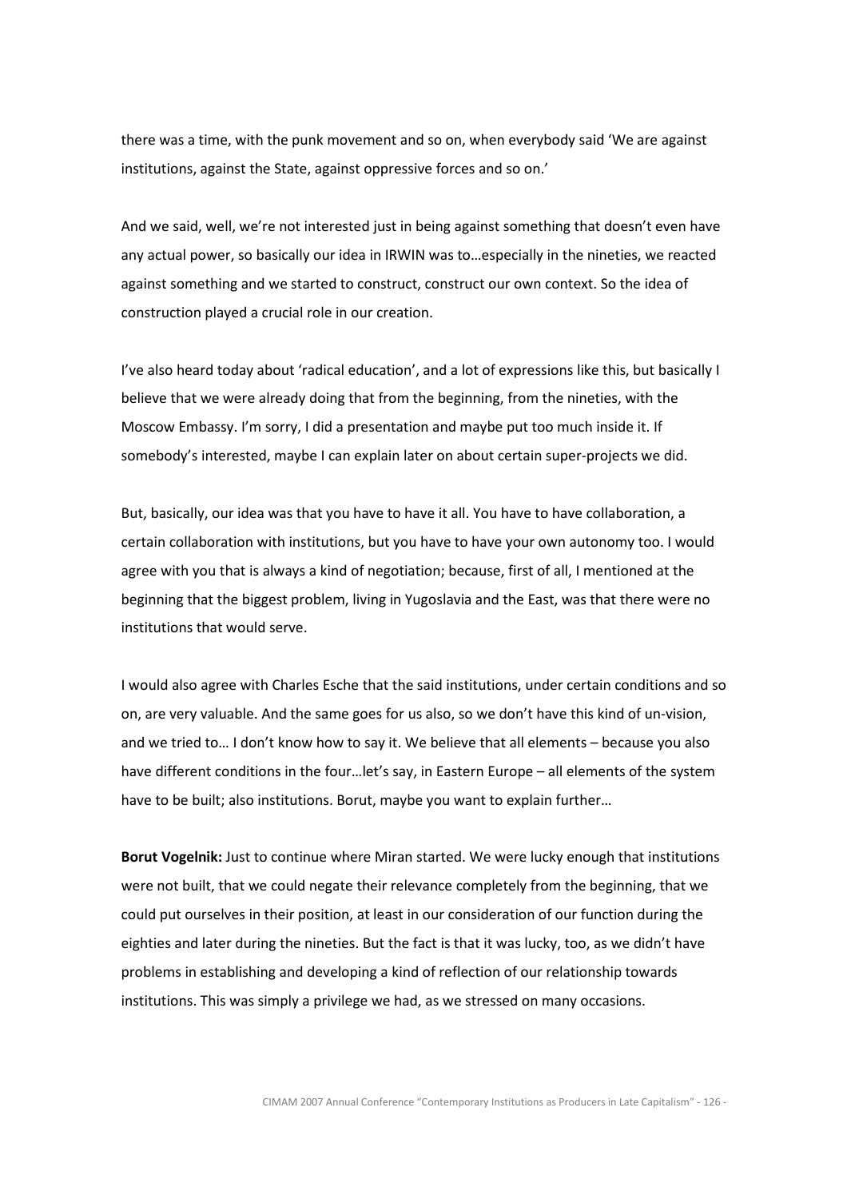there was a time, with the punk movement and so on, when everybody said 'We are against institutions, against the State, against oppressive forces and so on.'

And we said, well, we're not interested just in being against something that doesn't even have any actual power, so basically our idea in IRWIN was to…especially in the nineties, we reacted against something and we started to construct, construct our own context. So the idea of construction played a crucial role in our creation.

I've also heard today about 'radical education', and a lot of expressions like this, but basically I believe that we were already doing that from the beginning, from the nineties, with the Moscow Embassy. I'm sorry, I did a presentation and maybe put too much inside it. If somebody's interested, maybe I can explain later on about certain super-projects we did.

But, basically, our idea was that you have to have it all. You have to have collaboration, a certain collaboration with institutions, but you have to have your own autonomy too. I would agree with you that is always a kind of negotiation; because, first of all, I mentioned at the beginning that the biggest problem, living in Yugoslavia and the East, was that there were no institutions that would serve.

I would also agree with Charles Esche that the said institutions, under certain conditions and so on, are very valuable. And the same goes for us also, so we don't have this kind of un-vision, and we tried to… I don't know how to say it. We believe that all elements – because you also have different conditions in the four…let's say, in Eastern Europe – all elements of the system have to be built; also institutions. Borut, maybe you want to explain further…

**Borut Vogelnik:** Just to continue where Miran started. We were lucky enough that institutions were not built, that we could negate their relevance completely from the beginning, that we could put ourselves in their position, at least in our consideration of our function during the eighties and later during the nineties. But the fact is that it was lucky, too, as we didn't have problems in establishing and developing a kind of reflection of our relationship towards institutions. This was simply a privilege we had, as we stressed on many occasions.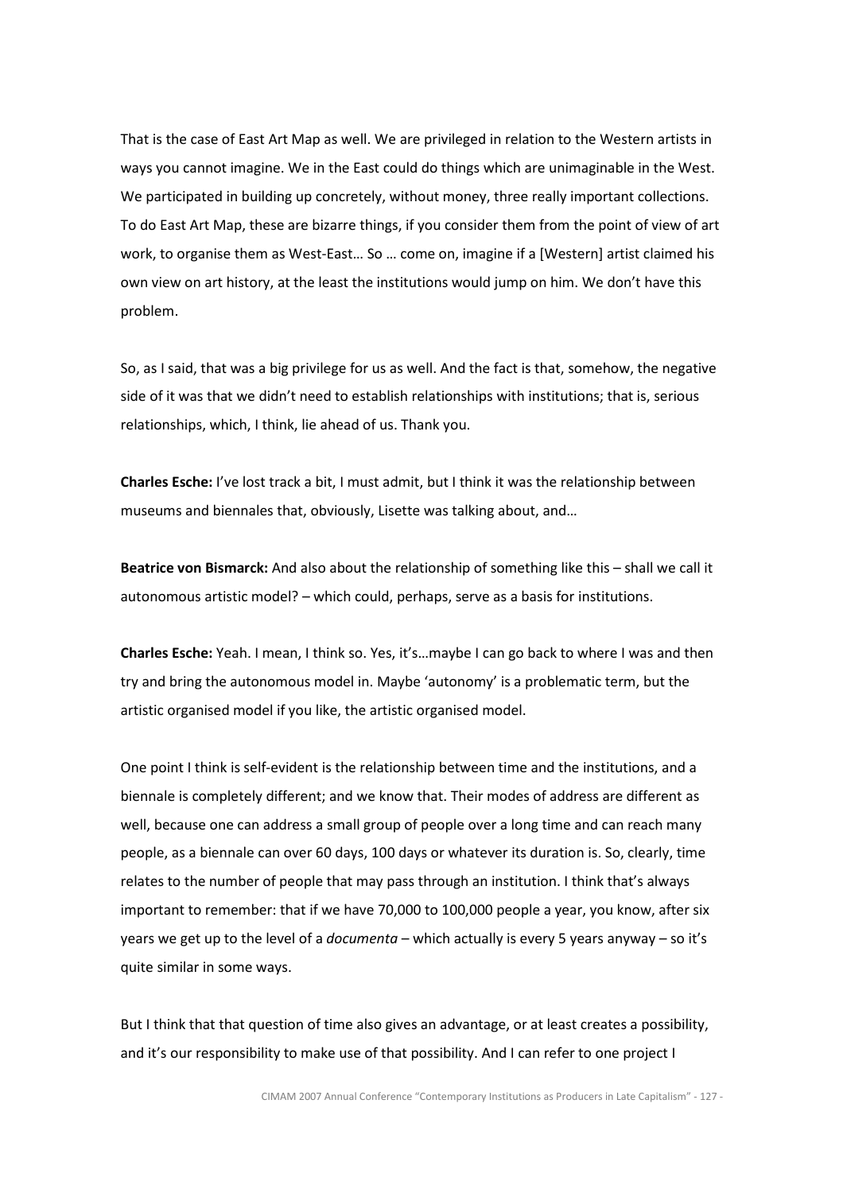That is the case of East Art Map as well. We are privileged in relation to the Western artists in ways you cannot imagine. We in the East could do things which are unimaginable in the West. We participated in building up concretely, without money, three really important collections. To do East Art Map, these are bizarre things, if you consider them from the point of view of art work, to organise them as West-East… So … come on, imagine if a [Western] artist claimed his own view on art history, at the least the institutions would jump on him. We don't have this problem.

So, as I said, that was a big privilege for us as well. And the fact is that, somehow, the negative side of it was that we didn't need to establish relationships with institutions; that is, serious relationships, which, I think, lie ahead of us. Thank you.

**Charles Esche:** I've lost track a bit, I must admit, but I think it was the relationship between museums and biennales that, obviously, Lisette was talking about, and…

**Beatrice von Bismarck:** And also about the relationship of something like this – shall we call it autonomous artistic model? – which could, perhaps, serve as a basis for institutions.

**Charles Esche:** Yeah. I mean, I think so. Yes, it's…maybe I can go back to where I was and then try and bring the autonomous model in. Maybe 'autonomy' is a problematic term, but the artistic organised model if you like, the artistic organised model.

One point I think is self-evident is the relationship between time and the institutions, and a biennale is completely different; and we know that. Their modes of address are different as well, because one can address a small group of people over a long time and can reach many people, as a biennale can over 60 days, 100 days or whatever its duration is. So, clearly, time relates to the number of people that may pass through an institution. I think that's always important to remember: that if we have 70,000 to 100,000 people a year, you know, after six years we get up to the level of a *documenta* – which actually is every 5 years anyway – so it's quite similar in some ways.

But I think that that question of time also gives an advantage, or at least creates a possibility, and it's our responsibility to make use of that possibility. And I can refer to one project I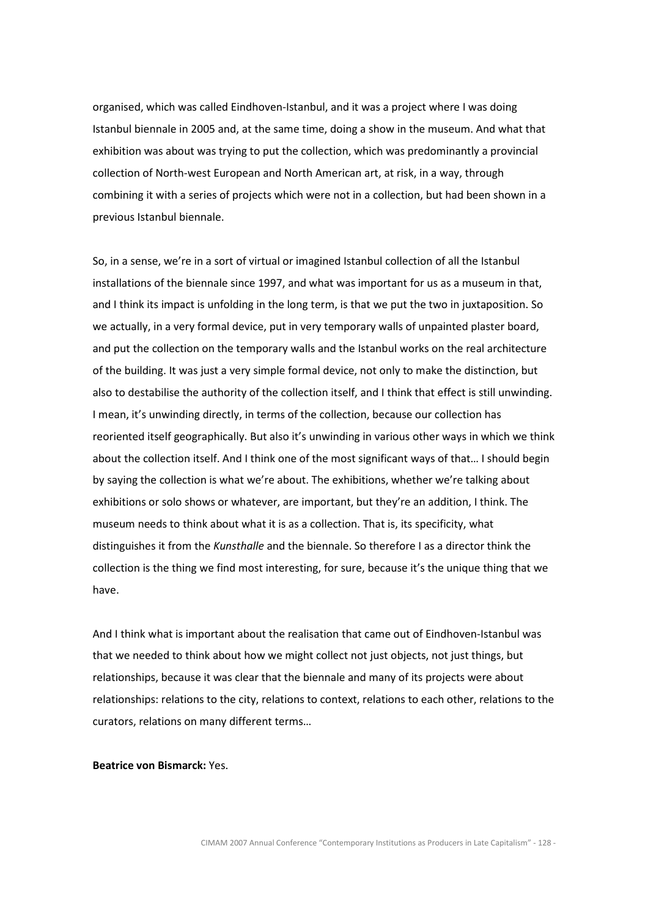organised, which was called Eindhoven-Istanbul, and it was a project where I was doing Istanbul biennale in 2005 and, at the same time, doing a show in the museum. And what that exhibition was about was trying to put the collection, which was predominantly a provincial collection of North-west European and North American art, at risk, in a way, through combining it with a series of projects which were not in a collection, but had been shown in a previous Istanbul biennale.

So, in a sense, we're in a sort of virtual or imagined Istanbul collection of all the Istanbul installations of the biennale since 1997, and what was important for us as a museum in that, and I think its impact is unfolding in the long term, is that we put the two in juxtaposition. So we actually, in a very formal device, put in very temporary walls of unpainted plaster board, and put the collection on the temporary walls and the Istanbul works on the real architecture of the building. It was just a very simple formal device, not only to make the distinction, but also to destabilise the authority of the collection itself, and I think that effect is still unwinding. I mean, it's unwinding directly, in terms of the collection, because our collection has reoriented itself geographically. But also it's unwinding in various other ways in which we think about the collection itself. And I think one of the most significant ways of that… I should begin by saying the collection is what we're about. The exhibitions, whether we're talking about exhibitions or solo shows or whatever, are important, but they're an addition, I think. The museum needs to think about what it is as a collection. That is, its specificity, what distinguishes it from the *Kunsthalle* and the biennale. So therefore I as a director think the collection is the thing we find most interesting, for sure, because it's the unique thing that we have.

And I think what is important about the realisation that came out of Eindhoven-Istanbul was that we needed to think about how we might collect not just objects, not just things, but relationships, because it was clear that the biennale and many of its projects were about relationships: relations to the city, relations to context, relations to each other, relations to the curators, relations on many different terms…

**Beatrice von Bismarck:** Yes.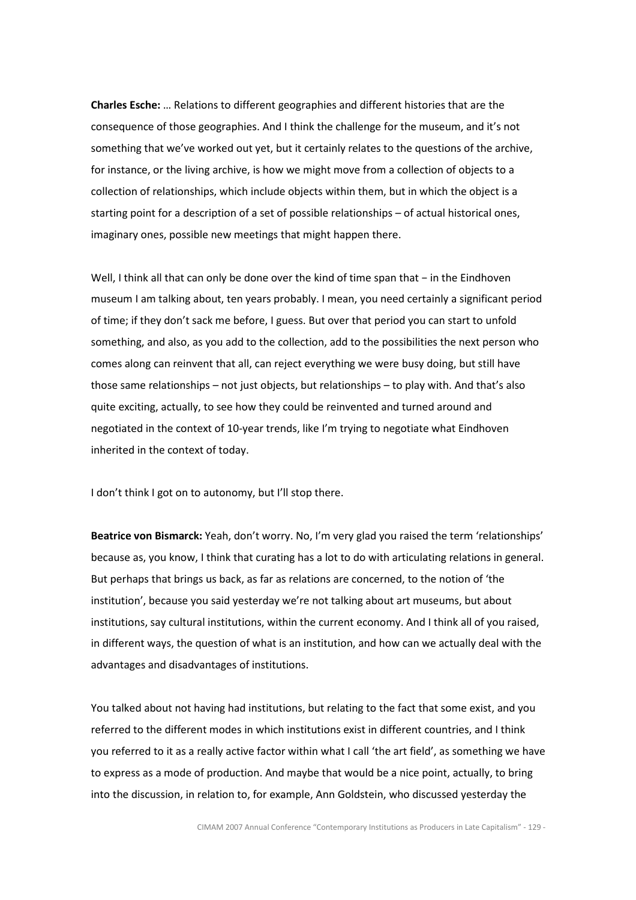**Charles Esche:** … Relations to different geographies and different histories that are the consequence of those geographies. And I think the challenge for the museum, and it's not something that we've worked out yet, but it certainly relates to the questions of the archive, for instance, or the living archive, is how we might move from a collection of objects to a collection of relationships, which include objects within them, but in which the object is a starting point for a description of a set of possible relationships – of actual historical ones, imaginary ones, possible new meetings that might happen there.

Well, I think all that can only be done over the kind of time span that − in the Eindhoven museum I am talking about, ten years probably. I mean, you need certainly a significant period of time; if they don't sack me before, I guess. But over that period you can start to unfold something, and also, as you add to the collection, add to the possibilities the next person who comes along can reinvent that all, can reject everything we were busy doing, but still have those same relationships – not just objects, but relationships – to play with. And that's also quite exciting, actually, to see how they could be reinvented and turned around and negotiated in the context of 10-year trends, like I'm trying to negotiate what Eindhoven inherited in the context of today.

I don't think I got on to autonomy, but I'll stop there.

**Beatrice von Bismarck:** Yeah, don't worry. No, I'm very glad you raised the term 'relationships' because as, you know, I think that curating has a lot to do with articulating relations in general. But perhaps that brings us back, as far as relations are concerned, to the notion of 'the institution', because you said yesterday we're not talking about art museums, but about institutions, say cultural institutions, within the current economy. And I think all of you raised, in different ways, the question of what is an institution, and how can we actually deal with the advantages and disadvantages of institutions.

You talked about not having had institutions, but relating to the fact that some exist, and you referred to the different modes in which institutions exist in different countries, and I think you referred to it as a really active factor within what I call 'the art field', as something we have to express as a mode of production. And maybe that would be a nice point, actually, to bring into the discussion, in relation to, for example, Ann Goldstein, who discussed yesterday the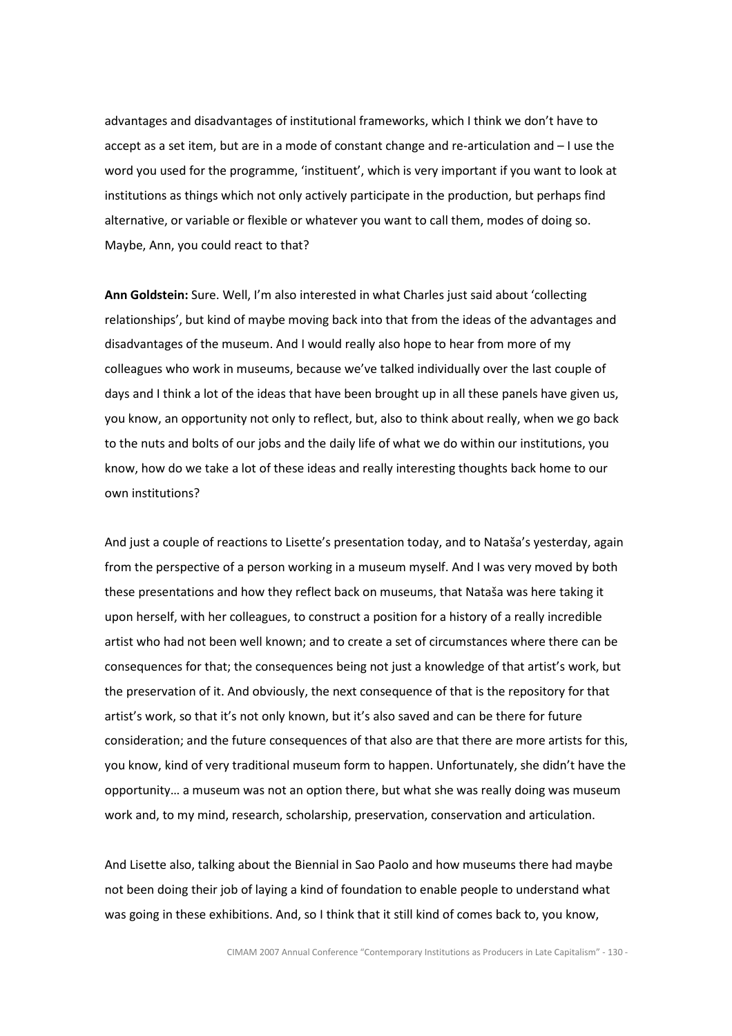advantages and disadvantages of institutional frameworks, which I think we don't have to accept as a set item, but are in a mode of constant change and re-articulation and – I use the word you used for the programme, 'instituent', which is very important if you want to look at institutions as things which not only actively participate in the production, but perhaps find alternative, or variable or flexible or whatever you want to call them, modes of doing so. Maybe, Ann, you could react to that?

**Ann Goldstein:** Sure. Well, I'm also interested in what Charles just said about 'collecting relationships', but kind of maybe moving back into that from the ideas of the advantages and disadvantages of the museum. And I would really also hope to hear from more of my colleagues who work in museums, because we've talked individually over the last couple of days and I think a lot of the ideas that have been brought up in all these panels have given us, you know, an opportunity not only to reflect, but, also to think about really, when we go back to the nuts and bolts of our jobs and the daily life of what we do within our institutions, you know, how do we take a lot of these ideas and really interesting thoughts back home to our own institutions?

And just a couple of reactions to Lisette's presentation today, and to Nataša's yesterday, again from the perspective of a person working in a museum myself. And I was very moved by both these presentations and how they reflect back on museums, that Nataša was here taking it upon herself, with her colleagues, to construct a position for a history of a really incredible artist who had not been well known; and to create a set of circumstances where there can be consequences for that; the consequences being not just a knowledge of that artist's work, but the preservation of it. And obviously, the next consequence of that is the repository for that artist's work, so that it's not only known, but it's also saved and can be there for future consideration; and the future consequences of that also are that there are more artists for this, you know, kind of very traditional museum form to happen. Unfortunately, she didn't have the opportunity… a museum was not an option there, but what she was really doing was museum work and, to my mind, research, scholarship, preservation, conservation and articulation.

And Lisette also, talking about the Biennial in Sao Paolo and how museums there had maybe not been doing their job of laying a kind of foundation to enable people to understand what was going in these exhibitions. And, so I think that it still kind of comes back to, you know,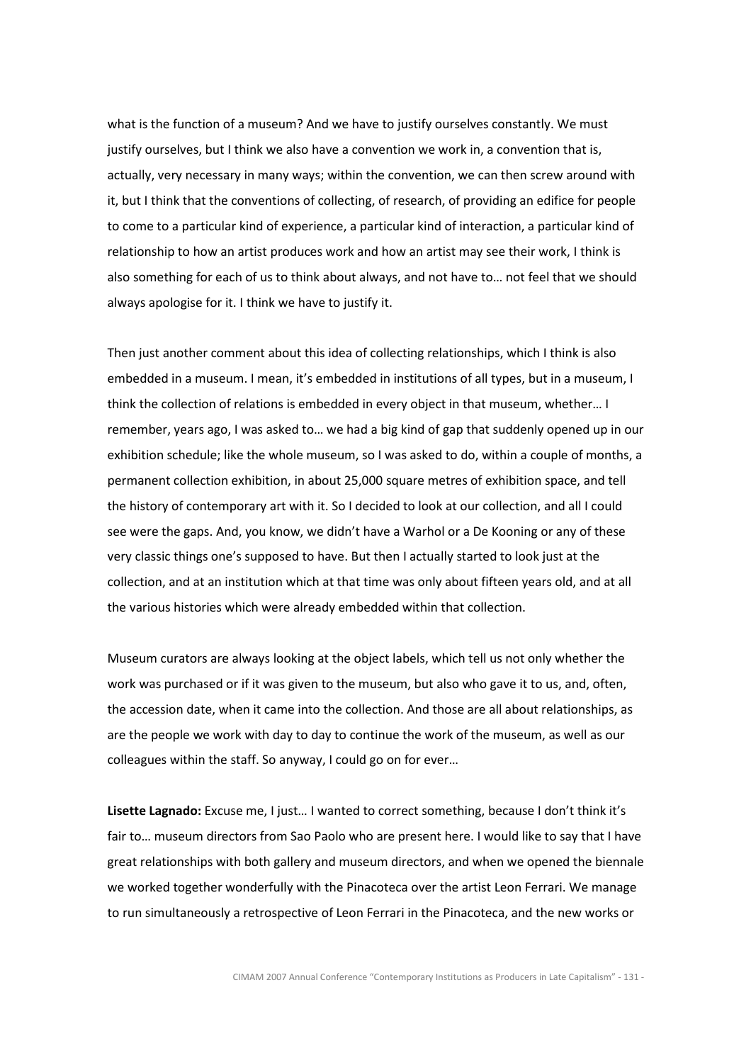what is the function of a museum? And we have to justify ourselves constantly. We must justify ourselves, but I think we also have a convention we work in, a convention that is, actually, very necessary in many ways; within the convention, we can then screw around with it, but I think that the conventions of collecting, of research, of providing an edifice for people to come to a particular kind of experience, a particular kind of interaction, a particular kind of relationship to how an artist produces work and how an artist may see their work, I think is also something for each of us to think about always, and not have to… not feel that we should always apologise for it. I think we have to justify it.

Then just another comment about this idea of collecting relationships, which I think is also embedded in a museum. I mean, it's embedded in institutions of all types, but in a museum, I think the collection of relations is embedded in every object in that museum, whether… I remember, years ago, I was asked to… we had a big kind of gap that suddenly opened up in our exhibition schedule; like the whole museum, so I was asked to do, within a couple of months, a permanent collection exhibition, in about 25,000 square metres of exhibition space, and tell the history of contemporary art with it. So I decided to look at our collection, and all I could see were the gaps. And, you know, we didn't have a Warhol or a De Kooning or any of these very classic things one's supposed to have. But then I actually started to look just at the collection, and at an institution which at that time was only about fifteen years old, and at all the various histories which were already embedded within that collection.

Museum curators are always looking at the object labels, which tell us not only whether the work was purchased or if it was given to the museum, but also who gave it to us, and, often, the accession date, when it came into the collection. And those are all about relationships, as are the people we work with day to day to continue the work of the museum, as well as our colleagues within the staff. So anyway, I could go on for ever…

**Lisette Lagnado:** Excuse me, I just… I wanted to correct something, because I don't think it's fair to… museum directors from Sao Paolo who are present here. I would like to say that I have great relationships with both gallery and museum directors, and when we opened the biennale we worked together wonderfully with the Pinacoteca over the artist Leon Ferrari. We manage to run simultaneously a retrospective of Leon Ferrari in the Pinacoteca, and the new works or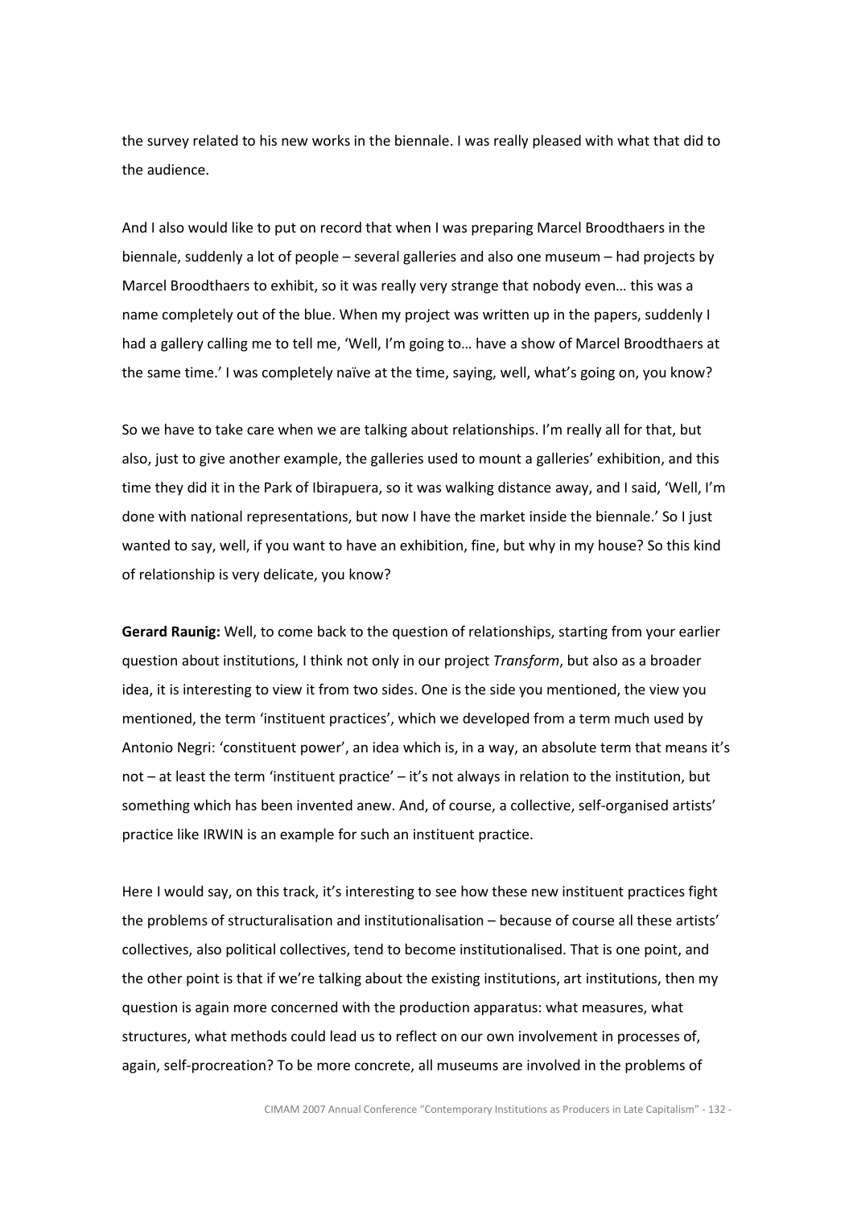the survey related to his new works in the biennale. I was really pleased with what that did to the audience.

And I also would like to put on record that when I was preparing Marcel Broodthaers in the biennale, suddenly a lot of people – several galleries and also one museum – had projects by Marcel Broodthaers to exhibit, so it was really very strange that nobody even… this was a name completely out of the blue. When my project was written up in the papers, suddenly I had a gallery calling me to tell me, 'Well, I'm going to… have a show of Marcel Broodthaers at the same time.' I was completely naïve at the time, saying, well, what's going on, you know?

So we have to take care when we are talking about relationships. I'm really all for that, but also, just to give another example, the galleries used to mount a galleries' exhibition, and this time they did it in the Park of Ibirapuera, so it was walking distance away, and I said, 'Well, I'm done with national representations, but now I have the market inside the biennale.' So I just wanted to say, well, if you want to have an exhibition, fine, but why in my house? So this kind of relationship is very delicate, you know?

**Gerard Raunig:** Well, to come back to the question of relationships, starting from your earlier question about institutions, I think not only in our project *Transform*, but also as a broader idea, it is interesting to view it from two sides. One is the side you mentioned, the view you mentioned, the term 'instituent practices', which we developed from a term much used by Antonio Negri: 'constituent power', an idea which is, in a way, an absolute term that means it's not – at least the term 'instituent practice' – it's not always in relation to the institution, but something which has been invented anew. And, of course, a collective, self-organised artists' practice like IRWIN is an example for such an instituent practice.

Here I would say, on this track, it's interesting to see how these new instituent practices fight the problems of structuralisation and institutionalisation – because of course all these artists' collectives, also political collectives, tend to become institutionalised. That is one point, and the other point is that if we're talking about the existing institutions, art institutions, then my question is again more concerned with the production apparatus: what measures, what structures, what methods could lead us to reflect on our own involvement in processes of, again, self-procreation? To be more concrete, all museums are involved in the problems of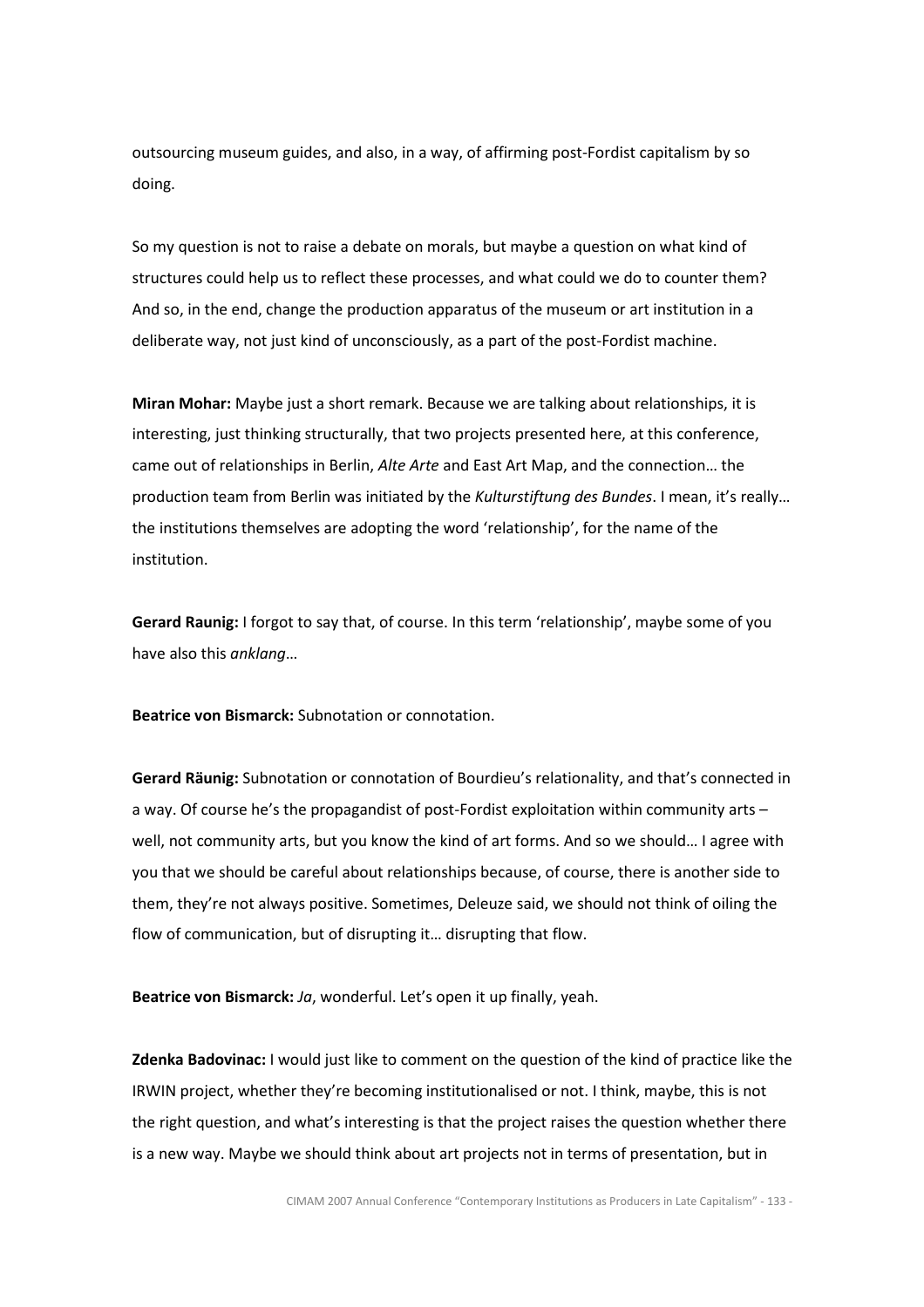outsourcing museum guides, and also, in a way, of affirming post-Fordist capitalism by so doing.

So my question is not to raise a debate on morals, but maybe a question on what kind of structures could help us to reflect these processes, and what could we do to counter them? And so, in the end, change the production apparatus of the museum or art institution in a deliberate way, not just kind of unconsciously, as a part of the post-Fordist machine.

**Miran Mohar:** Maybe just a short remark. Because we are talking about relationships, it is interesting, just thinking structurally, that two projects presented here, at this conference, came out of relationships in Berlin, *Alte Arte* and East Art Map, and the connection… the production team from Berlin was initiated by the *Kulturstiftung des Bundes*. I mean, it's really… the institutions themselves are adopting the word 'relationship', for the name of the institution.

**Gerard Raunig:** I forgot to say that, of course. In this term 'relationship', maybe some of you have also this *anklang*…

**Beatrice von Bismarck:** Subnotation or connotation.

**Gerard Räunig:** Subnotation or connotation of Bourdieu's relationality, and that's connected in a way. Of course he's the propagandist of post-Fordist exploitation within community arts – well, not community arts, but you know the kind of art forms. And so we should… I agree with you that we should be careful about relationships because, of course, there is another side to them, they're not always positive. Sometimes, Deleuze said, we should not think of oiling the flow of communication, but of disrupting it… disrupting that flow.

**Beatrice von Bismarck:** *Ja*, wonderful. Let's open it up finally, yeah.

**Zdenka Badovinac:** I would just like to comment on the question of the kind of practice like the IRWIN project, whether they're becoming institutionalised or not. I think, maybe, this is not the right question, and what's interesting is that the project raises the question whether there is a new way. Maybe we should think about art projects not in terms of presentation, but in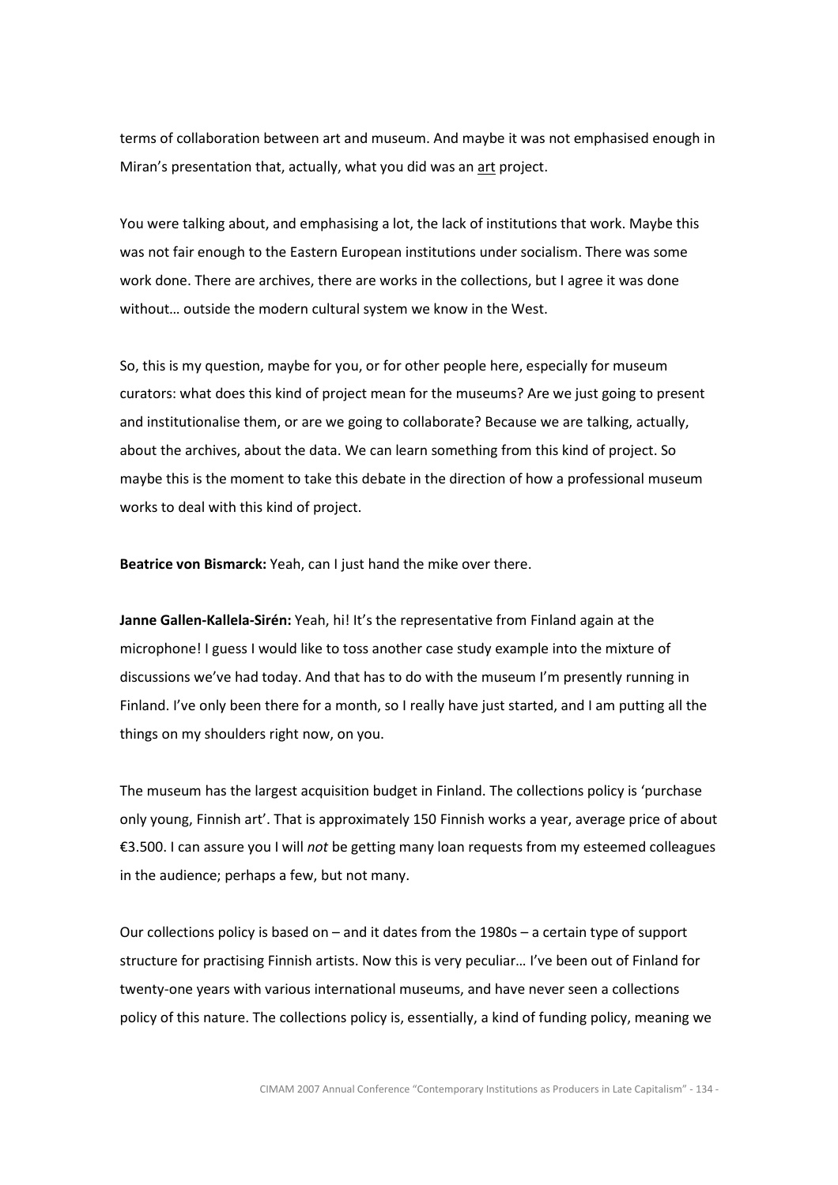terms of collaboration between art and museum. And maybe it was not emphasised enough in Miran's presentation that, actually, what you did was an art project.

You were talking about, and emphasising a lot, the lack of institutions that work. Maybe this was not fair enough to the Eastern European institutions under socialism. There was some work done. There are archives, there are works in the collections, but I agree it was done without… outside the modern cultural system we know in the West.

So, this is my question, maybe for you, or for other people here, especially for museum curators: what does this kind of project mean for the museums? Are we just going to present and institutionalise them, or are we going to collaborate? Because we are talking, actually, about the archives, about the data. We can learn something from this kind of project. So maybe this is the moment to take this debate in the direction of how a professional museum works to deal with this kind of project.

**Beatrice von Bismarck:** Yeah, can I just hand the mike over there.

**Janne Gallen-Kallela-Sirén:** Yeah, hi! It's the representative from Finland again at the microphone! I guess I would like to toss another case study example into the mixture of discussions we've had today. And that has to do with the museum I'm presently running in Finland. I've only been there for a month, so I really have just started, and I am putting all the things on my shoulders right now, on you.

The museum has the largest acquisition budget in Finland. The collections policy is 'purchase only young, Finnish art'. That is approximately 150 Finnish works a year, average price of about €3.500. I can assure you I will *not* be getting many loan requests from my esteemed colleagues in the audience; perhaps a few, but not many.

Our collections policy is based on – and it dates from the 1980s – a certain type of support structure for practising Finnish artists. Now this is very peculiar… I've been out of Finland for twenty-one years with various international museums, and have never seen a collections policy of this nature. The collections policy is, essentially, a kind of funding policy, meaning we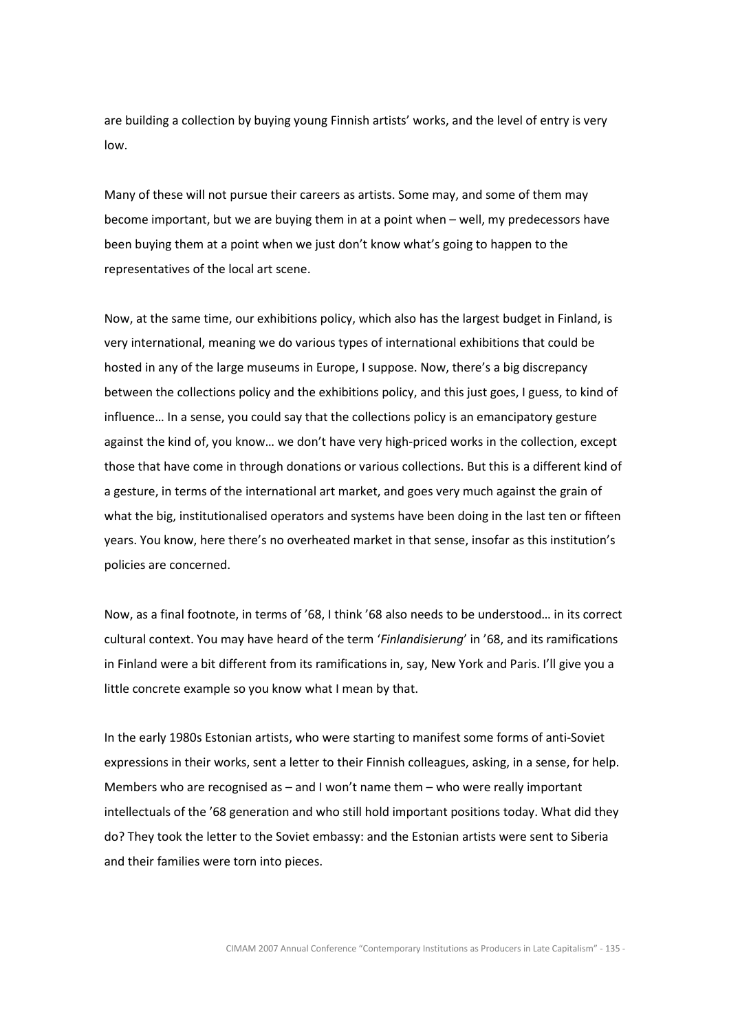are building a collection by buying young Finnish artists' works, and the level of entry is very low.

Many of these will not pursue their careers as artists. Some may, and some of them may become important, but we are buying them in at a point when – well, my predecessors have been buying them at a point when we just don't know what's going to happen to the representatives of the local art scene.

Now, at the same time, our exhibitions policy, which also has the largest budget in Finland, is very international, meaning we do various types of international exhibitions that could be hosted in any of the large museums in Europe, I suppose. Now, there's a big discrepancy between the collections policy and the exhibitions policy, and this just goes, I guess, to kind of influence… In a sense, you could say that the collections policy is an emancipatory gesture against the kind of, you know… we don't have very high-priced works in the collection, except those that have come in through donations or various collections. But this is a different kind of a gesture, in terms of the international art market, and goes very much against the grain of what the big, institutionalised operators and systems have been doing in the last ten or fifteen years. You know, here there's no overheated market in that sense, insofar as this institution's policies are concerned.

Now, as a final footnote, in terms of '68, I think '68 also needs to be understood… in its correct cultural context. You may have heard of the term '*Finlandisierung*' in '68, and its ramifications in Finland were a bit different from its ramifications in, say, New York and Paris. I'll give you a little concrete example so you know what I mean by that.

In the early 1980s Estonian artists, who were starting to manifest some forms of anti-Soviet expressions in their works, sent a letter to their Finnish colleagues, asking, in a sense, for help. Members who are recognised as – and I won't name them – who were really important intellectuals of the '68 generation and who still hold important positions today. What did they do? They took the letter to the Soviet embassy: and the Estonian artists were sent to Siberia and their families were torn into pieces.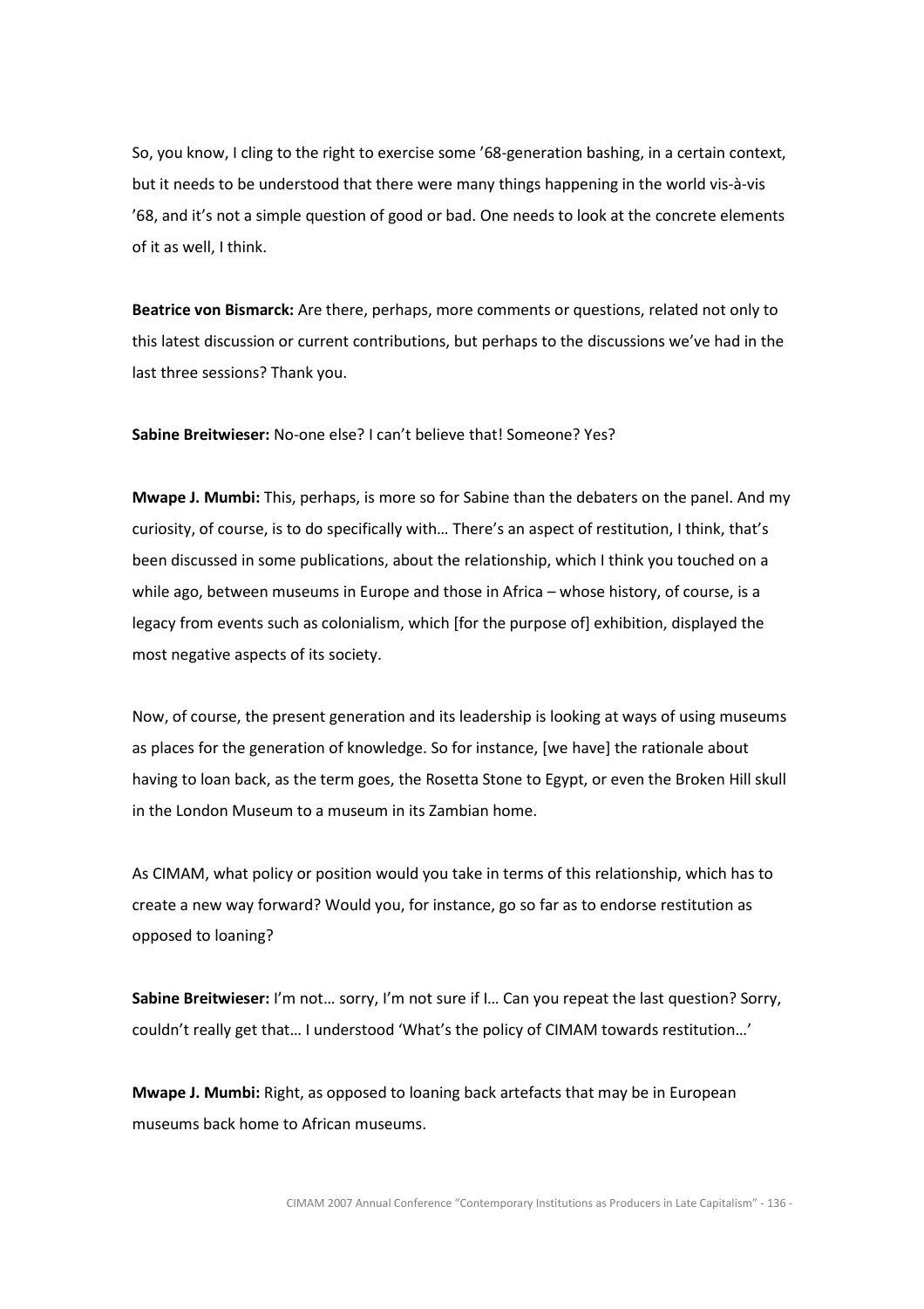So, you know, I cling to the right to exercise some ’68-generation bashing, in a certain context, but it needs to be understood that there were many things happening in the world vis-à-vis ’68, and it’s not a simple question of good or bad. One needs to look at the concrete elements of it as well, I think.

**Beatrice von Bismarck:** Are there, perhaps, more comments or questions, related not only to this latest discussion or current contributions, but perhaps to the discussions we’ve had in the last three sessions? Thank you.

**Sabine Breitwieser:** No-one else? I can’t believe that! Someone? Yes?

**Mwape J. Mumbi:** This, perhaps, is more so for Sabine than the debaters on the panel. And my curiosity, of course, is to do specifically with… There’s an aspect of restitution, I think, that’s been discussed in some publications, about the relationship, which I think you touched on a while ago, between museums in Europe and those in Africa – whose history, of course, is a legacy from events such as colonialism, which [for the purpose of] exhibition, displayed the most negative aspects of its society.

Now, of course, the present generation and its leadership is looking at ways of using museums as places for the generation of knowledge. So for instance, [we have] the rationale about having to loan back, as the term goes, the Rosetta Stone to Egypt, or even the Broken Hill skull in the London Museum to a museum in its Zambian home.

As CIMAM, what policy or position would you take in terms of this relationship, which has to create a new way forward? Would you, for instance, go so far as to endorse restitution as opposed to loaning?

**Sabine Breitwieser:** I’m not… sorry, I’m not sure if I… Can you repeat the last question? Sorry, couldn’t really get that… I understood ‘What’s the policy of CIMAM towards restitution…’

**Mwape J. Mumbi:** Right, as opposed to loaning back artefacts that may be in European museums back home to African museums.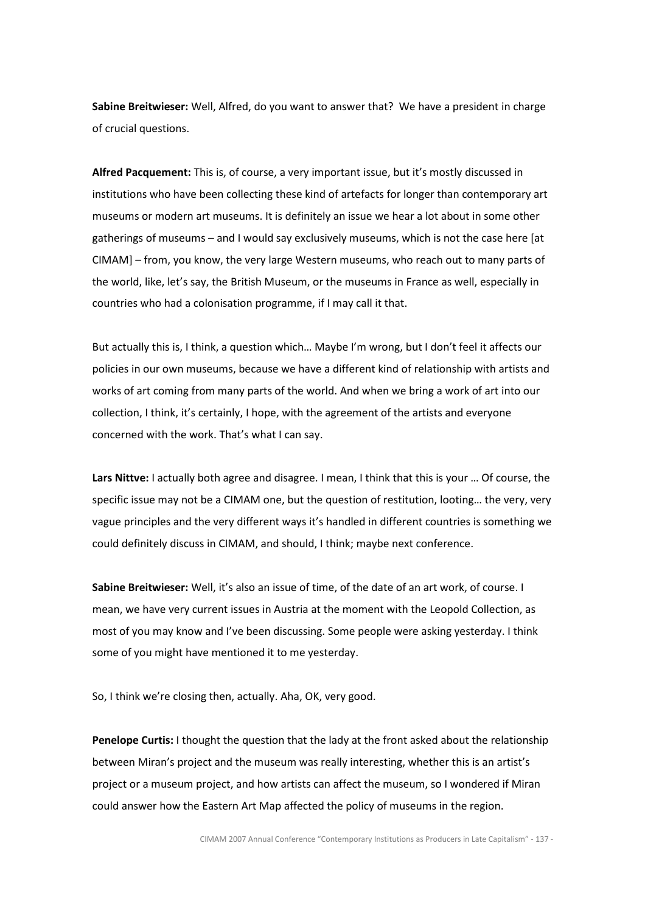**Sabine Breitwieser:** Well, Alfred, do you want to answer that? We have a president in charge of crucial questions.

**Alfred Pacquement:** This is, of course, a very important issue, but it's mostly discussed in institutions who have been collecting these kind of artefacts for longer than contemporary art museums or modern art museums. It is definitely an issue we hear a lot about in some other gatherings of museums – and I would say exclusively museums, which is not the case here [at CIMAM] – from, you know, the very large Western museums, who reach out to many parts of the world, like, let's say, the British Museum, or the museums in France as well, especially in countries who had a colonisation programme, if I may call it that.

But actually this is, I think, a question which… Maybe I'm wrong, but I don't feel it affects our policies in our own museums, because we have a different kind of relationship with artists and works of art coming from many parts of the world. And when we bring a work of art into our collection, I think, it's certainly, I hope, with the agreement of the artists and everyone concerned with the work. That's what I can say.

**Lars Nittve:** I actually both agree and disagree. I mean, I think that this is your … Of course, the specific issue may not be a CIMAM one, but the question of restitution, looting… the very, very vague principles and the very different ways it's handled in different countries is something we could definitely discuss in CIMAM, and should, I think; maybe next conference.

**Sabine Breitwieser:** Well, it's also an issue of time, of the date of an art work, of course. I mean, we have very current issues in Austria at the moment with the Leopold Collection, as most of you may know and I've been discussing. Some people were asking yesterday. I think some of you might have mentioned it to me yesterday.

So, I think we're closing then, actually. Aha, OK, very good.

**Penelope Curtis:** I thought the question that the lady at the front asked about the relationship between Miran's project and the museum was really interesting, whether this is an artist's project or a museum project, and how artists can affect the museum, so I wondered if Miran could answer how the Eastern Art Map affected the policy of museums in the region.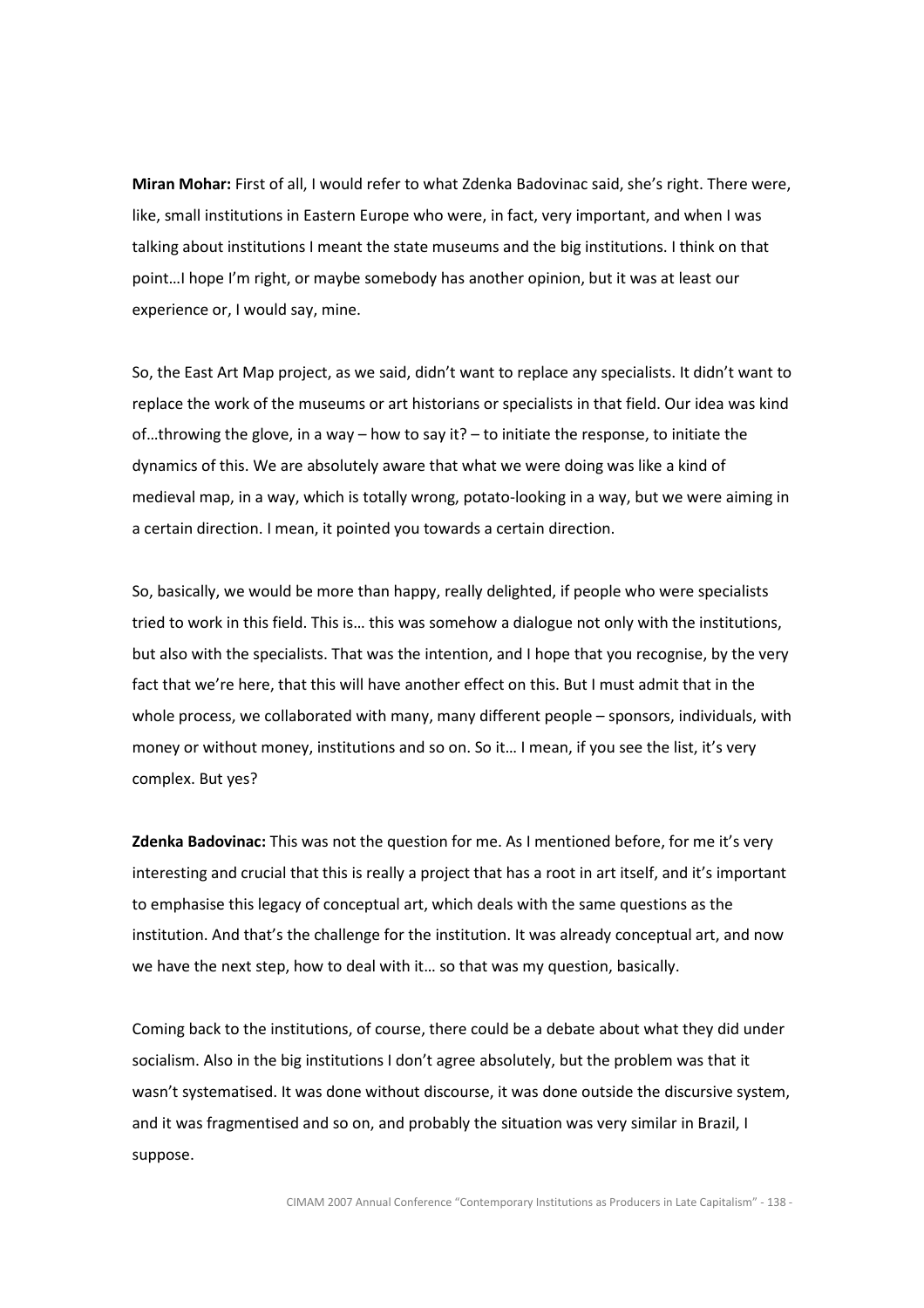**Miran Mohar:** First of all, I would refer to what Zdenka Badovinac said, she's right. There were, like, small institutions in Eastern Europe who were, in fact, very important, and when I was talking about institutions I meant the state museums and the big institutions. I think on that point…I hope I'm right, or maybe somebody has another opinion, but it was at least our experience or, I would say, mine.

So, the East Art Map project, as we said, didn't want to replace any specialists. It didn't want to replace the work of the museums or art historians or specialists in that field. Our idea was kind of…throwing the glove, in a way – how to say it? – to initiate the response, to initiate the dynamics of this. We are absolutely aware that what we were doing was like a kind of medieval map, in a way, which is totally wrong, potato-looking in a way, but we were aiming in a certain direction. I mean, it pointed you towards a certain direction.

So, basically, we would be more than happy, really delighted, if people who were specialists tried to work in this field. This is… this was somehow a dialogue not only with the institutions, but also with the specialists. That was the intention, and I hope that you recognise, by the very fact that we're here, that this will have another effect on this. But I must admit that in the whole process, we collaborated with many, many different people – sponsors, individuals, with money or without money, institutions and so on. So it… I mean, if you see the list, it's very complex. But yes?

**Zdenka Badovinac:** This was not the question for me. As I mentioned before, for me it's very interesting and crucial that this is really a project that has a root in art itself, and it's important to emphasise this legacy of conceptual art, which deals with the same questions as the institution. And that's the challenge for the institution. It was already conceptual art, and now we have the next step, how to deal with it… so that was my question, basically.

Coming back to the institutions, of course, there could be a debate about what they did under socialism. Also in the big institutions I don't agree absolutely, but the problem was that it wasn't systematised. It was done without discourse, it was done outside the discursive system, and it was fragmentised and so on, and probably the situation was very similar in Brazil, I suppose.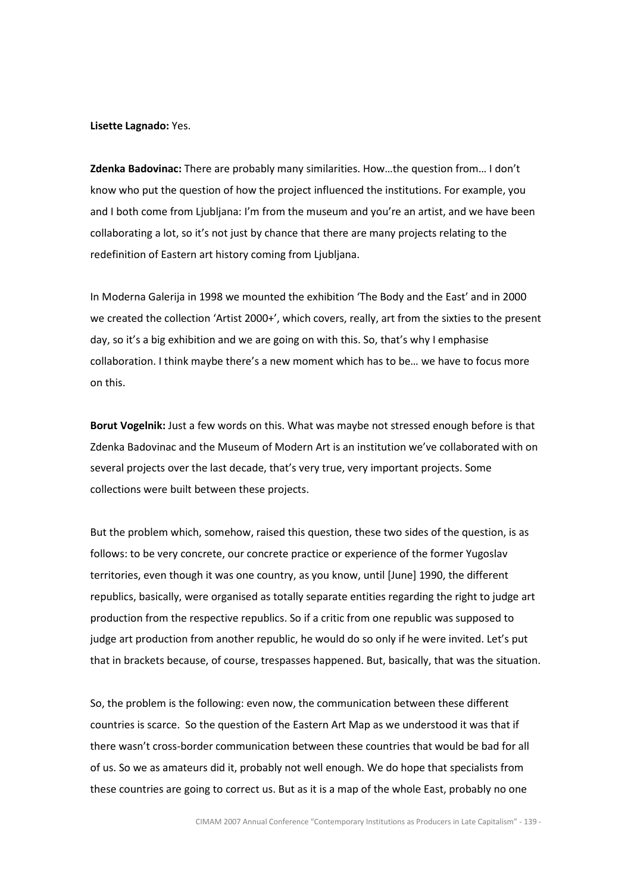**Lisette Lagnado:** Yes.

**Zdenka Badovinac:** There are probably many similarities. How…the question from… I don't know who put the question of how the project influenced the institutions. For example, you and I both come from Ljubljana: I'm from the museum and you're an artist, and we have been collaborating a lot, so it's not just by chance that there are many projects relating to the redefinition of Eastern art history coming from Ljubljana.

In Moderna Galerija in 1998 we mounted the exhibition 'The Body and the East' and in 2000 we created the collection 'Artist 2000+', which covers, really, art from the sixties to the present day, so it's a big exhibition and we are going on with this. So, that's why I emphasise collaboration. I think maybe there's a new moment which has to be… we have to focus more on this.

**Borut Vogelnik:** Just a few words on this. What was maybe not stressed enough before is that Zdenka Badovinac and the Museum of Modern Art is an institution we've collaborated with on several projects over the last decade, that's very true, very important projects. Some collections were built between these projects.

But the problem which, somehow, raised this question, these two sides of the question, is as follows: to be very concrete, our concrete practice or experience of the former Yugoslav territories, even though it was one country, as you know, until [June] 1990, the different republics, basically, were organised as totally separate entities regarding the right to judge art production from the respective republics. So if a critic from one republic was supposed to judge art production from another republic, he would do so only if he were invited. Let's put that in brackets because, of course, trespasses happened. But, basically, that was the situation.

So, the problem is the following: even now, the communication between these different countries is scarce. So the question of the Eastern Art Map as we understood it was that if there wasn't cross-border communication between these countries that would be bad for all of us. So we as amateurs did it, probably not well enough. We do hope that specialists from these countries are going to correct us. But as it is a map of the whole East, probably no one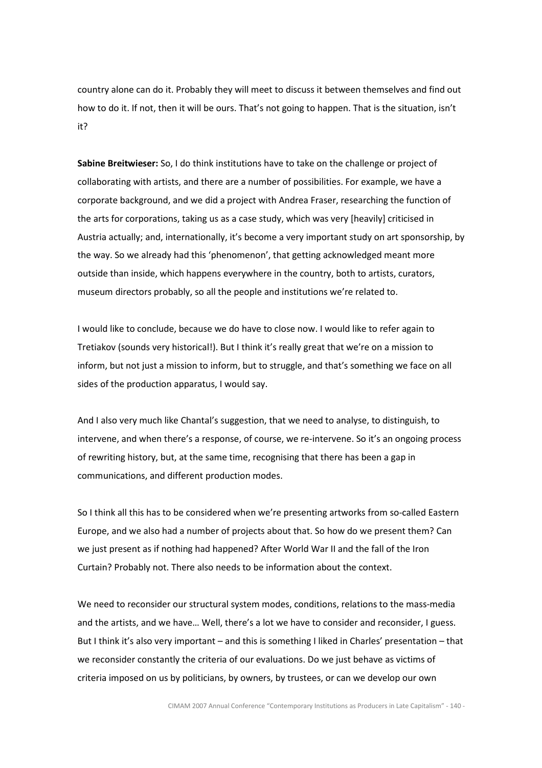country alone can do it. Probably they will meet to discuss it between themselves and find out how to do it. If not, then it will be ours. That's not going to happen. That is the situation, isn't it?

**Sabine Breitwieser:** So, I do think institutions have to take on the challenge or project of collaborating with artists, and there are a number of possibilities. For example, we have a corporate background, and we did a project with Andrea Fraser, researching the function of the arts for corporations, taking us as a case study, which was very [heavily] criticised in Austria actually; and, internationally, it's become a very important study on art sponsorship, by the way. So we already had this 'phenomenon', that getting acknowledged meant more outside than inside, which happens everywhere in the country, both to artists, curators, museum directors probably, so all the people and institutions we're related to.

I would like to conclude, because we do have to close now. I would like to refer again to Tretiakov (sounds very historical!). But I think it's really great that we're on a mission to inform, but not just a mission to inform, but to struggle, and that's something we face on all sides of the production apparatus, I would say.

And I also very much like Chantal's suggestion, that we need to analyse, to distinguish, to intervene, and when there's a response, of course, we re-intervene. So it's an ongoing process of rewriting history, but, at the same time, recognising that there has been a gap in communications, and different production modes.

So I think all this has to be considered when we're presenting artworks from so-called Eastern Europe, and we also had a number of projects about that. So how do we present them? Can we just present as if nothing had happened? After World War II and the fall of the Iron Curtain? Probably not. There also needs to be information about the context.

We need to reconsider our structural system modes, conditions, relations to the mass-media and the artists, and we have… Well, there's a lot we have to consider and reconsider, I guess. But I think it's also very important – and this is something I liked in Charles' presentation – that we reconsider constantly the criteria of our evaluations. Do we just behave as victims of criteria imposed on us by politicians, by owners, by trustees, or can we develop our own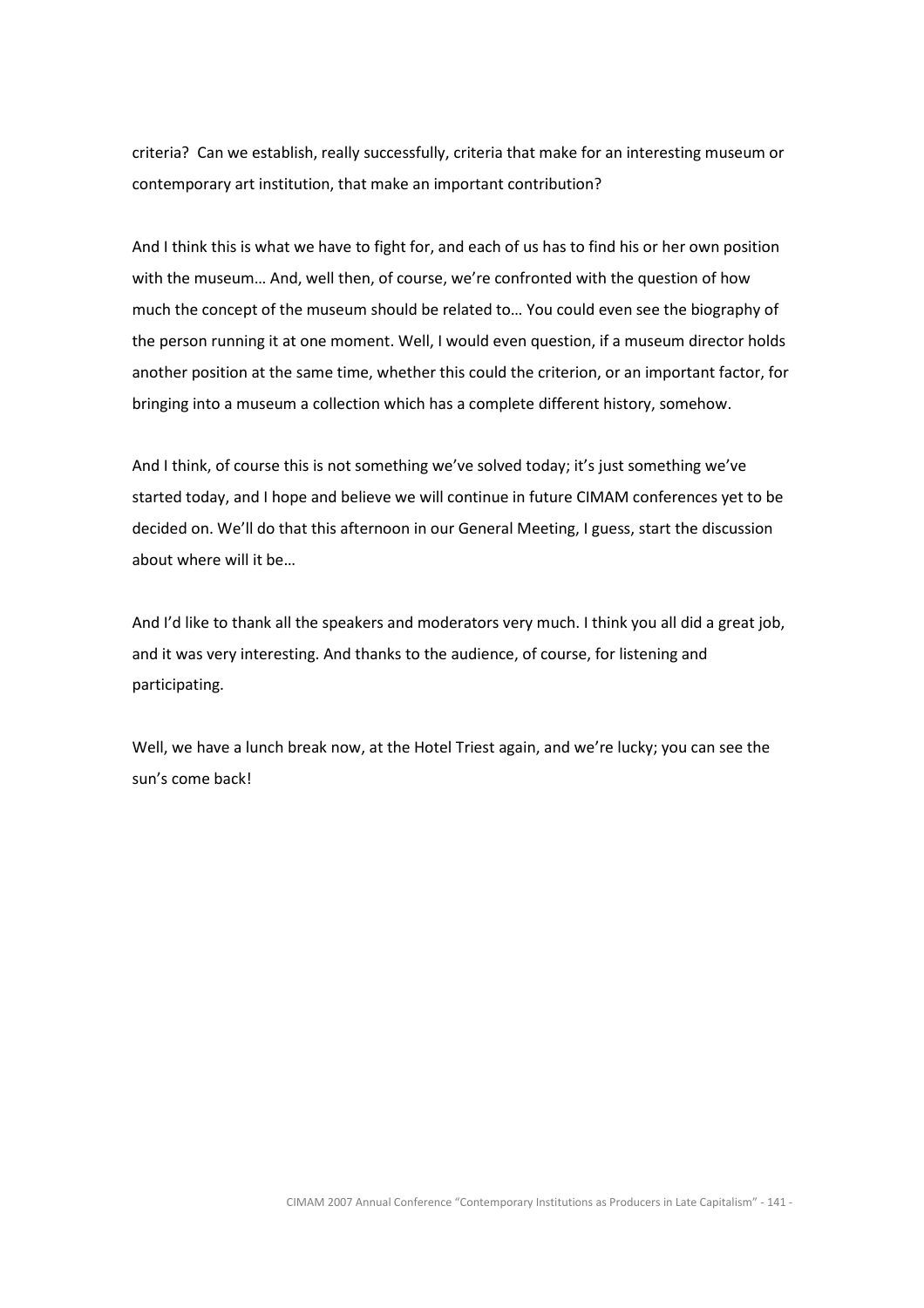criteria? Can we establish, really successfully, criteria that make for an interesting museum or contemporary art institution, that make an important contribution?

And I think this is what we have to fight for, and each of us has to find his or her own position with the museum… And, well then, of course, we're confronted with the question of how much the concept of the museum should be related to… You could even see the biography of the person running it at one moment. Well, I would even question, if a museum director holds another position at the same time, whether this could the criterion, or an important factor, for bringing into a museum a collection which has a complete different history, somehow.

And I think, of course this is not something we've solved today; it's just something we've started today, and I hope and believe we will continue in future CIMAM conferences yet to be decided on. We'll do that this afternoon in our General Meeting, I guess, start the discussion about where will it be…

And I'd like to thank all the speakers and moderators very much. I think you all did a great job, and it was very interesting. And thanks to the audience, of course, for listening and participating.

Well, we have a lunch break now, at the Hotel Triest again, and we're lucky; you can see the sun's come back!